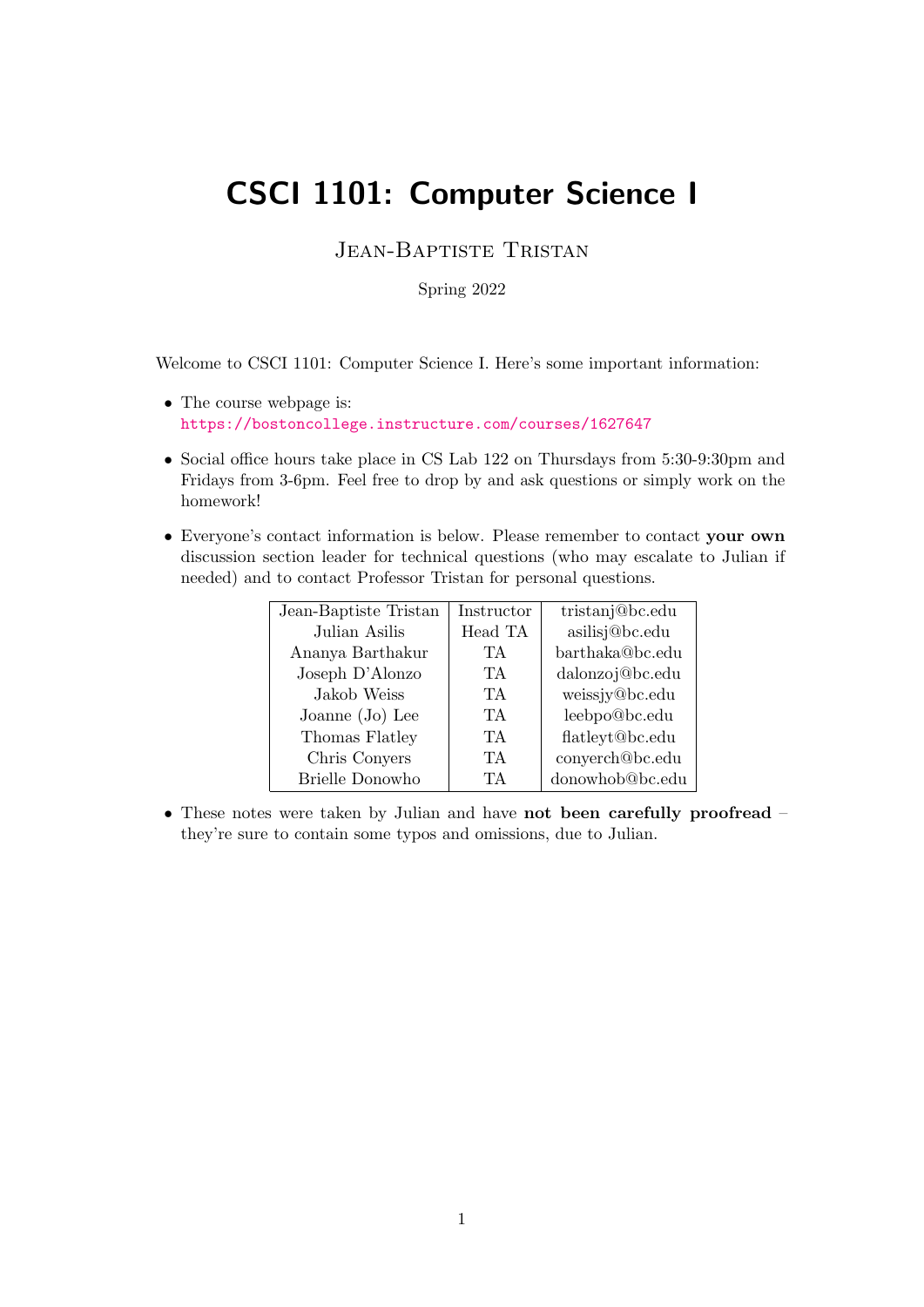# CSCI 1101: Computer Science I

Jean-Baptiste Tristan

Spring 2022

Welcome to CSCI 1101: Computer Science I. Here's some important information:

- The course webpage is:
  https://bostoncollege.instructure.com/courses/1627647
- Social office hours take place in CS Lab 122 on Thursdays from 5:30-9:30pm and Fridays from 3-6pm. Feel free to drop by and ask questions or simply work on the homework!
- Everyone's contact information is below. Please remember to contact **your own** discussion section leader for technical questions (who may escalate to Julian if needed) and to contact Professor Tristan for personal questions.

| Jean-Baptiste Tristan | Instructor | tristanj@bc.edu |
|---|---|---|
| Julian Asilis | Head TA | asilisj@bc.edu |
| Ananya Barthakur | TA | barthaka@bc.edu |
| Joseph D'Alonzo | TA | dalonzoj@bc.edu |
| Jakob Weiss | TA | weissjy@bc.edu |
| Joanne (Jo) Lee | TA | leebpo@bc.edu |
| Thomas Flatley | TA | flatleyt@bc.edu |
| Chris Conyers | TA | conyerch@bc.edu |
| Brielle Donowho | TA | donowhob@bc.edu |

- These notes were taken by Julian and have **not been carefully proofread** – they're sure to contain some typos and omissions, due to Julian.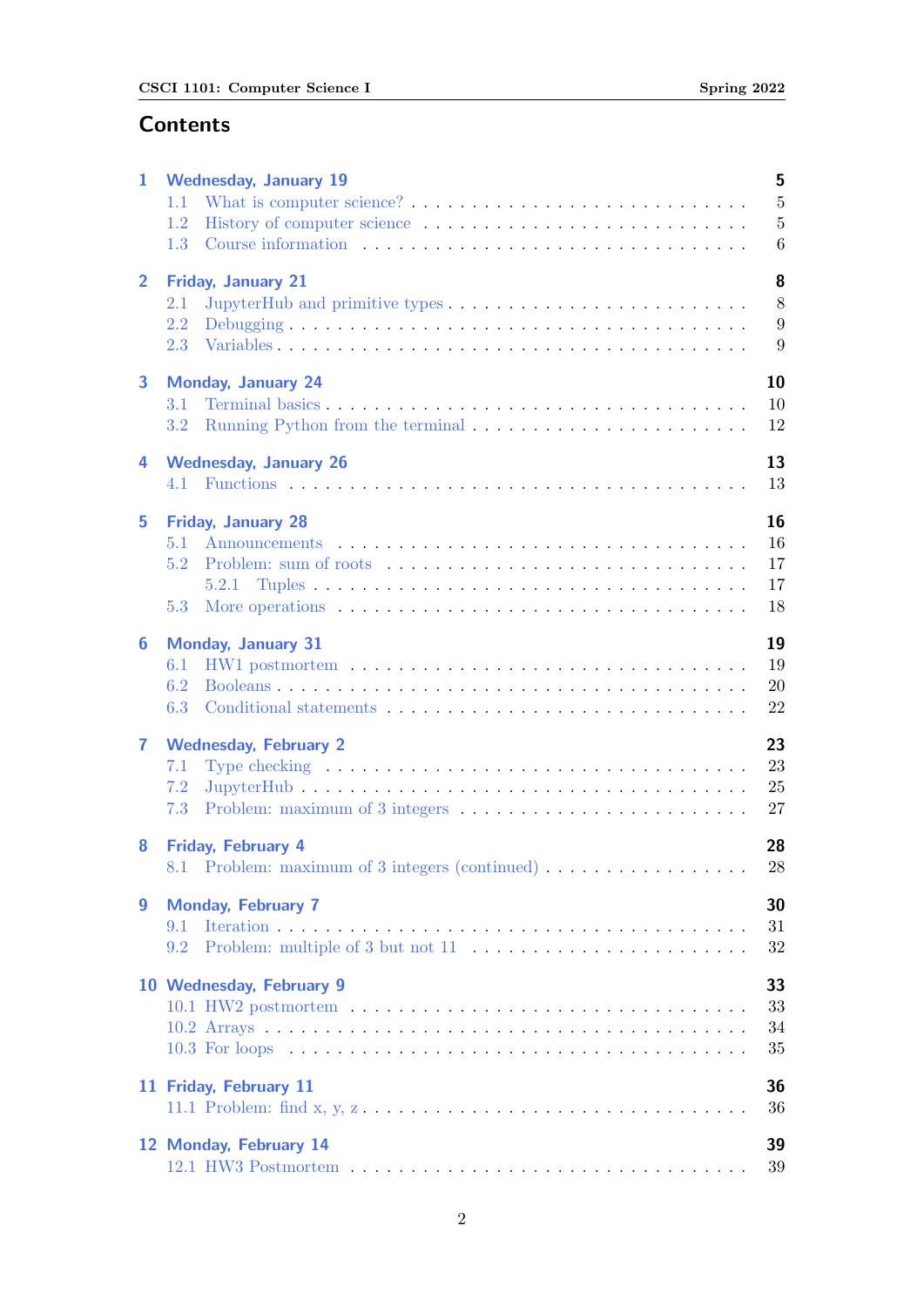# Contents

- **1 Wednesday, January 19** — 5
  - 1.1 What is computer science? — 5
  - 1.2 History of computer science — 5
  - 1.3 Course information — 6
- **2 Friday, January 21** — 8
  - 2.1 JupyterHub and primitive types — 8
  - 2.2 Debugging — 9
  - 2.3 Variables — 9
- **3 Monday, January 24** — 10
  - 3.1 Terminal basics — 10
  - 3.2 Running Python from the terminal — 12
- **4 Wednesday, January 26** — 13
  - 4.1 Functions — 13
- **5 Friday, January 28** — 16
  - 5.1 Announcements — 16
  - 5.2 Problem: sum of roots — 17
    - 5.2.1 Tuples — 17
  - 5.3 More operations — 18
- **6 Monday, January 31** — 19
  - 6.1 HW1 postmortem — 19
  - 6.2 Booleans — 20
  - 6.3 Conditional statements — 22
- **7 Wednesday, February 2** — 23
  - 7.1 Type checking — 23
  - 7.2 JupyterHub — 25
  - 7.3 Problem: maximum of 3 integers — 27
- **8 Friday, February 4** — 28
  - 8.1 Problem: maximum of 3 integers (continued) — 28
- **9 Monday, February 7** — 30
  - 9.1 Iteration — 31
  - 9.2 Problem: multiple of 3 but not 11 — 32
- **10 Wednesday, February 9** — 33
  - 10.1 HW2 postmortem — 33
  - 10.2 Arrays — 34
  - 10.3 For loops — 35
- **11 Friday, February 11** — 36
  - 11.1 Problem: find x, y, z — 36
- **12 Monday, February 14** — 39
  - 12.1 HW3 Postmortem — 39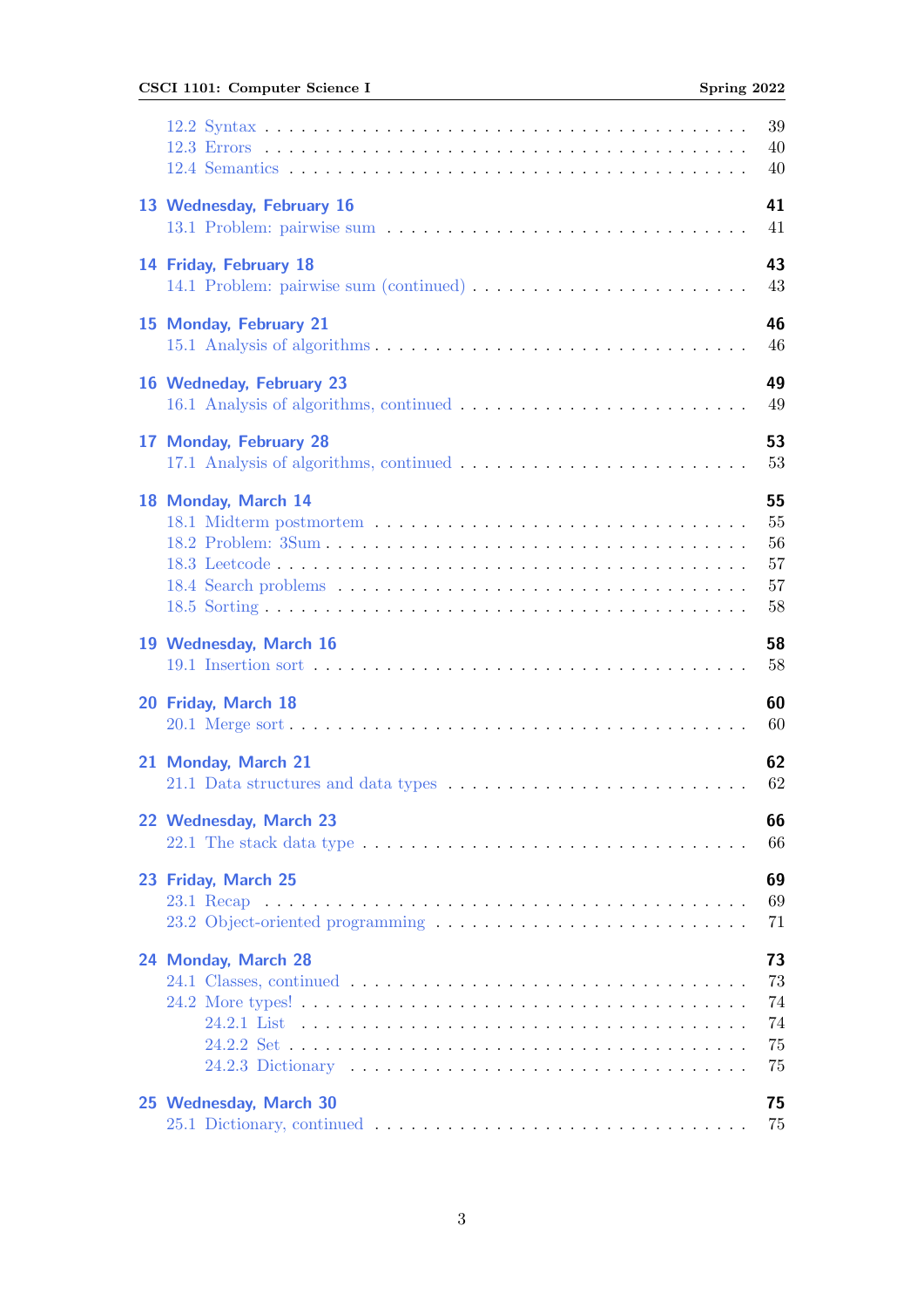12.2 Syntax . . . . . . . . . . . . . . . . . . . . . . . . . . . . . . . . . . . . 39
12.3 Errors . . . . . . . . . . . . . . . . . . . . . . . . . . . . . . . . . . . . 40
12.4 Semantics . . . . . . . . . . . . . . . . . . . . . . . . . . . . . . . . . . 40

**13 Wednesday, February 16** **41**
13.1 Problem: pairwise sum . . . . . . . . . . . . . . . . . . . . . . . . . . . 41

**14 Friday, February 18** **43**
14.1 Problem: pairwise sum (continued) . . . . . . . . . . . . . . . . . . . . 43

**15 Monday, February 21** **46**
15.1 Analysis of algorithms . . . . . . . . . . . . . . . . . . . . . . . . . . . 46

**16 Wedneday, February 23** **49**
16.1 Analysis of algorithms, continued . . . . . . . . . . . . . . . . . . . . . 49

**17 Monday, February 28** **53**
17.1 Analysis of algorithms, continued . . . . . . . . . . . . . . . . . . . . . 53

**18 Monday, March 14** **55**
18.1 Midterm postmortem . . . . . . . . . . . . . . . . . . . . . . . . . . . . 55
18.2 Problem: 3Sum . . . . . . . . . . . . . . . . . . . . . . . . . . . . . . . 56
18.3 Leetcode . . . . . . . . . . . . . . . . . . . . . . . . . . . . . . . . . . . 57
18.4 Search problems . . . . . . . . . . . . . . . . . . . . . . . . . . . . . . 57
18.5 Sorting . . . . . . . . . . . . . . . . . . . . . . . . . . . . . . . . . . . . 58

**19 Wednesday, March 16** **58**
19.1 Insertion sort . . . . . . . . . . . . . . . . . . . . . . . . . . . . . . . . 58

**20 Friday, March 18** **60**
20.1 Merge sort . . . . . . . . . . . . . . . . . . . . . . . . . . . . . . . . . . 60

**21 Monday, March 21** **62**
21.1 Data structures and data types . . . . . . . . . . . . . . . . . . . . . . 62

**22 Wednesday, March 23** **66**
22.1 The stack data type . . . . . . . . . . . . . . . . . . . . . . . . . . . . 66

**23 Friday, March 25** **69**
23.1 Recap . . . . . . . . . . . . . . . . . . . . . . . . . . . . . . . . . . . . 69
23.2 Object-oriented programming . . . . . . . . . . . . . . . . . . . . . . . 71

**24 Monday, March 28** **73**
24.1 Classes, continued . . . . . . . . . . . . . . . . . . . . . . . . . . . . . 73
24.2 More types! . . . . . . . . . . . . . . . . . . . . . . . . . . . . . . . . . 74
24.2.1 List . . . . . . . . . . . . . . . . . . . . . . . . . . . . . . . . . . 74
24.2.2 Set . . . . . . . . . . . . . . . . . . . . . . . . . . . . . . . . . . . 75
24.2.3 Dictionary . . . . . . . . . . . . . . . . . . . . . . . . . . . . . . 75

**25 Wednesday, March 30** **75**
25.1 Dictionary, continued . . . . . . . . . . . . . . . . . . . . . . . . . . . . 75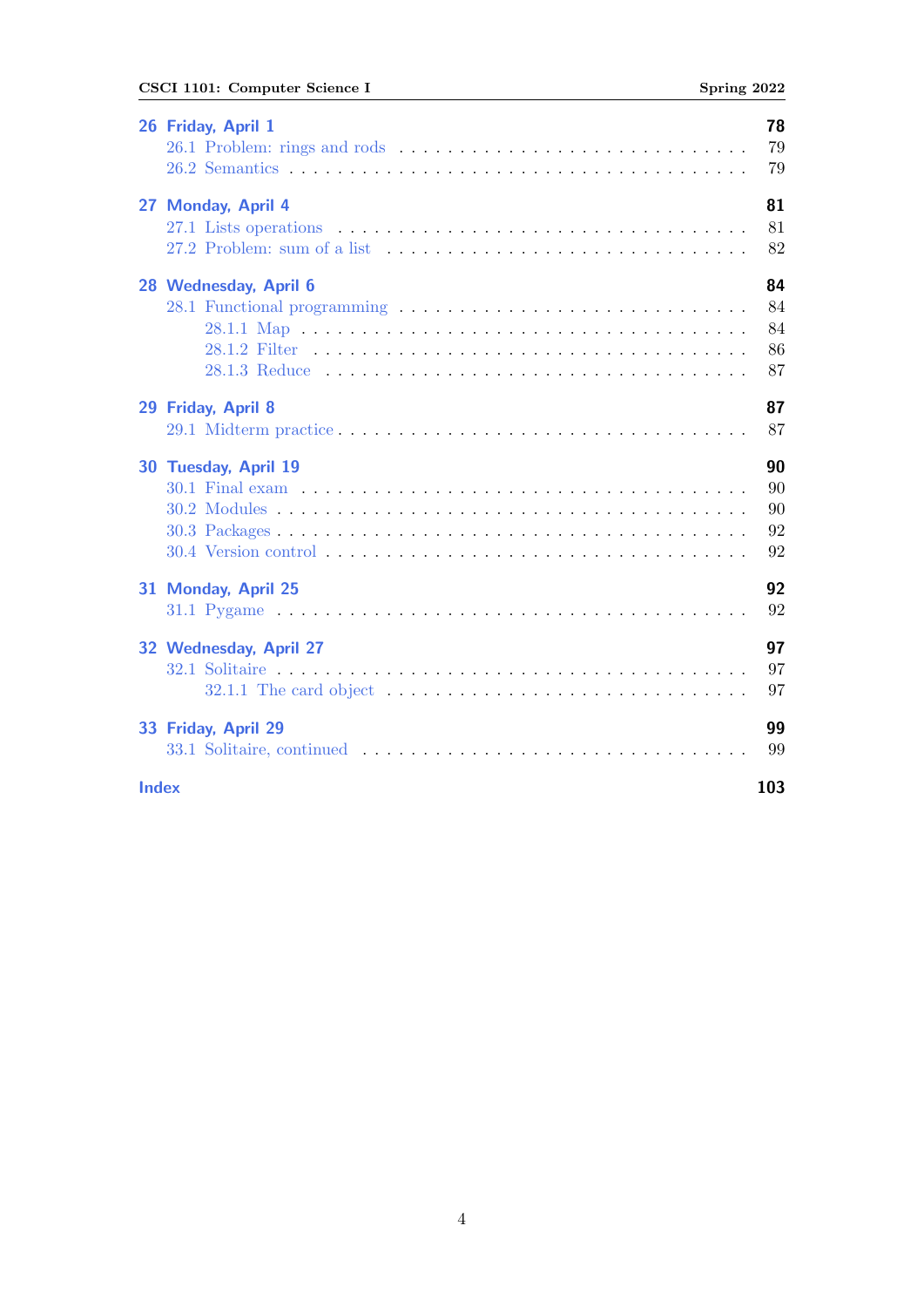- **26 Friday, April 1** — 78
  - 26.1 Problem: rings and rods — 79
  - 26.2 Semantics — 79
- **27 Monday, April 4** — 81
  - 27.1 Lists operations — 81
  - 27.2 Problem: sum of a list — 82
- **28 Wednesday, April 6** — 84
  - 28.1 Functional programming — 84
    - 28.1.1 Map — 84
    - 28.1.2 Filter — 86
    - 28.1.3 Reduce — 87
- **29 Friday, April 8** — 87
  - 29.1 Midterm practice — 87
- **30 Tuesday, April 19** — 90
  - 30.1 Final exam — 90
  - 30.2 Modules — 90
  - 30.3 Packages — 92
  - 30.4 Version control — 92
- **31 Monday, April 25** — 92
  - 31.1 Pygame — 92
- **32 Wednesday, April 27** — 97
  - 32.1 Solitaire — 97
    - 32.1.1 The card object — 97
- **33 Friday, April 29** — 99
  - 33.1 Solitaire, continued — 99
- **Index** — 103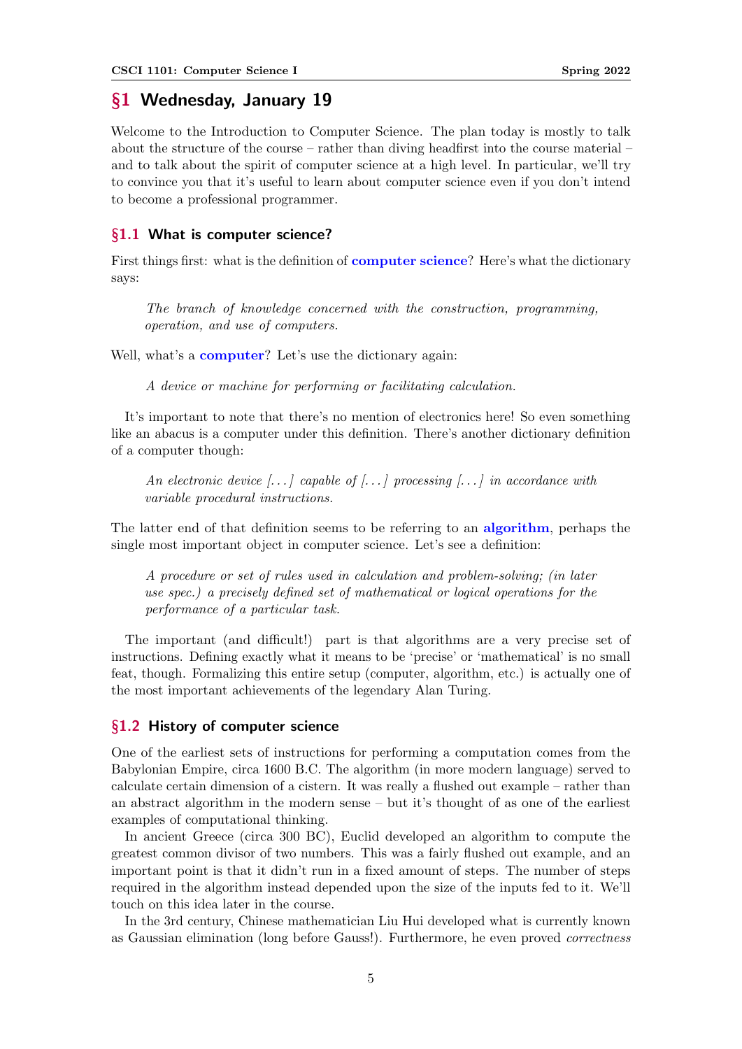## §1 Wednesday, January 19

Welcome to the Introduction to Computer Science. The plan today is mostly to talk about the structure of the course – rather than diving headfirst into the course material – and to talk about the spirit of computer science at a high level. In particular, we'll try to convince you that it's useful to learn about computer science even if you don't intend to become a professional programmer.

### §1.1 What is computer science?

First things first: what is the definition of **computer science**? Here's what the dictionary says:

> *The branch of knowledge concerned with the construction, programming, operation, and use of computers.*

Well, what's a **computer**? Let's use the dictionary again:

> *A device or machine for performing or facilitating calculation.*

It's important to note that there's no mention of electronics here! So even something like an abacus is a computer under this definition. There's another dictionary definition of a computer though:

> *An electronic device [. . . ] capable of [. . . ] processing [. . . ] in accordance with variable procedural instructions.*

The latter end of that definition seems to be referring to an **algorithm**, perhaps the single most important object in computer science. Let's see a definition:

> *A procedure or set of rules used in calculation and problem-solving; (in later use spec.) a precisely defined set of mathematical or logical operations for the performance of a particular task.*

The important (and difficult!) part is that algorithms are a very precise set of instructions. Defining exactly what it means to be 'precise' or 'mathematical' is no small feat, though. Formalizing this entire setup (computer, algorithm, etc.) is actually one of the most important achievements of the legendary Alan Turing.

### §1.2 History of computer science

One of the earliest sets of instructions for performing a computation comes from the Babylonian Empire, circa 1600 B.C. The algorithm (in more modern language) served to calculate certain dimension of a cistern. It was really a flushed out example – rather than an abstract algorithm in the modern sense – but it's thought of as one of the earliest examples of computational thinking.

In ancient Greece (circa 300 BC), Euclid developed an algorithm to compute the greatest common divisor of two numbers. This was a fairly flushed out example, and an important point is that it didn't run in a fixed amount of steps. The number of steps required in the algorithm instead depended upon the size of the inputs fed to it. We'll touch on this idea later in the course.

In the 3rd century, Chinese mathematician Liu Hui developed what is currently known as Gaussian elimination (long before Gauss!). Furthermore, he even proved *correctness*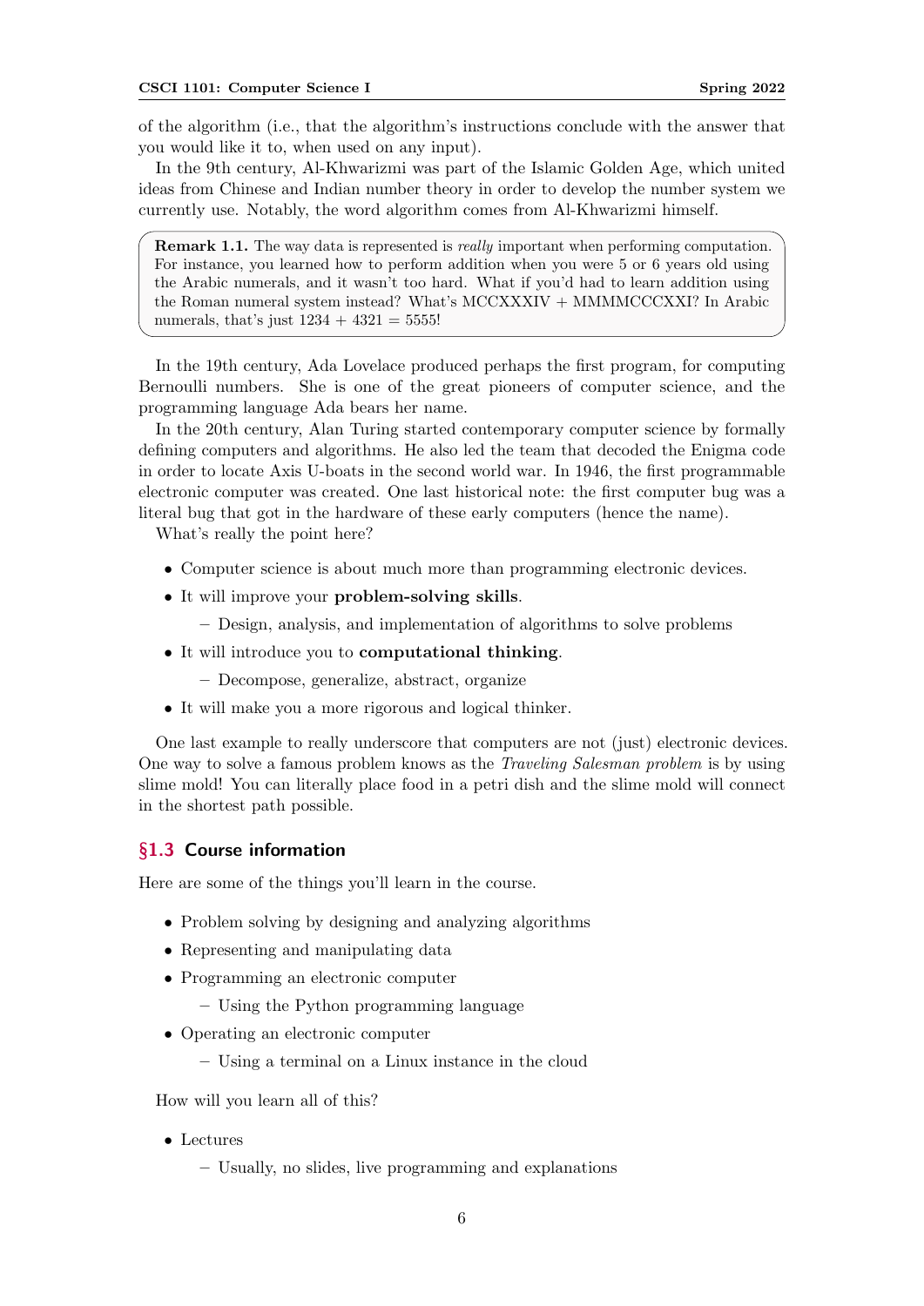of the algorithm (i.e., that the algorithm's instructions conclude with the answer that you would like it to, when used on any input).

In the 9th century, Al-Khwarizmi was part of the Islamic Golden Age, which united ideas from Chinese and Indian number theory in order to develop the number system we currently use. Notably, the word algorithm comes from Al-Khwarizmi himself.

> **Remark 1.1.** The way data is represented is *really* important when performing computation. For instance, you learned how to perform addition when you were 5 or 6 years old using the Arabic numerals, and it wasn't too hard. What if you'd had to learn addition using the Roman numeral system instead? What's MCCXXXIV + MMMMCCCXXI? In Arabic numerals, that's just 1234 + 4321 = 5555!

In the 19th century, Ada Lovelace produced perhaps the first program, for computing Bernoulli numbers. She is one of the great pioneers of computer science, and the programming language Ada bears her name.

In the 20th century, Alan Turing started contemporary computer science by formally defining computers and algorithms. He also led the team that decoded the Enigma code in order to locate Axis U-boats in the second world war. In 1946, the first programmable electronic computer was created. One last historical note: the first computer bug was a literal bug that got in the hardware of these early computers (hence the name).

What's really the point here?

- Computer science is about much more than programming electronic devices.
- It will improve your **problem-solving skills**.
  - Design, analysis, and implementation of algorithms to solve problems
- It will introduce you to **computational thinking**.
  - Decompose, generalize, abstract, organize
- It will make you a more rigorous and logical thinker.

One last example to really underscore that computers are not (just) electronic devices. One way to solve a famous problem knows as the *Traveling Salesman problem* is by using slime mold! You can literally place food in a petri dish and the slime mold will connect in the shortest path possible.

## §1.3 Course information

Here are some of the things you'll learn in the course.

- Problem solving by designing and analyzing algorithms
- Representing and manipulating data
- Programming an electronic computer
  - Using the Python programming language
- Operating an electronic computer
  - Using a terminal on a Linux instance in the cloud

How will you learn all of this?

- Lectures
  - Usually, no slides, live programming and explanations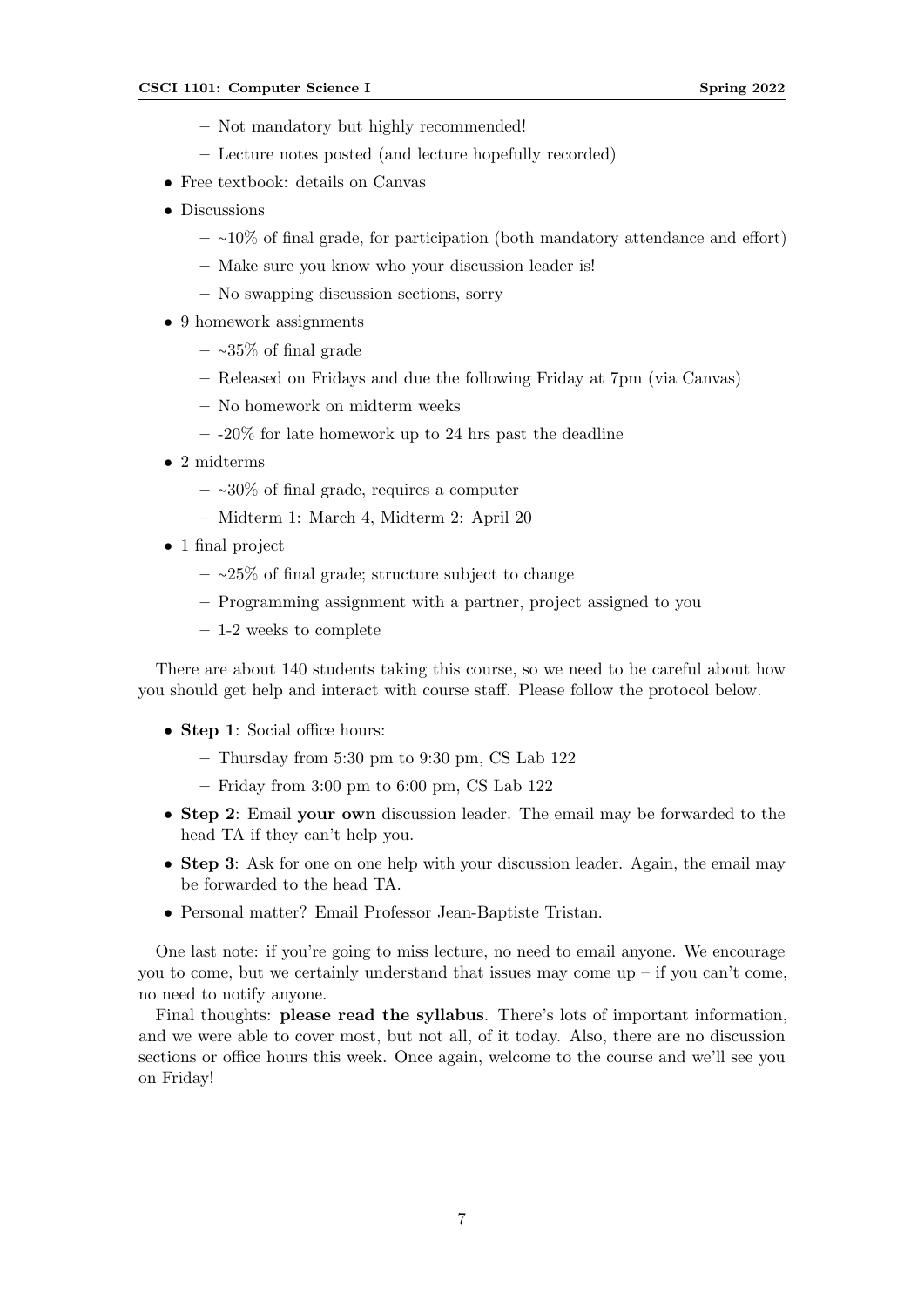- Not mandatory but highly recommended!
  - Lecture notes posted (and lecture hopefully recorded)
- Free textbook: details on Canvas
- Discussions
  - ~10% of final grade, for participation (both mandatory attendance and effort)
  - Make sure you know who your discussion leader is!
  - No swapping discussion sections, sorry
- 9 homework assignments
  - ~35% of final grade
  - Released on Fridays and due the following Friday at 7pm (via Canvas)
  - No homework on midterm weeks
  - -20% for late homework up to 24 hrs past the deadline
- 2 midterms
  - ~30% of final grade, requires a computer
  - Midterm 1: March 4, Midterm 2: April 20
- 1 final project
  - ~25% of final grade; structure subject to change
  - Programming assignment with a partner, project assigned to you
  - 1-2 weeks to complete

There are about 140 students taking this course, so we need to be careful about how you should get help and interact with course staff. Please follow the protocol below.

- **Step 1**: Social office hours:
  - Thursday from 5:30 pm to 9:30 pm, CS Lab 122
  - Friday from 3:00 pm to 6:00 pm, CS Lab 122
- **Step 2**: Email **your own** discussion leader. The email may be forwarded to the head TA if they can't help you.
- **Step 3**: Ask for one on one help with your discussion leader. Again, the email may be forwarded to the head TA.
- Personal matter? Email Professor Jean-Baptiste Tristan.

One last note: if you're going to miss lecture, no need to email anyone. We encourage you to come, but we certainly understand that issues may come up – if you can't come, no need to notify anyone.

Final thoughts: **please read the syllabus**. There's lots of important information, and we were able to cover most, but not all, of it today. Also, there are no discussion sections or office hours this week. Once again, welcome to the course and we'll see you on Friday!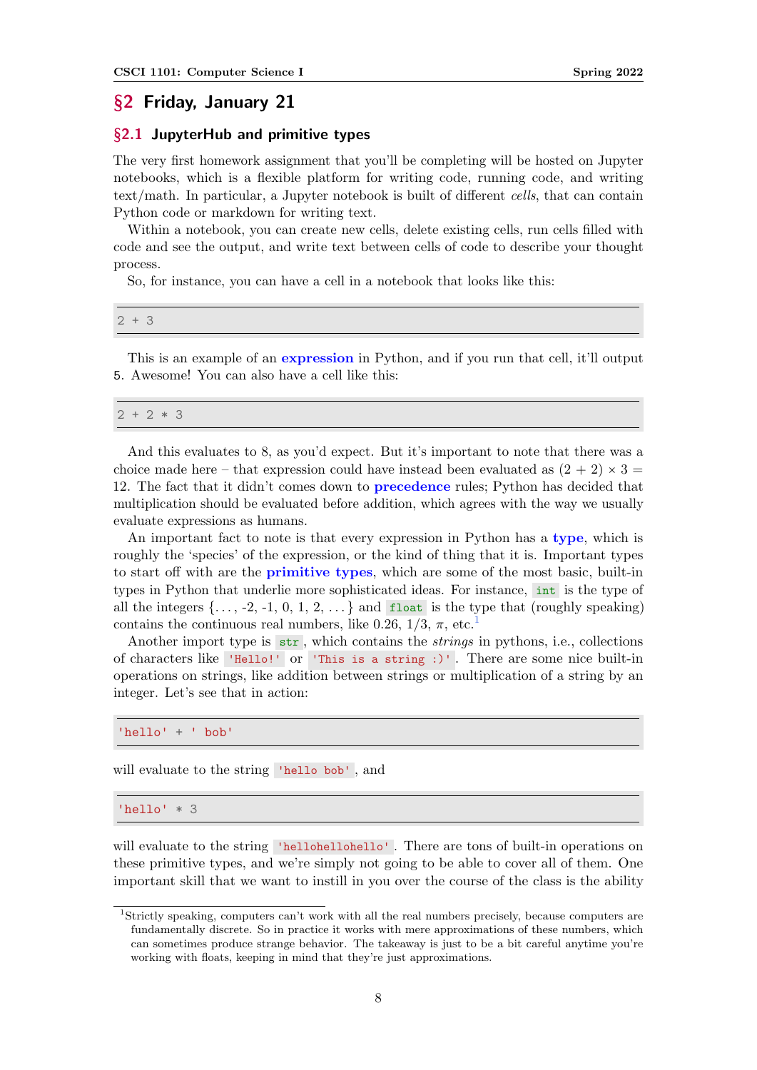## §2 Friday, January 21

### §2.1 JupyterHub and primitive types

The very first homework assignment that you'll be completing will be hosted on Jupyter notebooks, which is a flexible platform for writing code, running code, and writing text/math. In particular, a Jupyter notebook is built of different *cells*, that can contain Python code or markdown for writing text.

Within a notebook, you can create new cells, delete existing cells, run cells filled with code and see the output, and write text between cells of code to describe your thought process.

So, for instance, you can have a cell in a notebook that looks like this:

```
2 + 3
```

This is an example of an **expression** in Python, and if you run that cell, it'll output `5`. Awesome! You can also have a cell like this:

```
2 + 2 * 3
```

And this evaluates to 8, as you'd expect. But it's important to note that there was a choice made here – that expression could have instead been evaluated as $(2 + 2) \times 3 = 12$. The fact that it didn't comes down to **precedence** rules; Python has decided that multiplication should be evaluated before addition, which agrees with the way we usually evaluate expressions as humans.

An important fact to note is that every expression in Python has a **type**, which is roughly the 'species' of the expression, or the kind of thing that it is. Important types to start off with are the **primitive types**, which are some of the most basic, built-in types in Python that underlie more sophisticated ideas. For instance, `int` is the type of all the integers $\{\ldots, -2, -1, 0, 1, 2, \ldots\}$ and `float` is the type that (roughly speaking) contains the continuous real numbers, like 0.26, 1/3, $\pi$, etc.[1]

Another import type is `str`, which contains the *strings* in pythons, i.e., collections of characters like `'Hello!'` or `'This is a string :)'`. There are some nice built-in operations on strings, like addition between strings or multiplication of a string by an integer. Let's see that in action:

```
'hello' + ' bob'
```

will evaluate to the string `'hello bob'`, and

```
'hello' * 3
```

will evaluate to the string `'hellohellohello'`. There are tons of built-in operations on these primitive types, and we're simply not going to be able to cover all of them. One important skill that we want to instill in you over the course of the class is the ability

[1] Strictly speaking, computers can't work with all the real numbers precisely, because computers are fundamentally discrete. So in practice it works with mere approximations of these numbers, which can sometimes produce strange behavior. The takeaway is just to be a bit careful anytime you're working with floats, keeping in mind that they're just approximations.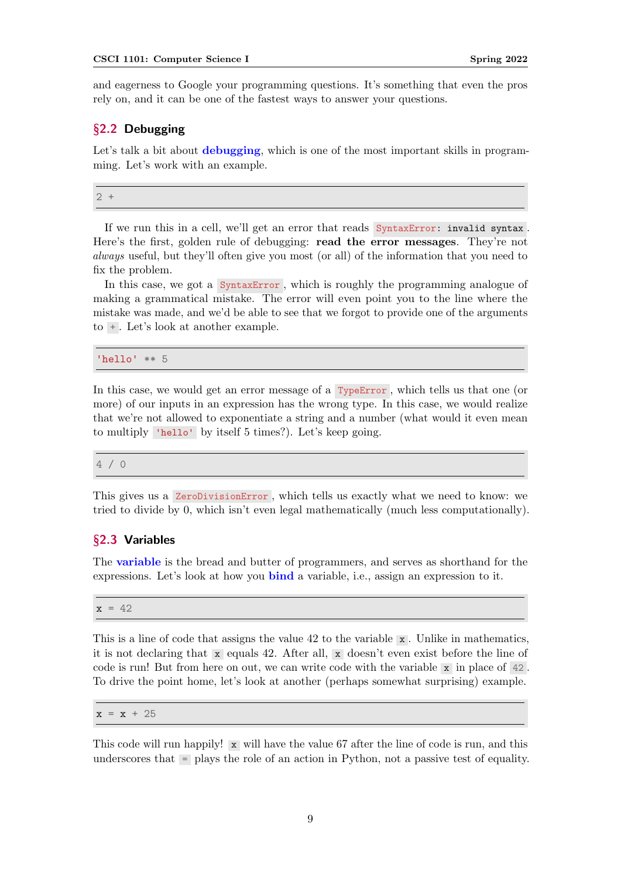and eagerness to Google your programming questions. It's something that even the pros rely on, and it can be one of the fastest ways to answer your questions.

## §2.2 Debugging

Let's talk a bit about **debugging**, which is one of the most important skills in programming. Let's work with an example.

```
2 +
```

If we run this in a cell, we'll get an error that reads `SyntaxError: invalid syntax`. Here's the first, golden rule of debugging: **read the error messages**. They're not *always* useful, but they'll often give you most (or all) of the information that you need to fix the problem.

In this case, we got a `SyntaxError`, which is roughly the programming analogue of making a grammatical mistake. The error will even point you to the line where the mistake was made, and we'd be able to see that we forgot to provide one of the arguments to `+`. Let's look at another example.

```
'hello' ** 5
```

In this case, we would get an error message of a `TypeError`, which tells us that one (or more) of our inputs in an expression has the wrong type. In this case, we would realize that we're not allowed to exponentiate a string and a number (what would it even mean to multiply `'hello'` by itself 5 times?). Let's keep going.

```
4 / 0
```

This gives us a `ZeroDivisionError`, which tells us exactly what we need to know: we tried to divide by 0, which isn't even legal mathematically (much less computationally).

## §2.3 Variables

The **variable** is the bread and butter of programmers, and serves as shorthand for the expressions. Let's look at how you **bind** a variable, i.e., assign an expression to it.

```
x = 42
```

This is a line of code that assigns the value 42 to the variable `x`. Unlike in mathematics, it is not declaring that `x` equals 42. After all, `x` doesn't even exist before the line of code is run! But from here on out, we can write code with the variable `x` in place of `42`. To drive the point home, let's look at another (perhaps somewhat surprising) example.

```
x = x + 25
```

This code will run happily! `x` will have the value 67 after the line of code is run, and this underscores that `=` plays the role of an action in Python, not a passive test of equality.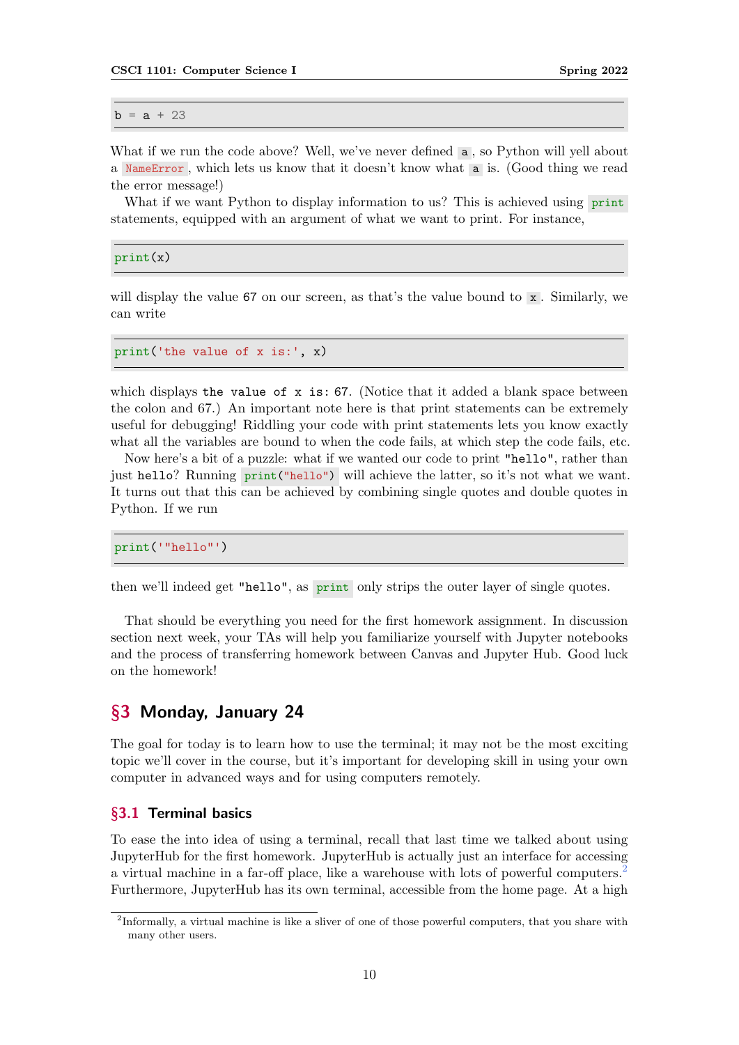```
b = a + 23
```

What if we run the code above? Well, we've never defined `a`, so Python will yell about a `NameError`, which lets us know that it doesn't know what `a` is. (Good thing we read the error message!)

What if we want Python to display information to us? This is achieved using `print` statements, equipped with an argument of what we want to print. For instance,

```
print(x)
```

will display the value `67` on our screen, as that's the value bound to `x`. Similarly, we can write

```
print('the value of x is:', x)
```

which displays `the value of x is: 67`. (Notice that it added a blank space between the colon and 67.) An important note here is that print statements can be extremely useful for debugging! Riddling your code with print statements lets you know exactly what all the variables are bound to when the code fails, at which step the code fails, etc.

Now here's a bit of a puzzle: what if we wanted our code to print `"hello"`, rather than just `hello`? Running `print("hello")` will achieve the latter, so it's not what we want. It turns out that this can be achieved by combining single quotes and double quotes in Python. If we run

```
print('"hello"')
```

then we'll indeed get `"hello"`, as `print` only strips the outer layer of single quotes.

That should be everything you need for the first homework assignment. In discussion section next week, your TAs will help you familiarize yourself with Jupyter notebooks and the process of transferring homework between Canvas and Jupyter Hub. Good luck on the homework!

## §3 Monday, January 24

The goal for today is to learn how to use the terminal; it may not be the most exciting topic we'll cover in the course, but it's important for developing skill in using your own computer in advanced ways and for using computers remotely.

### §3.1 Terminal basics

To ease the into idea of using a terminal, recall that last time we talked about using JupyterHub for the first homework. JupyterHub is actually just an interface for accessing a virtual machine in a far-off place, like a warehouse with lots of powerful computers.[2] Furthermore, JupyterHub has its own terminal, accessible from the home page. At a high

[2] Informally, a virtual machine is like a sliver of one of those powerful computers, that you share with many other users.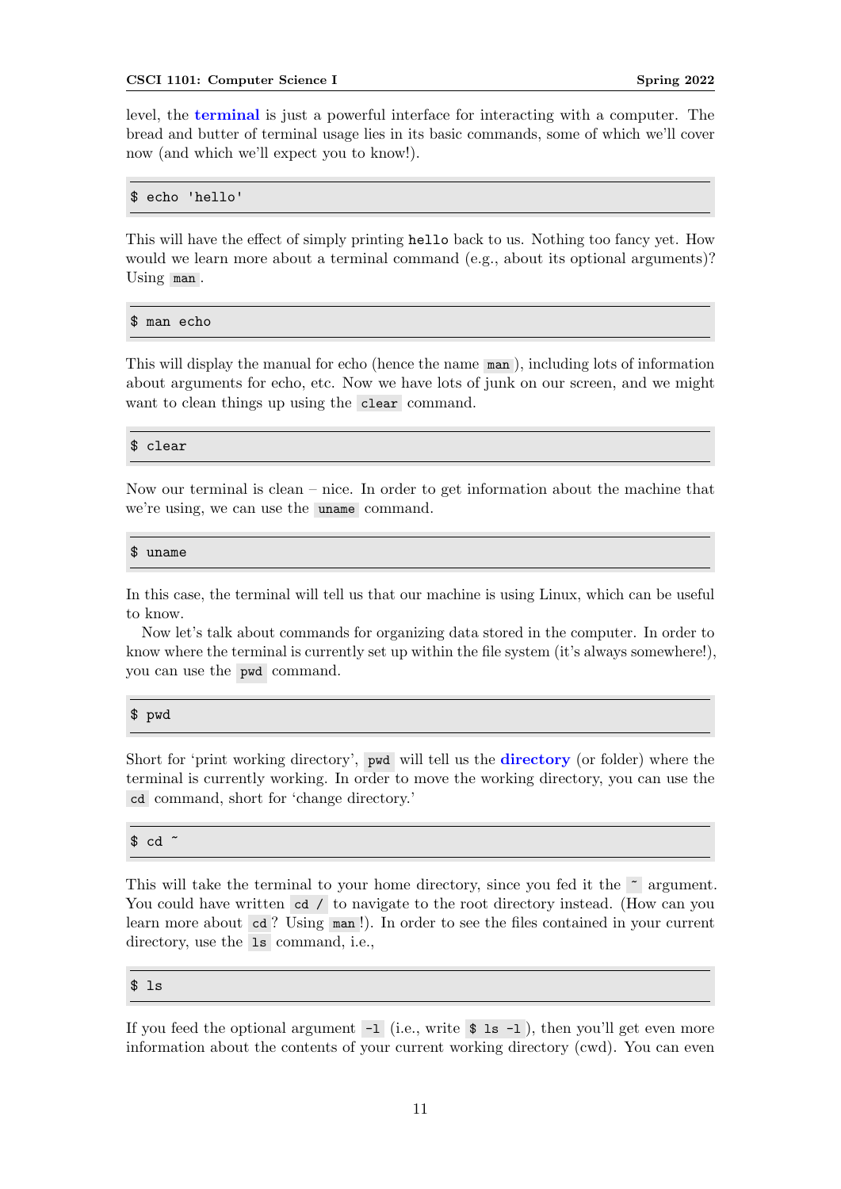level, the **terminal** is just a powerful interface for interacting with a computer. The bread and butter of terminal usage lies in its basic commands, some of which we'll cover now (and which we'll expect you to know!).

```
$ echo 'hello'
```

This will have the effect of simply printing `hello` back to us. Nothing too fancy yet. How would we learn more about a terminal command (e.g., about its optional arguments)? Using `man`.

```
$ man echo
```

This will display the manual for echo (hence the name `man`), including lots of information about arguments for echo, etc. Now we have lots of junk on our screen, and we might want to clean things up using the `clear` command.

```
$ clear
```

Now our terminal is clean – nice. In order to get information about the machine that we're using, we can use the `uname` command.

```
$ uname
```

In this case, the terminal will tell us that our machine is using Linux, which can be useful to know.

Now let's talk about commands for organizing data stored in the computer. In order to know where the terminal is currently set up within the file system (it's always somewhere!), you can use the `pwd` command.

```
$ pwd
```

Short for 'print working directory', `pwd` will tell us the **directory** (or folder) where the terminal is currently working. In order to move the working directory, you can use the `cd` command, short for 'change directory.'

```
$ cd ~
```

This will take the terminal to your home directory, since you fed it the `~` argument. You could have written `cd /` to navigate to the root directory instead. (How can you learn more about `cd`? Using `man`!). In order to see the files contained in your current directory, use the `ls` command, i.e.,

```
$ ls
```

If you feed the optional argument `-l` (i.e., write `$ ls -l`), then you'll get even more information about the contents of your current working directory (cwd). You can even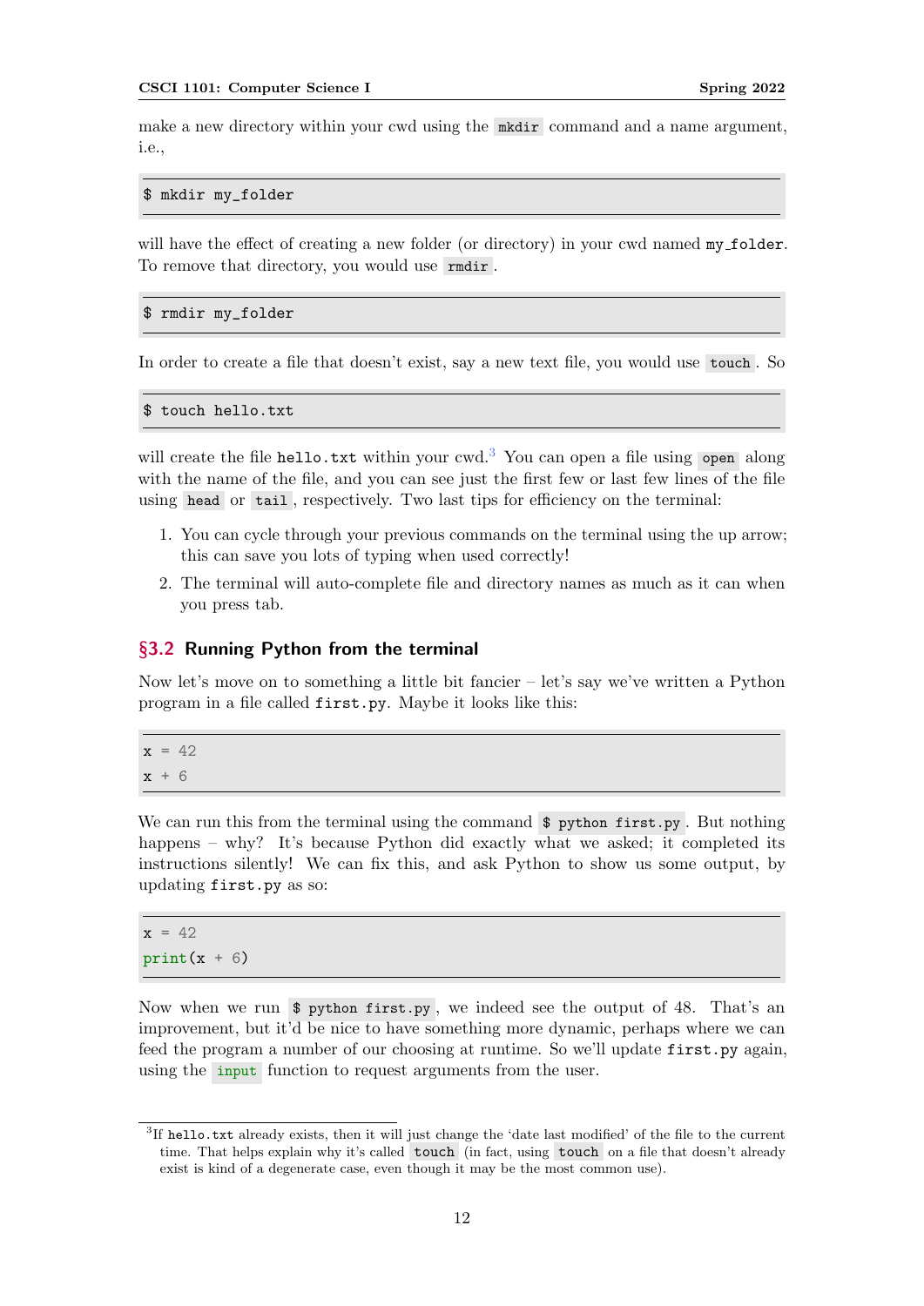make a new directory within your cwd using the `mkdir` command and a name argument, i.e.,

```
$ mkdir my_folder
```

will have the effect of creating a new folder (or directory) in your cwd named `my_folder`. To remove that directory, you would use `rmdir`.

```
$ rmdir my_folder
```

In order to create a file that doesn't exist, say a new text file, you would use `touch`. So

```
$ touch hello.txt
```

will create the file `hello.txt` within your cwd.[3] You can open a file using `open` along with the name of the file, and you can see just the first few or last few lines of the file using `head` or `tail`, respectively. Two last tips for efficiency on the terminal:

1. You can cycle through your previous commands on the terminal using the up arrow; this can save you lots of typing when used correctly!
2. The terminal will auto-complete file and directory names as much as it can when you press tab.

## §3.2 Running Python from the terminal

Now let's move on to something a little bit fancier – let's say we've written a Python program in a file called `first.py`. Maybe it looks like this:

```python
x = 42
x + 6
```

We can run this from the terminal using the command `$ python first.py`. But nothing happens – why? It's because Python did exactly what we asked; it completed its instructions silently! We can fix this, and ask Python to show us some output, by updating `first.py` as so:

```python
x = 42
print(x + 6)
```

Now when we run `$ python first.py`, we indeed see the output of 48. That's an improvement, but it'd be nice to have something more dynamic, perhaps where we can feed the program a number of our choosing at runtime. So we'll update `first.py` again, using the `input` function to request arguments from the user.

[3] If `hello.txt` already exists, then it will just change the 'date last modified' of the file to the current time. That helps explain why it's called `touch` (in fact, using `touch` on a file that doesn't already exist is kind of a degenerate case, even though it may be the most common use).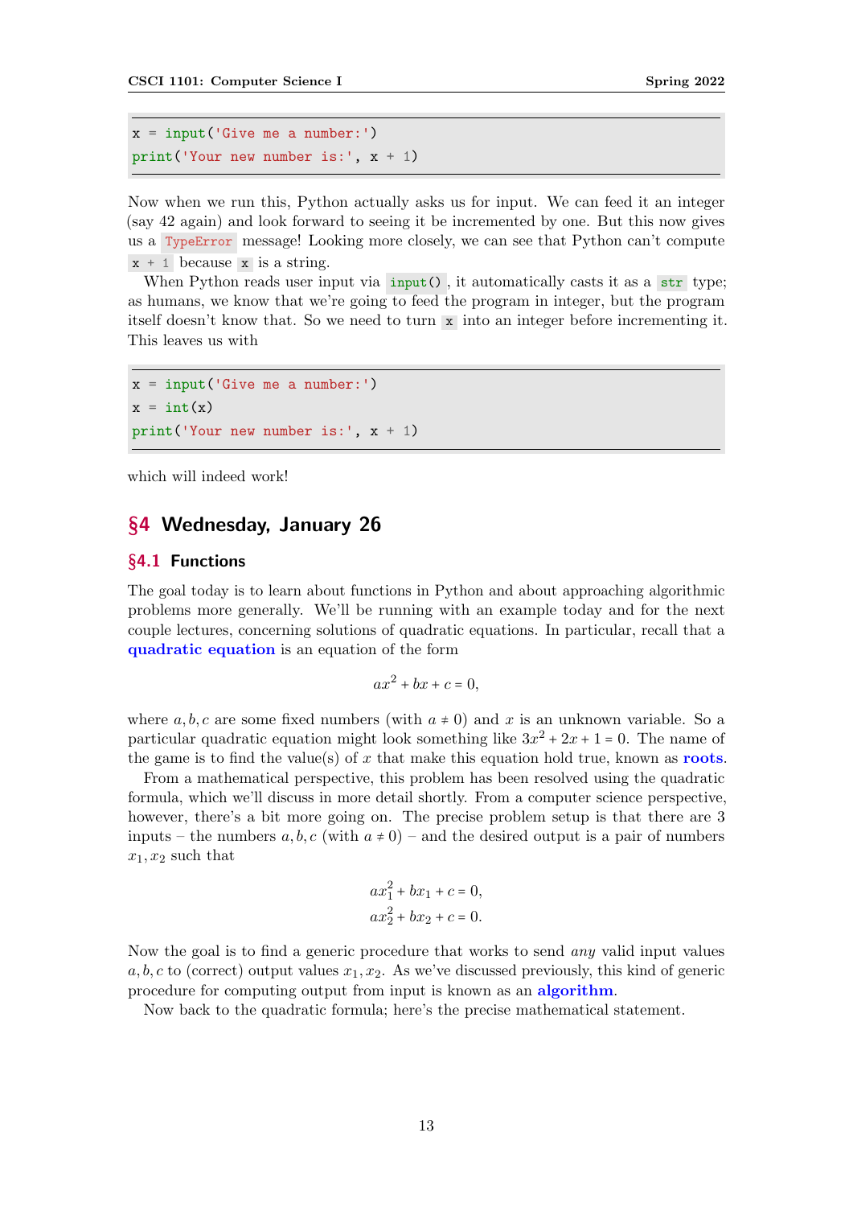```python
x = input('Give me a number:')
print('Your new number is:', x + 1)
```

Now when we run this, Python actually asks us for input. We can feed it an integer (say 42 again) and look forward to seeing it be incremented by one. But this now gives us a `TypeError` message! Looking more closely, we can see that Python can't compute `x + 1` because `x` is a string.

When Python reads user input via `input()`, it automatically casts it as a `str` type; as humans, we know that we're going to feed the program in integer, but the program itself doesn't know that. So we need to turn `x` into an integer before incrementing it. This leaves us with

```python
x = input('Give me a number:')
x = int(x)
print('Your new number is:', x + 1)
```

which will indeed work!

# §4 Wednesday, January 26

## §4.1 Functions

The goal today is to learn about functions in Python and about approaching algorithmic problems more generally. We'll be running with an example today and for the next couple lectures, concerning solutions of quadratic equations. In particular, recall that a **quadratic equation** is an equation of the form

$$ax^2 + bx + c = 0,$$

where $a, b, c$ are some fixed numbers (with $a \neq 0$) and $x$ is an unknown variable. So a particular quadratic equation might look something like $3x^2 + 2x + 1 = 0$. The name of the game is to find the value(s) of $x$ that make this equation hold true, known as **roots**.

From a mathematical perspective, this problem has been resolved using the quadratic formula, which we'll discuss in more detail shortly. From a computer science perspective, however, there's a bit more going on. The precise problem setup is that there are 3 inputs – the numbers $a, b, c$ (with $a \neq 0$) – and the desired output is a pair of numbers $x_1, x_2$ such that

$$ax_1^2 + bx_1 + c = 0,$$
$$ax_2^2 + bx_2 + c = 0.$$

Now the goal is to find a generic procedure that works to send *any* valid input values $a, b, c$ to (correct) output values $x_1, x_2$. As we've discussed previously, this kind of generic procedure for computing output from input is known as an **algorithm**.

Now back to the quadratic formula; here's the precise mathematical statement.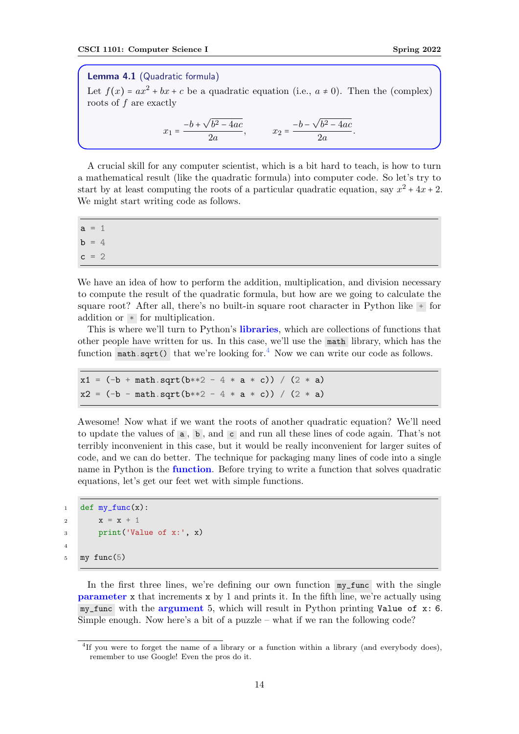**Lemma 4.1** (Quadratic formula)

Let $f(x) = ax^2 + bx + c$ be a quadratic equation (i.e., $a \neq 0$). Then the (complex) roots of $f$ are exactly

$$x_1 = \frac{-b + \sqrt{b^2 - 4ac}}{2a}, \qquad x_2 = \frac{-b - \sqrt{b^2 - 4ac}}{2a}.$$

A crucial skill for any computer scientist, which is a bit hard to teach, is how to turn a mathematical result (like the quadratic formula) into computer code. So let's try to start by at least computing the roots of a particular quadratic equation, say $x^2 + 4x + 2$. We might start writing code as follows.

```
a = 1
b = 4
c = 2
```

We have an idea of how to perform the addition, multiplication, and division necessary to compute the result of the quadratic formula, but how are we going to calculate the square root? After all, there's no built-in square root character in Python like `+` for addition or `*` for multiplication.

This is where we'll turn to Python's **libraries**, which are collections of functions that other people have written for us. In this case, we'll use the `math` library, which has the function `math.sqrt()` that we're looking for.[4] Now we can write our code as follows.

```
x1 = (-b + math.sqrt(b**2 - 4 * a * c)) / (2 * a)
x2 = (-b - math.sqrt(b**2 - 4 * a * c)) / (2 * a)
```

Awesome! Now what if we want the roots of another quadratic equation? We'll need to update the values of `a`, `b`, and `c` and run all these lines of code again. That's not terribly inconvenient in this case, but it would be really inconvenient for larger suites of code, and we can do better. The technique for packaging many lines of code into a single name in Python is the **function**. Before trying to write a function that solves quadratic equations, let's get our feet wet with simple functions.

```
def my_func(x):
    x = x + 1
    print('Value of x:', x)

my_func(5)
```

In the first three lines, we're defining our own function `my_func` with the single **parameter** `x` that increments `x` by 1 and prints it. In the fifth line, we're actually using `my_func` with the **argument** 5, which will result in Python printing `Value of x: 6`. Simple enough. Now here's a bit of a puzzle – what if we ran the following code?

[4] If you were to forget the name of a library or a function within a library (and everybody does), remember to use Google! Even the pros do it.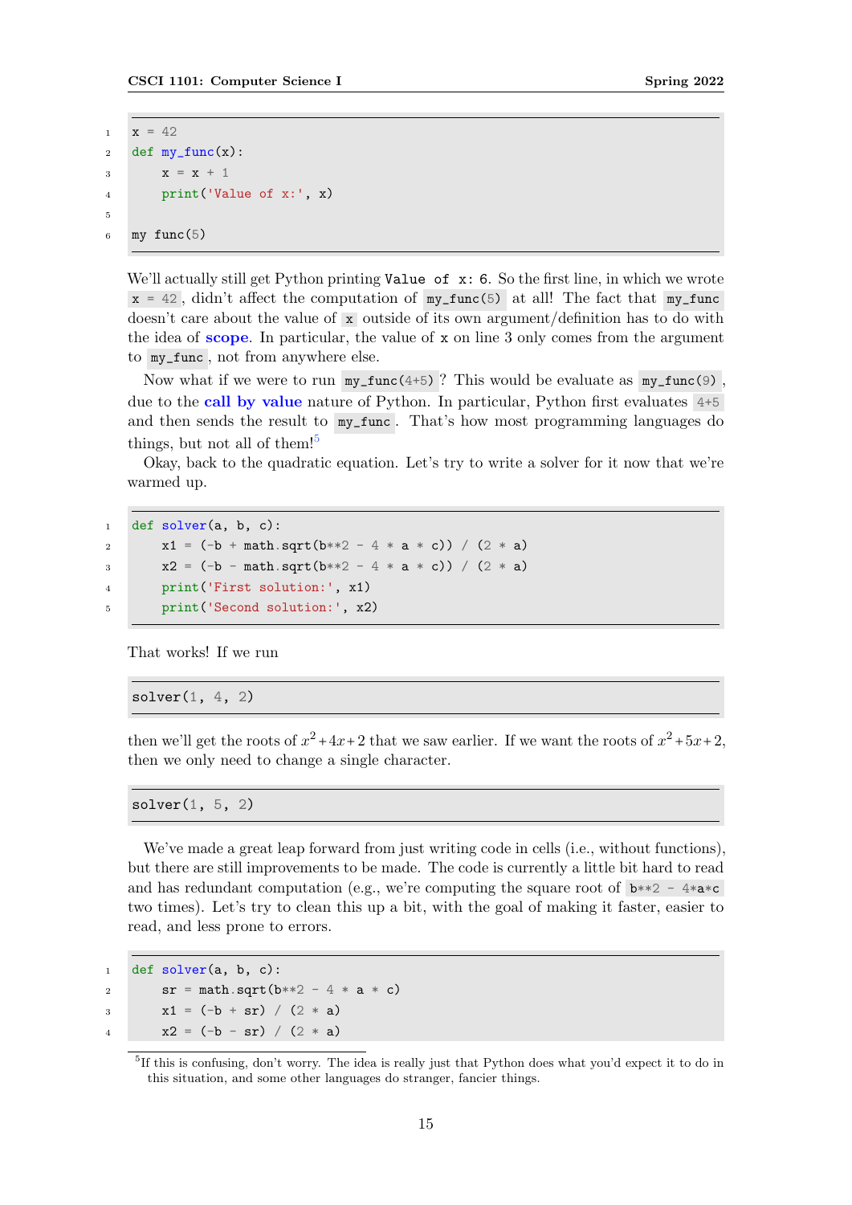```
x = 42
def my_func(x):
    x = x + 1
    print('Value of x:', x)

my_func(5)
```

We'll actually still get Python printing `Value of x: 6`. So the first line, in which we wrote `x = 42`, didn't affect the computation of `my_func(5)` at all! The fact that `my_func` doesn't care about the value of `x` outside of its own argument/definition has to do with the idea of **scope**. In particular, the value of `x` on line 3 only comes from the argument to `my_func`, not from anywhere else.

Now what if we were to run `my_func(4+5)`? This would be evaluate as `my_func(9)`, due to the **call by value** nature of Python. In particular, Python first evaluates `4+5` and then sends the result to `my_func`. That's how most programming languages do things, but not all of them![5]

Okay, back to the quadratic equation. Let's try to write a solver for it now that we're warmed up.

```
def solver(a, b, c):
    x1 = (-b + math.sqrt(b**2 - 4 * a * c)) / (2 * a)
    x2 = (-b - math.sqrt(b**2 - 4 * a * c)) / (2 * a)
    print('First solution:', x1)
    print('Second solution:', x2)
```

That works! If we run

```
solver(1, 4, 2)
```

then we'll get the roots of $x^2+4x+2$ that we saw earlier. If we want the roots of $x^2+5x+2$, then we only need to change a single character.

```
solver(1, 5, 2)
```

We've made a great leap forward from just writing code in cells (i.e., without functions), but there are still improvements to be made. The code is currently a little bit hard to read and has redundant computation (e.g., we're computing the square root of `b**2 - 4*a*c` two times). Let's try to clean this up a bit, with the goal of making it faster, easier to read, and less prone to errors.

```
def solver(a, b, c):
    sr = math.sqrt(b**2 - 4 * a * c)
    x1 = (-b + sr) / (2 * a)
    x2 = (-b - sr) / (2 * a)
```

[5] If this is confusing, don't worry. The idea is really just that Python does what you'd expect it to do in this situation, and some other languages do stranger, fancier things.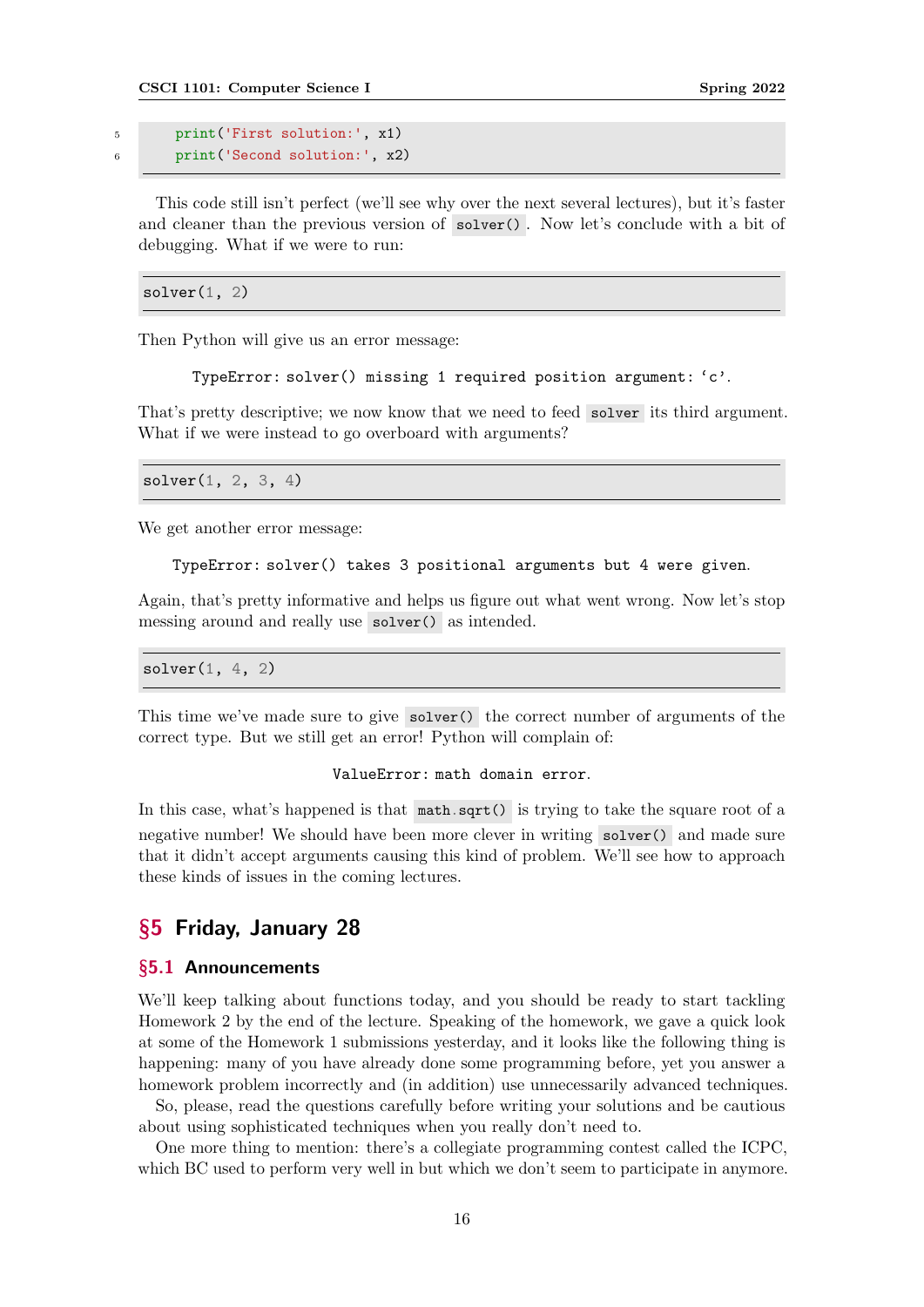```
    print('First solution:', x1)
    print('Second solution:', x2)
```

This code still isn't perfect (we'll see why over the next several lectures), but it's faster and cleaner than the previous version of `solver()`. Now let's conclude with a bit of debugging. What if we were to run:

```
solver(1, 2)
```

Then Python will give us an error message:

`TypeError: solver() missing 1 required position argument: 'c'`.

That's pretty descriptive; we now know that we need to feed `solver` its third argument. What if we were instead to go overboard with arguments?

```
solver(1, 2, 3, 4)
```

We get another error message:

`TypeError: solver() takes 3 positional arguments but 4 were given`.

Again, that's pretty informative and helps us figure out what went wrong. Now let's stop messing around and really use `solver()` as intended.

```
solver(1, 4, 2)
```

This time we've made sure to give `solver()` the correct number of arguments of the correct type. But we still get an error! Python will complain of:

`ValueError: math domain error`.

In this case, what's happened is that `math.sqrt()` is trying to take the square root of a negative number! We should have been more clever in writing `solver()` and made sure that it didn't accept arguments causing this kind of problem. We'll see how to approach these kinds of issues in the coming lectures.

## §5 Friday, January 28

### §5.1 Announcements

We'll keep talking about functions today, and you should be ready to start tackling Homework 2 by the end of the lecture. Speaking of the homework, we gave a quick look at some of the Homework 1 submissions yesterday, and it looks like the following thing is happening: many of you have already done some programming before, yet you answer a homework problem incorrectly and (in addition) use unnecessarily advanced techniques.

So, please, read the questions carefully before writing your solutions and be cautious about using sophisticated techniques when you really don't need to.

One more thing to mention: there's a collegiate programming contest called the ICPC, which BC used to perform very well in but which we don't seem to participate in anymore.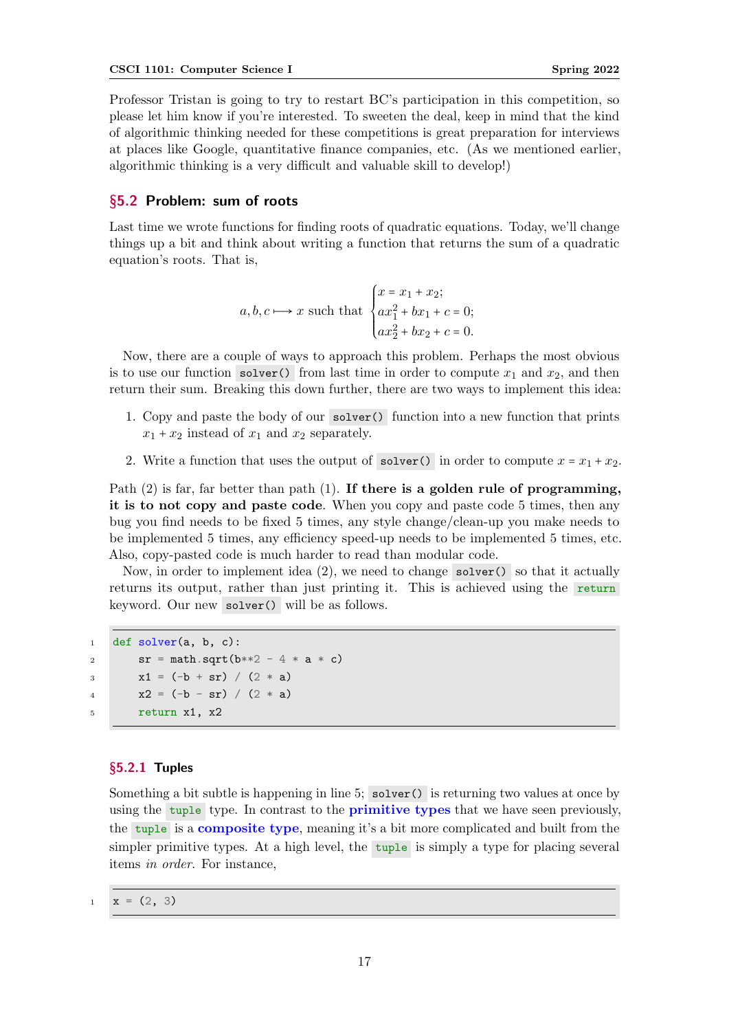Professor Tristan is going to try to restart BC's participation in this competition, so please let him know if you're interested. To sweeten the deal, keep in mind that the kind of algorithmic thinking needed for these competitions is great preparation for interviews at places like Google, quantitative finance companies, etc. (As we mentioned earlier, algorithmic thinking is a very difficult and valuable skill to develop!)

## §5.2 Problem: sum of roots

Last time we wrote functions for finding roots of quadratic equations. Today, we'll change things up a bit and think about writing a function that returns the sum of a quadratic equation's roots. That is,

$$a, b, c \longmapsto x \text{ such that } \begin{cases} x = x_1 + x_2; \\ ax_1^2 + bx_1 + c = 0; \\ ax_2^2 + bx_2 + c = 0. \end{cases}$$

Now, there are a couple of ways to approach this problem. Perhaps the most obvious is to use our function `solver()` from last time in order to compute $x_1$ and $x_2$, and then return their sum. Breaking this down further, there are two ways to implement this idea:

1. Copy and paste the body of our `solver()` function into a new function that prints $x_1 + x_2$ instead of $x_1$ and $x_2$ separately.
2. Write a function that uses the output of `solver()` in order to compute $x = x_1 + x_2$.

Path (2) is far, far better than path (1). **If there is a golden rule of programming, it is to not copy and paste code**. When you copy and paste code 5 times, then any bug you find needs to be fixed 5 times, any style change/clean-up you make needs to be implemented 5 times, any efficiency speed-up needs to be implemented 5 times, etc. Also, copy-pasted code is much harder to read than modular code.

Now, in order to implement idea (2), we need to change `solver()` so that it actually returns its output, rather than just printing it. This is achieved using the `return` keyword. Our new `solver()` will be as follows.

```
def solver(a, b, c):
    sr = math.sqrt(b**2 - 4 * a * c)
    x1 = (-b + sr) / (2 * a)
    x2 = (-b - sr) / (2 * a)
    return x1, x2
```

### §5.2.1 Tuples

Something a bit subtle is happening in line 5; `solver()` is returning two values at once by using the `tuple` type. In contrast to the **primitive types** that we have seen previously, the `tuple` is a **composite type**, meaning it's a bit more complicated and built from the simpler primitive types. At a high level, the `tuple` is simply a type for placing several items *in order*. For instance,

```
x = (2, 3)
```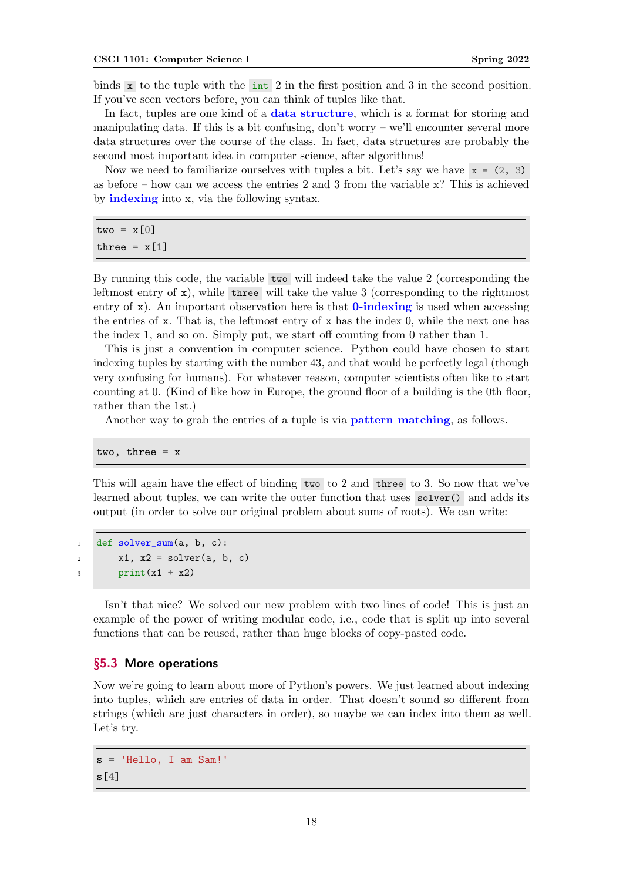binds `x` to the tuple with the `int` 2 in the first position and 3 in the second position. If you've seen vectors before, you can think of tuples like that.

In fact, tuples are one kind of a **data structure**, which is a format for storing and manipulating data. If this is a bit confusing, don't worry – we'll encounter several more data structures over the course of the class. In fact, data structures are probably the second most important idea in computer science, after algorithms!

Now we need to familiarize ourselves with tuples a bit. Let's say we have `x = (2, 3)` as before – how can we access the entries 2 and 3 from the variable x? This is achieved by **indexing** into x, via the following syntax.

```
two = x[0]
three = x[1]
```

By running this code, the variable `two` will indeed take the value 2 (corresponding the leftmost entry of x), while `three` will take the value 3 (corresponding to the rightmost entry of x). An important observation here is that **0-indexing** is used when accessing the entries of x. That is, the leftmost entry of x has the index 0, while the next one has the index 1, and so on. Simply put, we start off counting from 0 rather than 1.

This is just a convention in computer science. Python could have chosen to start indexing tuples by starting with the number 43, and that would be perfectly legal (though very confusing for humans). For whatever reason, computer scientists often like to start counting at 0. (Kind of like how in Europe, the ground floor of a building is the 0th floor, rather than the 1st.)

Another way to grab the entries of a tuple is via **pattern matching**, as follows.

```
two, three = x
```

This will again have the effect of binding `two` to 2 and `three` to 3. So now that we've learned about tuples, we can write the outer function that uses `solver()` and adds its output (in order to solve our original problem about sums of roots). We can write:

```
def solver_sum(a, b, c):
    x1, x2 = solver(a, b, c)
    print(x1 + x2)
```

Isn't that nice? We solved our new problem with two lines of code! This is just an example of the power of writing modular code, i.e., code that is split up into several functions that can be reused, rather than huge blocks of copy-pasted code.

## §5.3 More operations

Now we're going to learn about more of Python's powers. We just learned about indexing into tuples, which are entries of data in order. That doesn't sound so different from strings (which are just characters in order), so maybe we can index into them as well. Let's try.

```
s = 'Hello, I am Sam!'
s[4]
```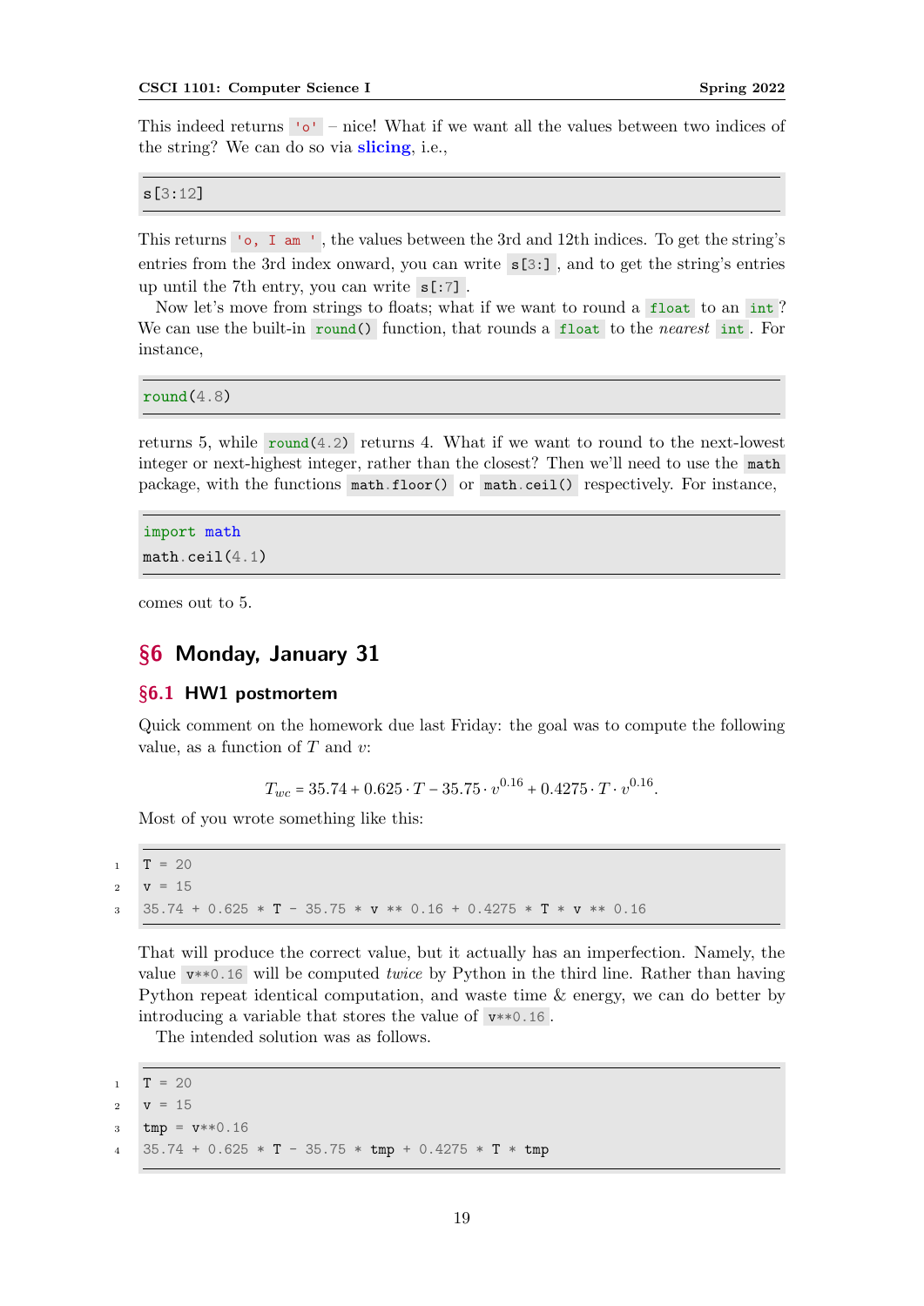This indeed returns `'o'` – nice! What if we want all the values between two indices of the string? We can do so via **slicing**, i.e.,

```
s[3:12]
```

This returns `'o, I am '`, the values between the 3rd and 12th indices. To get the string's entries from the 3rd index onward, you can write `s[3:]`, and to get the string's entries up until the 7th entry, you can write `s[:7]`.

Now let's move from strings to floats; what if we want to round a `float` to an `int`? We can use the built-in `round()` function, that rounds a `float` to the *nearest* `int`. For instance,

```
round(4.8)
```

returns 5, while `round(4.2)` returns 4. What if we want to round to the next-lowest integer or next-highest integer, rather than the closest? Then we'll need to use the `math` package, with the functions `math.floor()` or `math.ceil()` respectively. For instance,

```
import math
math.ceil(4.1)
```

comes out to 5.

## §6 Monday, January 31

### §6.1 HW1 postmortem

Quick comment on the homework due last Friday: the goal was to compute the following value, as a function of $T$ and $v$:

$$T_{wc} = 35.74 + 0.625 \cdot T - 35.75 \cdot v^{0.16} + 0.4275 \cdot T \cdot v^{0.16}.$$

Most of you wrote something like this:

```
T = 20
v = 15
35.74 + 0.625 * T - 35.75 * v ** 0.16 + 0.4275 * T * v ** 0.16
```

That will produce the correct value, but it actually has an imperfection. Namely, the value `v**0.16` will be computed *twice* by Python in the third line. Rather than having Python repeat identical computation, and waste time & energy, we can do better by introducing a variable that stores the value of `v**0.16`.

The intended solution was as follows.

```
T = 20
v = 15
tmp = v**0.16
35.74 + 0.625 * T - 35.75 * tmp + 0.4275 * T * tmp
```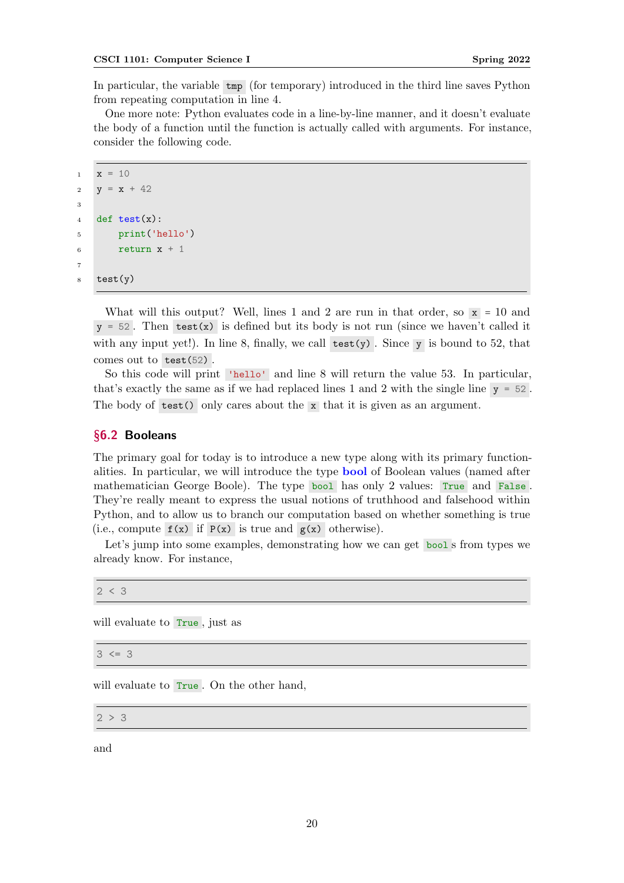In particular, the variable `tmp` (for temporary) introduced in the third line saves Python from repeating computation in line 4.

One more note: Python evaluates code in a line-by-line manner, and it doesn't evaluate the body of a function until the function is actually called with arguments. For instance, consider the following code.

```
x = 10
y = x + 42

def test(x):
    print('hello')
    return x + 1

test(y)
```

What will this output? Well, lines 1 and 2 are run in that order, so `x = 10` and `y = 52`. Then `test(x)` is defined but its body is not run (since we haven't called it with any input yet!). In line 8, finally, we call `test(y)`. Since `y` is bound to 52, that comes out to `test(52)`.

So this code will print `'hello'` and line 8 will return the value 53. In particular, that's exactly the same as if we had replaced lines 1 and 2 with the single line `y = 52`. The body of `test()` only cares about the `x` that it is given as an argument.

## §6.2 Booleans

The primary goal for today is to introduce a new type along with its primary functionalities. In particular, we will introduce the type **bool** of Boolean values (named after mathematician George Boole). The type `bool` has only 2 values: `True` and `False`. They're really meant to express the usual notions of truthhood and falsehood within Python, and to allow us to branch our computation based on whether something is true (i.e., compute `f(x)` if `P(x)` is true and `g(x)` otherwise).

Let's jump into some examples, demonstrating how we can get `bool`s from types we already know. For instance,

```
2 < 3
```

will evaluate to `True`, just as

```
3 <= 3
```

will evaluate to `True`. On the other hand,

```
2 > 3
```

and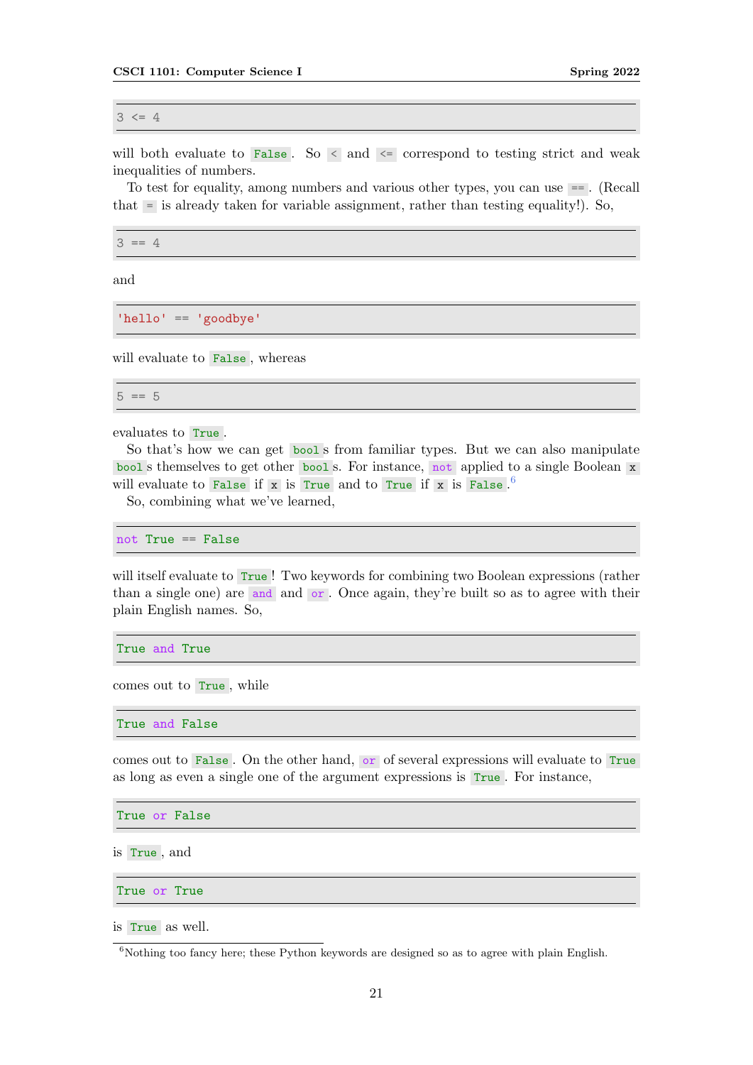```
3 <= 4
```

will both evaluate to `False`. So `<` and `<=` correspond to testing strict and weak inequalities of numbers.

To test for equality, among numbers and various other types, you can use `==`. (Recall that `=` is already taken for variable assignment, rather than testing equality!). So,

```
3 == 4
```

and

```
'hello' == 'goodbye'
```

will evaluate to `False`, whereas

```
5 == 5
```

evaluates to `True`.

So that's how we can get `bool`s from familiar types. But we can also manipulate `bool`s themselves to get other `bool`s. For instance, `not` applied to a single Boolean `x` will evaluate to `False` if `x` is `True` and to `True` if `x` is `False`.[6]

So, combining what we've learned,

```
not True == False
```

will itself evaluate to `True`! Two keywords for combining two Boolean expressions (rather than a single one) are `and` and `or`. Once again, they're built so as to agree with their plain English names. So,

```
True and True
```

comes out to `True`, while

```
True and False
```

comes out to `False`. On the other hand, `or` of several expressions will evaluate to `True` as long as even a single one of the argument expressions is `True`. For instance,

```
True or False
```

is `True`, and

```
True or True
```

is `True` as well.

[6]Nothing too fancy here; these Python keywords are designed so as to agree with plain English.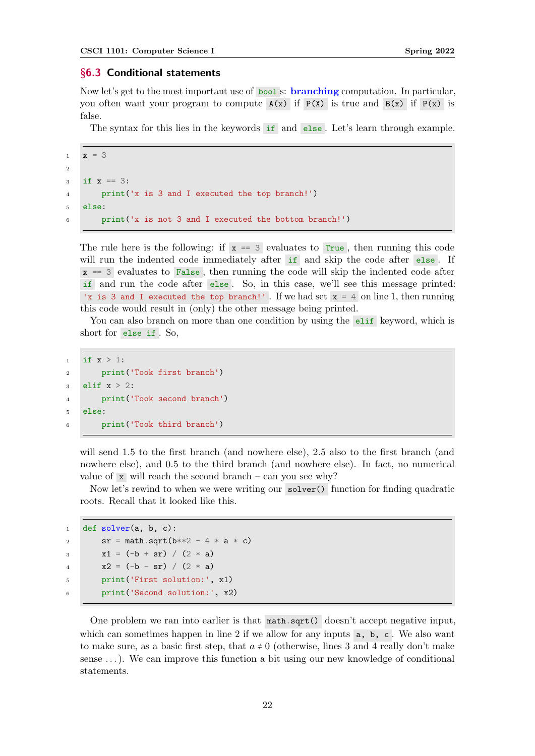## §6.3 Conditional statements

Now let's get to the most important use of `bool`s: **branching** computation. In particular, you often want your program to compute `A(x)` if `P(X)` is true and `B(x)` if `P(x)` is false.

The syntax for this lies in the keywords `if` and `else`. Let's learn through example.

```
x = 3

if x == 3:
    print('x is 3 and I executed the top branch!')
else:
    print('x is not 3 and I executed the bottom branch!')
```

The rule here is the following: if `x == 3` evaluates to `True`, then running this code will run the indented code immediately after `if` and skip the code after `else`. If `x == 3` evaluates to `False`, then running the code will skip the indented code after `if` and run the code after `else`. So, in this case, we'll see this message printed: `'x is 3 and I executed the top branch!'`. If we had set `x = 4` on line 1, then running this code would result in (only) the other message being printed.

You can also branch on more than one condition by using the `elif` keyword, which is short for `else if`. So,

```
if x > 1:
    print('Took first branch')
elif x > 2:
    print('Took second branch')
else:
    print('Took third branch')
```

will send 1.5 to the first branch (and nowhere else), 2.5 also to the first branch (and nowhere else), and 0.5 to the third branch (and nowhere else). In fact, no numerical value of `x` will reach the second branch – can you see why?

Now let's rewind to when we were writing our `solver()` function for finding quadratic roots. Recall that it looked like this.

```
def solver(a, b, c):
    sr = math.sqrt(b**2 - 4 * a * c)
    x1 = (-b + sr) / (2 * a)
    x2 = (-b - sr) / (2 * a)
    print('First solution:', x1)
    print('Second solution:', x2)
```

One problem we ran into earlier is that `math.sqrt()` doesn't accept negative input, which can sometimes happen in line 2 if we allow for any inputs `a, b, c`. We also want to make sure, as a basic first step, that $a \neq 0$ (otherwise, lines 3 and 4 really don't make sense ...). We can improve this function a bit using our new knowledge of conditional statements.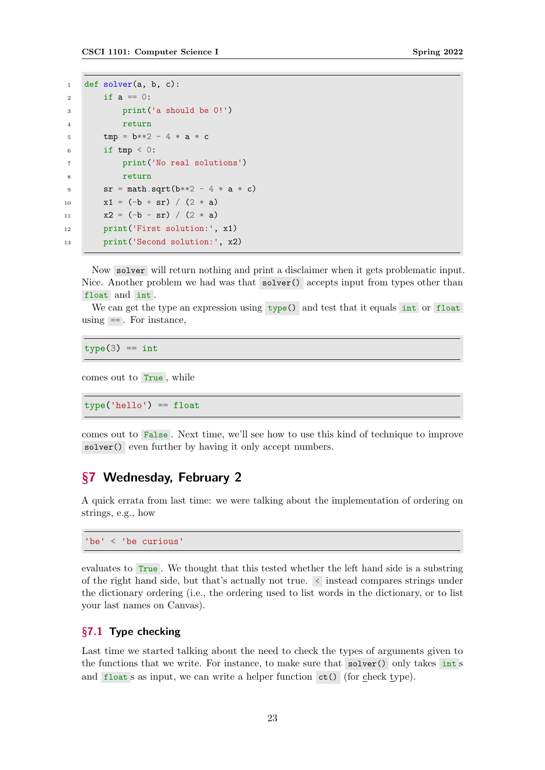```python
def solver(a, b, c):
    if a == 0:
        print('a should be 0!')
        return
    tmp = b**2 - 4 * a * c
    if tmp < 0:
        print('No real solutions')
        return
    sr = math.sqrt(b**2 - 4 * a * c)
    x1 = (-b + sr) / (2 * a)
    x2 = (-b - sr) / (2 * a)
    print('First solution:', x1)
    print('Second solution:', x2)
```

Now `solver` will return nothing and print a disclaimer when it gets problematic input. Nice. Another problem we had was that `solver()` accepts input from types other than `float` and `int`.

We can get the type an expression using `type()` and test that it equals `int` or `float` using `==`. For instance,

```python
type(3) == int
```

comes out to `True`, while

```python
type('hello') == float
```

comes out to `False`. Next time, we'll see how to use this kind of technique to improve `solver()` even further by having it only accept numbers.

## §7 Wednesday, February 2

A quick errata from last time: we were talking about the implementation of ordering on strings, e.g., how

```python
'be' < 'be curious'
```

evaluates to `True`. We thought that this tested whether the left hand side is a substring of the right hand side, but that's actually not true. `<` instead compares strings under the dictionary ordering (i.e., the ordering used to list words in the dictionary, or to list your last names on Canvas).

### §7.1 Type checking

Last time we started talking about the need to check the types of arguments given to the functions that we write. For instance, to make sure that `solver()` only takes `int`s and `float`s as input, we can write a helper function `ct()` (for check type).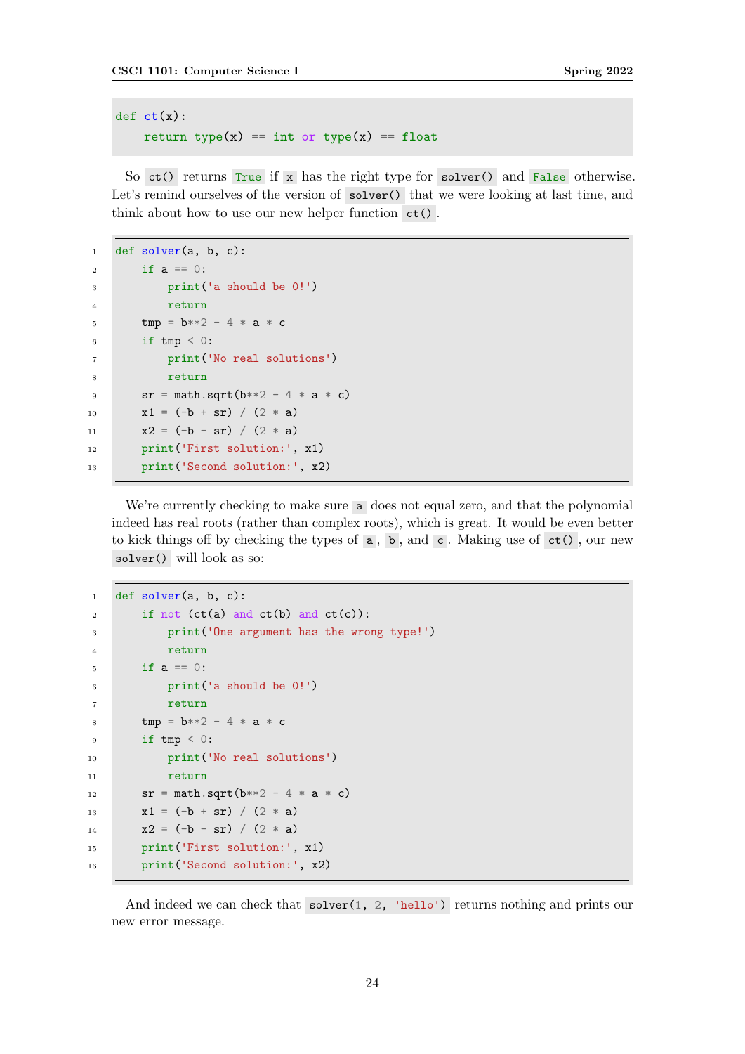```python
def ct(x):
    return type(x) == int or type(x) == float
```

So `ct()` returns `True` if `x` has the right type for `solver()` and `False` otherwise. Let's remind ourselves of the version of `solver()` that we were looking at last time, and think about how to use our new helper function `ct()`.

```python
def solver(a, b, c):
    if a == 0:
        print('a should be 0!')
        return
    tmp = b**2 - 4 * a * c
    if tmp < 0:
        print('No real solutions')
        return
    sr = math.sqrt(b**2 - 4 * a * c)
    x1 = (-b + sr) / (2 * a)
    x2 = (-b - sr) / (2 * a)
    print('First solution:', x1)
    print('Second solution:', x2)
```

We're currently checking to make sure `a` does not equal zero, and that the polynomial indeed has real roots (rather than complex roots), which is great. It would be even better to kick things off by checking the types of `a`, `b`, and `c`. Making use of `ct()`, our new `solver()` will look as so:

```python
def solver(a, b, c):
    if not (ct(a) and ct(b) and ct(c)):
        print('One argument has the wrong type!')
        return
    if a == 0:
        print('a should be 0!')
        return
    tmp = b**2 - 4 * a * c
    if tmp < 0:
        print('No real solutions')
        return
    sr = math.sqrt(b**2 - 4 * a * c)
    x1 = (-b + sr) / (2 * a)
    x2 = (-b - sr) / (2 * a)
    print('First solution:', x1)
    print('Second solution:', x2)
```

And indeed we can check that `solver(1, 2, 'hello')` returns nothing and prints our new error message.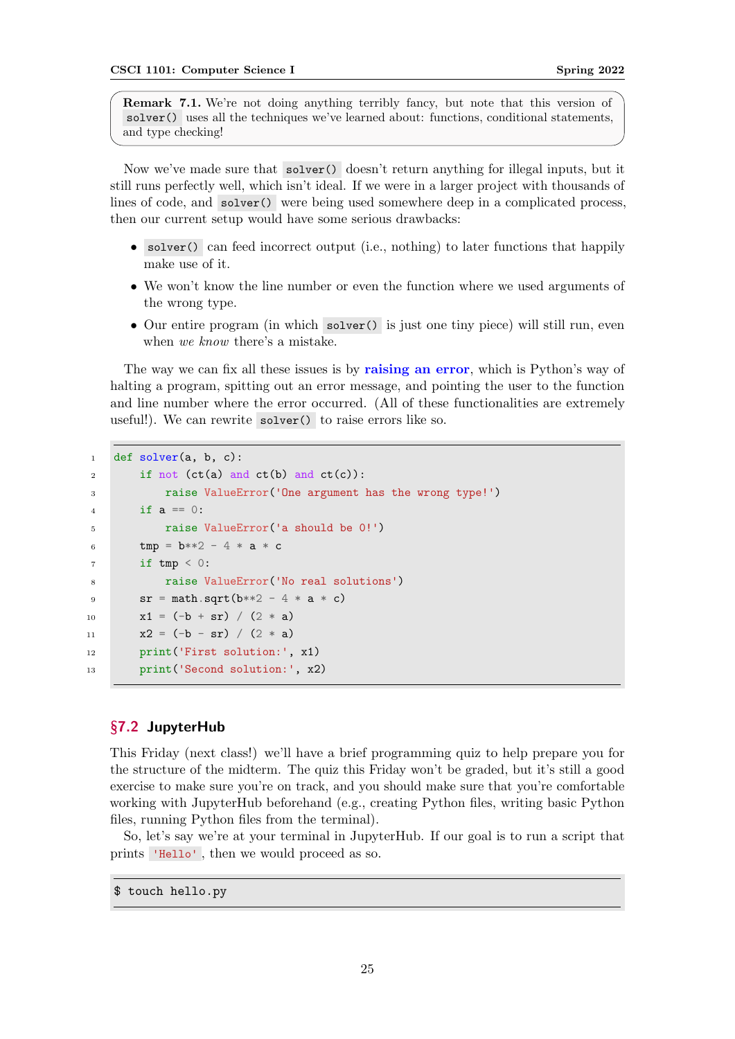**Remark 7.1.** We're not doing anything terribly fancy, but note that this version of `solver()` uses all the techniques we've learned about: functions, conditional statements, and type checking!

Now we've made sure that `solver()` doesn't return anything for illegal inputs, but it still runs perfectly well, which isn't ideal. If we were in a larger project with thousands of lines of code, and `solver()` were being used somewhere deep in a complicated process, then our current setup would have some serious drawbacks:

- `solver()` can feed incorrect output (i.e., nothing) to later functions that happily make use of it.
- We won't know the line number or even the function where we used arguments of the wrong type.
- Our entire program (in which `solver()` is just one tiny piece) will still run, even when *we know* there's a mistake.

The way we can fix all these issues is by **raising an error**, which is Python's way of halting a program, spitting out an error message, and pointing the user to the function and line number where the error occurred. (All of these functionalities are extremely useful!). We can rewrite `solver()` to raise errors like so.

```
def solver(a, b, c):
    if not (ct(a) and ct(b) and ct(c)):
        raise ValueError('One argument has the wrong type!')
    if a == 0:
        raise ValueError('a should be 0!')
    tmp = b**2 - 4 * a * c
    if tmp < 0:
        raise ValueError('No real solutions')
    sr = math.sqrt(b**2 - 4 * a * c)
    x1 = (-b + sr) / (2 * a)
    x2 = (-b - sr) / (2 * a)
    print('First solution:', x1)
    print('Second solution:', x2)
```

## §7.2 JupyterHub

This Friday (next class!) we'll have a brief programming quiz to help prepare you for the structure of the midterm. The quiz this Friday won't be graded, but it's still a good exercise to make sure you're on track, and you should make sure that you're comfortable working with JupyterHub beforehand (e.g., creating Python files, writing basic Python files, running Python files from the terminal).

So, let's say we're at your terminal in JupyterHub. If our goal is to run a script that prints `'Hello'`, then we would proceed as so.

```
$ touch hello.py
```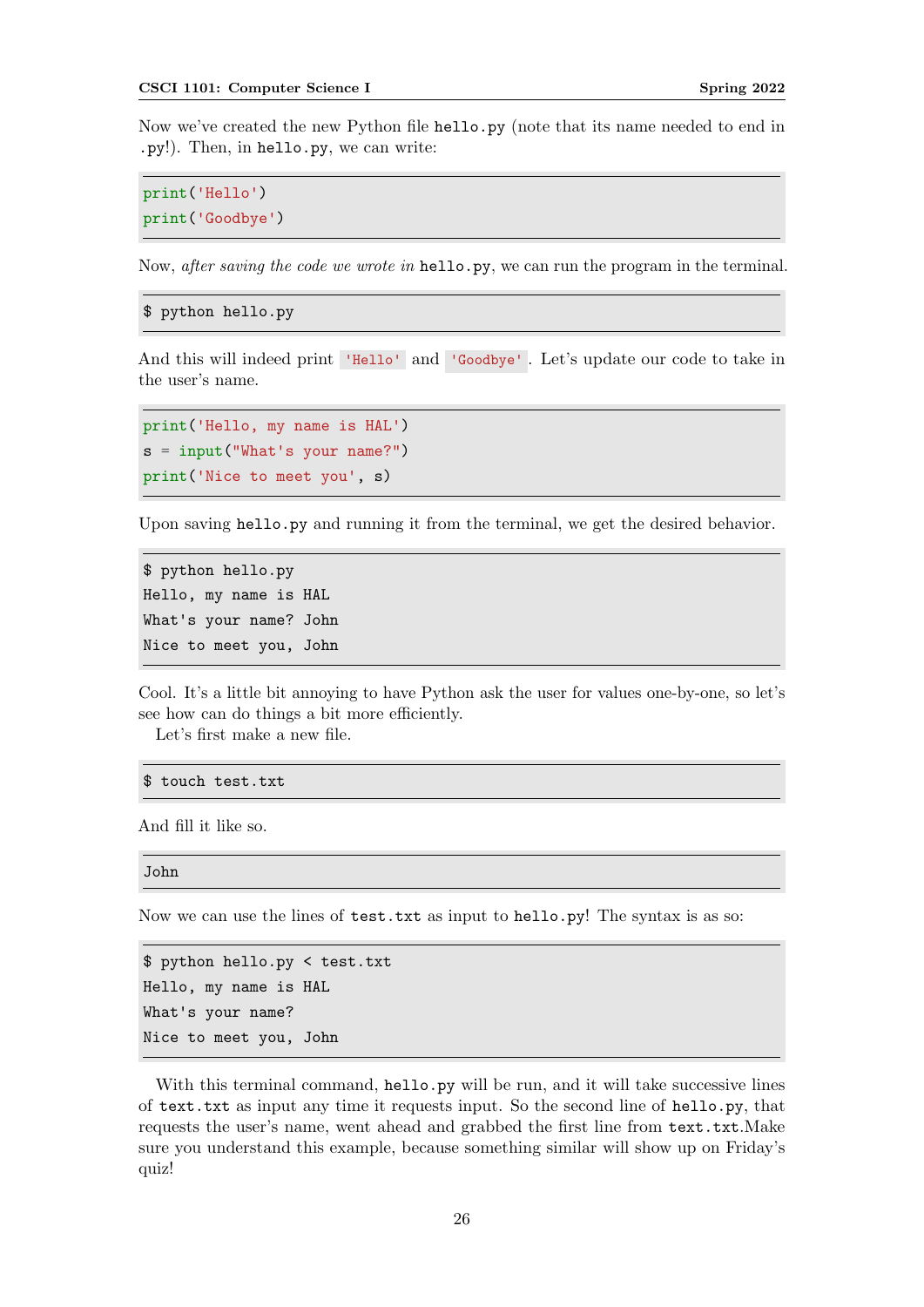Now we've created the new Python file `hello.py` (note that its name needed to end in `.py`!). Then, in `hello.py`, we can write:

```
print('Hello')
print('Goodbye')
```

Now, *after saving the code we wrote in* `hello.py`, we can run the program in the terminal.

```
$ python hello.py
```

And this will indeed print `'Hello'` and `'Goodbye'`. Let's update our code to take in the user's name.

```
print('Hello, my name is HAL')
s = input("What's your name?")
print('Nice to meet you', s)
```

Upon saving `hello.py` and running it from the terminal, we get the desired behavior.

```
$ python hello.py
Hello, my name is HAL
What's your name? John
Nice to meet you, John
```

Cool. It's a little bit annoying to have Python ask the user for values one-by-one, so let's see how can do things a bit more efficiently.

Let's first make a new file.

```
$ touch test.txt
```

And fill it like so.

```
John
```

Now we can use the lines of `test.txt` as input to `hello.py`! The syntax is as so:

```
$ python hello.py < test.txt
Hello, my name is HAL
What's your name?
Nice to meet you, John
```

With this terminal command, `hello.py` will be run, and it will take successive lines of `text.txt` as input any time it requests input. So the second line of `hello.py`, that requests the user's name, went ahead and grabbed the first line from `text.txt`.Make sure you understand this example, because something similar will show up on Friday's quiz!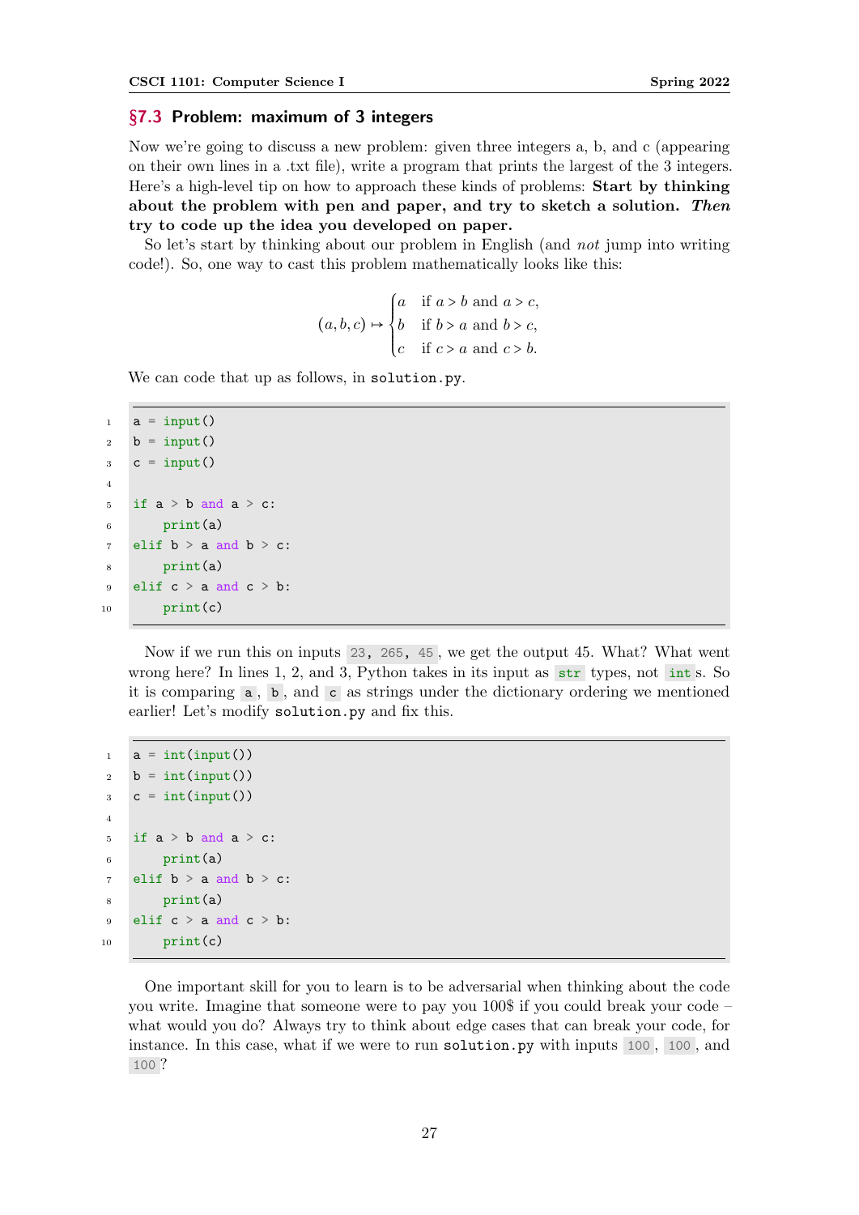## §7.3 Problem: maximum of 3 integers

Now we're going to discuss a new problem: given three integers a, b, and c (appearing on their own lines in a .txt file), write a program that prints the largest of the 3 integers. Here's a high-level tip on how to approach these kinds of problems: **Start by thinking about the problem with pen and paper, and try to sketch a solution.** ***Then*** **try to code up the idea you developed on paper.**

So let's start by thinking about our problem in English (and *not* jump into writing code!). So, one way to cast this problem mathematically looks like this:

$$(a, b, c) \mapsto \begin{cases} a & \text{if } a > b \text{ and } a > c, \\ b & \text{if } b > a \text{ and } b > c, \\ c & \text{if } c > a \text{ and } c > b. \end{cases}$$

We can code that up as follows, in `solution.py`.

```python
a = input()
b = input()
c = input()

if a > b and a > c:
    print(a)
elif b > a and b > c:
    print(a)
elif c > a and c > b:
    print(c)
```

Now if we run this on inputs `23, 265, 45`, we get the output 45. What? What went wrong here? In lines 1, 2, and 3, Python takes in its input as `str` types, not `int`s. So it is comparing `a`, `b`, and `c` as strings under the dictionary ordering we mentioned earlier! Let's modify `solution.py` and fix this.

```python
a = int(input())
b = int(input())
c = int(input())

if a > b and a > c:
    print(a)
elif b > a and b > c:
    print(a)
elif c > a and c > b:
    print(c)
```

One important skill for you to learn is to be adversarial when thinking about the code you write. Imagine that someone were to pay you 100$ if you could break your code – what would you do? Always try to think about edge cases that can break your code, for instance. In this case, what if we were to run `solution.py` with inputs `100`, `100`, and `100`?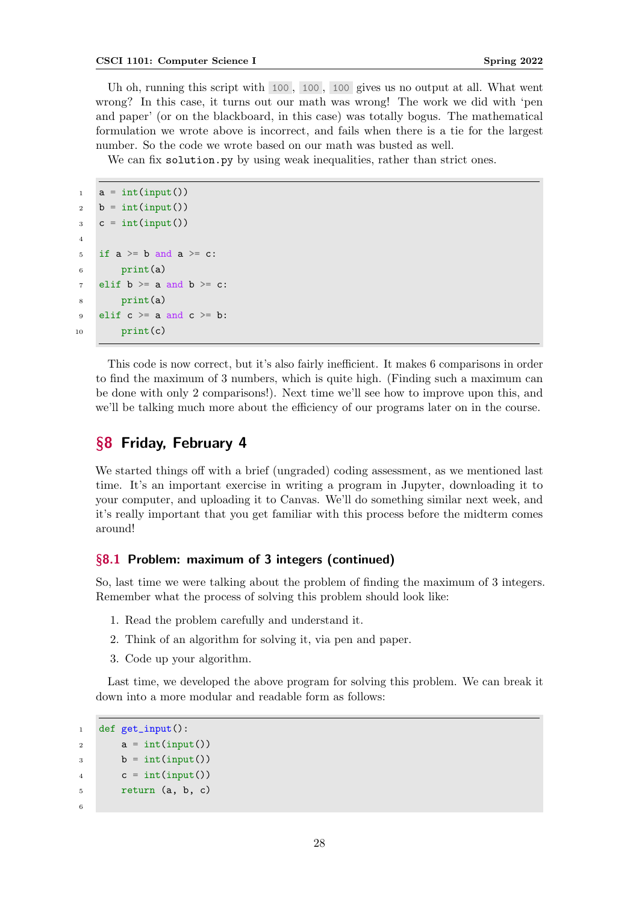Uh oh, running this script with `100`, `100`, `100` gives us no output at all. What went wrong? In this case, it turns out our math was wrong! The work we did with 'pen and paper' (or on the blackboard, in this case) was totally bogus. The mathematical formulation we wrote above is incorrect, and fails when there is a tie for the largest number. So the code we wrote based on our math was busted as well.

We can fix `solution.py` by using weak inequalities, rather than strict ones.

```python
a = int(input())
b = int(input())
c = int(input())

if a >= b and a >= c:
    print(a)
elif b >= a and b >= c:
    print(a)
elif c >= a and c >= b:
    print(c)
```

This code is now correct, but it's also fairly inefficient. It makes 6 comparisons in order to find the maximum of 3 numbers, which is quite high. (Finding such a maximum can be done with only 2 comparisons!). Next time we'll see how to improve upon this, and we'll be talking much more about the efficiency of our programs later on in the course.

## §8 Friday, February 4

We started things off with a brief (ungraded) coding assessment, as we mentioned last time. It's an important exercise in writing a program in Jupyter, downloading it to your computer, and uploading it to Canvas. We'll do something similar next week, and it's really important that you get familiar with this process before the midterm comes around!

### §8.1 Problem: maximum of 3 integers (continued)

So, last time we were talking about the problem of finding the maximum of 3 integers. Remember what the process of solving this problem should look like:

1. Read the problem carefully and understand it.
2. Think of an algorithm for solving it, via pen and paper.
3. Code up your algorithm.

Last time, we developed the above program for solving this problem. We can break it down into a more modular and readable form as follows:

```python
def get_input():
    a = int(input())
    b = int(input())
    c = int(input())
    return (a, b, c)

```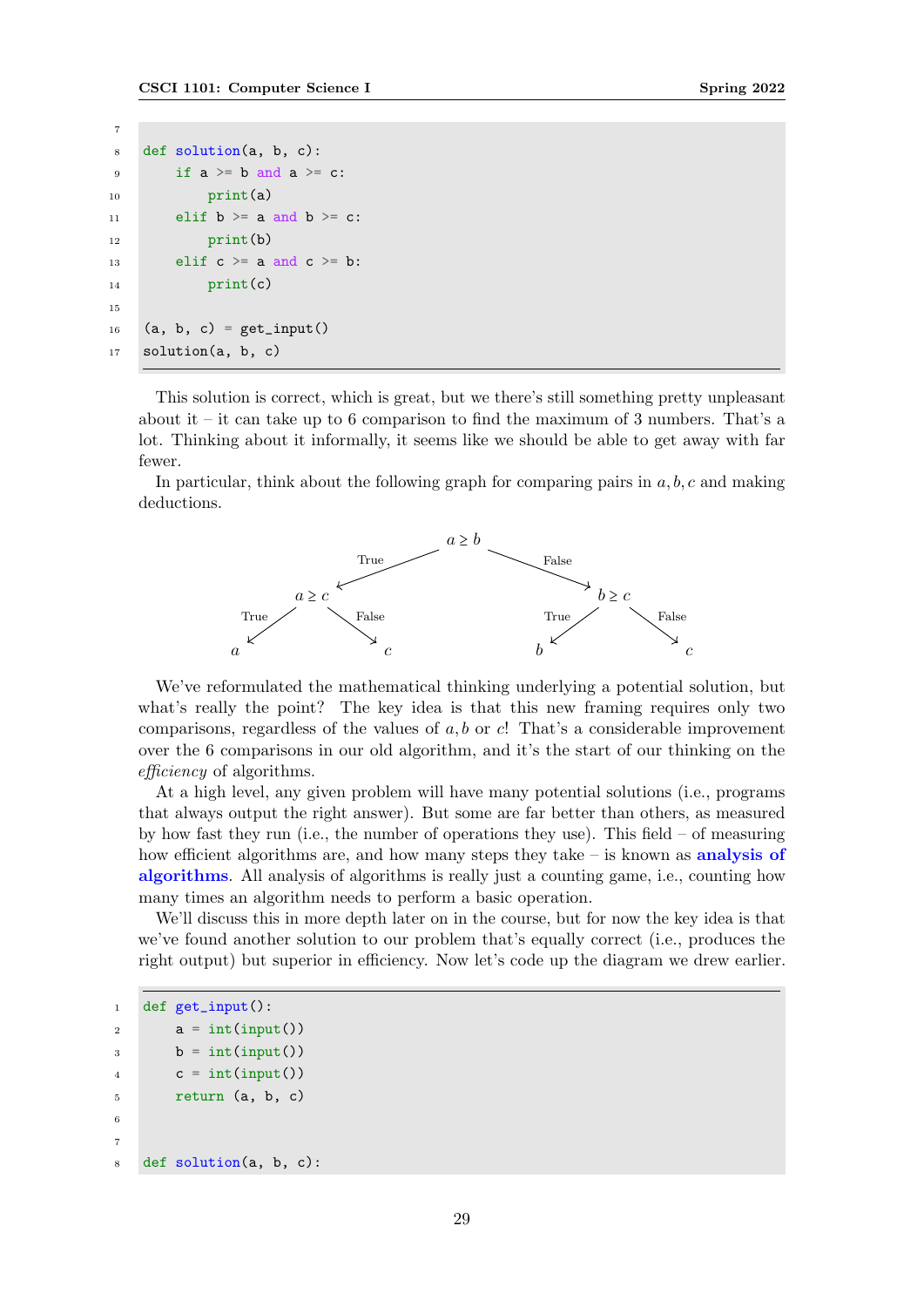```python

def solution(a, b, c):
    if a >= b and a >= c:
        print(a)
    elif b >= a and b >= c:
        print(b)
    elif c >= a and c >= b:
        print(c)

(a, b, c) = get_input()
solution(a, b, c)
```

This solution is correct, which is great, but we there's still something pretty unpleasant about it – it can take up to 6 comparison to find the maximum of 3 numbers. That's a lot. Thinking about it informally, it seems like we should be able to get away with far fewer.

In particular, think about the following graph for comparing pairs in $a, b, c$ and making deductions.

```
                 a ≥ b
        True  /        \  False
         a ≥ c          b ≥ c
   True /    \ False  True /   \ False
       a      c           b     c
```

We've reformulated the mathematical thinking underlying a potential solution, but what's really the point? The key idea is that this new framing requires only two comparisons, regardless of the values of $a, b$ or $c$! That's a considerable improvement over the 6 comparisons in our old algorithm, and it's the start of our thinking on the *efficiency* of algorithms.

At a high level, any given problem will have many potential solutions (i.e., programs that always output the right answer). But some are far better than others, as measured by how fast they run (i.e., the number of operations they use). This field – of measuring how efficient algorithms are, and how many steps they take – is known as **analysis of algorithms**. All analysis of algorithms is really just a counting game, i.e., counting how many times an algorithm needs to perform a basic operation.

We'll discuss this in more depth later on in the course, but for now the key idea is that we've found another solution to our problem that's equally correct (i.e., produces the right output) but superior in efficiency. Now let's code up the diagram we drew earlier.

```python
def get_input():
    a = int(input())
    b = int(input())
    c = int(input())
    return (a, b, c)


def solution(a, b, c):
```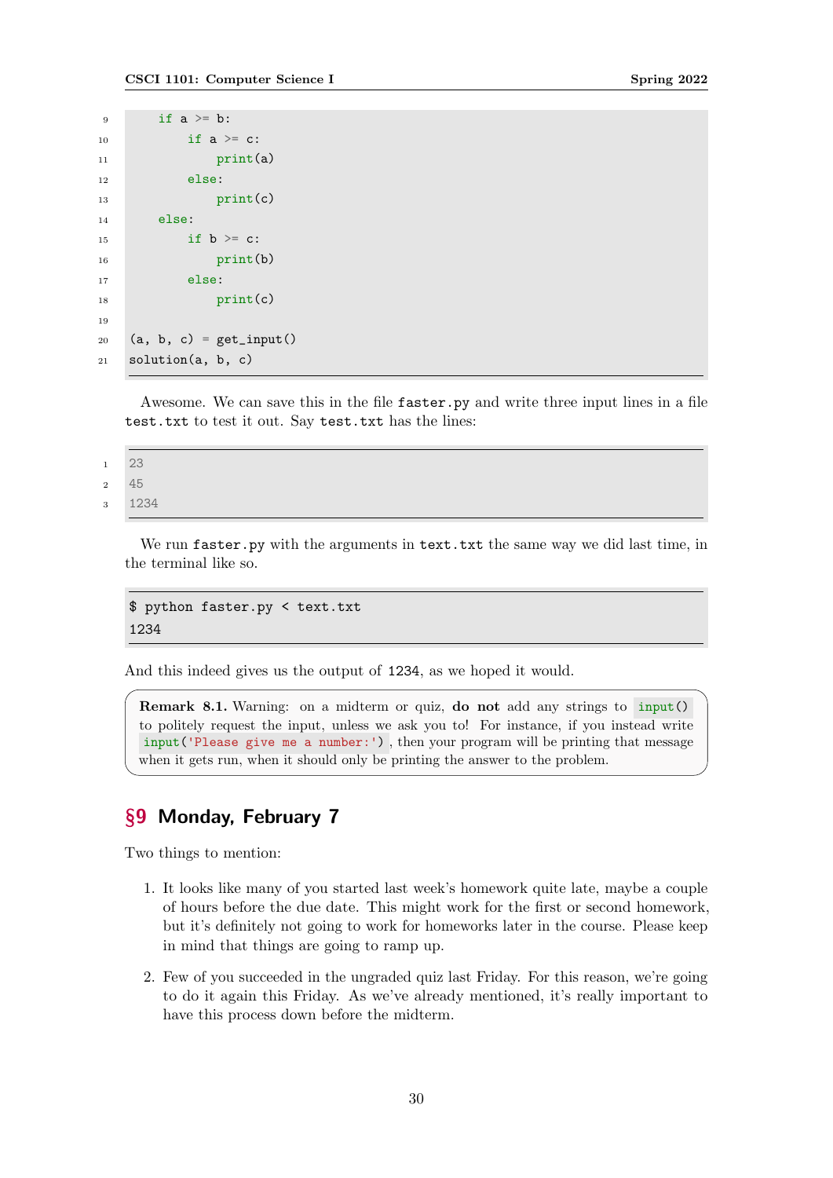```
    if a >= b:
        if a >= c:
            print(a)
        else:
            print(c)
    else:
        if b >= c:
            print(b)
        else:
            print(c)

(a, b, c) = get_input()
solution(a, b, c)
```

Awesome. We can save this in the file `faster.py` and write three input lines in a file `test.txt` to test it out. Say `test.txt` has the lines:

```
23
45
1234
```

We run `faster.py` with the arguments in `text.txt` the same way we did last time, in the terminal like so.

```
$ python faster.py < text.txt
1234
```

And this indeed gives us the output of `1234`, as we hoped it would.

> **Remark 8.1.** Warning: on a midterm or quiz, **do not** add any strings to `input()` to politely request the input, unless we ask you to! For instance, if you instead write `input('Please give me a number:')`, then your program will be printing that message when it gets run, when it should only be printing the answer to the problem.

## §9 Monday, February 7

Two things to mention:

1. It looks like many of you started last week's homework quite late, maybe a couple of hours before the due date. This might work for the first or second homework, but it's definitely not going to work for homeworks later in the course. Please keep in mind that things are going to ramp up.

2. Few of you succeeded in the ungraded quiz last Friday. For this reason, we're going to do it again this Friday. As we've already mentioned, it's really important to have this process down before the midterm.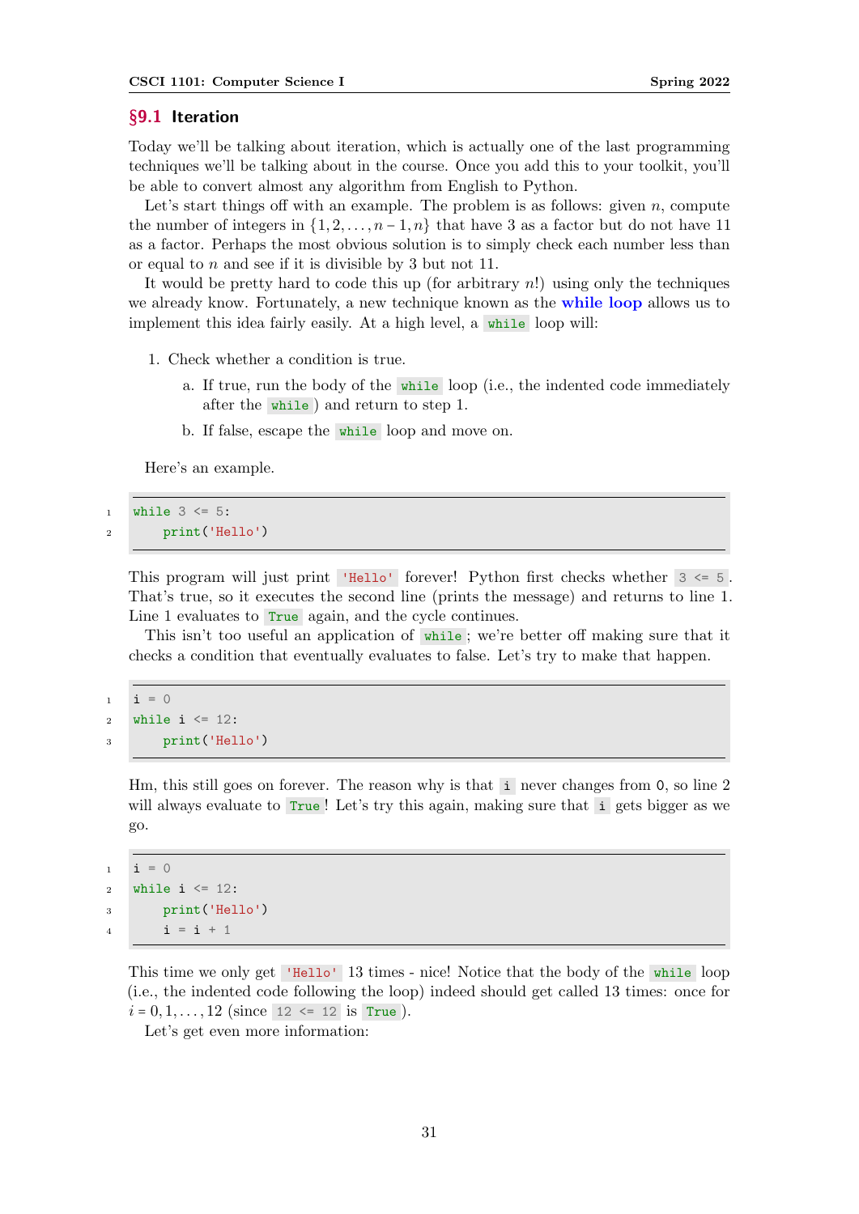## §9.1 Iteration

Today we'll be talking about iteration, which is actually one of the last programming techniques we'll be talking about in the course. Once you add this to your toolkit, you'll be able to convert almost any algorithm from English to Python.

Let's start things off with an example. The problem is as follows: given $n$, compute the number of integers in $\{1, 2, \ldots, n-1, n\}$ that have 3 as a factor but do not have 11 as a factor. Perhaps the most obvious solution is to simply check each number less than or equal to $n$ and see if it is divisible by 3 but not 11.

It would be pretty hard to code this up (for arbitrary $n$!) using only the techniques we already know. Fortunately, a new technique known as the **while loop** allows us to implement this idea fairly easily. At a high level, a `while` loop will:

1. Check whether a condition is true.
   a. If true, run the body of the `while` loop (i.e., the indented code immediately after the `while`) and return to step 1.
   b. If false, escape the `while` loop and move on.

Here's an example.

```
while 3 <= 5:
    print('Hello')
```

This program will just print `'Hello'` forever! Python first checks whether `3 <= 5`. That's true, so it executes the second line (prints the message) and returns to line 1. Line 1 evaluates to `True` again, and the cycle continues.

This isn't too useful an application of `while`; we're better off making sure that it checks a condition that eventually evaluates to false. Let's try to make that happen.

```
i = 0
while i <= 12:
    print('Hello')
```

Hm, this still goes on forever. The reason why is that `i` never changes from 0, so line 2 will always evaluate to `True`! Let's try this again, making sure that `i` gets bigger as we go.

```
i = 0
while i <= 12:
    print('Hello')
    i = i + 1
```

This time we only get `'Hello'` 13 times - nice! Notice that the body of the `while` loop (i.e., the indented code following the loop) indeed should get called 13 times: once for $i = 0, 1, \ldots, 12$ (since `12 <= 12` is `True`).

Let's get even more information: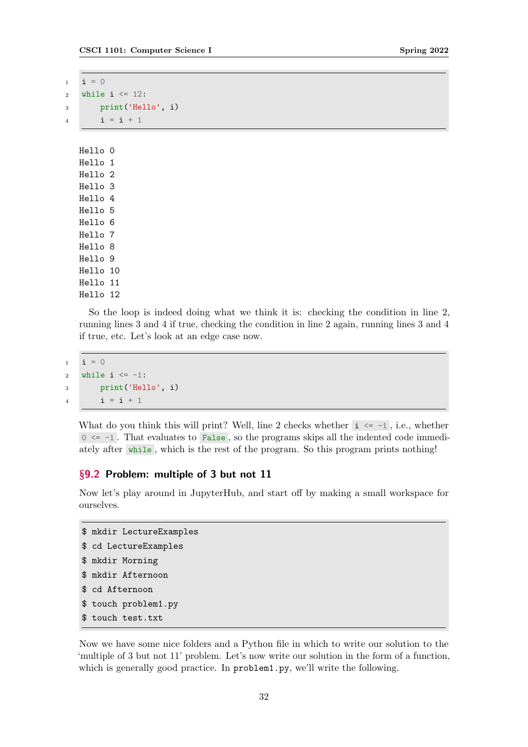```python
i = 0
while i <= 12:
    print('Hello', i)
    i = i + 1
```

```
Hello 0
Hello 1
Hello 2
Hello 3
Hello 4
Hello 5
Hello 6
Hello 7
Hello 8
Hello 9
Hello 10
Hello 11
Hello 12
```

So the loop is indeed doing what we think it is: checking the condition in line 2, running lines 3 and 4 if true, checking the condition in line 2 again, running lines 3 and 4 if true, etc. Let's look at an edge case now.

```python
i = 0
while i <= -1:
    print('Hello', i)
    i = i + 1
```

What do you think this will print? Well, line 2 checks whether `i <= -1`, i.e., whether `0 <= -1`. That evaluates to `False`, so the programs skips all the indented code immediately after `while`, which is the rest of the program. So this program prints nothing!

## §9.2 Problem: multiple of 3 but not 11

Now let's play around in JupyterHub, and start off by making a small workspace for ourselves.

```
$ mkdir LectureExamples
$ cd LectureExamples
$ mkdir Morning
$ mkdir Afternoon
$ cd Afternoon
$ touch problem1.py
$ touch test.txt
```

Now we have some nice folders and a Python file in which to write our solution to the 'multiple of 3 but not 11' problem. Let's now write our solution in the form of a function, which is generally good practice. In `problem1.py`, we'll write the following.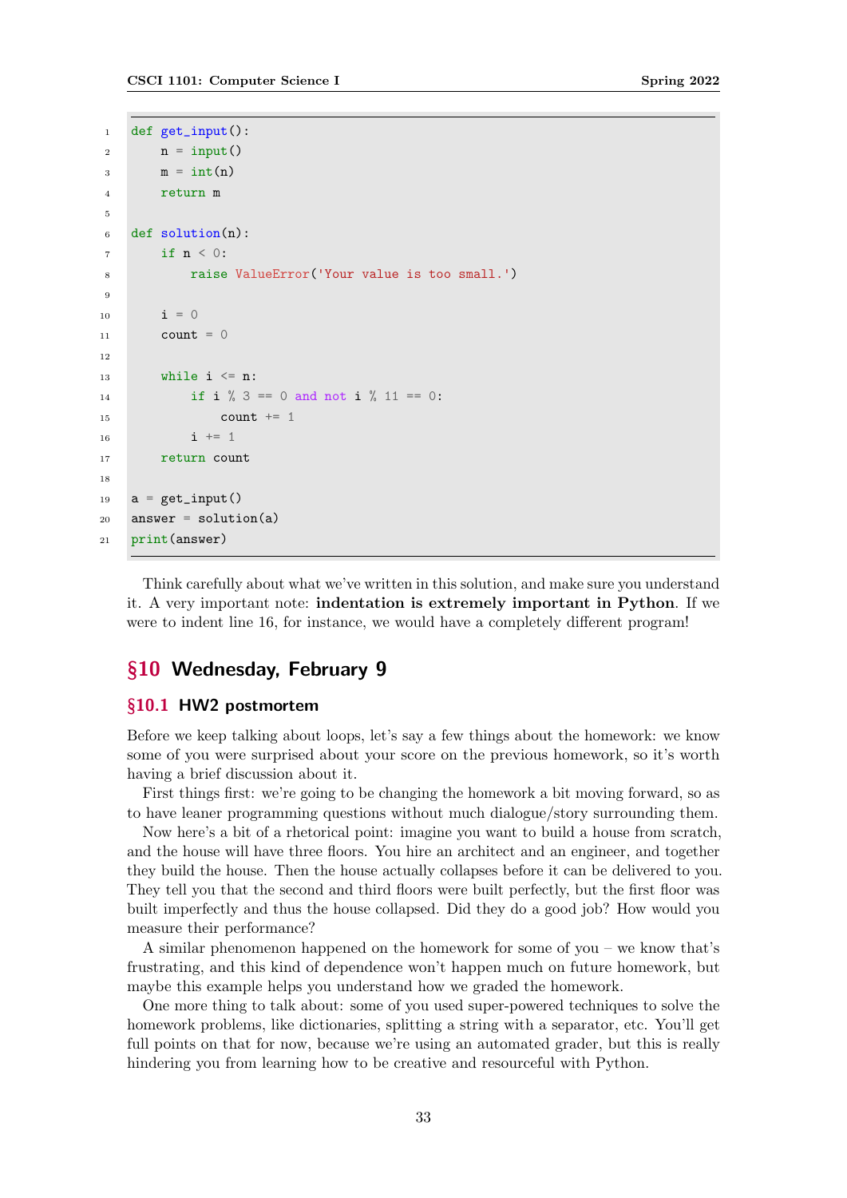```python
def get_input():
    n = input()
    m = int(n)
    return m

def solution(n):
    if n < 0:
        raise ValueError('Your value is too small.')

    i = 0
    count = 0

    while i <= n:
        if i % 3 == 0 and not i % 11 == 0:
            count += 1
        i += 1
    return count

a = get_input()
answer = solution(a)
print(answer)
```

Think carefully about what we've written in this solution, and make sure you understand it. A very important note: **indentation is extremely important in Python**. If we were to indent line 16, for instance, we would have a completely different program!

## §10 Wednesday, February 9

### §10.1 HW2 postmortem

Before we keep talking about loops, let's say a few things about the homework: we know some of you were surprised about your score on the previous homework, so it's worth having a brief discussion about it.

First things first: we're going to be changing the homework a bit moving forward, so as to have leaner programming questions without much dialogue/story surrounding them.

Now here's a bit of a rhetorical point: imagine you want to build a house from scratch, and the house will have three floors. You hire an architect and an engineer, and together they build the house. Then the house actually collapses before it can be delivered to you. They tell you that the second and third floors were built perfectly, but the first floor was built imperfectly and thus the house collapsed. Did they do a good job? How would you measure their performance?

A similar phenomenon happened on the homework for some of you – we know that's frustrating, and this kind of dependence won't happen much on future homework, but maybe this example helps you understand how we graded the homework.

One more thing to talk about: some of you used super-powered techniques to solve the homework problems, like dictionaries, splitting a string with a separator, etc. You'll get full points on that for now, because we're using an automated grader, but this is really hindering you from learning how to be creative and resourceful with Python.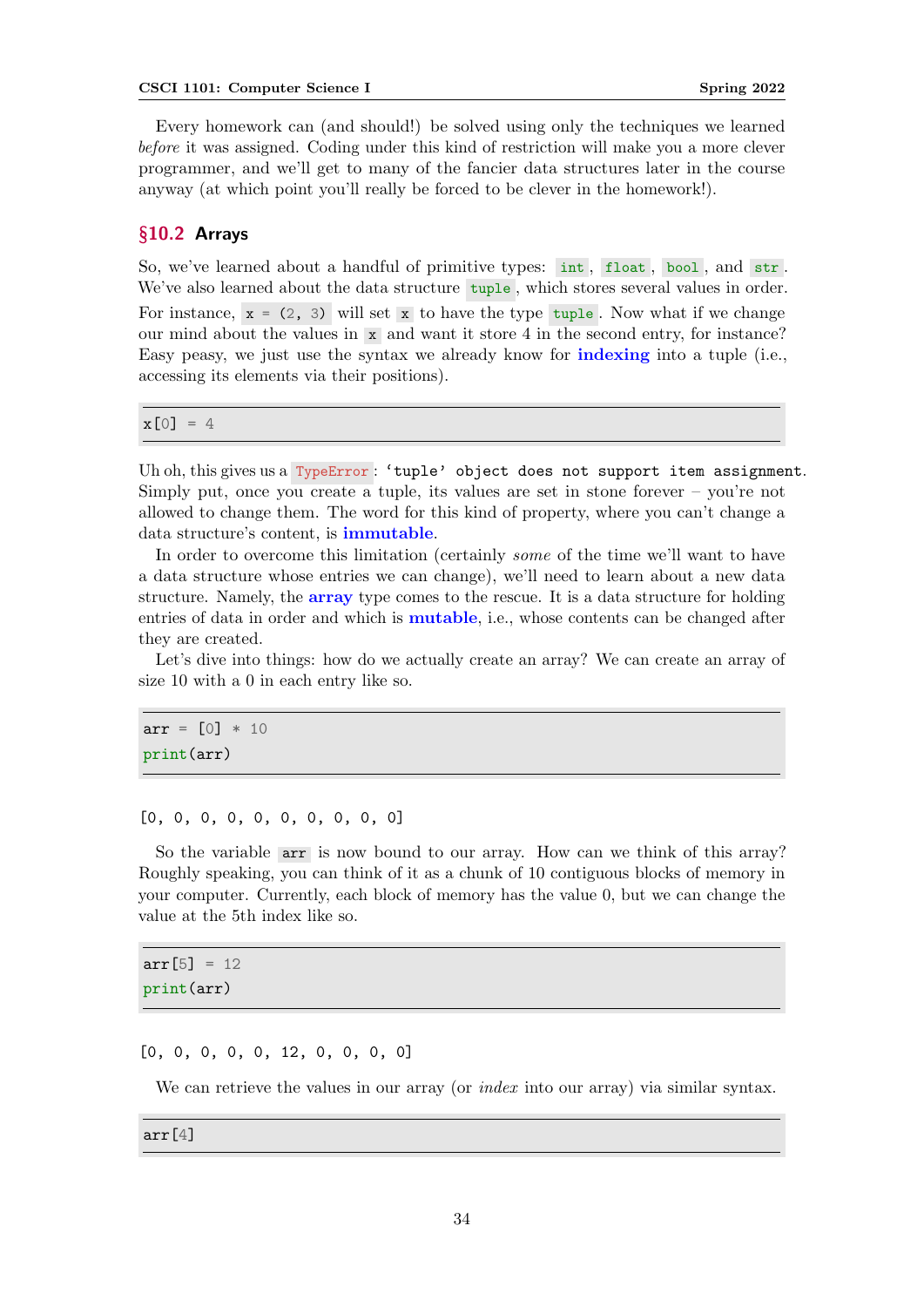Every homework can (and should!) be solved using only the techniques we learned *before* it was assigned. Coding under this kind of restriction will make you a more clever programmer, and we'll get to many of the fancier data structures later in the course anyway (at which point you'll really be forced to be clever in the homework!).

## §10.2 Arrays

So, we've learned about a handful of primitive types: `int`, `float`, `bool`, and `str`. We've also learned about the data structure `tuple`, which stores several values in order. For instance, `x = (2, 3)` will set `x` to have the type `tuple`. Now what if we change our mind about the values in `x` and want it store 4 in the second entry, for instance? Easy peasy, we just use the syntax we already know for **indexing** into a tuple (i.e., accessing its elements via their positions).

```
x[0] = 4
```

Uh oh, this gives us a `TypeError`: `'tuple' object does not support item assignment`. Simply put, once you create a tuple, its values are set in stone forever – you're not allowed to change them. The word for this kind of property, where you can't change a data structure's content, is **immutable**.

In order to overcome this limitation (certainly *some* of the time we'll want to have a data structure whose entries we can change), we'll need to learn about a new data structure. Namely, the **array** type comes to the rescue. It is a data structure for holding entries of data in order and which is **mutable**, i.e., whose contents can be changed after they are created.

Let's dive into things: how do we actually create an array? We can create an array of size 10 with a 0 in each entry like so.

```
arr = [0] * 10
print(arr)
```

```
[0, 0, 0, 0, 0, 0, 0, 0, 0, 0]
```

So the variable `arr` is now bound to our array. How can we think of this array? Roughly speaking, you can think of it as a chunk of 10 contiguous blocks of memory in your computer. Currently, each block of memory has the value 0, but we can change the value at the 5th index like so.

```
arr[5] = 12
print(arr)
```

```
[0, 0, 0, 0, 0, 12, 0, 0, 0, 0]
```

We can retrieve the values in our array (or *index* into our array) via similar syntax.

```
arr[4]
```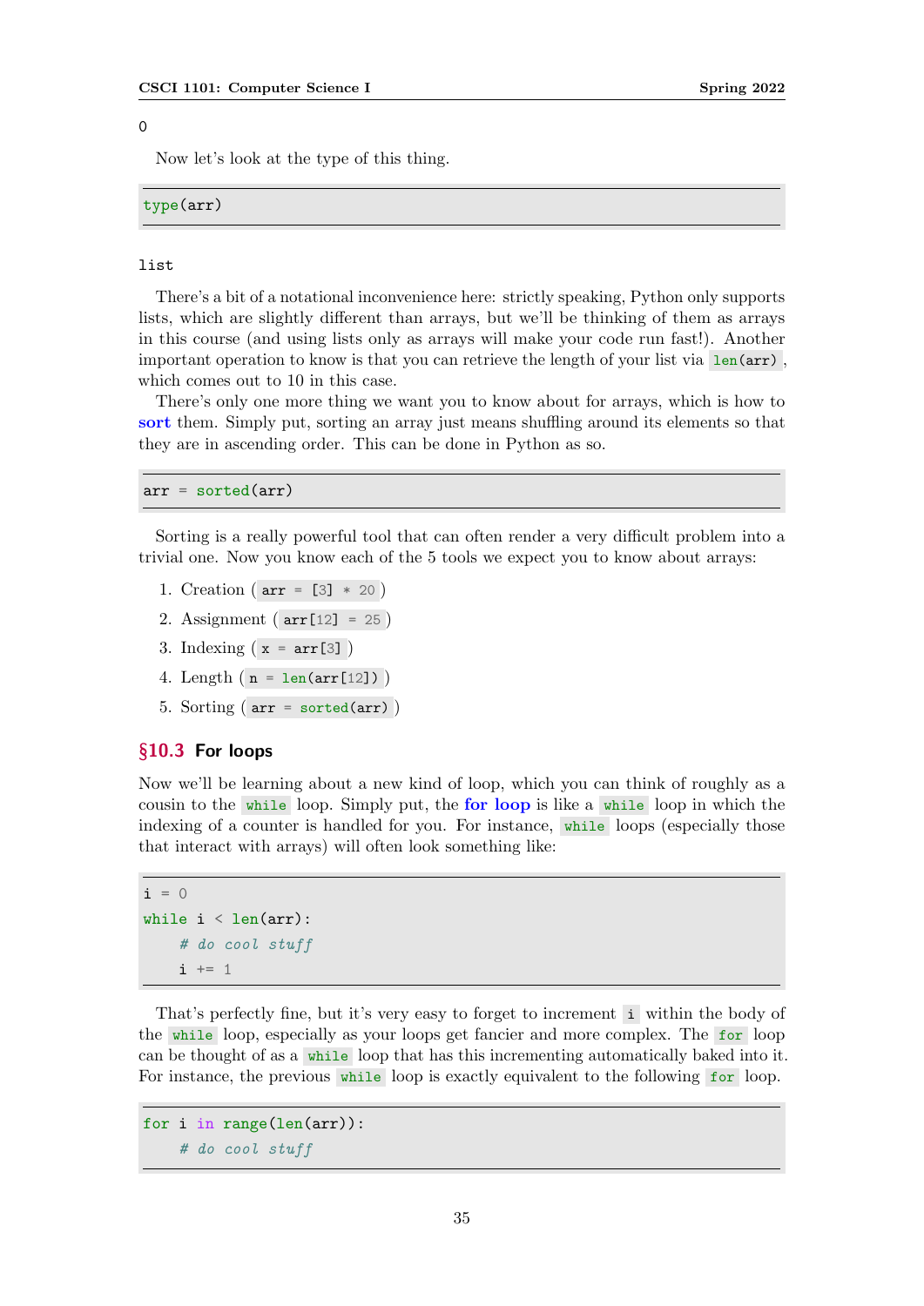```
0
```

Now let's look at the type of this thing.

```
type(arr)
```

```
list
```

There's a bit of a notational inconvenience here: strictly speaking, Python only supports lists, which are slightly different than arrays, but we'll be thinking of them as arrays in this course (and using lists only as arrays will make your code run fast!). Another important operation to know is that you can retrieve the length of your list via `len(arr)`, which comes out to 10 in this case.

There's only one more thing we want you to know about for arrays, which is how to **sort** them. Simply put, sorting an array just means shuffling around its elements so that they are in ascending order. This can be done in Python as so.

```
arr = sorted(arr)
```

Sorting is a really powerful tool that can often render a very difficult problem into a trivial one. Now you know each of the 5 tools we expect you to know about arrays:

1. Creation ( `arr = [3] * 20` )
2. Assignment ( `arr[12] = 25` )
3. Indexing ( `x = arr[3]` )
4. Length ( `n = len(arr[12])` )
5. Sorting ( `arr = sorted(arr)` )

## §10.3 For loops

Now we'll be learning about a new kind of loop, which you can think of roughly as a cousin to the `while` loop. Simply put, the **for loop** is like a `while` loop in which the indexing of a counter is handled for you. For instance, `while` loops (especially those that interact with arrays) will often look something like:

```
i = 0
while i < len(arr):
    # do cool stuff
    i += 1
```

That's perfectly fine, but it's very easy to forget to increment `i` within the body of the `while` loop, especially as your loops get fancier and more complex. The `for` loop can be thought of as a `while` loop that has this incrementing automatically baked into it. For instance, the previous `while` loop is exactly equivalent to the following `for` loop.

```
for i in range(len(arr)):
    # do cool stuff
```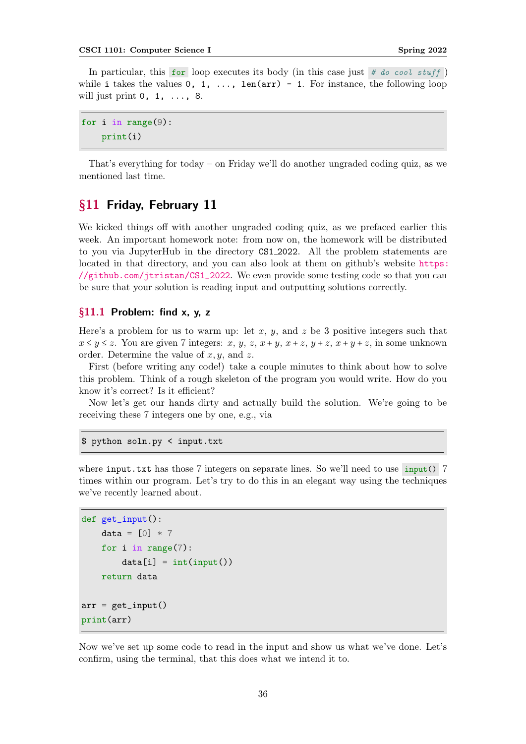In particular, this `for` loop executes its body (in this case just `# do cool stuff`) while `i` takes the values `0, 1, ..., len(arr) - 1`. For instance, the following loop will just print `0, 1, ..., 8`.

```
for i in range(9):
    print(i)
```

That's everything for today – on Friday we'll do another ungraded coding quiz, as we mentioned last time.

## §11 Friday, February 11

We kicked things off with another ungraded coding quiz, as we prefaced earlier this week. An important homework note: from now on, the homework will be distributed to you via JupyterHub in the directory `CS1_2022`. All the problem statements are located in that directory, and you can also look at them on github's website https://github.com/jtristan/CS1_2022. We even provide some testing code so that you can be sure that your solution is reading input and outputting solutions correctly.

### §11.1 Problem: find x, y, z

Here's a problem for us to warm up: let $x$, $y$, and $z$ be 3 positive integers such that $x \le y \le z$. You are given 7 integers: $x$, $y$, $z$, $x+y$, $x+z$, $y+z$, $x+y+z$, in some unknown order. Determine the value of $x, y$, and $z$.

First (before writing any code!) take a couple minutes to think about how to solve this problem. Think of a rough skeleton of the program you would write. How do you know it's correct? Is it efficient?

Now let's get our hands dirty and actually build the solution. We're going to be receiving these 7 integers one by one, e.g., via

```
$ python soln.py < input.txt
```

where `input.txt` has those 7 integers on separate lines. So we'll need to use `input()` 7 times within our program. Let's try to do this in an elegant way using the techniques we've recently learned about.

```
def get_input():
    data = [0] * 7
    for i in range(7):
        data[i] = int(input())
    return data

arr = get_input()
print(arr)
```

Now we've set up some code to read in the input and show us what we've done. Let's confirm, using the terminal, that this does what we intend it to.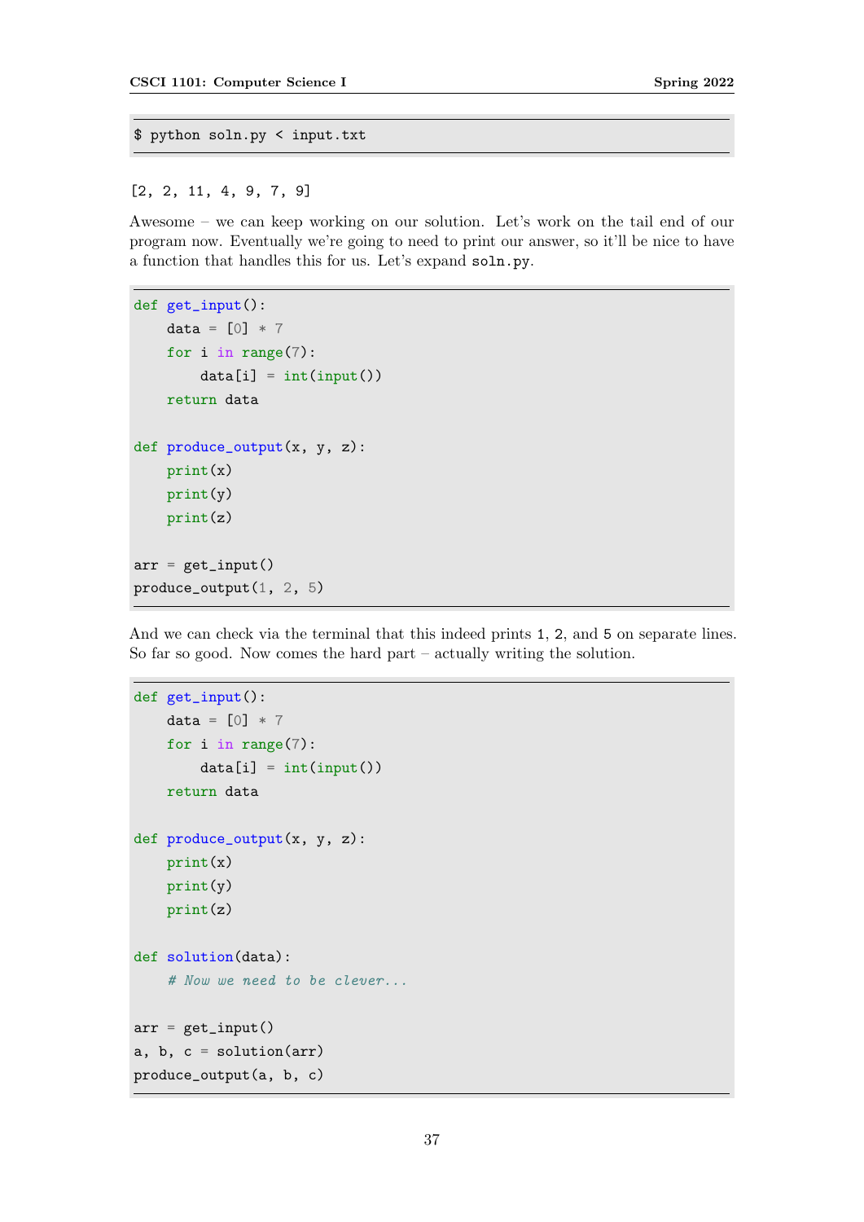```
$ python soln.py < input.txt
```

```
[2, 2, 11, 4, 9, 7, 9]
```

Awesome – we can keep working on our solution. Let's work on the tail end of our program now. Eventually we're going to need to print our answer, so it'll be nice to have a function that handles this for us. Let's expand `soln.py`.

```python
def get_input():
    data = [0] * 7
    for i in range(7):
        data[i] = int(input())
    return data

def produce_output(x, y, z):
    print(x)
    print(y)
    print(z)

arr = get_input()
produce_output(1, 2, 5)
```

And we can check via the terminal that this indeed prints `1`, `2`, and `5` on separate lines. So far so good. Now comes the hard part – actually writing the solution.

```python
def get_input():
    data = [0] * 7
    for i in range(7):
        data[i] = int(input())
    return data

def produce_output(x, y, z):
    print(x)
    print(y)
    print(z)

def solution(data):
    # Now we need to be clever...

arr = get_input()
a, b, c = solution(arr)
produce_output(a, b, c)
```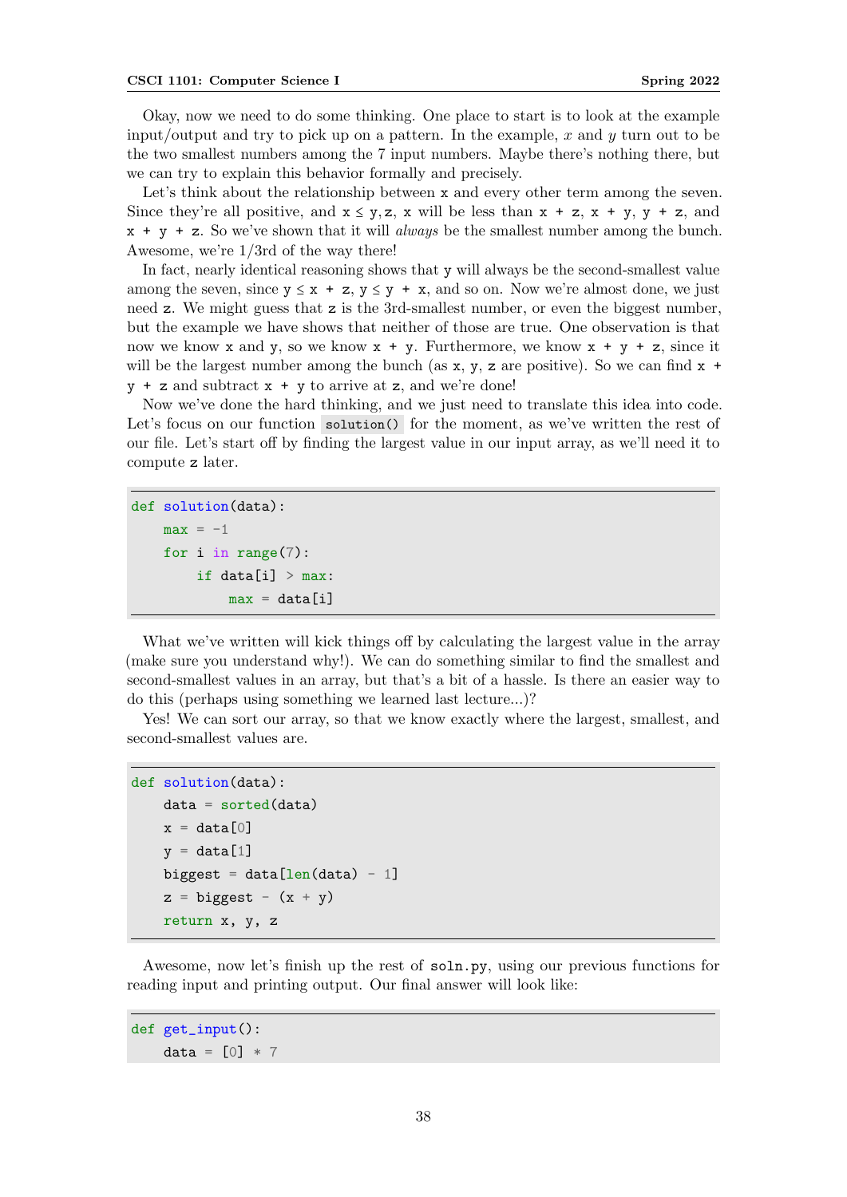Okay, now we need to do some thinking. One place to start is to look at the example input/output and try to pick up on a pattern. In the example, $x$ and $y$ turn out to be the two smallest numbers among the 7 input numbers. Maybe there's nothing there, but we can try to explain this behavior formally and precisely.

Let's think about the relationship between `x` and every other term among the seven. Since they're all positive, and `x` ≤ `y`,`z`, `x` will be less than `x + z`, `x + y`, `y + z`, and `x + y + z`. So we've shown that it will *always* be the smallest number among the bunch. Awesome, we're 1/3rd of the way there!

In fact, nearly identical reasoning shows that `y` will always be the second-smallest value among the seven, since `y` ≤ `x + z`, `y` ≤ `y + x`, and so on. Now we're almost done, we just need `z`. We might guess that `z` is the 3rd-smallest number, or even the biggest number, but the example we have shows that neither of those are true. One observation is that now we know `x` and `y`, so we know `x + y`. Furthermore, we know `x + y + z`, since it will be the largest number among the bunch (as `x`, `y`, `z` are positive). So we can find `x + y + z` and subtract `x + y` to arrive at `z`, and we're done!

Now we've done the hard thinking, and we just need to translate this idea into code. Let's focus on our function `solution()` for the moment, as we've written the rest of our file. Let's start off by finding the largest value in our input array, as we'll need it to compute `z` later.

```
def solution(data):
    max = -1
    for i in range(7):
        if data[i] > max:
            max = data[i]
```

What we've written will kick things off by calculating the largest value in the array (make sure you understand why!). We can do something similar to find the smallest and second-smallest values in an array, but that's a bit of a hassle. Is there an easier way to do this (perhaps using something we learned last lecture...)?

Yes! We can sort our array, so that we know exactly where the largest, smallest, and second-smallest values are.

```
def solution(data):
    data = sorted(data)
    x = data[0]
    y = data[1]
    biggest = data[len(data) - 1]
    z = biggest - (x + y)
    return x, y, z
```

Awesome, now let's finish up the rest of `soln.py`, using our previous functions for reading input and printing output. Our final answer will look like:

```
def get_input():
    data = [0] * 7
```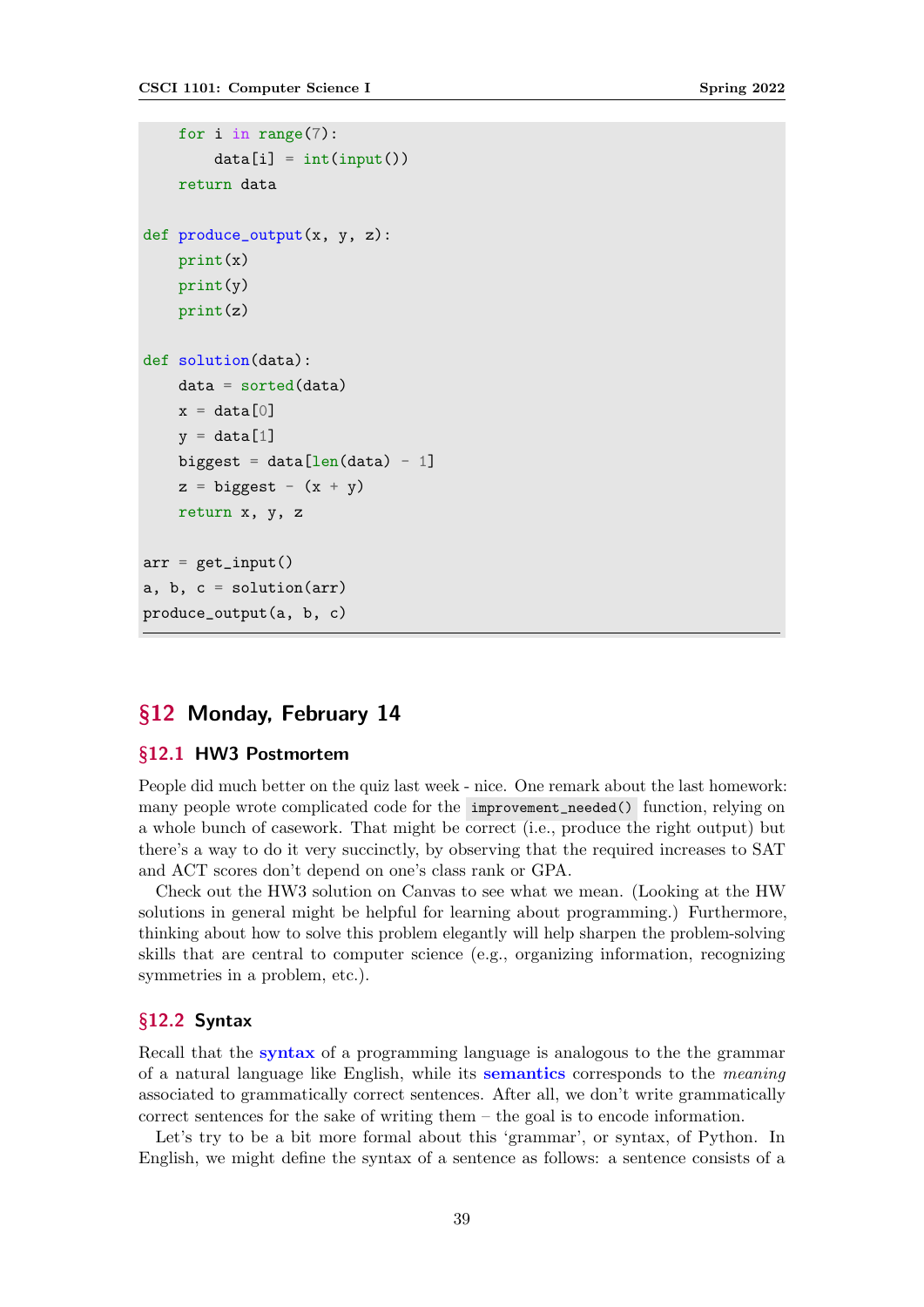```python
    for i in range(7):
        data[i] = int(input())
    return data

def produce_output(x, y, z):
    print(x)
    print(y)
    print(z)

def solution(data):
    data = sorted(data)
    x = data[0]
    y = data[1]
    biggest = data[len(data) - 1]
    z = biggest - (x + y)
    return x, y, z

arr = get_input()
a, b, c = solution(arr)
produce_output(a, b, c)
```

## §12 Monday, February 14

### §12.1 HW3 Postmortem

People did much better on the quiz last week - nice. One remark about the last homework: many people wrote complicated code for the `improvement_needed()` function, relying on a whole bunch of casework. That might be correct (i.e., produce the right output) but there's a way to do it very succinctly, by observing that the required increases to SAT and ACT scores don't depend on one's class rank or GPA.

Check out the HW3 solution on Canvas to see what we mean. (Looking at the HW solutions in general might be helpful for learning about programming.) Furthermore, thinking about how to solve this problem elegantly will help sharpen the problem-solving skills that are central to computer science (e.g., organizing information, recognizing symmetries in a problem, etc.).

### §12.2 Syntax

Recall that the **syntax** of a programming language is analogous to the the grammar of a natural language like English, while its **semantics** corresponds to the *meaning* associated to grammatically correct sentences. After all, we don't write grammatically correct sentences for the sake of writing them – the goal is to encode information.

Let's try to be a bit more formal about this 'grammar', or syntax, of Python. In English, we might define the syntax of a sentence as follows: a sentence consists of a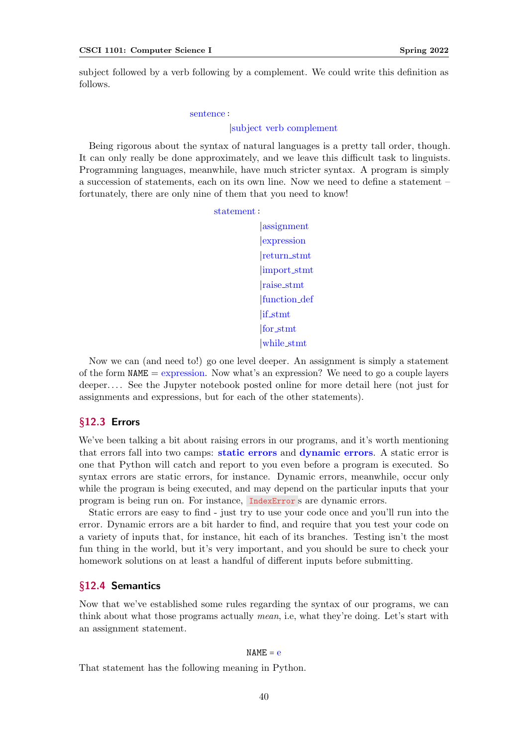subject followed by a verb following by a complement. We could write this definition as follows.

```
sentence :
        |subject verb complement
```

Being rigorous about the syntax of natural languages is a pretty tall order, though. It can only really be done approximately, and we leave this difficult task to linguists. Programming languages, meanwhile, have much stricter syntax. A program is simply a succession of statements, each on its own line. Now we need to define a statement – fortunately, there are only nine of them that you need to know!

```
statement :
        |assignment
        |expression
        |return_stmt
        |import_stmt
        |raise_stmt
        |function_def
        |if_stmt
        |for_stmt
        |while_stmt
```

Now we can (and need to!) go one level deeper. An assignment is simply a statement of the form `NAME` = expression. Now what's an expression? We need to go a couple layers deeper.... See the Jupyter notebook posted online for more detail here (not just for assignments and expressions, but for each of the other statements).

## §12.3 Errors

We've been talking a bit about raising errors in our programs, and it's worth mentioning that errors fall into two camps: **static errors** and **dynamic errors**. A static error is one that Python will catch and report to you even before a program is executed. So syntax errors are static errors, for instance. Dynamic errors, meanwhile, occur only while the program is being executed, and may depend on the particular inputs that your program is being run on. For instance, `IndexError`s are dynamic errors.

Static errors are easy to find - just try to use your code once and you'll run into the error. Dynamic errors are a bit harder to find, and require that you test your code on a variety of inputs that, for instance, hit each of its branches. Testing isn't the most fun thing in the world, but it's very important, and you should be sure to check your homework solutions on at least a handful of different inputs before submitting.

## §12.4 Semantics

Now that we've established some rules regarding the syntax of our programs, we can think about what those programs actually *mean*, i.e, what they're doing. Let's start with an assignment statement.

```
NAME = e
```

That statement has the following meaning in Python.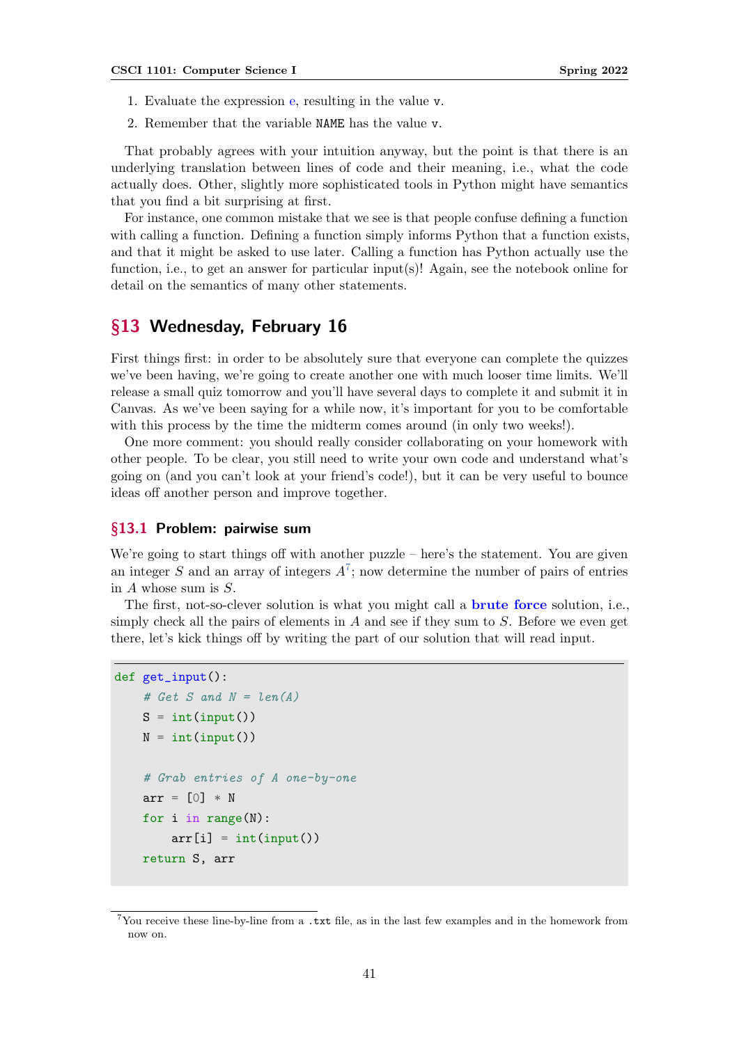1. Evaluate the expression e, resulting in the value `v`.
2. Remember that the variable `NAME` has the value `v`.

That probably agrees with your intuition anyway, but the point is that there is an underlying translation between lines of code and their meaning, i.e., what the code actually does. Other, slightly more sophisticated tools in Python might have semantics that you find a bit surprising at first.

For instance, one common mistake that we see is that people confuse defining a function with calling a function. Defining a function simply informs Python that a function exists, and that it might be asked to use later. Calling a function has Python actually use the function, i.e., to get an answer for particular input(s)! Again, see the notebook online for detail on the semantics of many other statements.

## §13 Wednesday, February 16

First things first: in order to be absolutely sure that everyone can complete the quizzes we've been having, we're going to create another one with much looser time limits. We'll release a small quiz tomorrow and you'll have several days to complete it and submit it in Canvas. As we've been saying for a while now, it's important for you to be comfortable with this process by the time the midterm comes around (in only two weeks!).

One more comment: you should really consider collaborating on your homework with other people. To be clear, you still need to write your own code and understand what's going on (and you can't look at your friend's code!), but it can be very useful to bounce ideas off another person and improve together.

### §13.1 Problem: pairwise sum

We're going to start things off with another puzzle – here's the statement. You are given an integer $S$ and an array of integers $A$[7]; now determine the number of pairs of entries in $A$ whose sum is $S$.

The first, not-so-clever solution is what you might call a **brute force** solution, i.e., simply check all the pairs of elements in $A$ and see if they sum to $S$. Before we even get there, let's kick things off by writing the part of our solution that will read input.

```python
def get_input():
    # Get S and N = len(A)
    S = int(input())
    N = int(input())

    # Grab entries of A one-by-one
    arr = [0] * N
    for i in range(N):
        arr[i] = int(input())
    return S, arr
```

[7] You receive these line-by-line from a .txt file, as in the last few examples and in the homework from now on.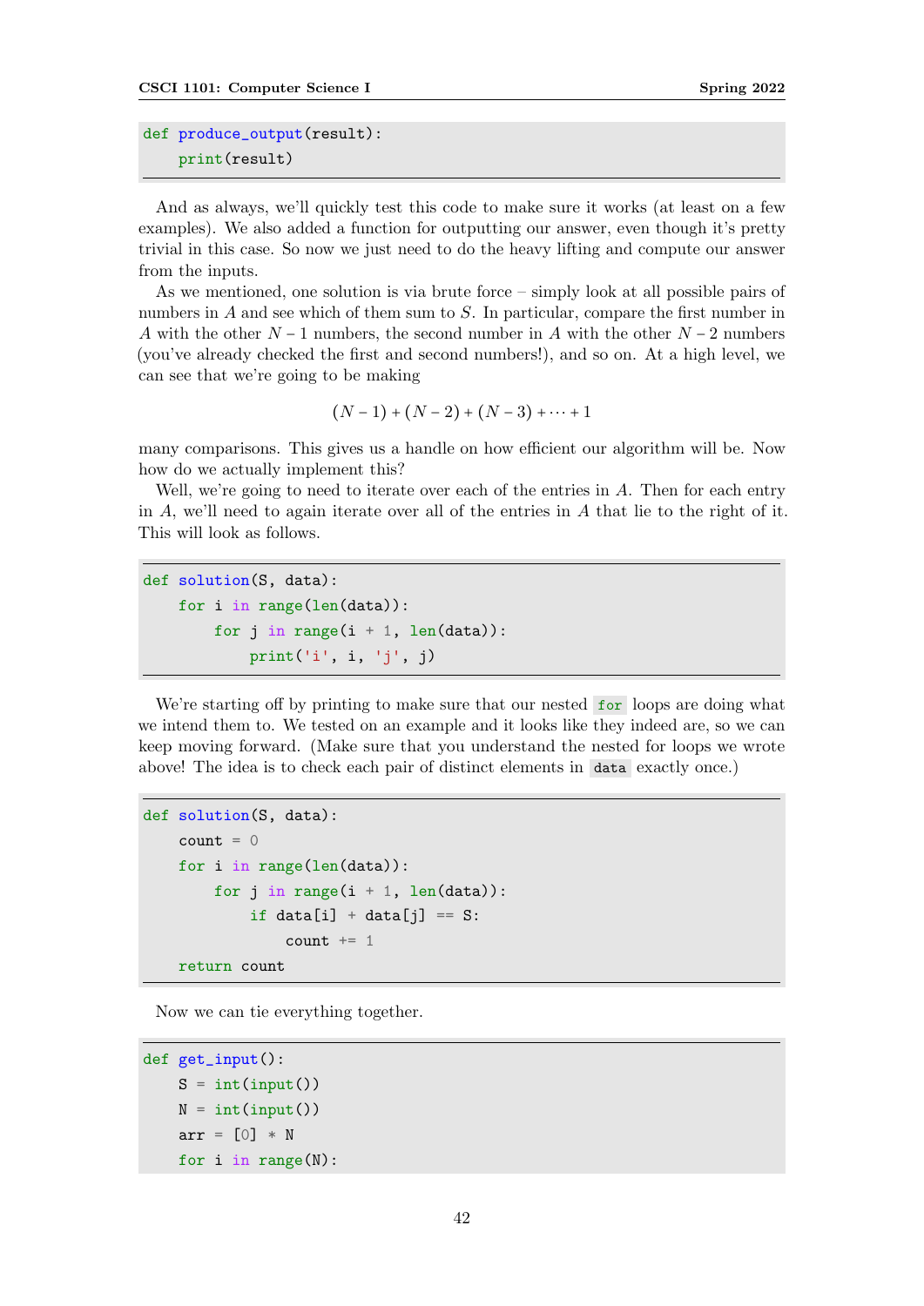```python
def produce_output(result):
    print(result)
```

And as always, we'll quickly test this code to make sure it works (at least on a few examples). We also added a function for outputting our answer, even though it's pretty trivial in this case. So now we just need to do the heavy lifting and compute our answer from the inputs.

As we mentioned, one solution is via brute force – simply look at all possible pairs of numbers in $A$ and see which of them sum to $S$. In particular, compare the first number in $A$ with the other $N - 1$ numbers, the second number in $A$ with the other $N - 2$ numbers (you've already checked the first and second numbers!), and so on. At a high level, we can see that we're going to be making

$$(N - 1) + (N - 2) + (N - 3) + \cdots + 1$$

many comparisons. This gives us a handle on how efficient our algorithm will be. Now how do we actually implement this?

Well, we're going to need to iterate over each of the entries in $A$. Then for each entry in $A$, we'll need to again iterate over all of the entries in $A$ that lie to the right of it. This will look as follows.

```python
def solution(S, data):
    for i in range(len(data)):
        for j in range(i + 1, len(data)):
            print('i', i, 'j', j)
```

We're starting off by printing to make sure that our nested `for` loops are doing what we intend them to. We tested on an example and it looks like they indeed are, so we can keep moving forward. (Make sure that you understand the nested for loops we wrote above! The idea is to check each pair of distinct elements in `data` exactly once.)

```python
def solution(S, data):
    count = 0
    for i in range(len(data)):
        for j in range(i + 1, len(data)):
            if data[i] + data[j] == S:
                count += 1
    return count
```

Now we can tie everything together.

```python
def get_input():
    S = int(input())
    N = int(input())
    arr = [0] * N
    for i in range(N):
```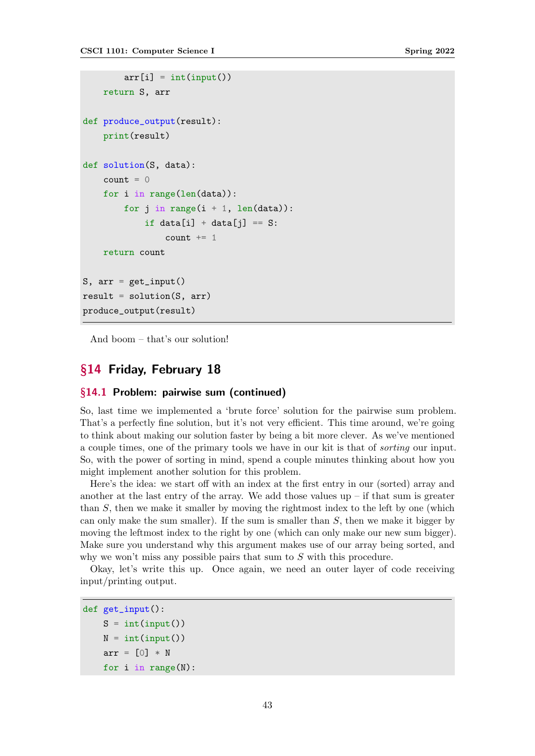```
        arr[i] = int(input())
    return S, arr

def produce_output(result):
    print(result)

def solution(S, data):
    count = 0
    for i in range(len(data)):
        for j in range(i + 1, len(data)):
            if data[i] + data[j] == S:
                count += 1
    return count

S, arr = get_input()
result = solution(S, arr)
produce_output(result)
```

And boom – that's our solution!

# §14 Friday, February 18

## §14.1 Problem: pairwise sum (continued)

So, last time we implemented a 'brute force' solution for the pairwise sum problem. That's a perfectly fine solution, but it's not very efficient. This time around, we're going to think about making our solution faster by being a bit more clever. As we've mentioned a couple times, one of the primary tools we have in our kit is that of *sorting* our input. So, with the power of sorting in mind, spend a couple minutes thinking about how you might implement another solution for this problem.

Here's the idea: we start off with an index at the first entry in our (sorted) array and another at the last entry of the array. We add those values up – if that sum is greater than $S$, then we make it smaller by moving the rightmost index to the left by one (which can only make the sum smaller). If the sum is smaller than $S$, then we make it bigger by moving the leftmost index to the right by one (which can only make our new sum bigger). Make sure you understand why this argument makes use of our array being sorted, and why we won't miss any possible pairs that sum to $S$ with this procedure.

Okay, let's write this up. Once again, we need an outer layer of code receiving input/printing output.

```
def get_input():
    S = int(input())
    N = int(input())
    arr = [0] * N
    for i in range(N):
```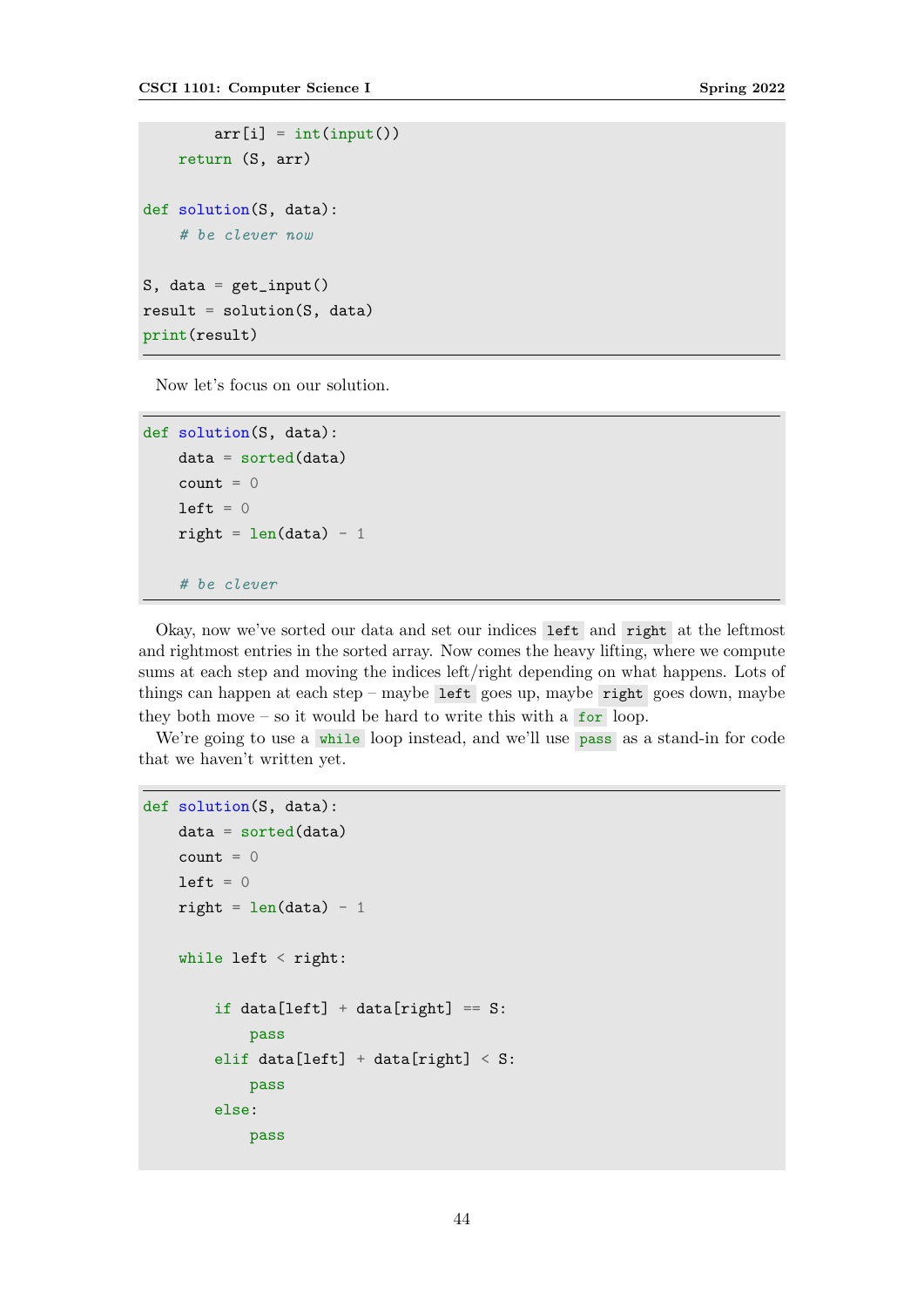```python
        arr[i] = int(input())
    return (S, arr)

def solution(S, data):
    # be clever now

S, data = get_input()
result = solution(S, data)
print(result)
```

Now let's focus on our solution.

```python
def solution(S, data):
    data = sorted(data)
    count = 0
    left = 0
    right = len(data) - 1

    # be clever
```

Okay, now we've sorted our data and set our indices `left` and `right` at the leftmost and rightmost entries in the sorted array. Now comes the heavy lifting, where we compute sums at each step and moving the indices left/right depending on what happens. Lots of things can happen at each step – maybe `left` goes up, maybe `right` goes down, maybe they both move – so it would be hard to write this with a `for` loop.

We're going to use a `while` loop instead, and we'll use `pass` as a stand-in for code that we haven't written yet.

```python
def solution(S, data):
    data = sorted(data)
    count = 0
    left = 0
    right = len(data) - 1

    while left < right:

        if data[left] + data[right] == S:
            pass
        elif data[left] + data[right] < S:
            pass
        else:
            pass
```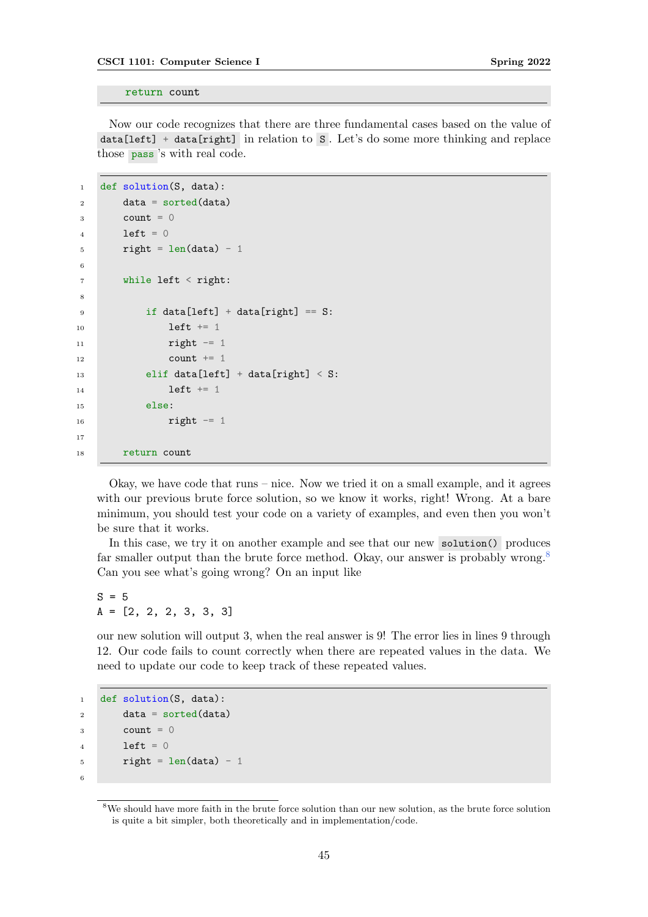```python
    return count
```

Now our code recognizes that there are three fundamental cases based on the value of `data[left] + data[right]` in relation to `S`. Let's do some more thinking and replace those `pass`'s with real code.

```python
def solution(S, data):
    data = sorted(data)
    count = 0
    left = 0
    right = len(data) - 1

    while left < right:

        if data[left] + data[right] == S:
            left += 1
            right -= 1
            count += 1
        elif data[left] + data[right] < S:
            left += 1
        else:
            right -= 1

    return count
```

Okay, we have code that runs – nice. Now we tried it on a small example, and it agrees with our previous brute force solution, so we know it works, right! Wrong. At a bare minimum, you should test your code on a variety of examples, and even then you won't be sure that it works.

In this case, we try it on another example and see that our new `solution()` produces far smaller output than the brute force method. Okay, our answer is probably wrong.[8] Can you see what's going wrong? On an input like

```
S = 5
A = [2, 2, 2, 3, 3, 3]
```

our new solution will output 3, when the real answer is 9! The error lies in lines 9 through 12. Our code fails to count correctly when there are repeated values in the data. We need to update our code to keep track of these repeated values.

```python
def solution(S, data):
    data = sorted(data)
    count = 0
    left = 0
    right = len(data) - 1

```

[8] We should have more faith in the brute force solution than our new solution, as the brute force solution is quite a bit simpler, both theoretically and in implementation/code.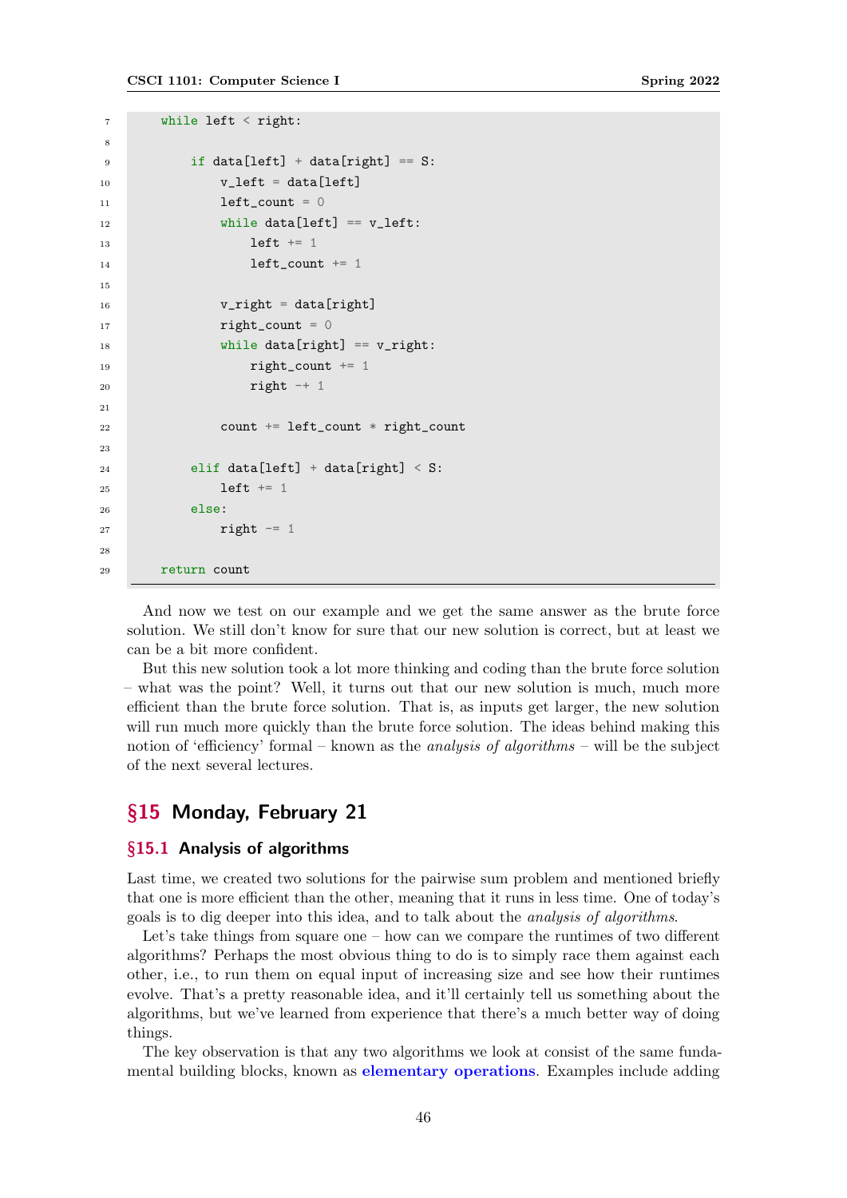```
    while left < right:

        if data[left] + data[right] == S:
            v_left = data[left]
            left_count = 0
            while data[left] == v_left:
                left += 1
                left_count += 1

            v_right = data[right]
            right_count = 0
            while data[right] == v_right:
                right_count += 1
                right -+ 1

            count += left_count * right_count

        elif data[left] + data[right] < S:
            left += 1
        else:
            right -= 1

    return count
```

And now we test on our example and we get the same answer as the brute force solution. We still don't know for sure that our new solution is correct, but at least we can be a bit more confident.

But this new solution took a lot more thinking and coding than the brute force solution – what was the point? Well, it turns out that our new solution is much, much more efficient than the brute force solution. That is, as inputs get larger, the new solution will run much more quickly than the brute force solution. The ideas behind making this notion of 'efficiency' formal – known as the *analysis of algorithms* – will be the subject of the next several lectures.

## §15 Monday, February 21

### §15.1 Analysis of algorithms

Last time, we created two solutions for the pairwise sum problem and mentioned briefly that one is more efficient than the other, meaning that it runs in less time. One of today's goals is to dig deeper into this idea, and to talk about the *analysis of algorithms*.

Let's take things from square one – how can we compare the runtimes of two different algorithms? Perhaps the most obvious thing to do is to simply race them against each other, i.e., to run them on equal input of increasing size and see how their runtimes evolve. That's a pretty reasonable idea, and it'll certainly tell us something about the algorithms, but we've learned from experience that there's a much better way of doing things.

The key observation is that any two algorithms we look at consist of the same fundamental building blocks, known as **elementary operations**. Examples include adding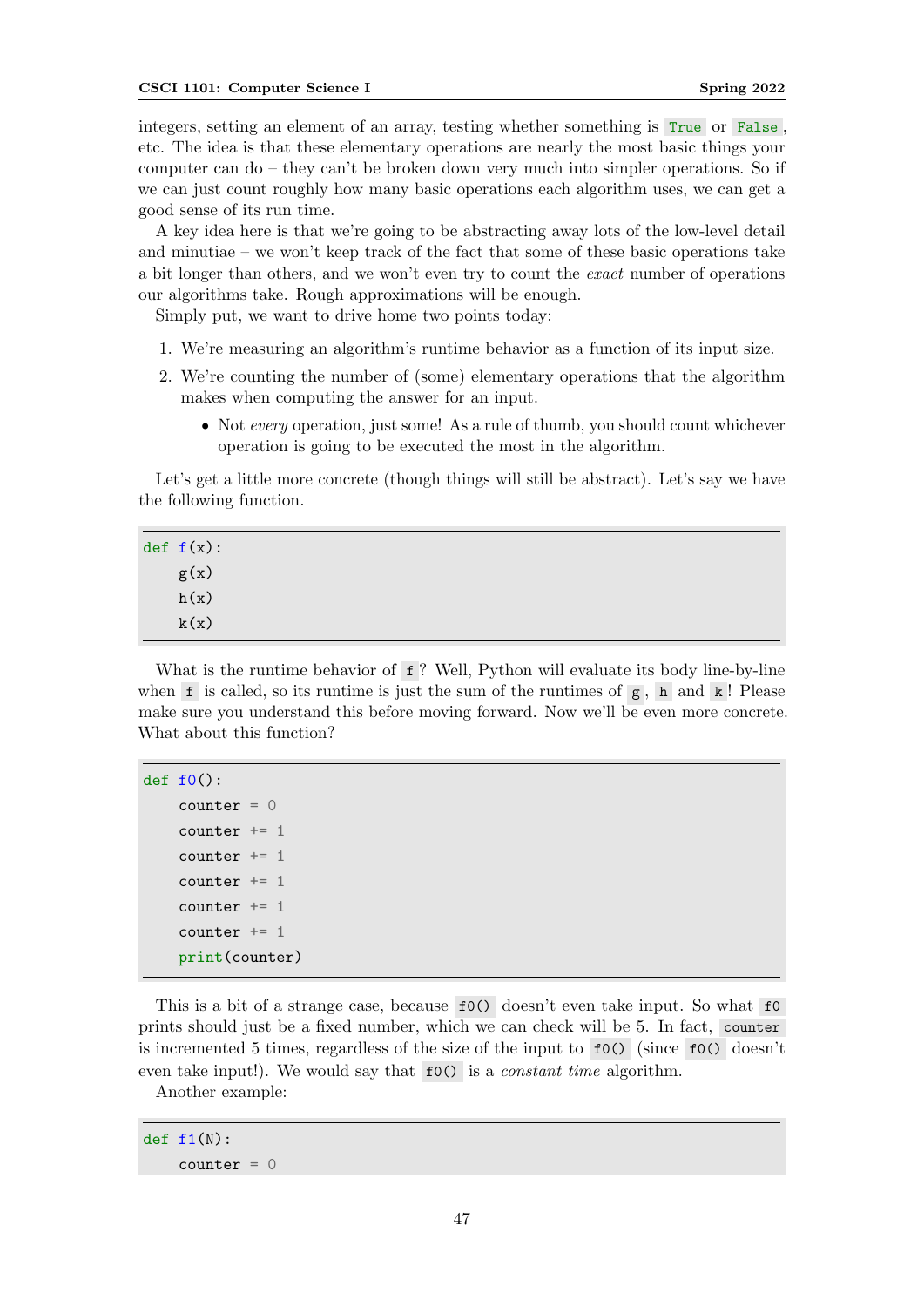integers, setting an element of an array, testing whether something is `True` or `False`, etc. The idea is that these elementary operations are nearly the most basic things your computer can do – they can't be broken down very much into simpler operations. So if we can just count roughly how many basic operations each algorithm uses, we can get a good sense of its run time.

A key idea here is that we're going to be abstracting away lots of the low-level detail and minutiae – we won't keep track of the fact that some of these basic operations take a bit longer than others, and we won't even try to count the *exact* number of operations our algorithms take. Rough approximations will be enough.

Simply put, we want to drive home two points today:

1. We're measuring an algorithm's runtime behavior as a function of its input size.
2. We're counting the number of (some) elementary operations that the algorithm makes when computing the answer for an input.
   - Not *every* operation, just some! As a rule of thumb, you should count whichever operation is going to be executed the most in the algorithm.

Let's get a little more concrete (though things will still be abstract). Let's say we have the following function.

```
def f(x):
    g(x)
    h(x)
    k(x)
```

What is the runtime behavior of `f`? Well, Python will evaluate its body line-by-line when `f` is called, so its runtime is just the sum of the runtimes of `g`, `h` and `k`! Please make sure you understand this before moving forward. Now we'll be even more concrete. What about this function?

```
def f0():
    counter = 0
    counter += 1
    counter += 1
    counter += 1
    counter += 1
    counter += 1
    print(counter)
```

This is a bit of a strange case, because `f0()` doesn't even take input. So what `f0` prints should just be a fixed number, which we can check will be 5. In fact, `counter` is incremented 5 times, regardless of the size of the input to `f0()` (since `f0()` doesn't even take input!). We would say that `f0()` is a *constant time* algorithm.

Another example:

```
def f1(N):
    counter = 0
```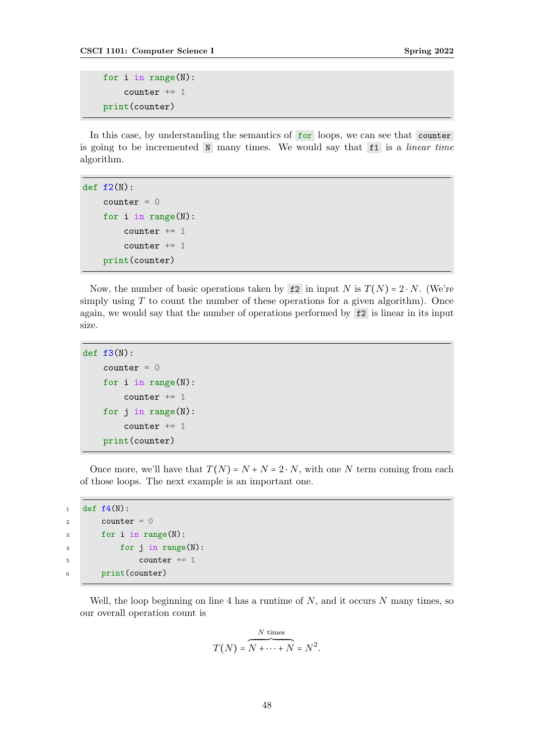```
    for i in range(N):
        counter += 1
    print(counter)
```

In this case, by understanding the semantics of `for` loops, we can see that `counter` is going to be incremented `N` many times. We would say that `f1` is a *linear time* algorithm.

```
def f2(N):
    counter = 0
    for i in range(N):
        counter += 1
        counter += 1
    print(counter)
```

Now, the number of basic operations taken by `f2` in input $N$ is $T(N) = 2 \cdot N$. (We're simply using $T$ to count the number of these operations for a given algorithm). Once again, we would say that the number of operations performed by `f2` is linear in its input size.

```
def f3(N):
    counter = 0
    for i in range(N):
        counter += 1
    for j in range(N):
        counter += 1
    print(counter)
```

Once more, we'll have that $T(N) = N + N = 2 \cdot N$, with one $N$ term coming from each of those loops. The next example is an important one.

```
def f4(N):
    counter = 0
    for i in range(N):
        for j in range(N):
            counter += 1
    print(counter)
```

Well, the loop beginning on line 4 has a runtime of $N$, and it occurs $N$ many times, so our overall operation count is

$$T(N) = \overbrace{N + \cdots + N}^{N \text{ times}} = N^2.$$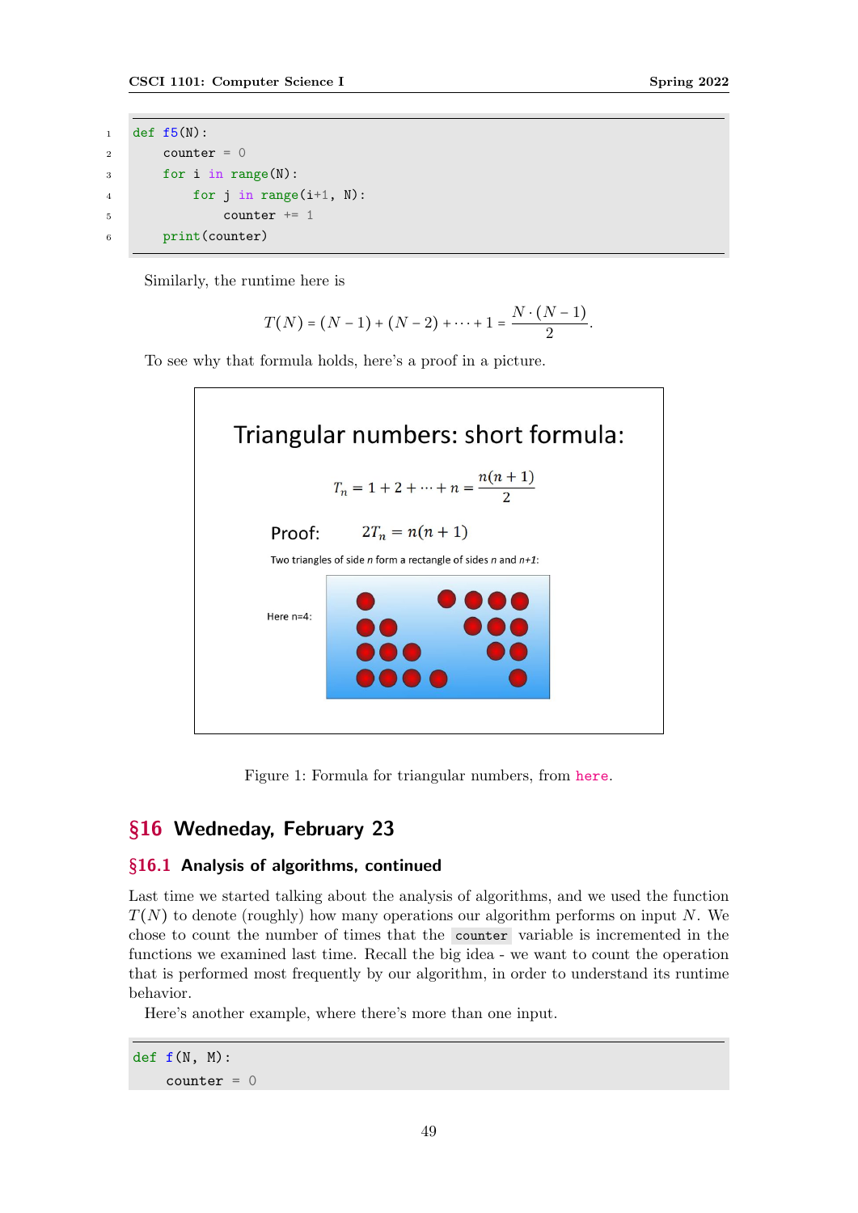```python
def f5(N):
    counter = 0
    for i in range(N):
        for j in range(i+1, N):
            counter += 1
    print(counter)
```

Similarly, the runtime here is

$$T(N) = (N-1) + (N-2) + \cdots + 1 = \frac{N \cdot (N-1)}{2}.$$

To see why that formula holds, here's a proof in a picture.

Triangular numbers: short formula:

$$T_n = 1 + 2 + \cdots + n = \frac{n(n+1)}{2}$$

Proof: $2T_n = n(n+1)$

Two triangles of side *n* form a rectangle of sides *n* and *n+1*:

Here n=4:

Figure 1: Formula for triangular numbers, from here.

## §16 Wedneday, February 23

### §16.1 Analysis of algorithms, continued

Last time we started talking about the analysis of algorithms, and we used the function $T(N)$ to denote (roughly) how many operations our algorithm performs on input $N$. We chose to count the number of times that the `counter` variable is incremented in the functions we examined last time. Recall the big idea - we want to count the operation that is performed most frequently by our algorithm, in order to understand its runtime behavior.

Here's another example, where there's more than one input.

```python
def f(N, M):
    counter = 0
```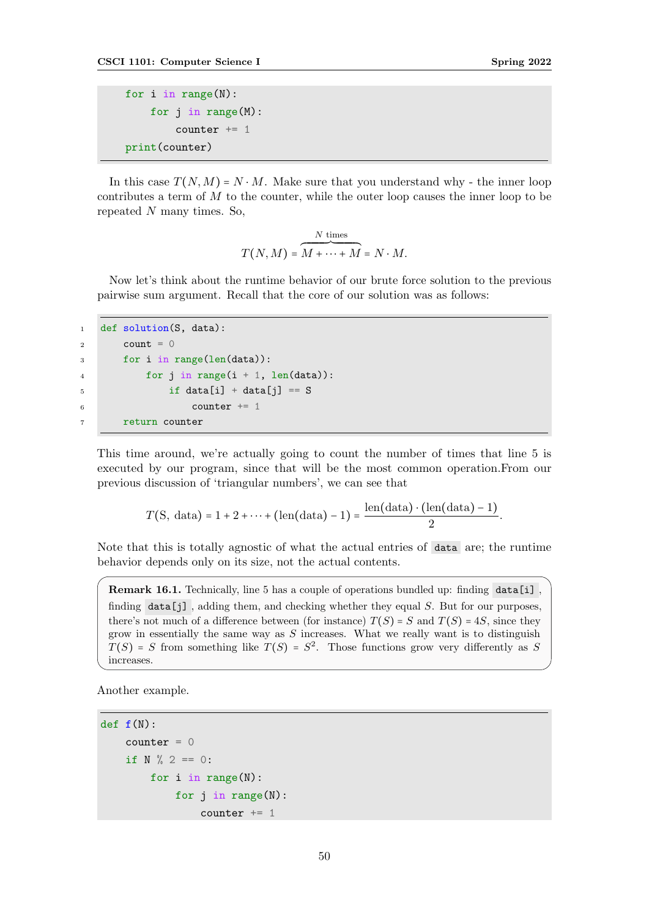```python
for i in range(N):
    for j in range(M):
        counter += 1
print(counter)
```

In this case $T(N, M) = N \cdot M$. Make sure that you understand why - the inner loop contributes a term of $M$ to the counter, while the outer loop causes the inner loop to be repeated $N$ many times. So,

$$T(N, M) = \overbrace{M + \cdots + M}^{N \text{ times}} = N \cdot M.$$

Now let's think about the runtime behavior of our brute force solution to the previous pairwise sum argument. Recall that the core of our solution was as follows:

```python
def solution(S, data):
    count = 0
    for i in range(len(data)):
        for j in range(i + 1, len(data)):
            if data[i] + data[j] == S
                counter += 1
    return counter
```

This time around, we're actually going to count the number of times that line 5 is executed by our program, since that will be the most common operation.From our previous discussion of 'triangular numbers', we can see that

$$T(\text{S, data}) = 1 + 2 + \cdots + (\text{len(data)} - 1) = \frac{\text{len(data)} \cdot (\text{len(data)} - 1)}{2}.$$

Note that this is totally agnostic of what the actual entries of `data` are; the runtime behavior depends only on its size, not the actual contents.

> **Remark 16.1.** Technically, line 5 has a couple of operations bundled up: finding `data[i]`, finding `data[j]`, adding them, and checking whether they equal $S$. But for our purposes, there's not much of a difference between (for instance) $T(S) = S$ and $T(S) = 4S$, since they grow in essentially the same way as $S$ increases. What we really want is to distinguish $T(S) = S$ from something like $T(S) = S^2$. Those functions grow very differently as $S$ increases.

Another example.

```python
def f(N):
    counter = 0
    if N % 2 == 0:
        for i in range(N):
            for j in range(N):
                counter += 1
```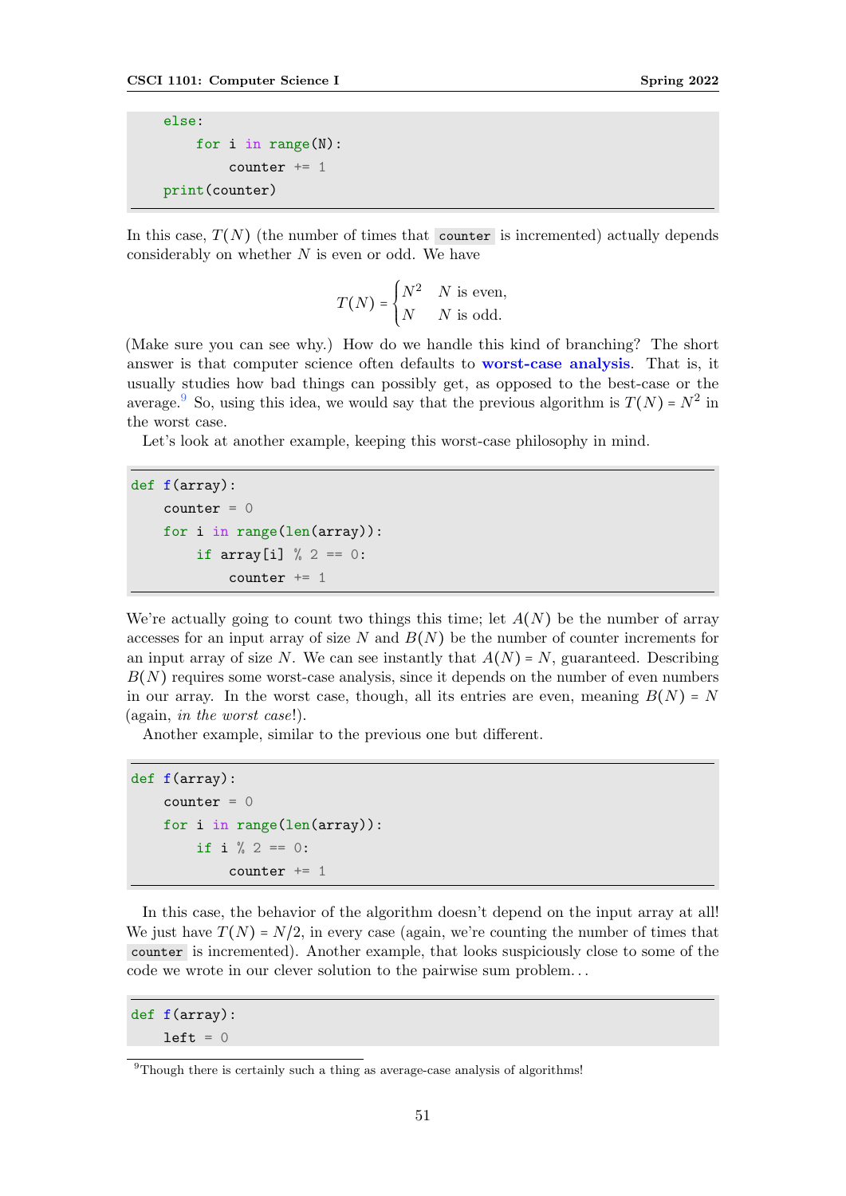```python
    else:
        for i in range(N):
            counter += 1
    print(counter)
```

In this case, $T(N)$ (the number of times that `counter` is incremented) actually depends considerably on whether $N$ is even or odd. We have

$$T(N) = \begin{cases} N^2 & N \text{ is even,} \\ N & N \text{ is odd.} \end{cases}$$

(Make sure you can see why.) How do we handle this kind of branching? The short answer is that computer science often defaults to **worst-case analysis**. That is, it usually studies how bad things can possibly get, as opposed to the best-case or the average.[9] So, using this idea, we would say that the previous algorithm is $T(N) = N^2$ in the worst case.

Let's look at another example, keeping this worst-case philosophy in mind.

```python
def f(array):
    counter = 0
    for i in range(len(array)):
        if array[i] % 2 == 0:
            counter += 1
```

We're actually going to count two things this time; let $A(N)$ be the number of array accesses for an input array of size $N$ and $B(N)$ be the number of counter increments for an input array of size $N$. We can see instantly that $A(N) = N$, guaranteed. Describing $B(N)$ requires some worst-case analysis, since it depends on the number of even numbers in our array. In the worst case, though, all its entries are even, meaning $B(N) = N$ (again, *in the worst case*!).

Another example, similar to the previous one but different.

```python
def f(array):
    counter = 0
    for i in range(len(array)):
        if i % 2 == 0:
            counter += 1
```

In this case, the behavior of the algorithm doesn't depend on the input array at all! We just have $T(N) = N/2$, in every case (again, we're counting the number of times that `counter` is incremented). Another example, that looks suspiciously close to some of the code we wrote in our clever solution to the pairwise sum problem...

```python
def f(array):
    left = 0
```

[9] Though there is certainly such a thing as average-case analysis of algorithms!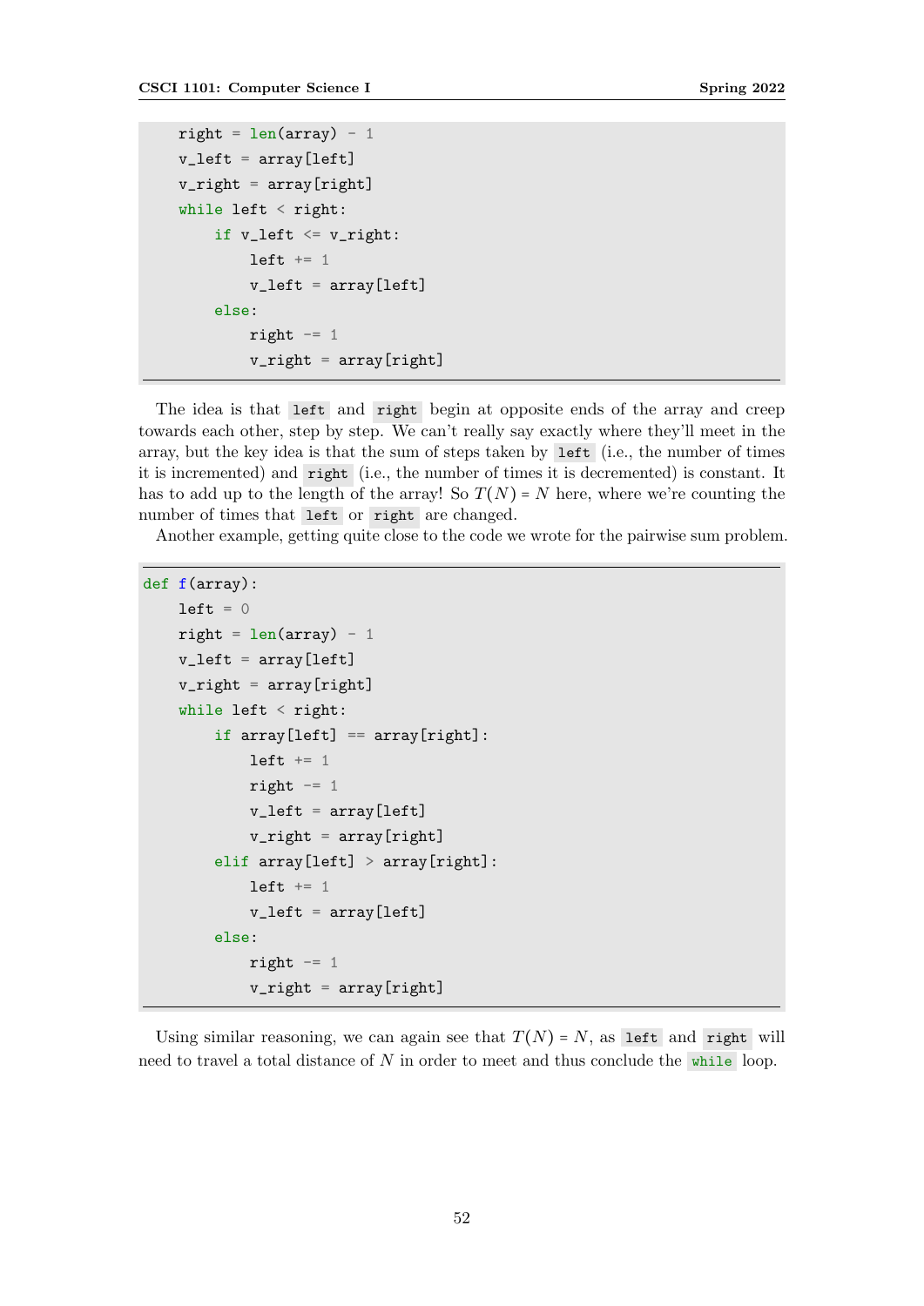```python
    right = len(array) - 1
    v_left = array[left]
    v_right = array[right]
    while left < right:
        if v_left <= v_right:
            left += 1
            v_left = array[left]
        else:
            right -= 1
            v_right = array[right]
```

The idea is that `left` and `right` begin at opposite ends of the array and creep towards each other, step by step. We can't really say exactly where they'll meet in the array, but the key idea is that the sum of steps taken by `left` (i.e., the number of times it is incremented) and `right` (i.e., the number of times it is decremented) is constant. It has to add up to the length of the array! So $T(N) = N$ here, where we're counting the number of times that `left` or `right` are changed.

Another example, getting quite close to the code we wrote for the pairwise sum problem.

```python
def f(array):
    left = 0
    right = len(array) - 1
    v_left = array[left]
    v_right = array[right]
    while left < right:
        if array[left] == array[right]:
            left += 1
            right -= 1
            v_left = array[left]
            v_right = array[right]
        elif array[left] > array[right]:
            left += 1
            v_left = array[left]
        else:
            right -= 1
            v_right = array[right]
```

Using similar reasoning, we can again see that $T(N) = N$, as `left` and `right` will need to travel a total distance of $N$ in order to meet and thus conclude the `while` loop.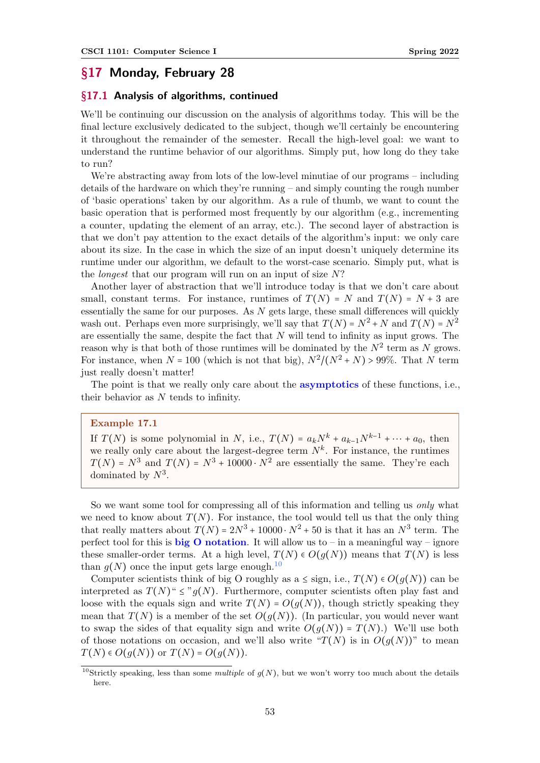## §17 Monday, February 28

### §17.1 Analysis of algorithms, continued

We'll be continuing our discussion on the analysis of algorithms today. This will be the final lecture exclusively dedicated to the subject, though we'll certainly be encountering it throughout the remainder of the semester. Recall the high-level goal: we want to understand the runtime behavior of our algorithms. Simply put, how long do they take to run?

We're abstracting away from lots of the low-level minutiae of our programs – including details of the hardware on which they're running – and simply counting the rough number of 'basic operations' taken by our algorithm. As a rule of thumb, we want to count the basic operation that is performed most frequently by our algorithm (e.g., incrementing a counter, updating the element of an array, etc.). The second layer of abstraction is that we don't pay attention to the exact details of the algorithm's input: we only care about its size. In the case in which the size of an input doesn't uniquely determine its runtime under our algorithm, we default to the worst-case scenario. Simply put, what is the *longest* that our program will run on an input of size $N$?

Another layer of abstraction that we'll introduce today is that we don't care about small, constant terms. For instance, runtimes of $T(N) = N$ and $T(N) = N + 3$ are essentially the same for our purposes. As $N$ gets large, these small differences will quickly wash out. Perhaps even more surprisingly, we'll say that $T(N) = N^2 + N$ and $T(N) = N^2$ are essentially the same, despite the fact that $N$ will tend to infinity as input grows. The reason why is that both of those runtimes will be dominated by the $N^2$ term as $N$ grows. For instance, when $N = 100$ (which is not that big), $N^2/(N^2 + N) > 99\%$. That $N$ term just really doesn't matter!

The point is that we really only care about the **asymptotics** of these functions, i.e., their behavior as $N$ tends to infinity.

> **Example 17.1**
>
> If $T(N)$ is some polynomial in $N$, i.e., $T(N) = a_k N^k + a_{k-1} N^{k-1} + \cdots + a_0$, then we really only care about the largest-degree term $N^k$. For instance, the runtimes $T(N) = N^3$ and $T(N) = N^3 + 10000 \cdot N^2$ are essentially the same. They're each dominated by $N^3$.

So we want some tool for compressing all of this information and telling us *only* what we need to know about $T(N)$. For instance, the tool would tell us that the only thing that really matters about $T(N) = 2N^3 + 10000 \cdot N^2 + 50$ is that it has an $N^3$ term. The perfect tool for this is **big O notation**. It will allow us to – in a meaningful way – ignore these smaller-order terms. At a high level, $T(N) \in O(g(N))$ means that $T(N)$ is less than $g(N)$ once the input gets large enough.[10]

Computer scientists think of big O roughly as a $\leq$ sign, i.e., $T(N) \in O(g(N))$ can be interpreted as $T(N)$ "$\leq$" $g(N)$. Furthermore, computer scientists often play fast and loose with the equals sign and write $T(N) = O(g(N))$, though strictly speaking they mean that $T(N)$ is a member of the set $O(g(N))$. (In particular, you would never want to swap the sides of that equality sign and write $O(g(N)) = T(N)$.) We'll use both of those notations on occasion, and we'll also write "$T(N)$ is in $O(g(N))$" to mean $T(N) \in O(g(N))$ or $T(N) = O(g(N))$.

[10] Strictly speaking, less than some *multiple* of $g(N)$, but we won't worry too much about the details here.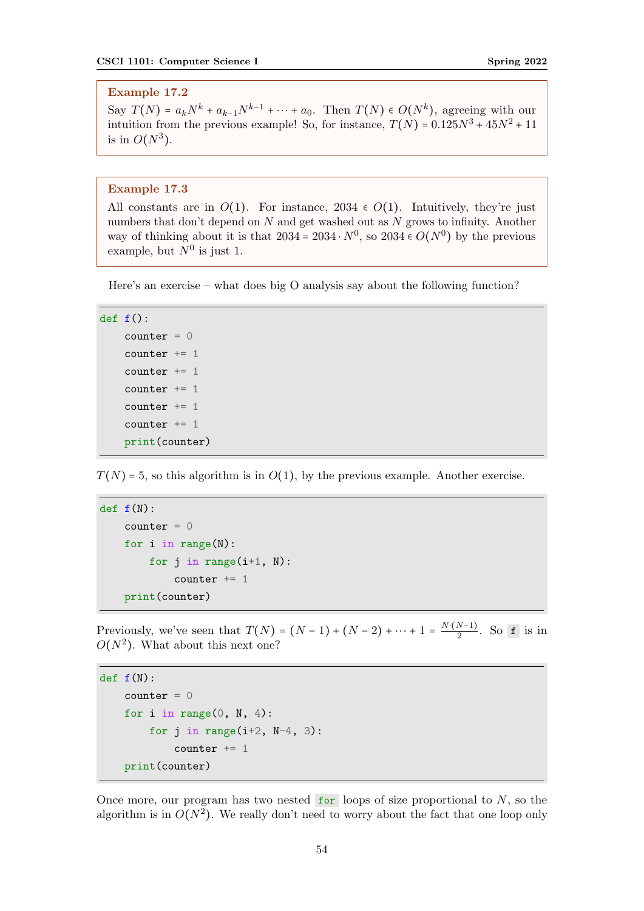**Example 17.2**

Say $T(N) = a_k N^k + a_{k-1} N^{k-1} + \cdots + a_0$. Then $T(N) \in O(N^k)$, agreeing with our intuition from the previous example! So, for instance, $T(N) = 0.125N^3 + 45N^2 + 11$ is in $O(N^3)$.

**Example 17.3**

All constants are in $O(1)$. For instance, $2034 \in O(1)$. Intuitively, they're just numbers that don't depend on $N$ and get washed out as $N$ grows to infinity. Another way of thinking about it is that $2034 = 2034 \cdot N^0$, so $2034 \in O(N^0)$ by the previous example, but $N^0$ is just 1.

Here's an exercise – what does big O analysis say about the following function?

```python
def f():
    counter = 0
    counter += 1
    counter += 1
    counter += 1
    counter += 1
    counter += 1
    print(counter)
```

$T(N) = 5$, so this algorithm is in $O(1)$, by the previous example. Another exercise.

```python
def f(N):
    counter = 0
    for i in range(N):
        for j in range(i+1, N):
            counter += 1
    print(counter)
```

Previously, we've seen that $T(N) = (N-1) + (N-2) + \cdots + 1 = \frac{N \cdot (N-1)}{2}$. So `f` is in $O(N^2)$. What about this next one?

```python
def f(N):
    counter = 0
    for i in range(0, N, 4):
        for j in range(i+2, N-4, 3):
            counter += 1
    print(counter)
```

Once more, our program has two nested `for` loops of size proportional to $N$, so the algorithm is in $O(N^2)$. We really don't need to worry about the fact that one loop only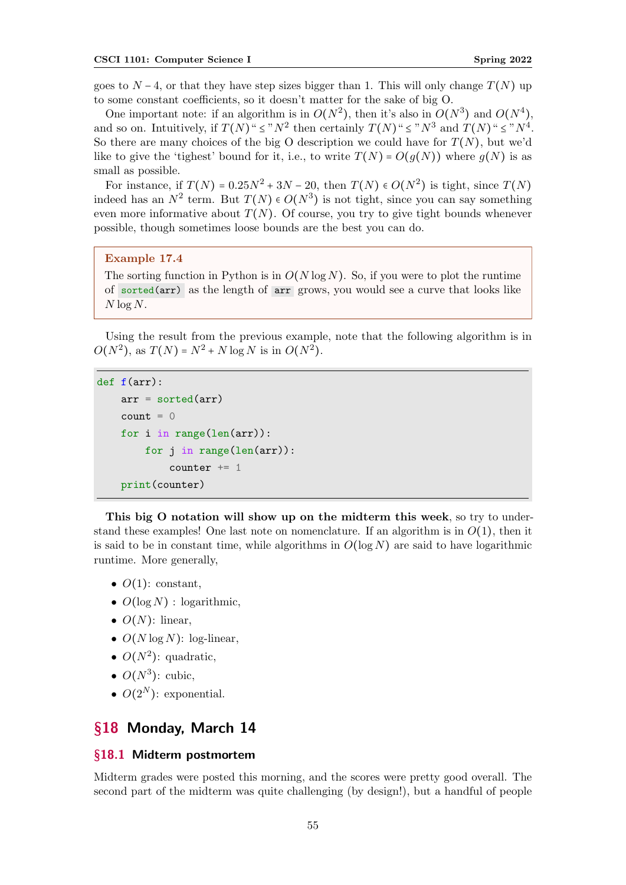goes to $N - 4$, or that they have step sizes bigger than 1. This will only change $T(N)$ up to some constant coefficients, so it doesn't matter for the sake of big O.

One important note: if an algorithm is in $O(N^2)$, then it's also in $O(N^3)$ and $O(N^4)$, and so on. Intuitively, if $T(N)$ "$\le$" $N^2$ then certainly $T(N)$ "$\le$" $N^3$ and $T(N)$ "$\le$" $N^4$. So there are many choices of the big O description we could have for $T(N)$, but we'd like to give the 'tighest' bound for it, i.e., to write $T(N) = O(g(N))$ where $g(N)$ is as small as possible.

For instance, if $T(N) = 0.25N^2 + 3N - 20$, then $T(N) \in O(N^2)$ is tight, since $T(N)$ indeed has an $N^2$ term. But $T(N) \in O(N^3)$ is not tight, since you can say something even more informative about $T(N)$. Of course, you try to give tight bounds whenever possible, though sometimes loose bounds are the best you can do.

> **Example 17.4**
>
> The sorting function in Python is in $O(N \log N)$. So, if you were to plot the runtime of `sorted(arr)` as the length of `arr` grows, you would see a curve that looks like $N \log N$.

Using the result from the previous example, note that the following algorithm is in $O(N^2)$, as $T(N) = N^2 + N \log N$ is in $O(N^2)$.

```
def f(arr):
    arr = sorted(arr)
    count = 0
    for i in range(len(arr)):
        for j in range(len(arr)):
            counter += 1
    print(counter)
```

**This big O notation will show up on the midterm this week**, so try to understand these examples! One last note on nomenclature. If an algorithm is in $O(1)$, then it is said to be in constant time, while algorithms in $O(\log N)$ are said to have logarithmic runtime. More generally,

- $O(1)$: constant,
- $O(\log N)$ : logarithmic,
- $O(N)$: linear,
- $O(N \log N)$: log-linear,
- $O(N^2)$: quadratic,
- $O(N^3)$: cubic,
- $O(2^N)$: exponential.

## §18 Monday, March 14

### §18.1 Midterm postmortem

Midterm grades were posted this morning, and the scores were pretty good overall. The second part of the midterm was quite challenging (by design!), but a handful of people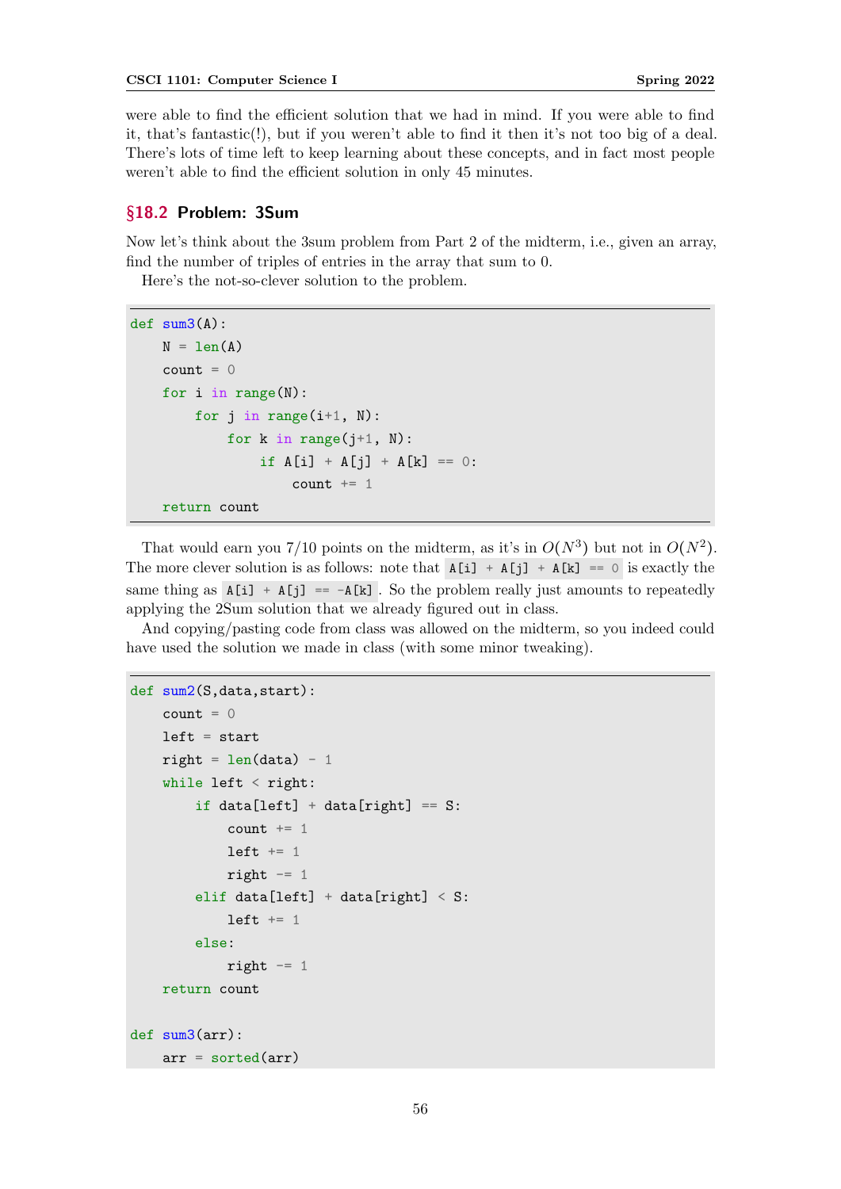were able to find the efficient solution that we had in mind. If you were able to find it, that's fantastic(!), but if you weren't able to find it then it's not too big of a deal. There's lots of time left to keep learning about these concepts, and in fact most people weren't able to find the efficient solution in only 45 minutes.

## §18.2 Problem: 3Sum

Now let's think about the 3sum problem from Part 2 of the midterm, i.e., given an array, find the number of triples of entries in the array that sum to 0.

Here's the not-so-clever solution to the problem.

```
def sum3(A):
    N = len(A)
    count = 0
    for i in range(N):
        for j in range(i+1, N):
            for k in range(j+1, N):
                if A[i] + A[j] + A[k] == 0:
                    count += 1
    return count
```

That would earn you 7/10 points on the midterm, as it's in $O(N^3)$ but not in $O(N^2)$. The more clever solution is as follows: note that `A[i] + A[j] + A[k] == 0` is exactly the same thing as `A[i] + A[j] == -A[k]`. So the problem really just amounts to repeatedly applying the 2Sum solution that we already figured out in class.

And copying/pasting code from class was allowed on the midterm, so you indeed could have used the solution we made in class (with some minor tweaking).

```
def sum2(S,data,start):
    count = 0
    left = start
    right = len(data) - 1
    while left < right:
        if data[left] + data[right] == S:
            count += 1
            left += 1
            right -= 1
        elif data[left] + data[right] < S:
            left += 1
        else:
            right -= 1
    return count

def sum3(arr):
    arr = sorted(arr)
```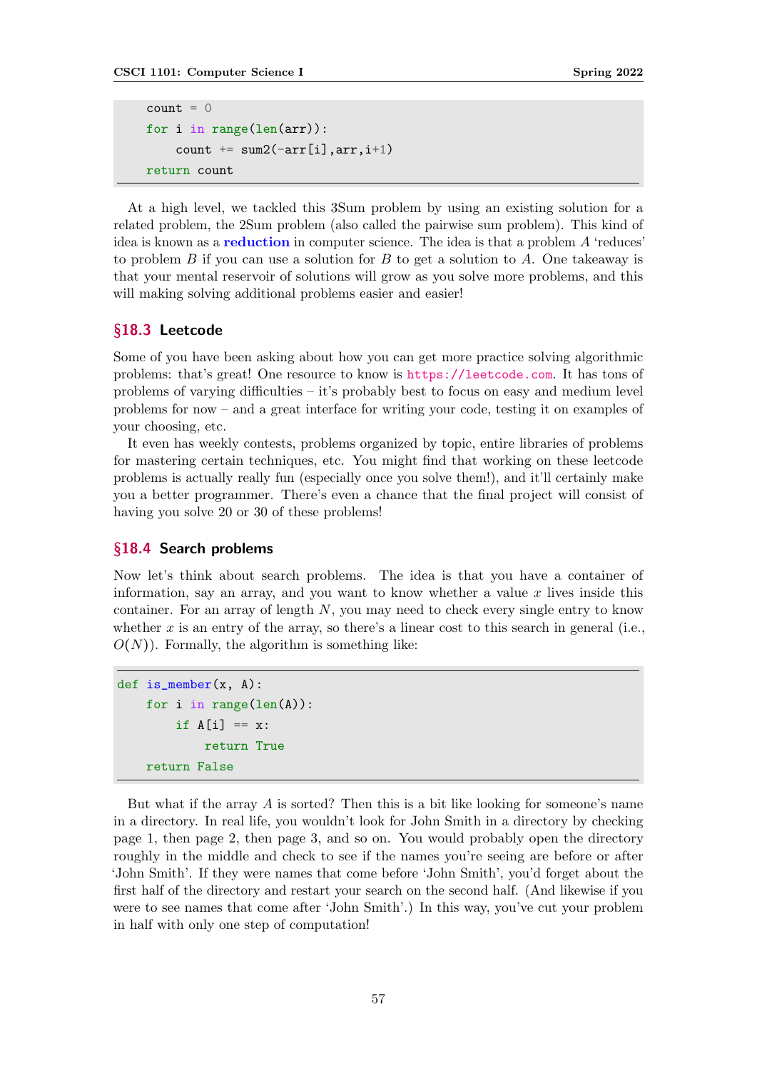```
    count = 0
    for i in range(len(arr)):
        count += sum2(-arr[i],arr,i+1)
    return count
```

At a high level, we tackled this 3Sum problem by using an existing solution for a related problem, the 2Sum problem (also called the pairwise sum problem). This kind of idea is known as a **reduction** in computer science. The idea is that a problem $A$ 'reduces' to problem $B$ if you can use a solution for $B$ to get a solution to $A$. One takeaway is that your mental reservoir of solutions will grow as you solve more problems, and this will making solving additional problems easier and easier!

## §18.3 Leetcode

Some of you have been asking about how you can get more practice solving algorithmic problems: that's great! One resource to know is https://leetcode.com. It has tons of problems of varying difficulties – it's probably best to focus on easy and medium level problems for now – and a great interface for writing your code, testing it on examples of your choosing, etc.

It even has weekly contests, problems organized by topic, entire libraries of problems for mastering certain techniques, etc. You might find that working on these leetcode problems is actually really fun (especially once you solve them!), and it'll certainly make you a better programmer. There's even a chance that the final project will consist of having you solve 20 or 30 of these problems!

## §18.4 Search problems

Now let's think about search problems. The idea is that you have a container of information, say an array, and you want to know whether a value $x$ lives inside this container. For an array of length $N$, you may need to check every single entry to know whether $x$ is an entry of the array, so there's a linear cost to this search in general (i.e., $O(N)$). Formally, the algorithm is something like:

```
def is_member(x, A):
    for i in range(len(A)):
        if A[i] == x:
            return True
    return False
```

But what if the array $A$ is sorted? Then this is a bit like looking for someone's name in a directory. In real life, you wouldn't look for John Smith in a directory by checking page 1, then page 2, then page 3, and so on. You would probably open the directory roughly in the middle and check to see if the names you're seeing are before or after 'John Smith'. If they were names that come before 'John Smith', you'd forget about the first half of the directory and restart your search on the second half. (And likewise if you were to see names that come after 'John Smith'.) In this way, you've cut your problem in half with only one step of computation!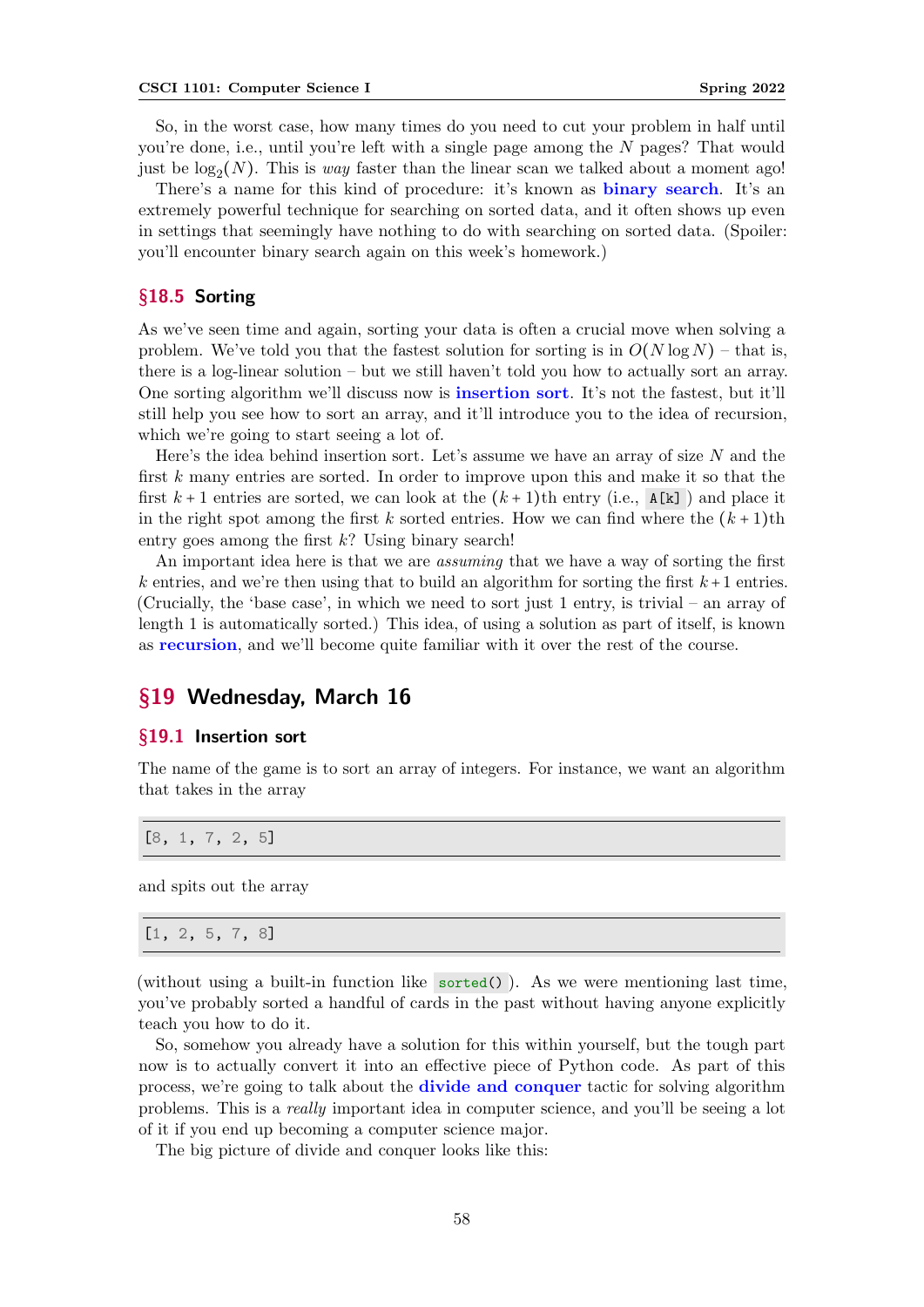So, in the worst case, how many times do you need to cut your problem in half until you're done, i.e., until you're left with a single page among the $N$ pages? That would just be $\log_2(N)$. This is *way* faster than the linear scan we talked about a moment ago!

There's a name for this kind of procedure: it's known as **binary search**. It's an extremely powerful technique for searching on sorted data, and it often shows up even in settings that seemingly have nothing to do with searching on sorted data. (Spoiler: you'll encounter binary search again on this week's homework.)

### §18.5 Sorting

As we've seen time and again, sorting your data is often a crucial move when solving a problem. We've told you that the fastest solution for sorting is in $O(N \log N)$ – that is, there is a log-linear solution – but we still haven't told you how to actually sort an array. One sorting algorithm we'll discuss now is **insertion sort**. It's not the fastest, but it'll still help you see how to sort an array, and it'll introduce you to the idea of recursion, which we're going to start seeing a lot of.

Here's the idea behind insertion sort. Let's assume we have an array of size $N$ and the first $k$ many entries are sorted. In order to improve upon this and make it so that the first $k+1$ entries are sorted, we can look at the $(k+1)$th entry (i.e., `A[k]`) and place it in the right spot among the first $k$ sorted entries. How we can find where the $(k+1)$th entry goes among the first $k$? Using binary search!

An important idea here is that we are *assuming* that we have a way of sorting the first $k$ entries, and we're then using that to build an algorithm for sorting the first $k+1$ entries. (Crucially, the 'base case', in which we need to sort just 1 entry, is trivial – an array of length 1 is automatically sorted.) This idea, of using a solution as part of itself, is known as **recursion**, and we'll become quite familiar with it over the rest of the course.

## §19 Wednesday, March 16

### §19.1 Insertion sort

The name of the game is to sort an array of integers. For instance, we want an algorithm that takes in the array

```
[8, 1, 7, 2, 5]
```

and spits out the array

```
[1, 2, 5, 7, 8]
```

(without using a built-in function like `sorted()`). As we were mentioning last time, you've probably sorted a handful of cards in the past without having anyone explicitly teach you how to do it.

So, somehow you already have a solution for this within yourself, but the tough part now is to actually convert it into an effective piece of Python code. As part of this process, we're going to talk about the **divide and conquer** tactic for solving algorithm problems. This is a *really* important idea in computer science, and you'll be seeing a lot of it if you end up becoming a computer science major.

The big picture of divide and conquer looks like this: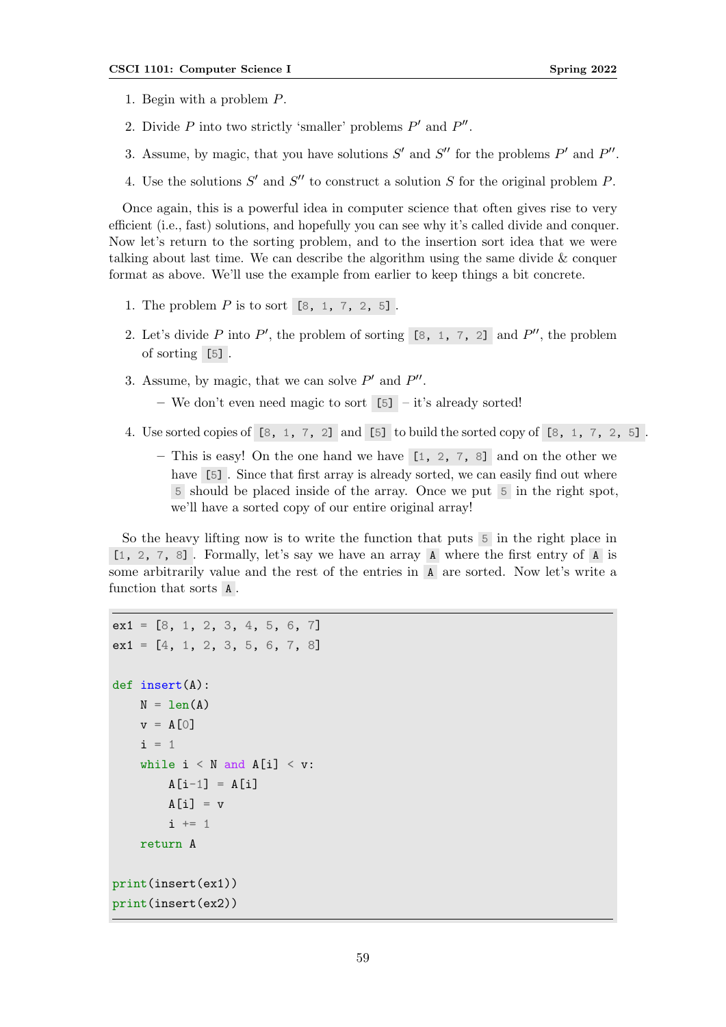1. Begin with a problem $P$.
2. Divide $P$ into two strictly 'smaller' problems $P'$ and $P''$.
3. Assume, by magic, that you have solutions $S'$ and $S''$ for the problems $P'$ and $P''$.
4. Use the solutions $S'$ and $S''$ to construct a solution $S$ for the original problem $P$.

Once again, this is a powerful idea in computer science that often gives rise to very efficient (i.e., fast) solutions, and hopefully you can see why it's called divide and conquer. Now let's return to the sorting problem, and to the insertion sort idea that we were talking about last time. We can describe the algorithm using the same divide & conquer format as above. We'll use the example from earlier to keep things a bit concrete.

1. The problem $P$ is to sort `[8, 1, 7, 2, 5]`.
2. Let's divide $P$ into $P'$, the problem of sorting `[8, 1, 7, 2]` and $P''$, the problem of sorting `[5]`.
3. Assume, by magic, that we can solve $P'$ and $P''$.
   - We don't even need magic to sort `[5]` – it's already sorted!
4. Use sorted copies of `[8, 1, 7, 2]` and `[5]` to build the sorted copy of `[8, 1, 7, 2, 5]`.
   - This is easy! On the one hand we have `[1, 2, 7, 8]` and on the other we have `[5]`. Since that first array is already sorted, we can easily find out where `5` should be placed inside of the array. Once we put `5` in the right spot, we'll have a sorted copy of our entire original array!

So the heavy lifting now is to write the function that puts `5` in the right place in `[1, 2, 7, 8]`. Formally, let's say we have an array `A` where the first entry of `A` is some arbitrarily value and the rest of the entries in `A` are sorted. Now let's write a function that sorts `A`.

```
ex1 = [8, 1, 2, 3, 4, 5, 6, 7]
ex1 = [4, 1, 2, 3, 5, 6, 7, 8]

def insert(A):
    N = len(A)
    v = A[0]
    i = 1
    while i < N and A[i] < v:
        A[i-1] = A[i]
        A[i] = v
        i += 1
    return A

print(insert(ex1))
print(insert(ex2))
```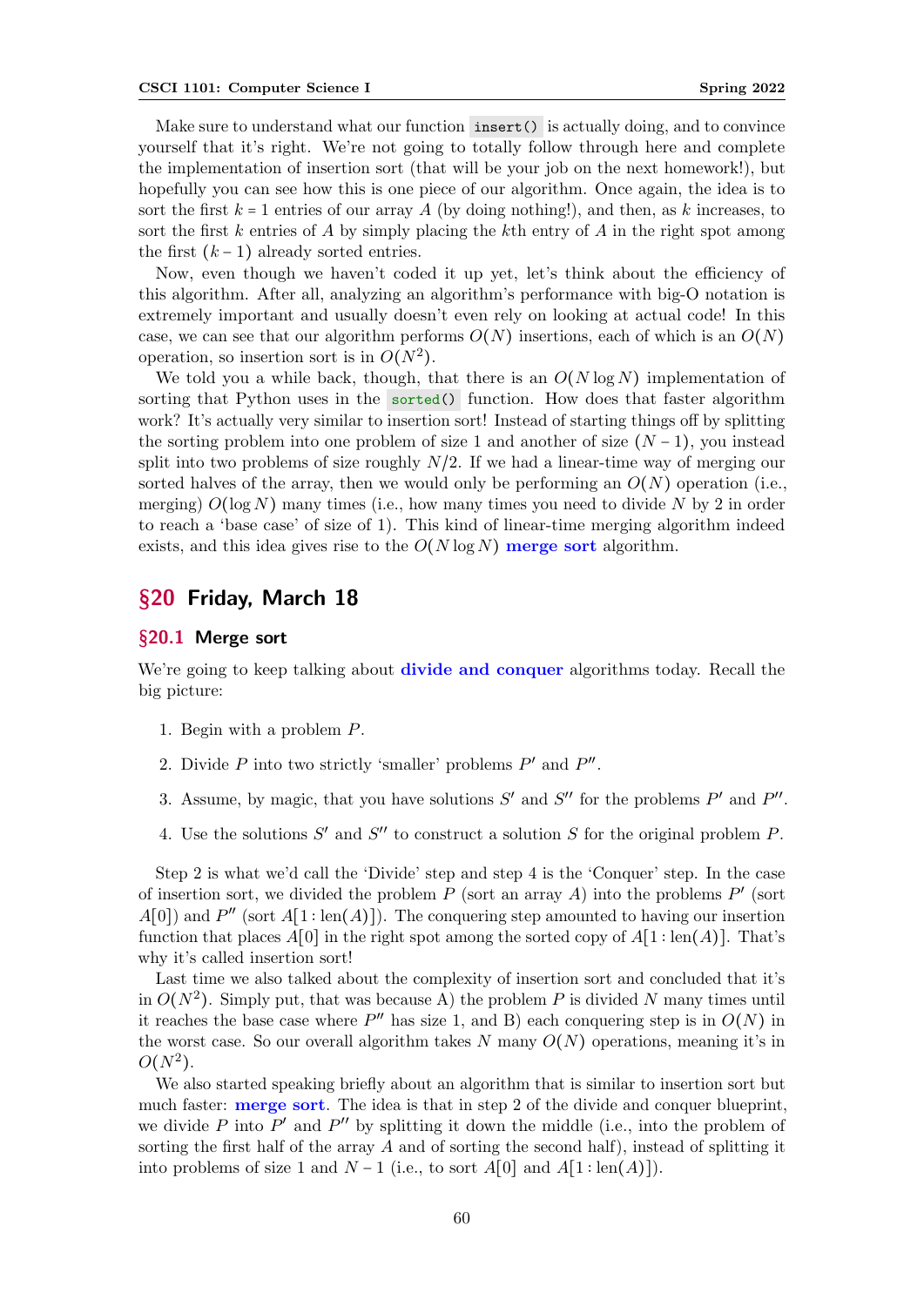Make sure to understand what our function `insert()` is actually doing, and to convince yourself that it's right. We're not going to totally follow through here and complete the implementation of insertion sort (that will be your job on the next homework!), but hopefully you can see how this is one piece of our algorithm. Once again, the idea is to sort the first $k = 1$ entries of our array $A$ (by doing nothing!), and then, as $k$ increases, to sort the first $k$ entries of $A$ by simply placing the $k$th entry of $A$ in the right spot among the first $(k-1)$ already sorted entries.

Now, even though we haven't coded it up yet, let's think about the efficiency of this algorithm. After all, analyzing an algorithm's performance with big-O notation is extremely important and usually doesn't even rely on looking at actual code! In this case, we can see that our algorithm performs $O(N)$ insertions, each of which is an $O(N)$ operation, so insertion sort is in $O(N^2)$.

We told you a while back, though, that there is an $O(N \log N)$ implementation of sorting that Python uses in the `sorted()` function. How does that faster algorithm work? It's actually very similar to insertion sort! Instead of starting things off by splitting the sorting problem into one problem of size 1 and another of size $(N-1)$, you instead split into two problems of size roughly $N/2$. If we had a linear-time way of merging our sorted halves of the array, then we would only be performing an $O(N)$ operation (i.e., merging) $O(\log N)$ many times (i.e., how many times you need to divide $N$ by 2 in order to reach a 'base case' of size of 1). This kind of linear-time merging algorithm indeed exists, and this idea gives rise to the $O(N \log N)$ **merge sort** algorithm.

## §20 Friday, March 18

### §20.1 Merge sort

We're going to keep talking about **divide and conquer** algorithms today. Recall the big picture:

1. Begin with a problem $P$.
2. Divide $P$ into two strictly 'smaller' problems $P'$ and $P''$.
3. Assume, by magic, that you have solutions $S'$ and $S''$ for the problems $P'$ and $P''$.
4. Use the solutions $S'$ and $S''$ to construct a solution $S$ for the original problem $P$.

Step 2 is what we'd call the 'Divide' step and step 4 is the 'Conquer' step. In the case of insertion sort, we divided the problem $P$ (sort an array $A$) into the problems $P'$ (sort $A[0]$) and $P''$ (sort $A[1:\text{len}(A)]$). The conquering step amounted to having our insertion function that places $A[0]$ in the right spot among the sorted copy of $A[1:\text{len}(A)]$. That's why it's called insertion sort!

Last time we also talked about the complexity of insertion sort and concluded that it's in $O(N^2)$. Simply put, that was because A) the problem $P$ is divided $N$ many times until it reaches the base case where $P''$ has size 1, and B) each conquering step is in $O(N)$ in the worst case. So our overall algorithm takes $N$ many $O(N)$ operations, meaning it's in $O(N^2)$.

We also started speaking briefly about an algorithm that is similar to insertion sort but much faster: **merge sort**. The idea is that in step 2 of the divide and conquer blueprint, we divide $P$ into $P'$ and $P''$ by splitting it down the middle (i.e., into the problem of sorting the first half of the array $A$ and of sorting the second half), instead of splitting it into problems of size 1 and $N-1$ (i.e., to sort $A[0]$ and $A[1:\text{len}(A)]$).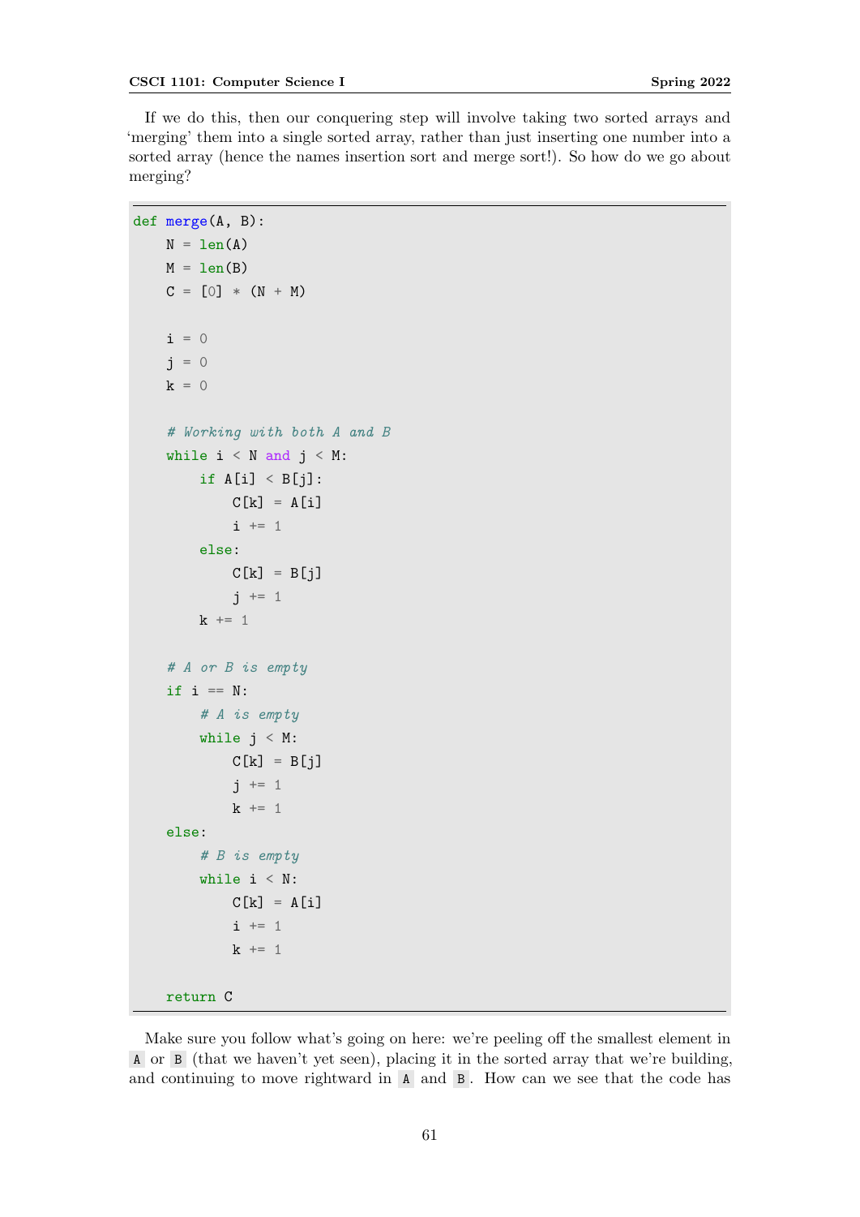If we do this, then our conquering step will involve taking two sorted arrays and 'merging' them into a single sorted array, rather than just inserting one number into a sorted array (hence the names insertion sort and merge sort!). So how do we go about merging?

```
def merge(A, B):
    N = len(A)
    M = len(B)
    C = [0] * (N + M)

    i = 0
    j = 0
    k = 0

    # Working with both A and B
    while i < N and j < M:
        if A[i] < B[j]:
            C[k] = A[i]
            i += 1
        else:
            C[k] = B[j]
            j += 1
        k += 1

    # A or B is empty
    if i == N:
        # A is empty
        while j < M:
            C[k] = B[j]
            j += 1
            k += 1
    else:
        # B is empty
        while i < N:
            C[k] = A[i]
            i += 1
            k += 1

    return C
```

Make sure you follow what's going on here: we're peeling off the smallest element in `A` or `B` (that we haven't yet seen), placing it in the sorted array that we're building, and continuing to move rightward in `A` and `B`. How can we see that the code has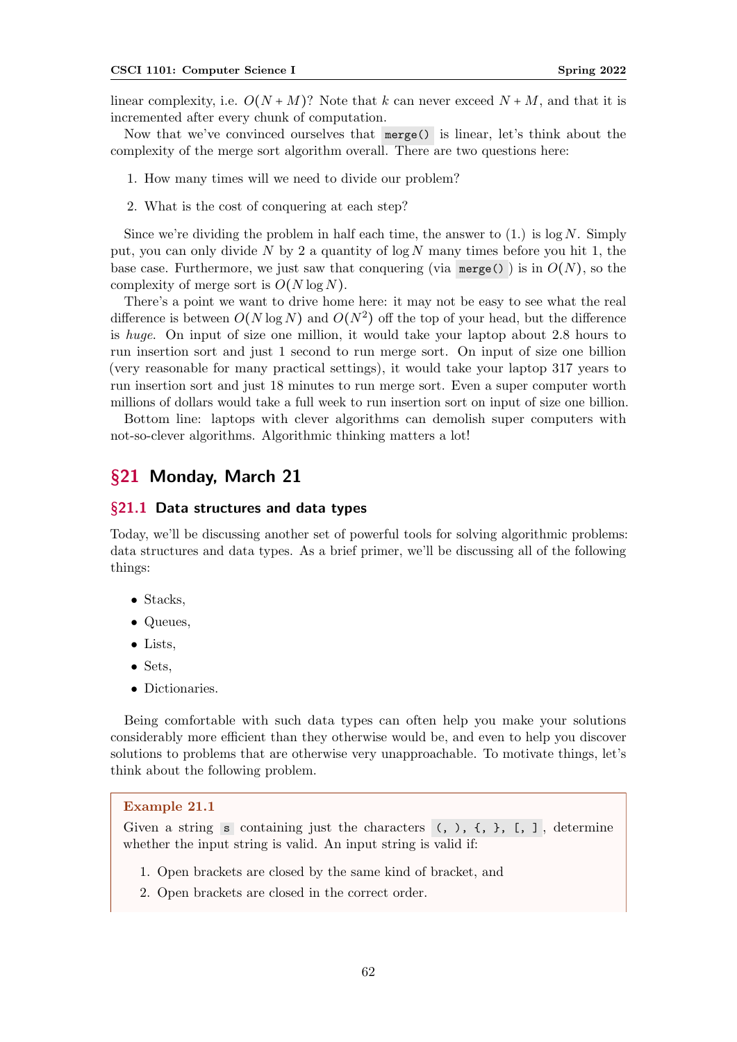linear complexity, i.e. $O(N+M)$? Note that $k$ can never exceed $N+M$, and that it is incremented after every chunk of computation.

Now that we've convinced ourselves that `merge()` is linear, let's think about the complexity of the merge sort algorithm overall. There are two questions here:

1. How many times will we need to divide our problem?
2. What is the cost of conquering at each step?

Since we're dividing the problem in half each time, the answer to (1.) is $\log N$. Simply put, you can only divide $N$ by 2 a quantity of $\log N$ many times before you hit 1, the base case. Furthermore, we just saw that conquering (via `merge()`) is in $O(N)$, so the complexity of merge sort is $O(N \log N)$.

There's a point we want to drive home here: it may not be easy to see what the real difference is between $O(N \log N)$ and $O(N^2)$ off the top of your head, but the difference is *huge*. On input of size one million, it would take your laptop about 2.8 hours to run insertion sort and just 1 second to run merge sort. On input of size one billion (very reasonable for many practical settings), it would take your laptop 317 years to run insertion sort and just 18 minutes to run merge sort. Even a super computer worth millions of dollars would take a full week to run insertion sort on input of size one billion.

Bottom line: laptops with clever algorithms can demolish super computers with not-so-clever algorithms. Algorithmic thinking matters a lot!

## §21 Monday, March 21

### §21.1 Data structures and data types

Today, we'll be discussing another set of powerful tools for solving algorithmic problems: data structures and data types. As a brief primer, we'll be discussing all of the following things:

- Stacks,
- Queues,
- Lists,
- Sets,
- Dictionaries.

Being comfortable with such data types can often help you make your solutions considerably more efficient than they otherwise would be, and even to help you discover solutions to problems that are otherwise very unapproachable. To motivate things, let's think about the following problem.

> **Example 21.1**
>
> Given a string `s` containing just the characters `(, ), {, }, [, ]`, determine whether the input string is valid. An input string is valid if:
>
> 1. Open brackets are closed by the same kind of bracket, and
> 2. Open brackets are closed in the correct order.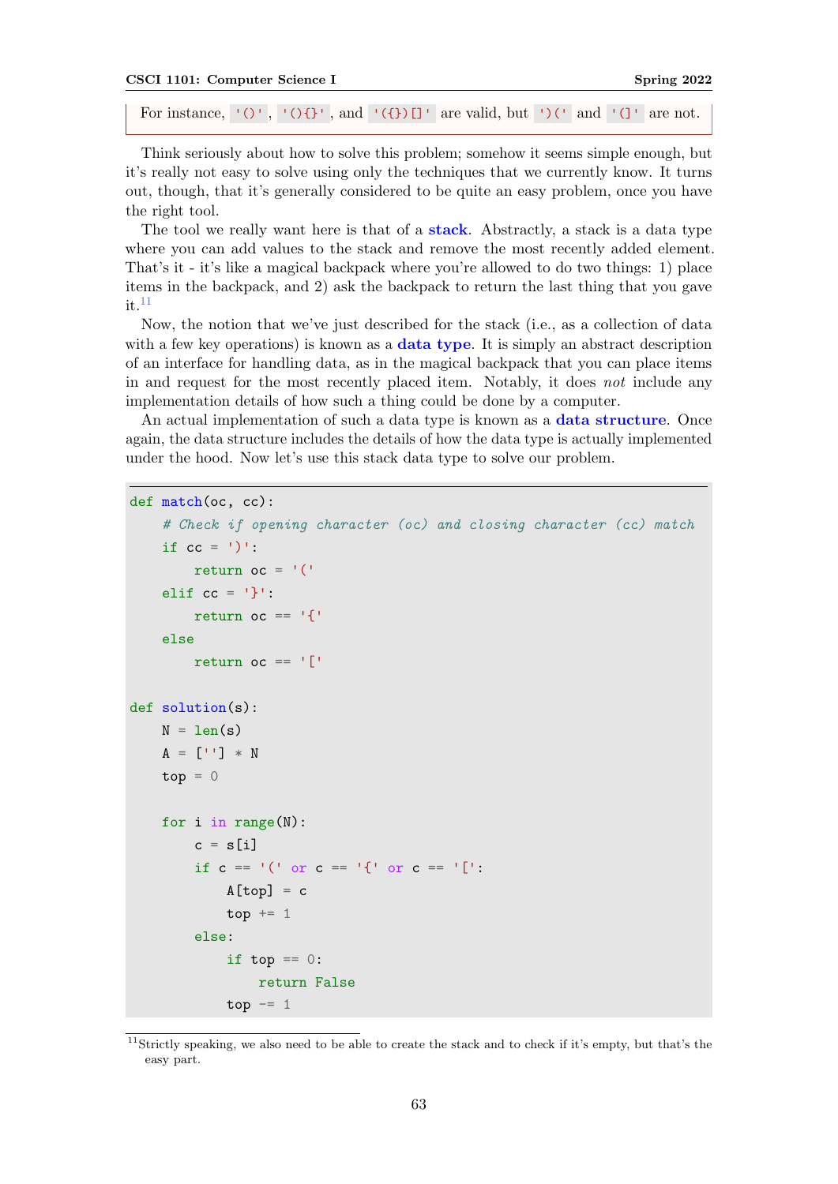For instance, `'()'`, `'(){}'`, and `'({})[]'` are valid, but `')('` and `'(]'` are not.

Think seriously about how to solve this problem; somehow it seems simple enough, but it's really not easy to solve using only the techniques that we currently know. It turns out, though, that it's generally considered to be quite an easy problem, once you have the right tool.

The tool we really want here is that of a **stack**. Abstractly, a stack is a data type where you can add values to the stack and remove the most recently added element. That's it - it's like a magical backpack where you're allowed to do two things: 1) place items in the backpack, and 2) ask the backpack to return the last thing that you gave it.[11]

Now, the notion that we've just described for the stack (i.e., as a collection of data with a few key operations) is known as a **data type**. It is simply an abstract description of an interface for handling data, as in the magical backpack that you can place items in and request for the most recently placed item. Notably, it does *not* include any implementation details of how such a thing could be done by a computer.

An actual implementation of such a data type is known as a **data structure**. Once again, the data structure includes the details of how the data type is actually implemented under the hood. Now let's use this stack data type to solve our problem.

```
def match(oc, cc):
    # Check if opening character (oc) and closing character (cc) match
    if cc = ')':
        return oc = '('
    elif cc = '}':
        return oc == '{'
    else
        return oc == '['

def solution(s):
    N = len(s)
    A = [''] * N
    top = 0

    for i in range(N):
        c = s[i]
        if c == '(' or c == '{' or c == '[':
            A[top] = c
            top += 1
        else:
            if top == 0:
                return False
            top -= 1
```

[11] Strictly speaking, we also need to be able to create the stack and to check if it's empty, but that's the easy part.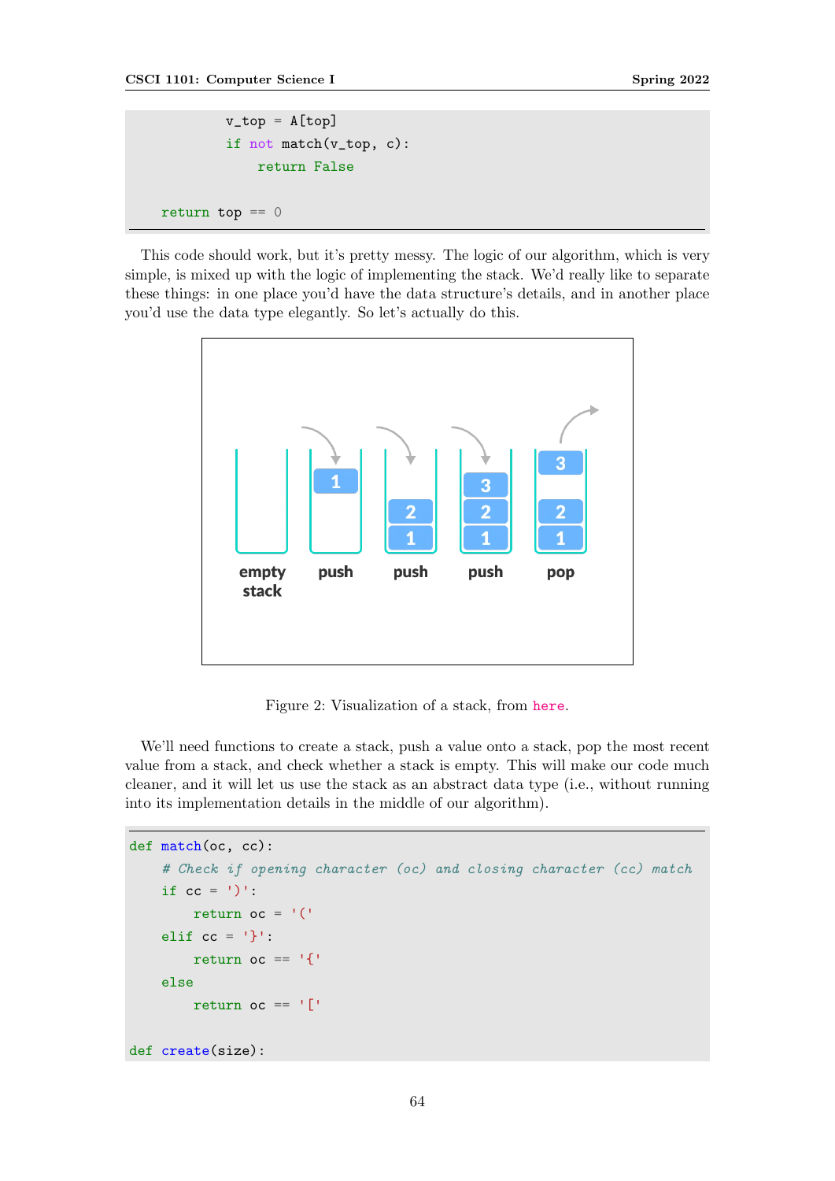```
        v_top = A[top]
        if not match(v_top, c):
            return False

    return top == 0
```

This code should work, but it's pretty messy. The logic of our algorithm, which is very simple, is mixed up with the logic of implementing the stack. We'd really like to separate these things: in one place you'd have the data structure's details, and in another place you'd use the data type elegantly. So let's actually do this.

Figure 2: Visualization of a stack, from here.

We'll need functions to create a stack, push a value onto a stack, pop the most recent value from a stack, and check whether a stack is empty. This will make our code much cleaner, and it will let us use the stack as an abstract data type (i.e., without running into its implementation details in the middle of our algorithm).

```
def match(oc, cc):
    # Check if opening character (oc) and closing character (cc) match
    if cc = ')':
        return oc = '('
    elif cc = '}':
        return oc == '{'
    else
        return oc == '['

def create(size):
```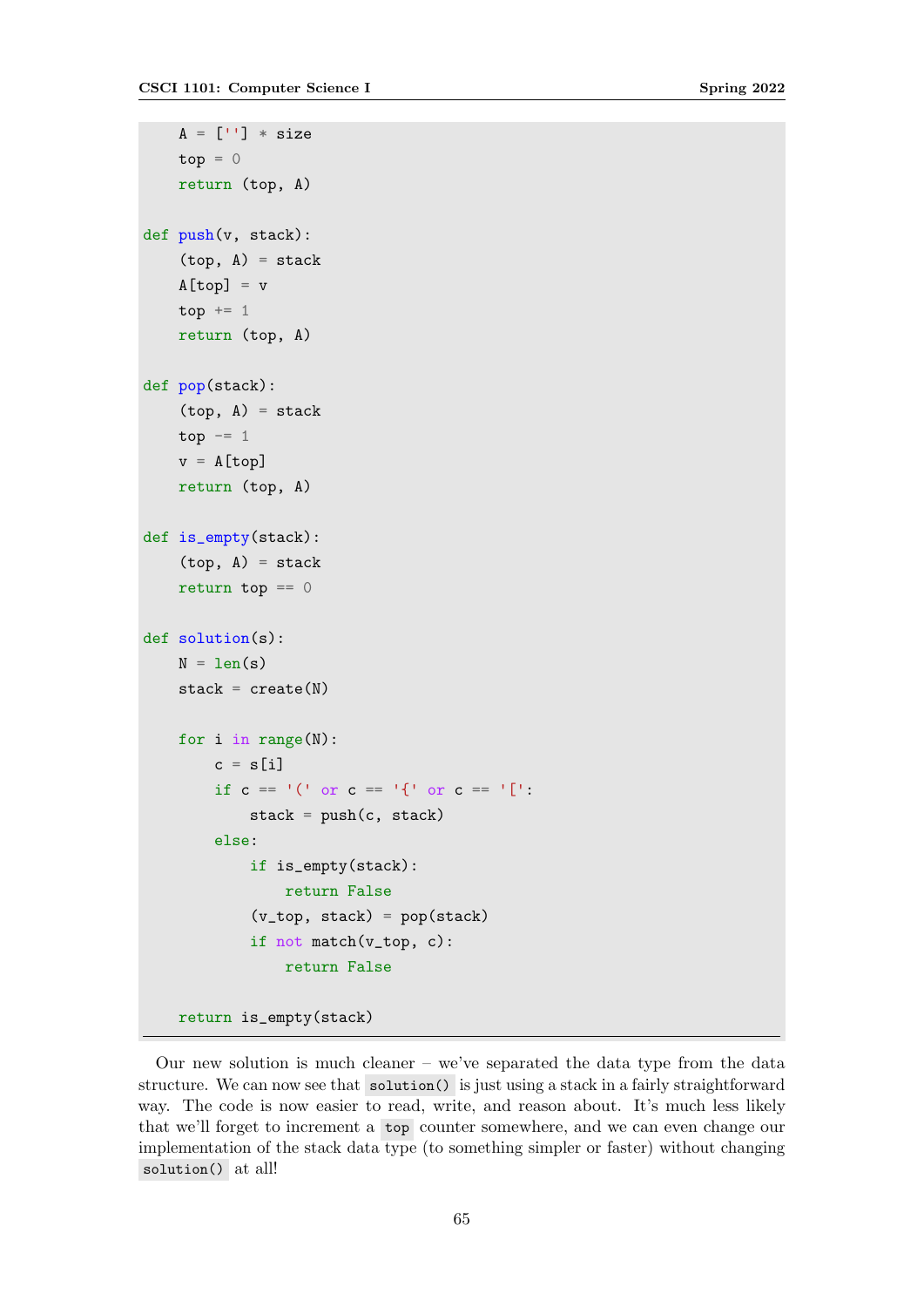```python
    A = [''] * size
    top = 0
    return (top, A)

def push(v, stack):
    (top, A) = stack
    A[top] = v
    top += 1
    return (top, A)

def pop(stack):
    (top, A) = stack
    top -= 1
    v = A[top]
    return (top, A)

def is_empty(stack):
    (top, A) = stack
    return top == 0

def solution(s):
    N = len(s)
    stack = create(N)

    for i in range(N):
        c = s[i]
        if c == '(' or c == '{' or c == '[':
            stack = push(c, stack)
        else:
            if is_empty(stack):
                return False
            (v_top, stack) = pop(stack)
            if not match(v_top, c):
                return False

    return is_empty(stack)
```

Our new solution is much cleaner – we've separated the data type from the data structure. We can now see that `solution()` is just using a stack in a fairly straightforward way. The code is now easier to read, write, and reason about. It's much less likely that we'll forget to increment a `top` counter somewhere, and we can even change our implementation of the stack data type (to something simpler or faster) without changing `solution()` at all!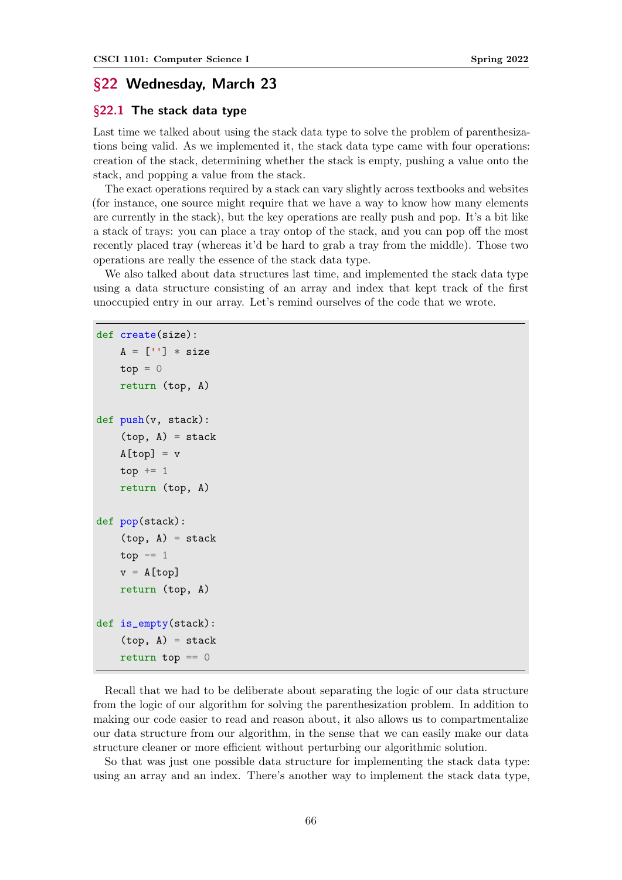## §22 Wednesday, March 23

### §22.1 The stack data type

Last time we talked about using the stack data type to solve the problem of parenthesizations being valid. As we implemented it, the stack data type came with four operations: creation of the stack, determining whether the stack is empty, pushing a value onto the stack, and popping a value from the stack.

The exact operations required by a stack can vary slightly across textbooks and websites (for instance, one source might require that we have a way to know how many elements are currently in the stack), but the key operations are really push and pop. It's a bit like a stack of trays: you can place a tray ontop of the stack, and you can pop off the most recently placed tray (whereas it'd be hard to grab a tray from the middle). Those two operations are really the essence of the stack data type.

We also talked about data structures last time, and implemented the stack data type using a data structure consisting of an array and index that kept track of the first unoccupied entry in our array. Let's remind ourselves of the code that we wrote.

```
def create(size):
    A = [''] * size
    top = 0
    return (top, A)

def push(v, stack):
    (top, A) = stack
    A[top] = v
    top += 1
    return (top, A)

def pop(stack):
    (top, A) = stack
    top -= 1
    v = A[top]
    return (top, A)

def is_empty(stack):
    (top, A) = stack
    return top == 0
```

Recall that we had to be deliberate about separating the logic of our data structure from the logic of our algorithm for solving the parenthesization problem. In addition to making our code easier to read and reason about, it also allows us to compartmentalize our data structure from our algorithm, in the sense that we can easily make our data structure cleaner or more efficient without perturbing our algorithmic solution.

So that was just one possible data structure for implementing the stack data type: using an array and an index. There's another way to implement the stack data type,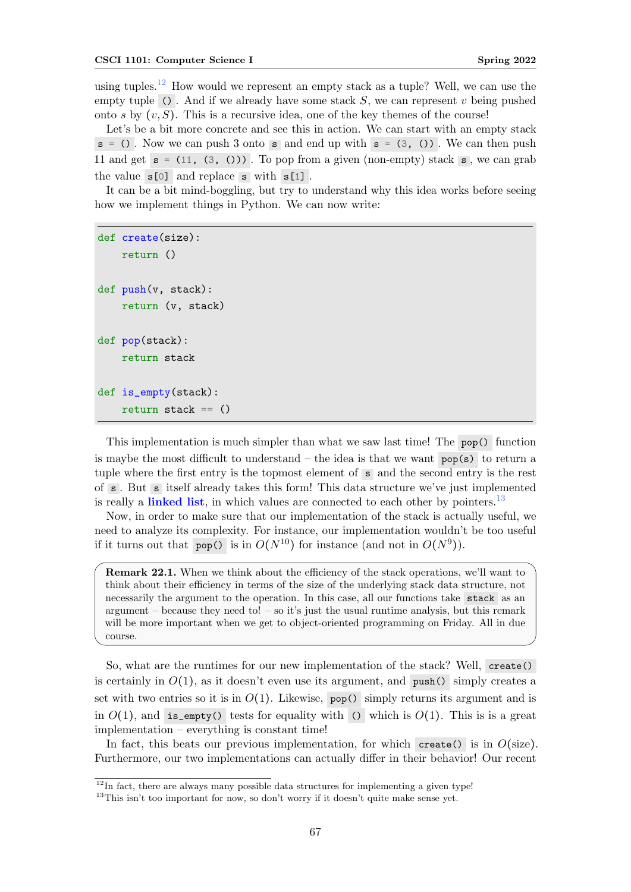using tuples.[12] How would we represent an empty stack as a tuple? Well, we can use the empty tuple `()`. And if we already have some stack $S$, we can represent $v$ being pushed onto $s$ by $(v, S)$. This is a recursive idea, one of the key themes of the course!

Let's be a bit more concrete and see this in action. We can start with an empty stack `s = ()`. Now we can push 3 onto `s` and end up with `s = (3, ())`. We can then push 11 and get `s = (11, (3, ()))`. To pop from a given (non-empty) stack `s`, we can grab the value `s[0]` and replace `s` with `s[1]`.

It can be a bit mind-boggling, but try to understand why this idea works before seeing how we implement things in Python. We can now write:

```
def create(size):
    return ()

def push(v, stack):
    return (v, stack)

def pop(stack):
    return stack

def is_empty(stack):
    return stack == ()
```

This implementation is much simpler than what we saw last time! The `pop()` function is maybe the most difficult to understand – the idea is that we want `pop(s)` to return a tuple where the first entry is the topmost element of `s` and the second entry is the rest of `s`. But `s` itself already takes this form! This data structure we've just implemented is really a **linked list**, in which values are connected to each other by pointers.[13]

Now, in order to make sure that our implementation of the stack is actually useful, we need to analyze its complexity. For instance, our implementation wouldn't be too useful if it turns out that `pop()` is in $O(N^{10})$ for instance (and not in $O(N^9)$).

> **Remark 22.1.** When we think about the efficiency of the stack operations, we'll want to think about their efficiency in terms of the size of the underlying stack data structure, not necessarily the argument to the operation. In this case, all our functions take `stack` as an argument – because they need to! – so it's just the usual runtime analysis, but this remark will be more important when we get to object-oriented programming on Friday. All in due course.

So, what are the runtimes for our new implementation of the stack? Well, `create()` is certainly in $O(1)$, as it doesn't even use its argument, and `push()` simply creates a set with two entries so it is in $O(1)$. Likewise, `pop()` simply returns its argument and is in $O(1)$, and `is_empty()` tests for equality with `()` which is $O(1)$. This is is a great implementation – everything is constant time!

In fact, this beats our previous implementation, for which `create()` is in $O(\text{size})$. Furthermore, our two implementations can actually differ in their behavior! Our recent

[12] In fact, there are always many possible data structures for implementing a given type!

[13] This isn't too important for now, so don't worry if it doesn't quite make sense yet.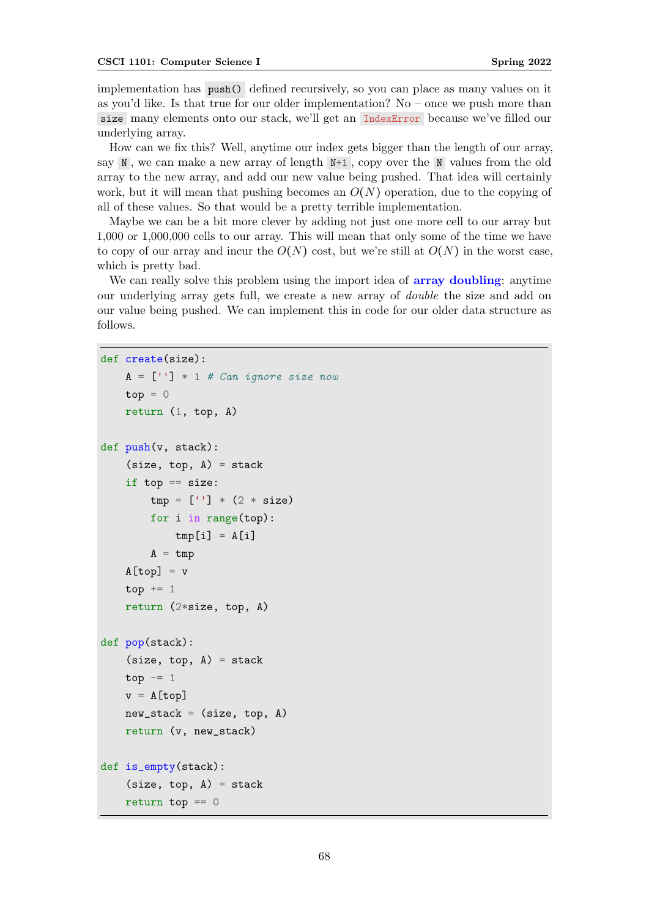implementation has `push()` defined recursively, so you can place as many values on it as you'd like. Is that true for our older implementation? No – once we push more than `size` many elements onto our stack, we'll get an `IndexError` because we've filled our underlying array.

How can we fix this? Well, anytime our index gets bigger than the length of our array, say `N`, we can make a new array of length `N+1`, copy over the `N` values from the old array to the new array, and add our new value being pushed. That idea will certainly work, but it will mean that pushing becomes an $O(N)$ operation, due to the copying of all of these values. So that would be a pretty terrible implementation.

Maybe we can be a bit more clever by adding not just one more cell to our array but 1,000 or 1,000,000 cells to our array. This will mean that only some of the time we have to copy of our array and incur the $O(N)$ cost, but we're still at $O(N)$ in the worst case, which is pretty bad.

We can really solve this problem using the import idea of **array doubling**: anytime our underlying array gets full, we create a new array of *double* the size and add on our value being pushed. We can implement this in code for our older data structure as follows.

```python
def create(size):
    A = [''] * 1 # Can ignore size now
    top = 0
    return (1, top, A)

def push(v, stack):
    (size, top, A) = stack
    if top == size:
        tmp = [''] * (2 * size)
        for i in range(top):
            tmp[i] = A[i]
        A = tmp
    A[top] = v
    top += 1
    return (2*size, top, A)

def pop(stack):
    (size, top, A) = stack
    top -= 1
    v = A[top]
    new_stack = (size, top, A)
    return (v, new_stack)

def is_empty(stack):
    (size, top, A) = stack
    return top == 0
```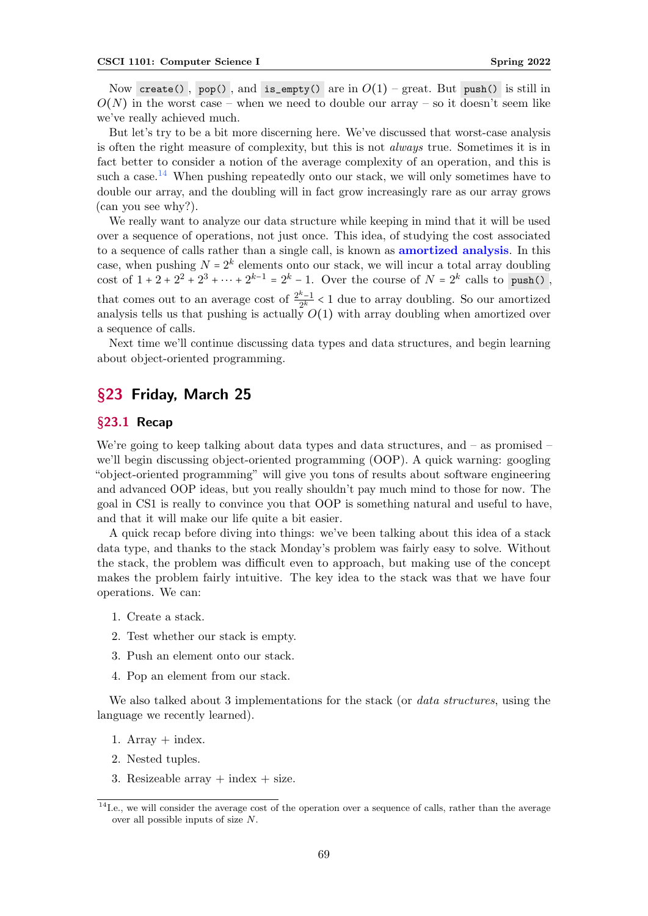Now `create()`, `pop()`, and `is_empty()` are in $O(1)$ – great. But `push()` is still in $O(N)$ in the worst case – when we need to double our array – so it doesn't seem like we've really achieved much.

But let's try to be a bit more discerning here. We've discussed that worst-case analysis is often the right measure of complexity, but this is not *always* true. Sometimes it is in fact better to consider a notion of the average complexity of an operation, and this is such a case.[14] When pushing repeatedly onto our stack, we will only sometimes have to double our array, and the doubling will in fact grow increasingly rare as our array grows (can you see why?).

We really want to analyze our data structure while keeping in mind that it will be used over a sequence of operations, not just once. This idea, of studying the cost associated to a sequence of calls rather than a single call, is known as **amortized analysis**. In this case, when pushing $N = 2^k$ elements onto our stack, we will incur a total array doubling cost of $1 + 2 + 2^2 + 2^3 + \cdots + 2^{k-1} = 2^k - 1$. Over the course of $N = 2^k$ calls to `push()`, that comes out to an average cost of $\frac{2^k-1}{2^k} < 1$ due to array doubling. So our amortized analysis tells us that pushing is actually $O(1)$ with array doubling when amortized over a sequence of calls.

Next time we'll continue discussing data types and data structures, and begin learning about object-oriented programming.

## §23 Friday, March 25

### §23.1 Recap

We're going to keep talking about data types and data structures, and – as promised – we'll begin discussing object-oriented programming (OOP). A quick warning: googling "object-oriented programming" will give you tons of results about software engineering and advanced OOP ideas, but you really shouldn't pay much mind to those for now. The goal in CS1 is really to convince you that OOP is something natural and useful to have, and that it will make our life quite a bit easier.

A quick recap before diving into things: we've been talking about this idea of a stack data type, and thanks to the stack Monday's problem was fairly easy to solve. Without the stack, the problem was difficult even to approach, but making use of the concept makes the problem fairly intuitive. The key idea to the stack was that we have four operations. We can:

1. Create a stack.
2. Test whether our stack is empty.
3. Push an element onto our stack.
4. Pop an element from our stack.

We also talked about 3 implementations for the stack (or *data structures*, using the language we recently learned).

1. Array + index.
2. Nested tuples.
3. Resizeable array + index + size.

[14] I.e., we will consider the average cost of the operation over a sequence of calls, rather than the average over all possible inputs of size $N$.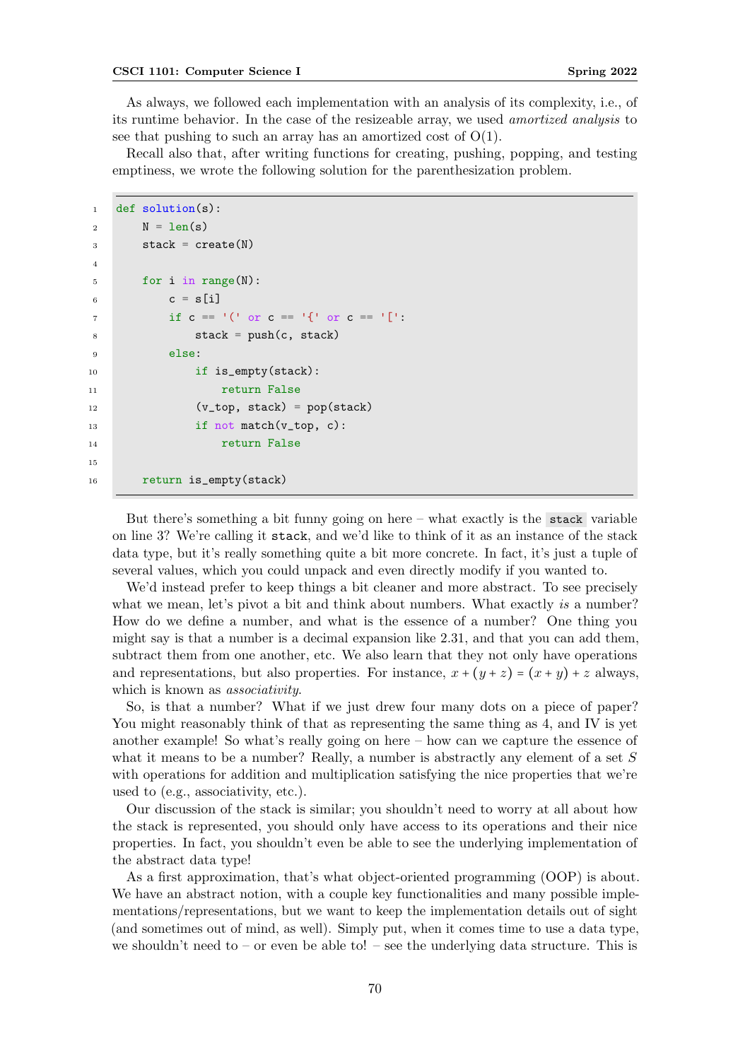As always, we followed each implementation with an analysis of its complexity, i.e., of its runtime behavior. In the case of the resizeable array, we used *amortized analysis* to see that pushing to such an array has an amortized cost of O(1).

Recall also that, after writing functions for creating, pushing, popping, and testing emptiness, we wrote the following solution for the parenthesization problem.

```python
def solution(s):
    N = len(s)
    stack = create(N)

    for i in range(N):
        c = s[i]
        if c == '(' or c == '{' or c == '[':
            stack = push(c, stack)
        else:
            if is_empty(stack):
                return False
            (v_top, stack) = pop(stack)
            if not match(v_top, c):
                return False

    return is_empty(stack)
```

But there's something a bit funny going on here – what exactly is the `stack` variable on line 3? We're calling it `stack`, and we'd like to think of it as an instance of the stack data type, but it's really something quite a bit more concrete. In fact, it's just a tuple of several values, which you could unpack and even directly modify if you wanted to.

We'd instead prefer to keep things a bit cleaner and more abstract. To see precisely what we mean, let's pivot a bit and think about numbers. What exactly *is* a number? How do we define a number, and what is the essence of a number? One thing you might say is that a number is a decimal expansion like 2.31, and that you can add them, subtract them from one another, etc. We also learn that they not only have operations and representations, but also properties. For instance, $x + (y + z) = (x + y) + z$ always, which is known as *associativity*.

So, is that a number? What if we just drew four many dots on a piece of paper? You might reasonably think of that as representing the same thing as 4, and IV is yet another example! So what's really going on here – how can we capture the essence of what it means to be a number? Really, a number is abstractly any element of a set $S$ with operations for addition and multiplication satisfying the nice properties that we're used to (e.g., associativity, etc.).

Our discussion of the stack is similar; you shouldn't need to worry at all about how the stack is represented, you should only have access to its operations and their nice properties. In fact, you shouldn't even be able to see the underlying implementation of the abstract data type!

As a first approximation, that's what object-oriented programming (OOP) is about. We have an abstract notion, with a couple key functionalities and many possible implementations/representations, but we want to keep the implementation details out of sight (and sometimes out of mind, as well). Simply put, when it comes time to use a data type, we shouldn't need to – or even be able to! – see the underlying data structure. This is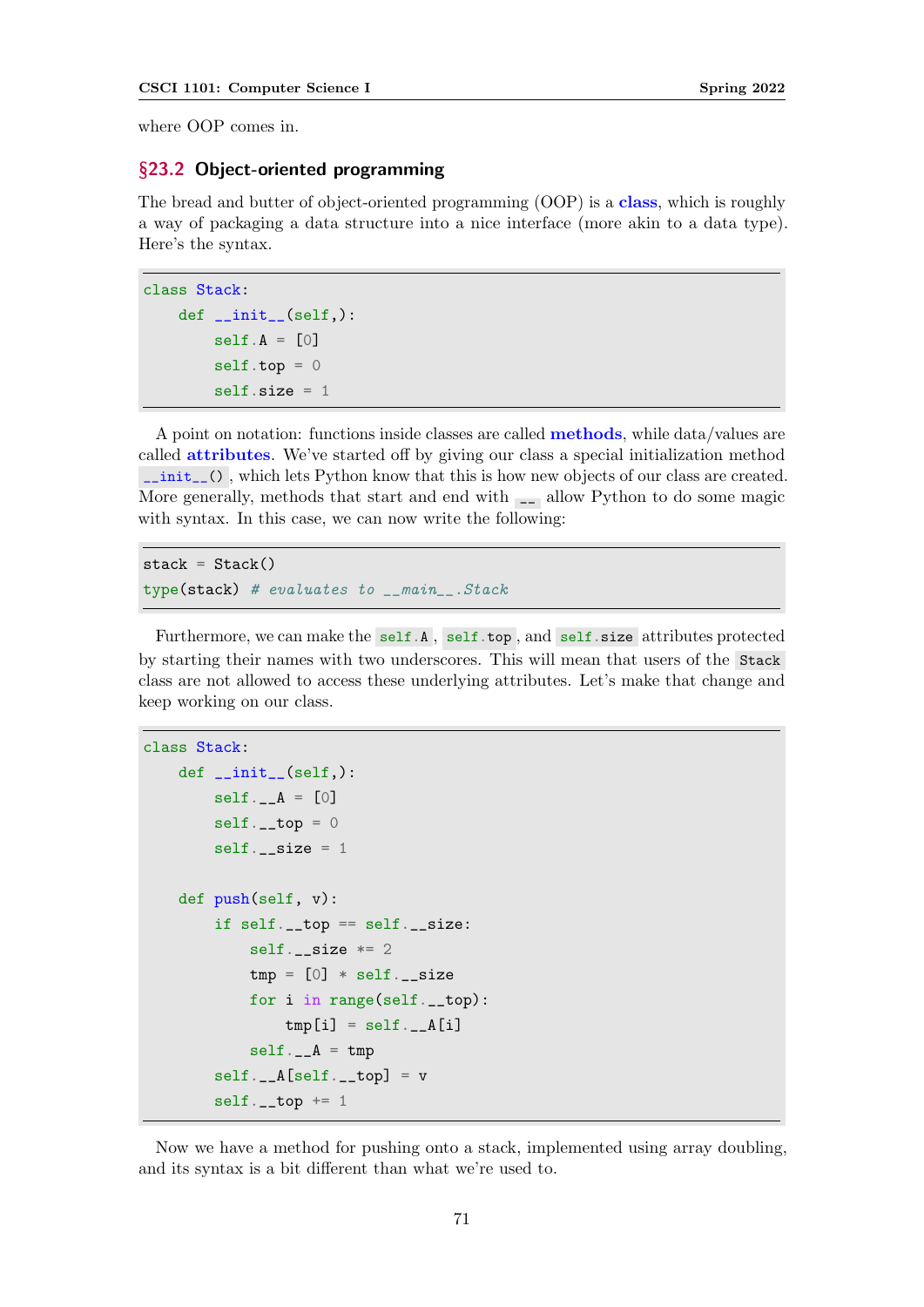where OOP comes in.

## §23.2 Object-oriented programming

The bread and butter of object-oriented programming (OOP) is a **class**, which is roughly a way of packaging a data structure into a nice interface (more akin to a data type). Here's the syntax.

```
class Stack:
    def __init__(self,):
        self.A = [0]
        self.top = 0
        self.size = 1
```

A point on notation: functions inside classes are called **methods**, while data/values are called **attributes**. We've started off by giving our class a special initialization method `__init__()`, which lets Python know that this is how new objects of our class are created. More generally, methods that start and end with `__` allow Python to do some magic with syntax. In this case, we can now write the following:

```
stack = Stack()
type(stack) # evaluates to __main__.Stack
```

Furthermore, we can make the `self.A`, `self.top`, and `self.size` attributes protected by starting their names with two underscores. This will mean that users of the `Stack` class are not allowed to access these underlying attributes. Let's make that change and keep working on our class.

```
class Stack:
    def __init__(self,):
        self.__A = [0]
        self.__top = 0
        self.__size = 1

    def push(self, v):
        if self.__top == self.__size:
            self.__size *= 2
            tmp = [0] * self.__size
            for i in range(self.__top):
                tmp[i] = self.__A[i]
            self.__A = tmp
        self.__A[self.__top] = v
        self.__top += 1
```

Now we have a method for pushing onto a stack, implemented using array doubling, and its syntax is a bit different than what we're used to.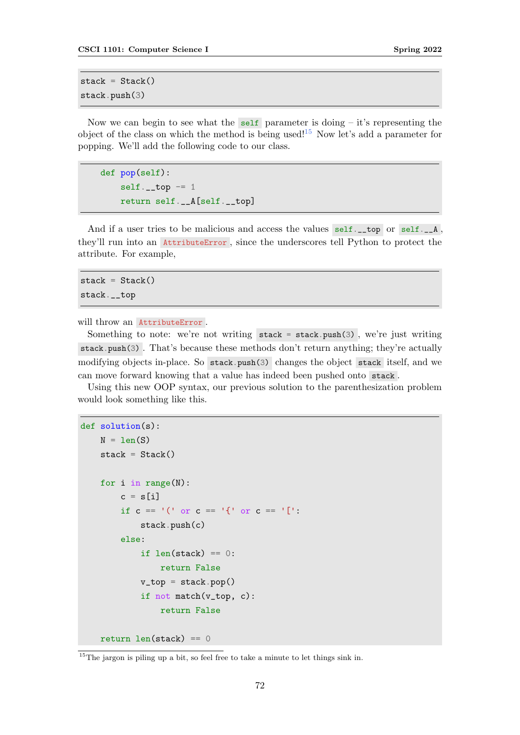```
stack = Stack()
stack.push(3)
```

Now we can begin to see what the `self` parameter is doing – it's representing the object of the class on which the method is being used![15] Now let's add a parameter for popping. We'll add the following code to our class.

```
    def pop(self):
        self.__top -= 1
        return self.__A[self.__top]
```

And if a user tries to be malicious and access the values `self.__top` or `self.__A`, they'll run into an `AttributeError`, since the underscores tell Python to protect the attribute. For example,

```
stack = Stack()
stack.__top
```

will throw an `AttributeError`.

Something to note: we're not writing `stack = stack.push(3)`, we're just writing `stack.push(3)`. That's because these methods don't return anything; they're actually modifying objects in-place. So `stack.push(3)` changes the object `stack` itself, and we can move forward knowing that a value has indeed been pushed onto `stack`.

Using this new OOP syntax, our previous solution to the parenthesization problem would look something like this.

```
def solution(s):
    N = len(S)
    stack = Stack()

    for i in range(N):
        c = s[i]
        if c == '(' or c == '{' or c == '[':
            stack.push(c)
        else:
            if len(stack) == 0:
                return False
            v_top = stack.pop()
            if not match(v_top, c):
                return False

    return len(stack) == 0
```

[15] The jargon is piling up a bit, so feel free to take a minute to let things sink in.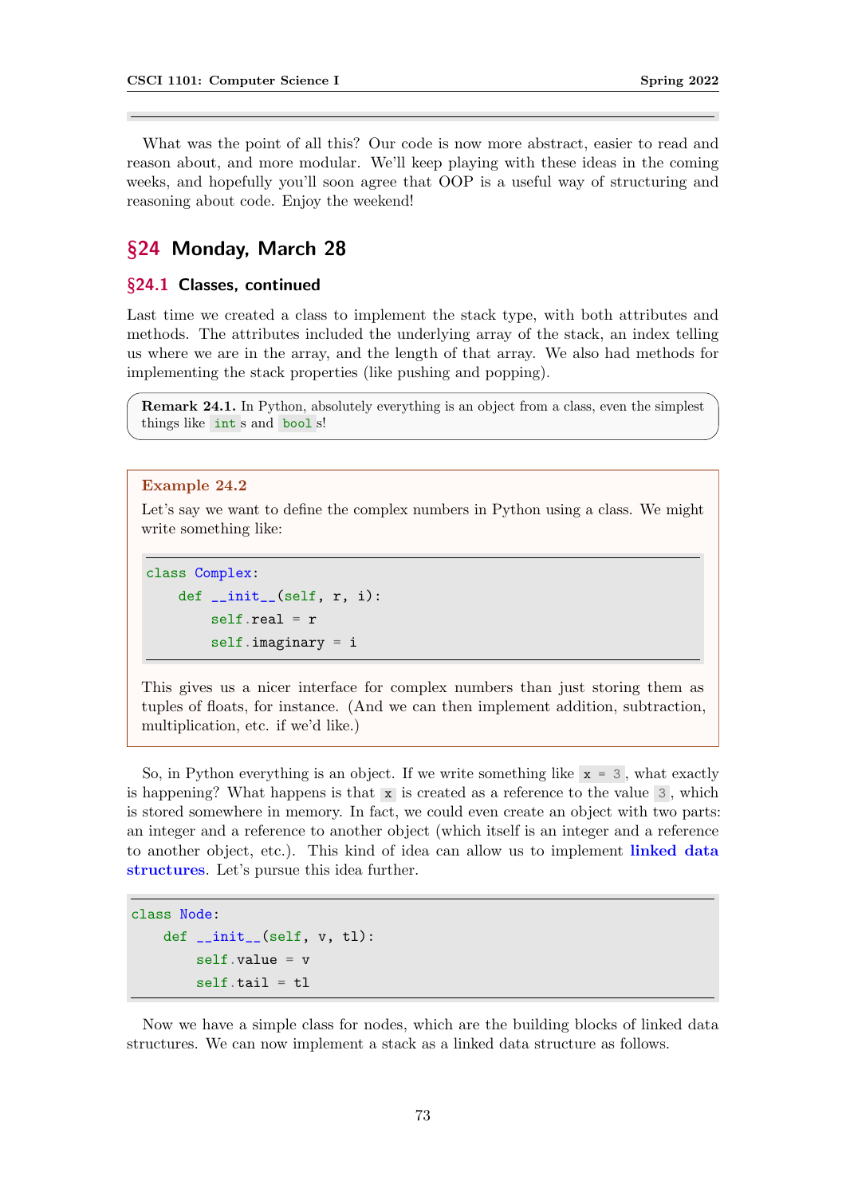What was the point of all this? Our code is now more abstract, easier to read and reason about, and more modular. We'll keep playing with these ideas in the coming weeks, and hopefully you'll soon agree that OOP is a useful way of structuring and reasoning about code. Enjoy the weekend!

## §24 Monday, March 28

### §24.1 Classes, continued

Last time we created a class to implement the stack type, with both attributes and methods. The attributes included the underlying array of the stack, an index telling us where we are in the array, and the length of that array. We also had methods for implementing the stack properties (like pushing and popping).

**Remark 24.1.** In Python, absolutely everything is an object from a class, even the simplest things like `int`s and `bool`s!

**Example 24.2**

Let's say we want to define the complex numbers in Python using a class. We might write something like:

```
class Complex:
    def __init__(self, r, i):
        self.real = r
        self.imaginary = i
```

This gives us a nicer interface for complex numbers than just storing them as tuples of floats, for instance. (And we can then implement addition, subtraction, multiplication, etc. if we'd like.)

So, in Python everything is an object. If we write something like `x = 3`, what exactly is happening? What happens is that `x` is created as a reference to the value `3`, which is stored somewhere in memory. In fact, we could even create an object with two parts: an integer and a reference to another object (which itself is an integer and a reference to another object, etc.). This kind of idea can allow us to implement **linked data structures**. Let's pursue this idea further.

```
class Node:
    def __init__(self, v, tl):
        self.value = v
        self.tail = tl
```

Now we have a simple class for nodes, which are the building blocks of linked data structures. We can now implement a stack as a linked data structure as follows.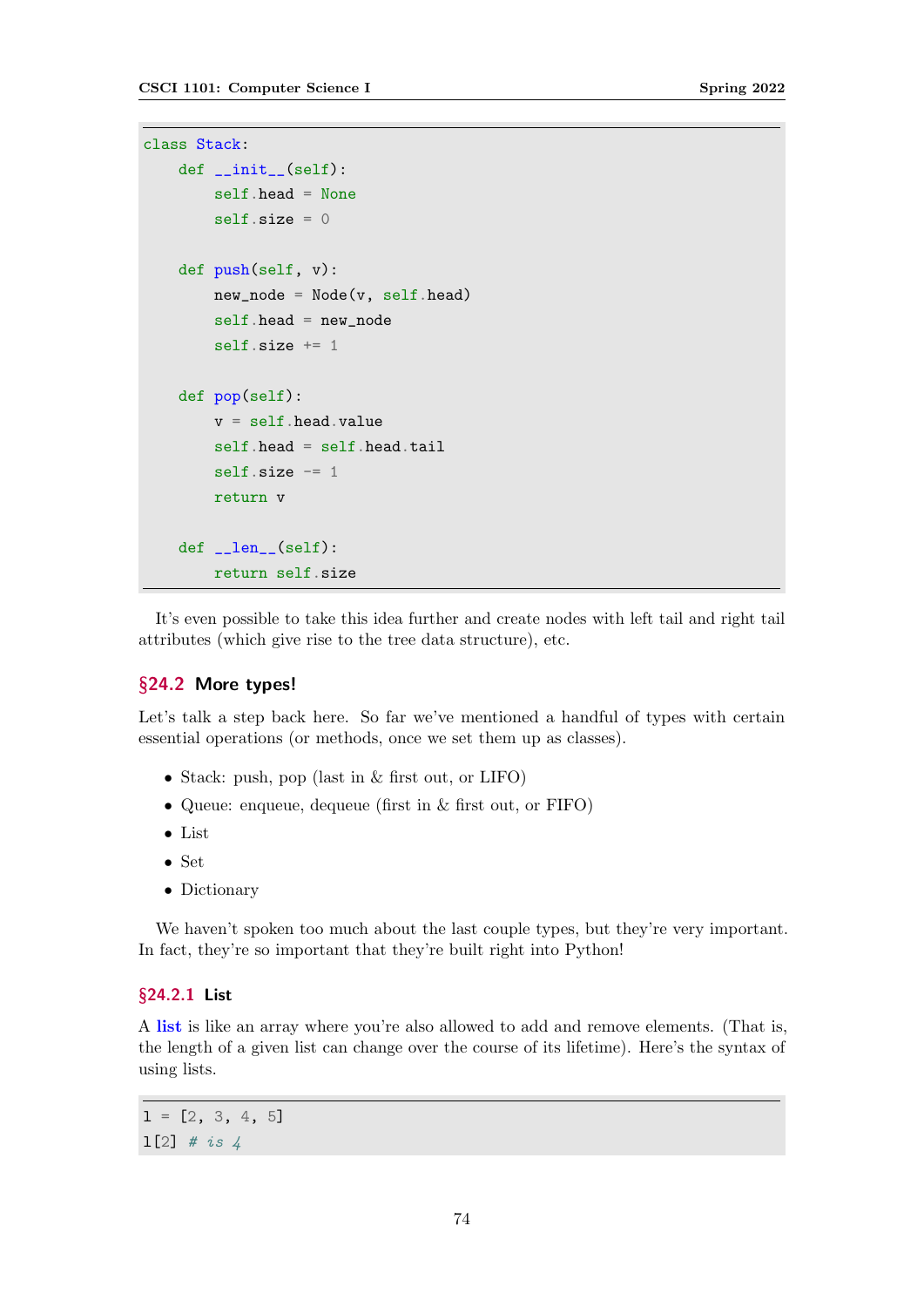```python
class Stack:
    def __init__(self):
        self.head = None
        self.size = 0

    def push(self, v):
        new_node = Node(v, self.head)
        self.head = new_node
        self.size += 1

    def pop(self):
        v = self.head.value
        self.head = self.head.tail
        self.size -= 1
        return v

    def __len__(self):
        return self.size
```

It's even possible to take this idea further and create nodes with left tail and right tail attributes (which give rise to the tree data structure), etc.

## §24.2 More types!

Let's talk a step back here. So far we've mentioned a handful of types with certain essential operations (or methods, once we set them up as classes).

- Stack: push, pop (last in & first out, or LIFO)
- Queue: enqueue, dequeue (first in & first out, or FIFO)
- List
- Set
- Dictionary

We haven't spoken too much about the last couple types, but they're very important. In fact, they're so important that they're built right into Python!

### §24.2.1 List

A **list** is like an array where you're also allowed to add and remove elements. (That is, the length of a given list can change over the course of its lifetime). Here's the syntax of using lists.

```python
l = [2, 3, 4, 5]
l[2] # is 4
```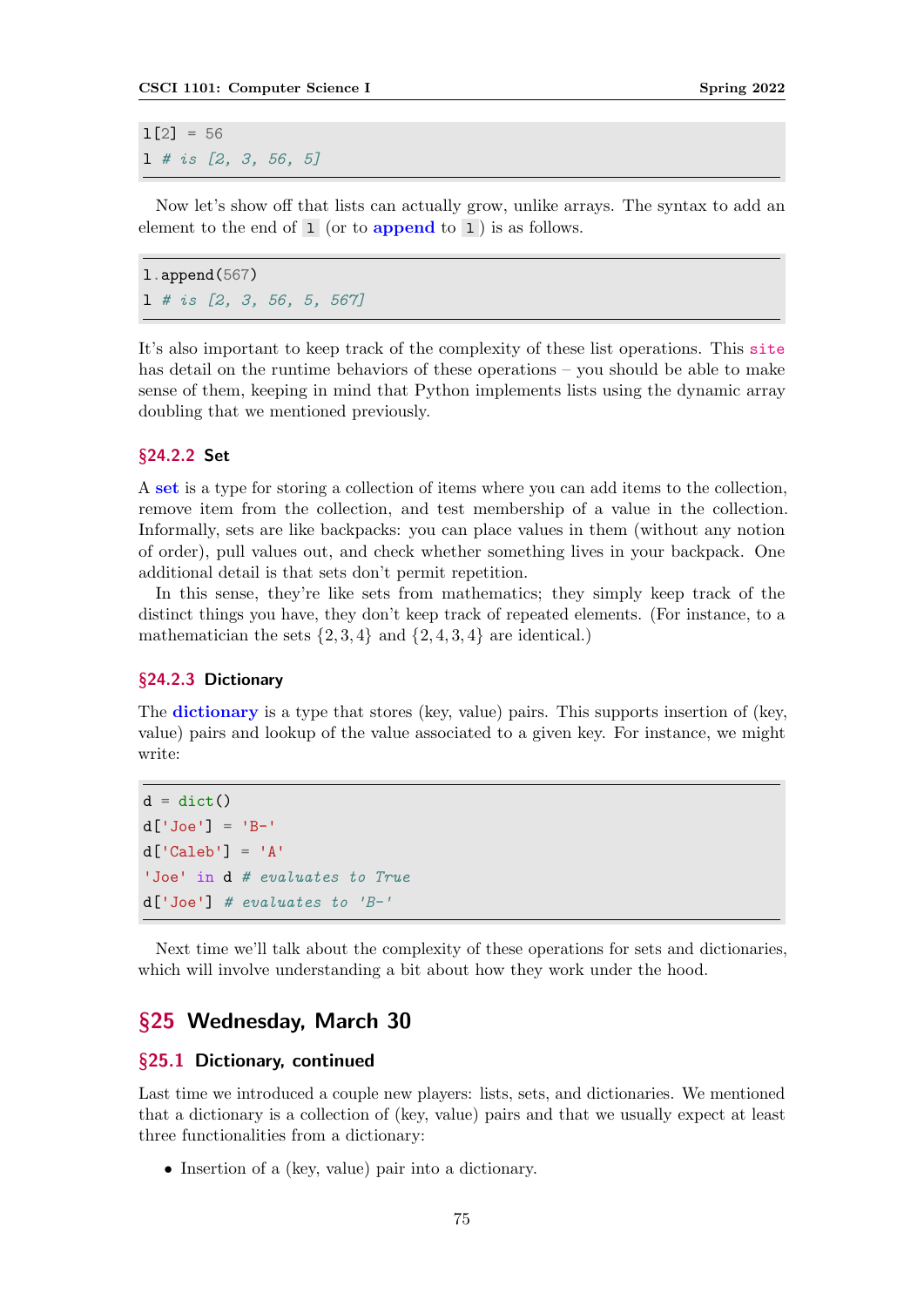```
l[2] = 56
l # is [2, 3, 56, 5]
```

Now let's show off that lists can actually grow, unlike arrays. The syntax to add an element to the end of `l` (or to **append** to `l`) is as follows.

```
l.append(567)
l # is [2, 3, 56, 5, 567]
```

It's also important to keep track of the complexity of these list operations. This site has detail on the runtime behaviors of these operations – you should be able to make sense of them, keeping in mind that Python implements lists using the dynamic array doubling that we mentioned previously.

### §24.2.2 Set

A **set** is a type for storing a collection of items where you can add items to the collection, remove item from the collection, and test membership of a value in the collection. Informally, sets are like backpacks: you can place values in them (without any notion of order), pull values out, and check whether something lives in your backpack. One additional detail is that sets don't permit repetition.

In this sense, they're like sets from mathematics; they simply keep track of the distinct things you have, they don't keep track of repeated elements. (For instance, to a mathematician the sets $\{2, 3, 4\}$ and $\{2, 4, 3, 4\}$ are identical.)

### §24.2.3 Dictionary

The **dictionary** is a type that stores (key, value) pairs. This supports insertion of (key, value) pairs and lookup of the value associated to a given key. For instance, we might write:

```
d = dict()
d['Joe'] = 'B-'
d['Caleb'] = 'A'
'Joe' in d # evaluates to True
d['Joe'] # evaluates to 'B-'
```

Next time we'll talk about the complexity of these operations for sets and dictionaries, which will involve understanding a bit about how they work under the hood.

# §25 Wednesday, March 30

## §25.1 Dictionary, continued

Last time we introduced a couple new players: lists, sets, and dictionaries. We mentioned that a dictionary is a collection of (key, value) pairs and that we usually expect at least three functionalities from a dictionary:

- Insertion of a (key, value) pair into a dictionary.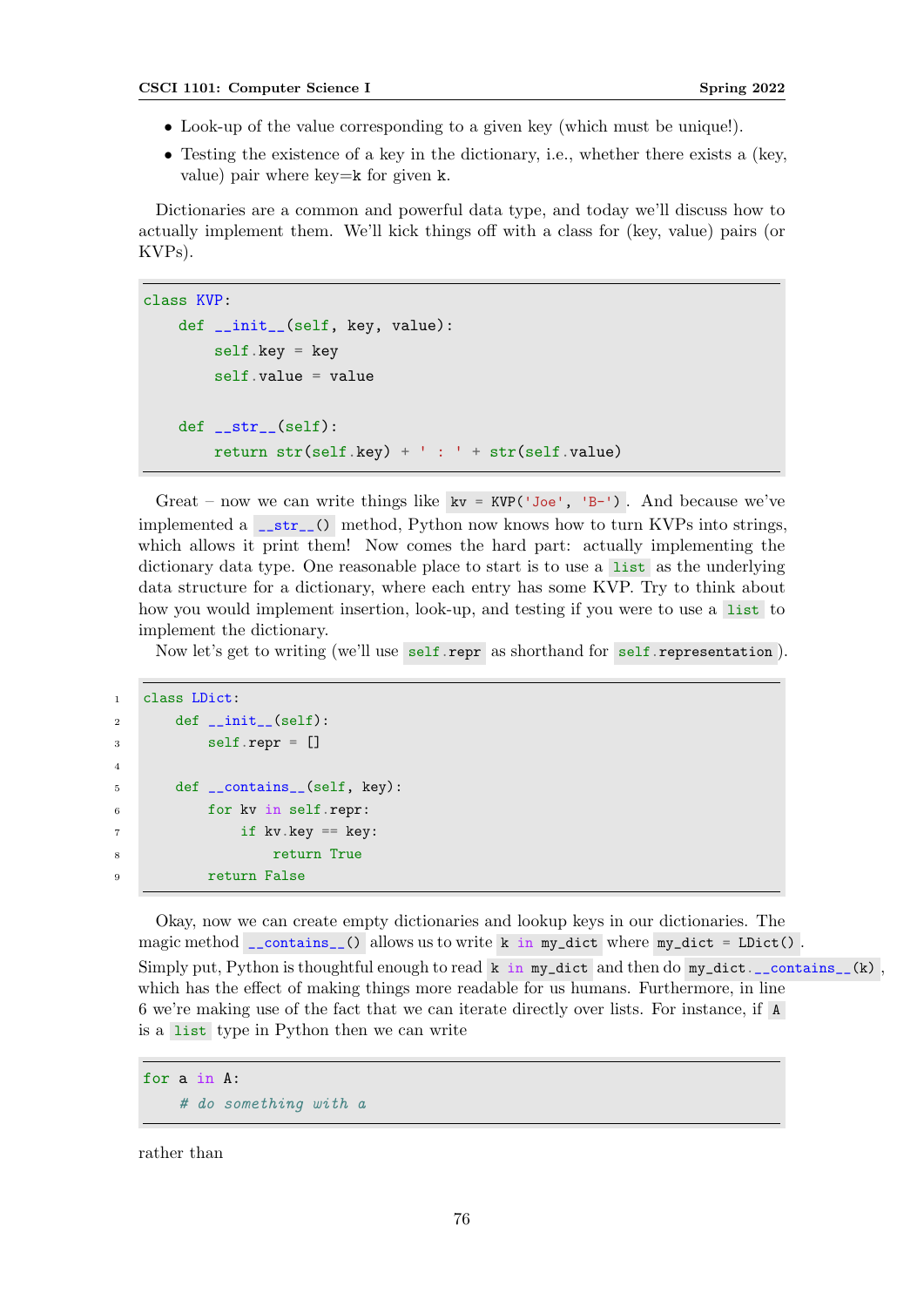- Look-up of the value corresponding to a given key (which must be unique!).
- Testing the existence of a key in the dictionary, i.e., whether there exists a (key, value) pair where key=`k` for given `k`.

Dictionaries are a common and powerful data type, and today we'll discuss how to actually implement them. We'll kick things off with a class for (key, value) pairs (or KVPs).

```python
class KVP:
    def __init__(self, key, value):
        self.key = key
        self.value = value

    def __str__(self):
        return str(self.key) + ' : ' + str(self.value)
```

Great – now we can write things like `kv = KVP('Joe', 'B-')`. And because we've implemented a `__str__()` method, Python now knows how to turn KVPs into strings, which allows it print them! Now comes the hard part: actually implementing the dictionary data type. One reasonable place to start is to use a `list` as the underlying data structure for a dictionary, where each entry has some KVP. Try to think about how you would implement insertion, look-up, and testing if you were to use a `list` to implement the dictionary.

Now let's get to writing (we'll use `self.repr` as shorthand for `self.representation`).

```python
class LDict:
    def __init__(self):
        self.repr = []

    def __contains__(self, key):
        for kv in self.repr:
            if kv.key == key:
                return True
        return False
```

Okay, now we can create empty dictionaries and lookup keys in our dictionaries. The magic method `__contains__()` allows us to write `k in my_dict` where `my_dict = LDict()`. Simply put, Python is thoughtful enough to read `k in my_dict` and then do `my_dict.__contains__(k)`, which has the effect of making things more readable for us humans. Furthermore, in line 6 we're making use of the fact that we can iterate directly over lists. For instance, if `A` is a `list` type in Python then we can write

```python
for a in A:
    # do something with a
```

rather than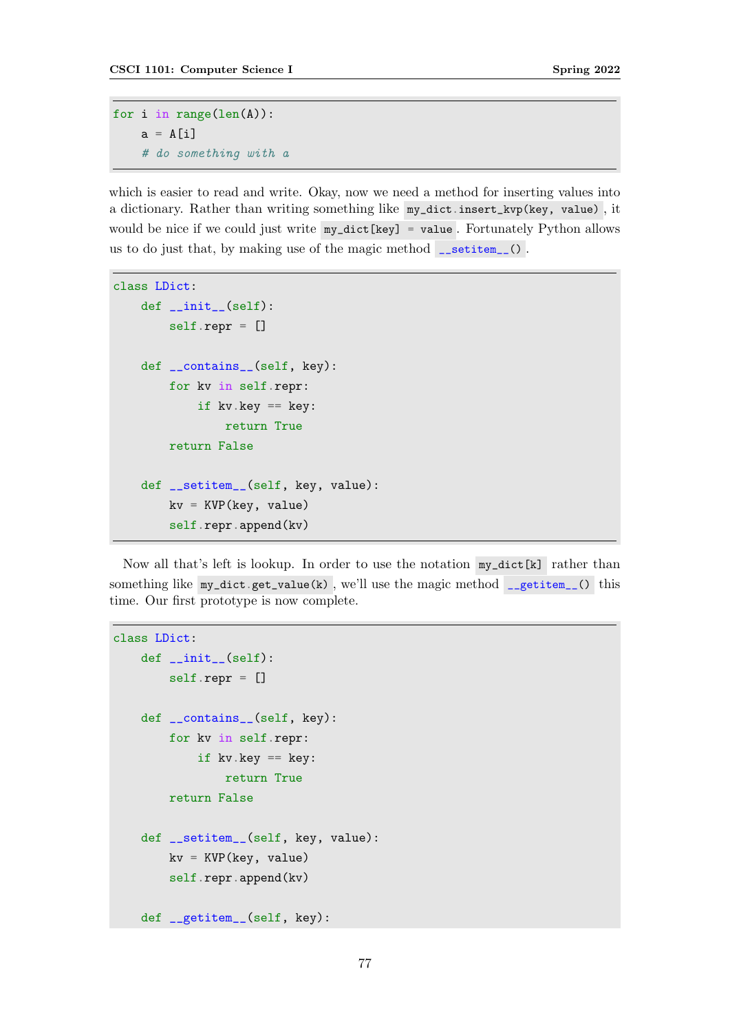```python
for i in range(len(A)):
    a = A[i]
    # do something with a
```

which is easier to read and write. Okay, now we need a method for inserting values into a dictionary. Rather than writing something like `my_dict.insert_kvp(key, value)`, it would be nice if we could just write `my_dict[key] = value`. Fortunately Python allows us to do just that, by making use of the magic method `__setitem__()`.

```python
class LDict:
    def __init__(self):
        self.repr = []

    def __contains__(self, key):
        for kv in self.repr:
            if kv.key == key:
                return True
        return False

    def __setitem__(self, key, value):
        kv = KVP(key, value)
        self.repr.append(kv)
```

Now all that's left is lookup. In order to use the notation `my_dict[k]` rather than something like `my_dict.get_value(k)`, we'll use the magic method `__getitem__()` this time. Our first prototype is now complete.

```python
class LDict:
    def __init__(self):
        self.repr = []

    def __contains__(self, key):
        for kv in self.repr:
            if kv.key == key:
                return True
        return False

    def __setitem__(self, key, value):
        kv = KVP(key, value)
        self.repr.append(kv)

    def __getitem__(self, key):
```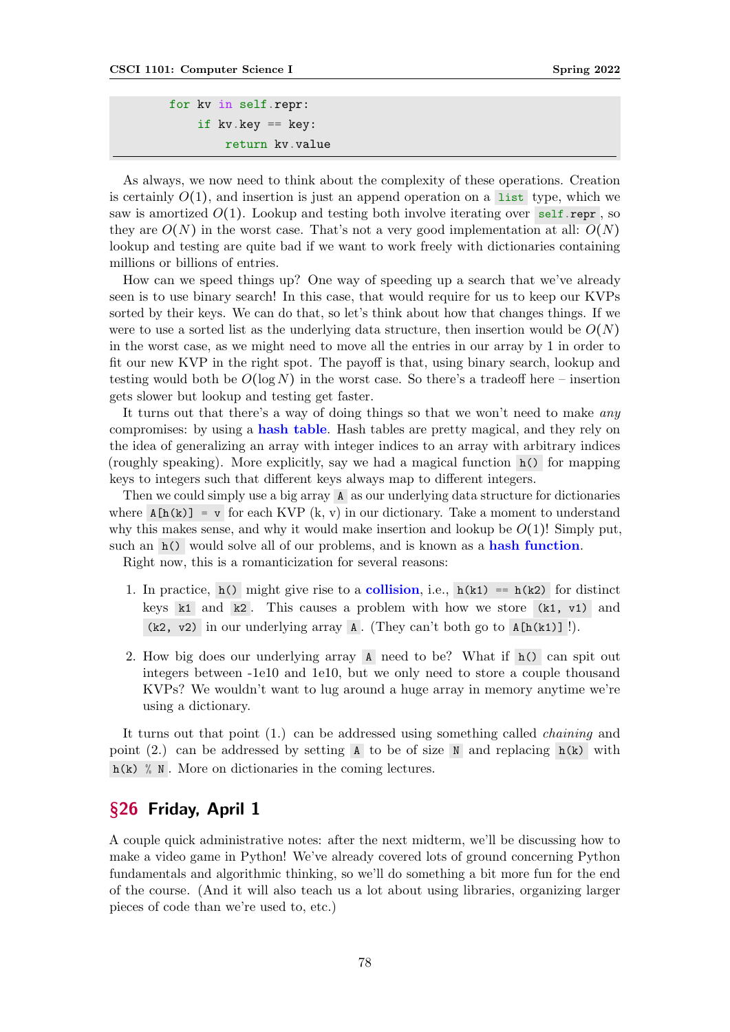```
        for kv in self.repr:
            if kv.key == key:
                return kv.value
```

As always, we now need to think about the complexity of these operations. Creation is certainly $O(1)$, and insertion is just an append operation on a `list` type, which we saw is amortized $O(1)$. Lookup and testing both involve iterating over `self.repr`, so they are $O(N)$ in the worst case. That's not a very good implementation at all: $O(N)$ lookup and testing are quite bad if we want to work freely with dictionaries containing millions or billions of entries.

How can we speed things up? One way of speeding up a search that we've already seen is to use binary search! In this case, that would require for us to keep our KVPs sorted by their keys. We can do that, so let's think about how that changes things. If we were to use a sorted list as the underlying data structure, then insertion would be $O(N)$ in the worst case, as we might need to move all the entries in our array by 1 in order to fit our new KVP in the right spot. The payoff is that, using binary search, lookup and testing would both be $O(\log N)$ in the worst case. So there's a tradeoff here – insertion gets slower but lookup and testing get faster.

It turns out that there's a way of doing things so that we won't need to make *any* compromises: by using a **hash table**. Hash tables are pretty magical, and they rely on the idea of generalizing an array with integer indices to an array with arbitrary indices (roughly speaking). More explicitly, say we had a magical function `h()` for mapping keys to integers such that different keys always map to different integers.

Then we could simply use a big array `A` as our underlying data structure for dictionaries where `A[h(k)] = v` for each KVP (k, v) in our dictionary. Take a moment to understand why this makes sense, and why it would make insertion and lookup be $O(1)$! Simply put, such an `h()` would solve all of our problems, and is known as a **hash function**.

Right now, this is a romanticization for several reasons:

1. In practice, `h()` might give rise to a **collision**, i.e., `h(k1) == h(k2)` for distinct keys `k1` and `k2`. This causes a problem with how we store `(k1, v1)` and `(k2, v2)` in our underlying array `A`. (They can't both go to `A[h(k1)]`!).

2. How big does our underlying array `A` need to be? What if `h()` can spit out integers between -1e10 and 1e10, but we only need to store a couple thousand KVPs? We wouldn't want to lug around a huge array in memory anytime we're using a dictionary.

It turns out that point (1.) can be addressed using something called *chaining* and point (2.) can be addressed by setting `A` to be of size `N` and replacing `h(k)` with `h(k) % N`. More on dictionaries in the coming lectures.

## §26 Friday, April 1

A couple quick administrative notes: after the next midterm, we'll be discussing how to make a video game in Python! We've already covered lots of ground concerning Python fundamentals and algorithmic thinking, so we'll do something a bit more fun for the end of the course. (And it will also teach us a lot about using libraries, organizing larger pieces of code than we're used to, etc.)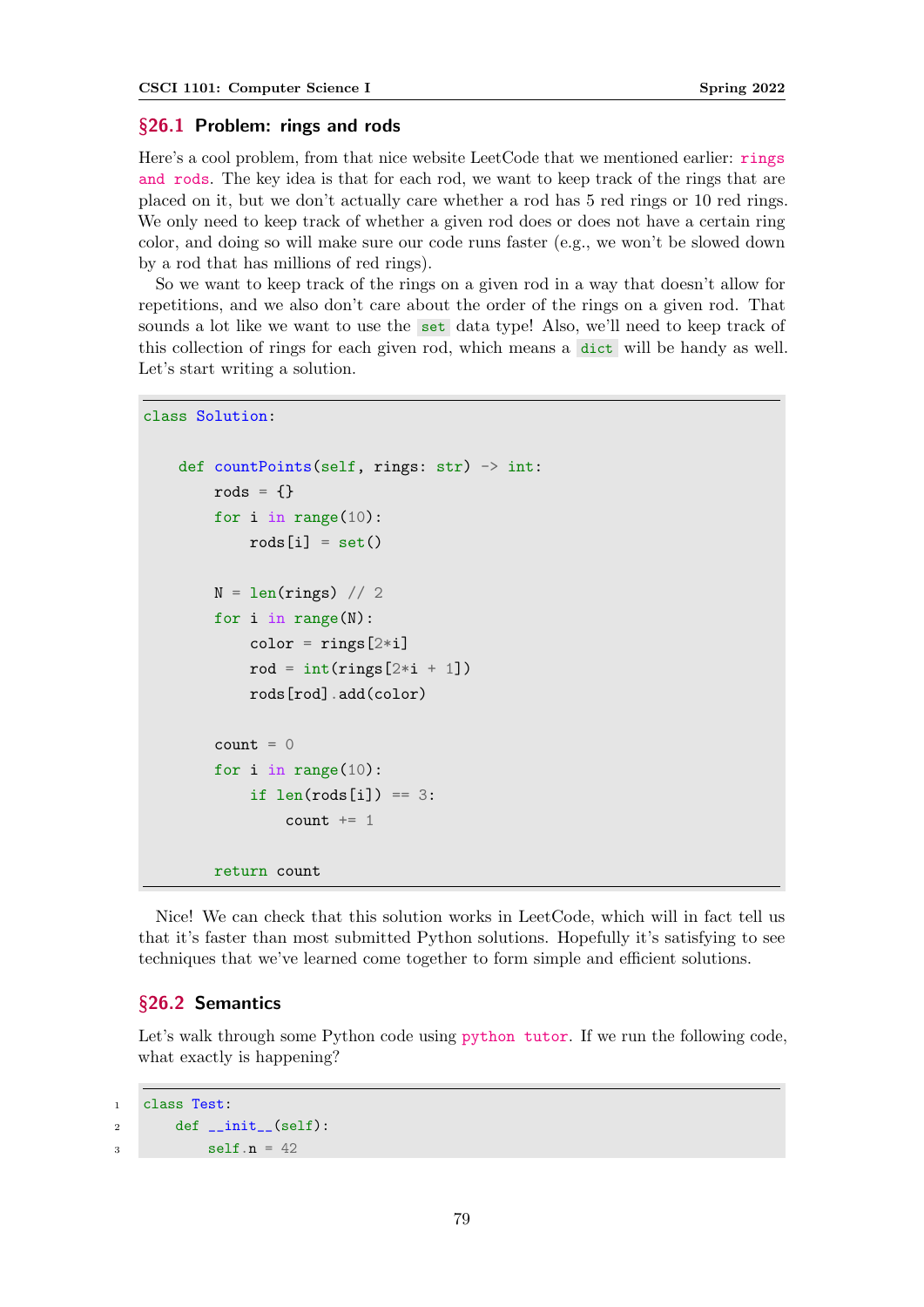## §26.1 Problem: rings and rods

Here's a cool problem, from that nice website LeetCode that we mentioned earlier: rings and rods. The key idea is that for each rod, we want to keep track of the rings that are placed on it, but we don't actually care whether a rod has 5 red rings or 10 red rings. We only need to keep track of whether a given rod does or does not have a certain ring color, and doing so will make sure our code runs faster (e.g., we won't be slowed down by a rod that has millions of red rings).

So we want to keep track of the rings on a given rod in a way that doesn't allow for repetitions, and we also don't care about the order of the rings on a given rod. That sounds a lot like we want to use the `set` data type! Also, we'll need to keep track of this collection of rings for each given rod, which means a `dict` will be handy as well. Let's start writing a solution.

```
class Solution:

    def countPoints(self, rings: str) -> int:
        rods = {}
        for i in range(10):
            rods[i] = set()

        N = len(rings) // 2
        for i in range(N):
            color = rings[2*i]
            rod = int(rings[2*i + 1])
            rods[rod].add(color)

        count = 0
        for i in range(10):
            if len(rods[i]) == 3:
                count += 1

        return count
```

Nice! We can check that this solution works in LeetCode, which will in fact tell us that it's faster than most submitted Python solutions. Hopefully it's satisfying to see techniques that we've learned come together to form simple and efficient solutions.

## §26.2 Semantics

Let's walk through some Python code using python tutor. If we run the following code, what exactly is happening?

```
class Test:
    def __init__(self):
        self.n = 42
```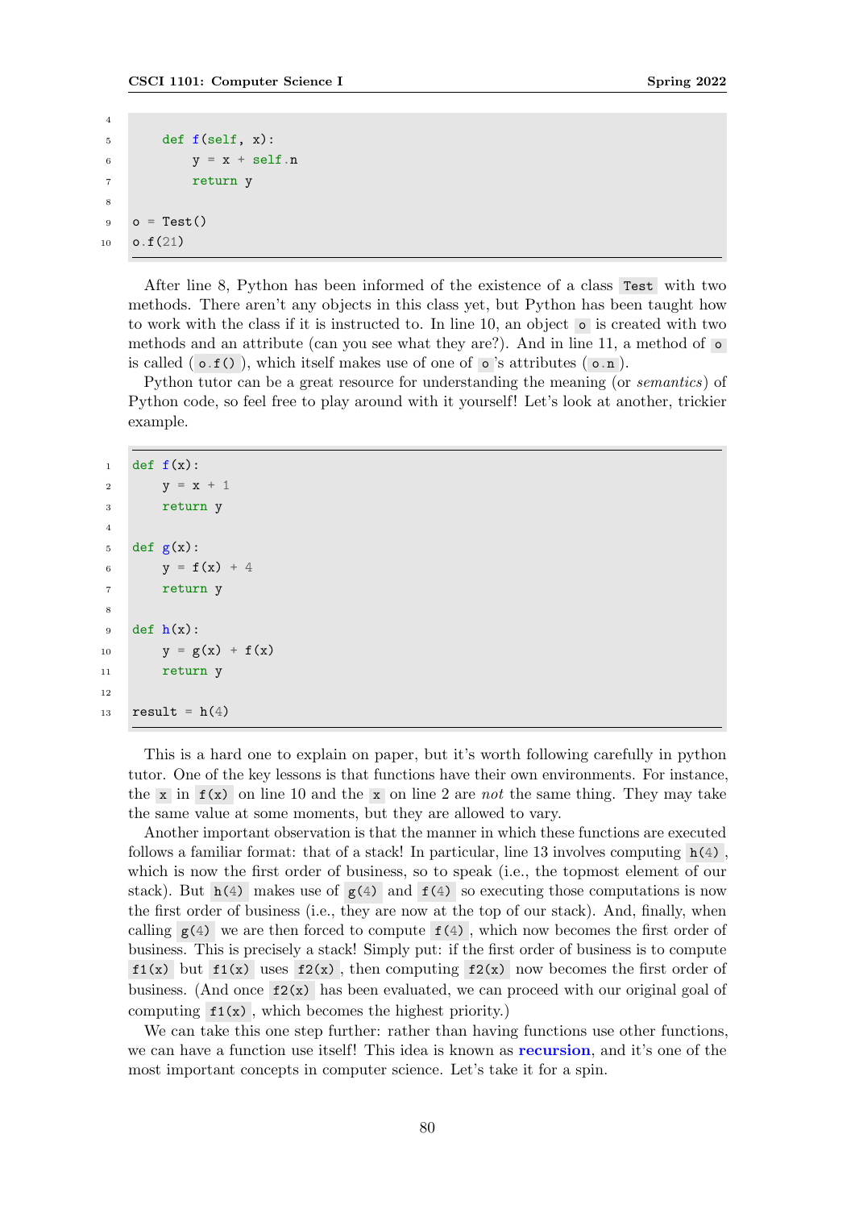```python
    def f(self, x):
        y = x + self.n
        return y

o = Test()
o.f(21)
```

After line 8, Python has been informed of the existence of a class `Test` with two methods. There aren't any objects in this class yet, but Python has been taught how to work with the class if it is instructed to. In line 10, an object `o` is created with two methods and an attribute (can you see what they are?). And in line 11, a method of `o` is called (`o.f()`), which itself makes use of one of `o`'s attributes (`o.n`).

Python tutor can be a great resource for understanding the meaning (or *semantics*) of Python code, so feel free to play around with it yourself! Let's look at another, trickier example.

```python
def f(x):
    y = x + 1
    return y

def g(x):
    y = f(x) + 4
    return y

def h(x):
    y = g(x) + f(x)
    return y

result = h(4)
```

This is a hard one to explain on paper, but it's worth following carefully in python tutor. One of the key lessons is that functions have their own environments. For instance, the `x` in `f(x)` on line 10 and the `x` on line 2 are *not* the same thing. They may take the same value at some moments, but they are allowed to vary.

Another important observation is that the manner in which these functions are executed follows a familiar format: that of a stack! In particular, line 13 involves computing `h(4)`, which is now the first order of business, so to speak (i.e., the topmost element of our stack). But `h(4)` makes use of `g(4)` and `f(4)` so executing those computations is now the first order of business (i.e., they are now at the top of our stack). And, finally, when calling `g(4)` we are then forced to compute `f(4)`, which now becomes the first order of business. This is precisely a stack! Simply put: if the first order of business is to compute `f1(x)` but `f1(x)` uses `f2(x)`, then computing `f2(x)` now becomes the first order of business. (And once `f2(x)` has been evaluated, we can proceed with our original goal of computing `f1(x)`, which becomes the highest priority.)

We can take this one step further: rather than having functions use other functions, we can have a function use itself! This idea is known as **recursion**, and it's one of the most important concepts in computer science. Let's take it for a spin.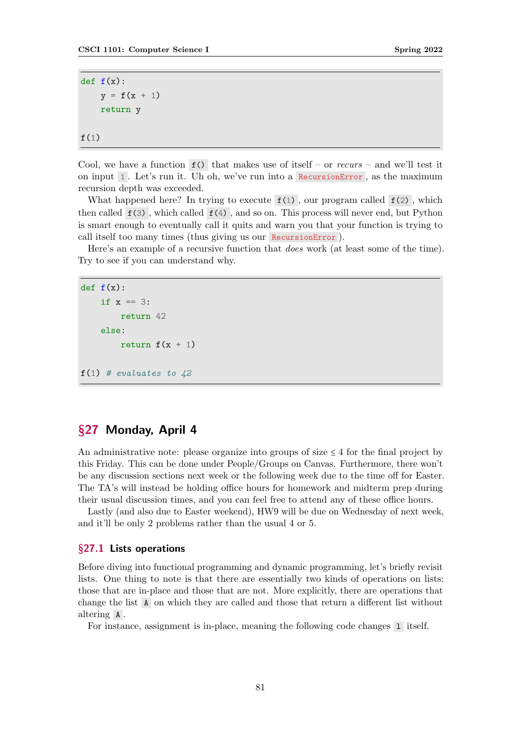```python
def f(x):
    y = f(x + 1)
    return y

f(1)
```

Cool, we have a function `f()` that makes use of itself – or *recurs* – and we'll test it on input `1`. Let's run it. Uh oh, we've run into a `RecursionError`, as the maximum recursion depth was exceeded.

What happened here? In trying to execute `f(1)`, our program called `f(2)`, which then called `f(3)`, which called `f(4)`, and so on. This process will never end, but Python is smart enough to eventually call it quits and warn you that your function is trying to call itself too many times (thus giving us our `RecursionError`).

Here's an example of a recursive function that *does* work (at least some of the time). Try to see if you can understand why.

```python
def f(x):
    if x == 3:
        return 42
    else:
        return f(x + 1)

f(1) # evaluates to 42
```

## §27 Monday, April 4

An administrative note: please organize into groups of size ≤ 4 for the final project by this Friday. This can be done under People/Groups on Canvas. Furthermore, there won't be any discussion sections next week or the following week due to the time off for Easter. The TA's will instead be holding office hours for homework and midterm prep during their usual discussion times, and you can feel free to attend any of these office hours.

Lastly (and also due to Easter weekend), HW9 will be due on Wednesday of next week, and it'll be only 2 problems rather than the usual 4 or 5.

### §27.1 Lists operations

Before diving into functional programming and dynamic programming, let's briefly revisit lists. One thing to note is that there are essentially two kinds of operations on lists: those that are in-place and those that are not. More explicitly, there are operations that change the list `A` on which they are called and those that return a different list without altering `A`.

For instance, assignment is in-place, meaning the following code changes `l` itself.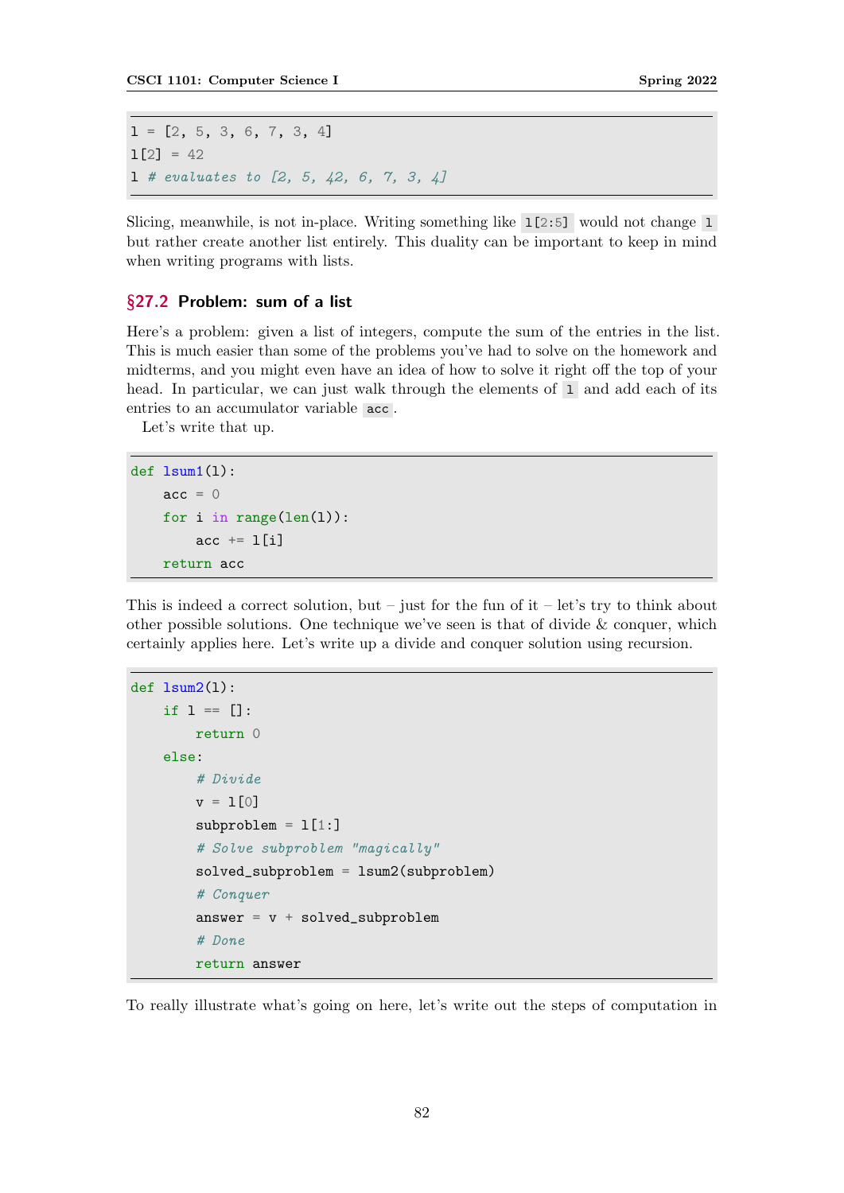```
l = [2, 5, 3, 6, 7, 3, 4]
l[2] = 42
l # evaluates to [2, 5, 42, 6, 7, 3, 4]
```

Slicing, meanwhile, is not in-place. Writing something like `l[2:5]` would not change `l` but rather create another list entirely. This duality can be important to keep in mind when writing programs with lists.

## §27.2 Problem: sum of a list

Here's a problem: given a list of integers, compute the sum of the entries in the list. This is much easier than some of the problems you've had to solve on the homework and midterms, and you might even have an idea of how to solve it right off the top of your head. In particular, we can just walk through the elements of `l` and add each of its entries to an accumulator variable `acc`.

Let's write that up.

```
def lsum1(l):
    acc = 0
    for i in range(len(l)):
        acc += l[i]
    return acc
```

This is indeed a correct solution, but – just for the fun of it – let's try to think about other possible solutions. One technique we've seen is that of divide & conquer, which certainly applies here. Let's write up a divide and conquer solution using recursion.

```
def lsum2(l):
    if l == []:
        return 0
    else:
        # Divide
        v = l[0]
        subproblem = l[1:]
        # Solve subproblem "magically"
        solved_subproblem = lsum2(subproblem)
        # Conquer
        answer = v + solved_subproblem
        # Done
        return answer
```

To really illustrate what's going on here, let's write out the steps of computation in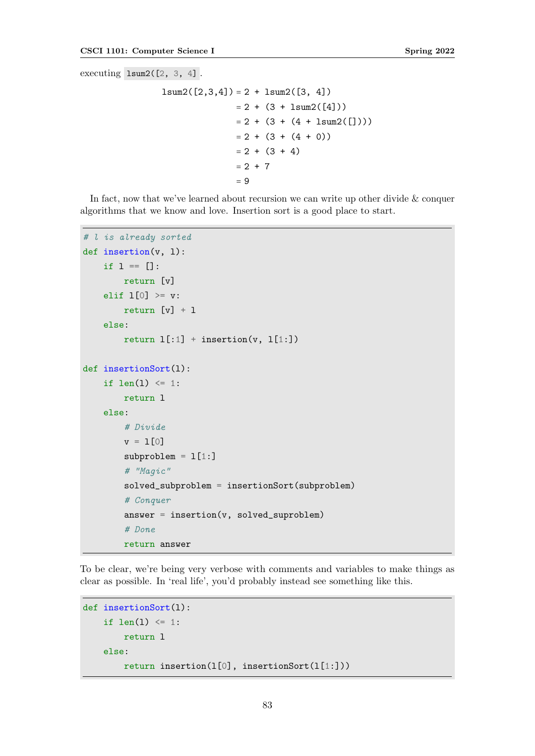executing `lsum2([2, 3, 4])`.

```
lsum2([2,3,4]) = 2 + lsum2([3, 4])
               = 2 + (3 + lsum2([4]))
               = 2 + (3 + (4 + lsum2([])))
               = 2 + (3 + (4 + 0))
               = 2 + (3 + 4)
               = 2 + 7
               = 9
```

In fact, now that we've learned about recursion we can write up other divide & conquer algorithms that we know and love. Insertion sort is a good place to start.

```python
# l is already sorted
def insertion(v, l):
    if l == []:
        return [v]
    elif l[0] >= v:
        return [v] + l
    else:
        return l[:1] + insertion(v, l[1:])

def insertionSort(l):
    if len(l) <= 1:
        return l
    else:
        # Divide
        v = l[0]
        subproblem = l[1:]
        # "Magic"
        solved_subproblem = insertionSort(subproblem)
        # Conquer
        answer = insertion(v, solved_suproblem)
        # Done
        return answer
```

To be clear, we're being very verbose with comments and variables to make things as clear as possible. In 'real life', you'd probably instead see something like this.

```python
def insertionSort(l):
    if len(l) <= 1:
        return l
    else:
        return insertion(l[0], insertionSort(l[1:]))
```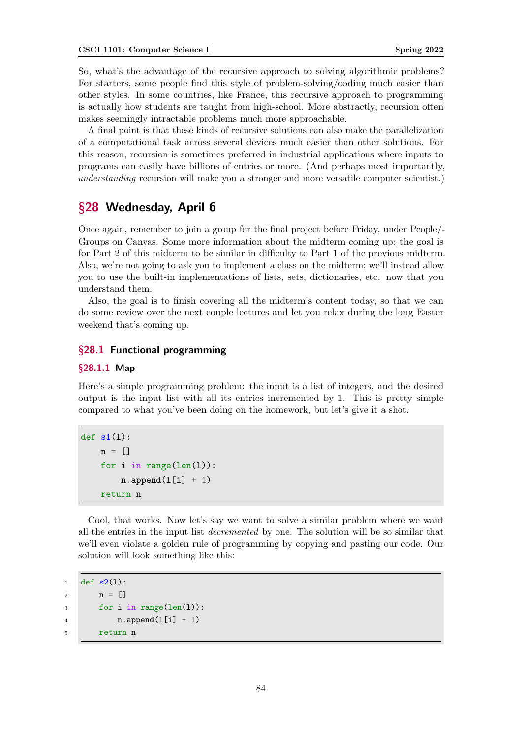So, what's the advantage of the recursive approach to solving algorithmic problems? For starters, some people find this style of problem-solving/coding much easier than other styles. In some countries, like France, this recursive approach to programming is actually how students are taught from high-school. More abstractly, recursion often makes seemingly intractable problems much more approachable.

A final point is that these kinds of recursive solutions can also make the parallelization of a computational task across several devices much easier than other solutions. For this reason, recursion is sometimes preferred in industrial applications where inputs to programs can easily have billions of entries or more. (And perhaps most importantly, *understanding* recursion will make you a stronger and more versatile computer scientist.)

# §28 Wednesday, April 6

Once again, remember to join a group for the final project before Friday, under People/-Groups on Canvas. Some more information about the midterm coming up: the goal is for Part 2 of this midterm to be similar in difficulty to Part 1 of the previous midterm. Also, we're not going to ask you to implement a class on the midterm; we'll instead allow you to use the built-in implementations of lists, sets, dictionaries, etc. now that you understand them.

Also, the goal is to finish covering all the midterm's content today, so that we can do some review over the next couple lectures and let you relax during the long Easter weekend that's coming up.

## §28.1 Functional programming

### §28.1.1 Map

Here's a simple programming problem: the input is a list of integers, and the desired output is the input list with all its entries incremented by 1. This is pretty simple compared to what you've been doing on the homework, but let's give it a shot.

```
def s1(l):
    n = []
    for i in range(len(l)):
        n.append(l[i] + 1)
    return n
```

Cool, that works. Now let's say we want to solve a similar problem where we want all the entries in the input list *decremented* by one. The solution will be so similar that we'll even violate a golden rule of programming by copying and pasting our code. Our solution will look something like this:

```
def s2(l):
    n = []
    for i in range(len(l)):
        n.append(l[i] - 1)
    return n
```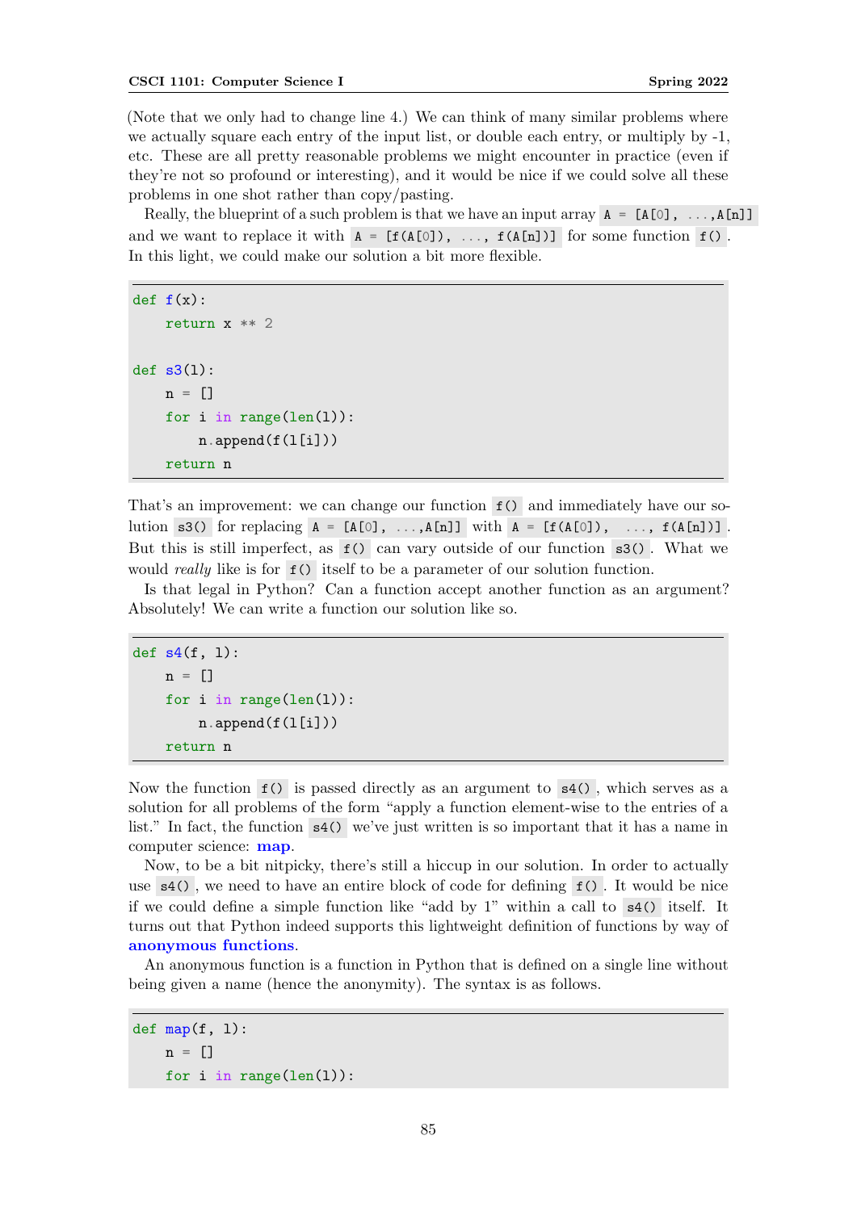(Note that we only had to change line 4.) We can think of many similar problems where we actually square each entry of the input list, or double each entry, or multiply by -1, etc. These are all pretty reasonable problems we might encounter in practice (even if they're not so profound or interesting), and it would be nice if we could solve all these problems in one shot rather than copy/pasting.

Really, the blueprint of a such problem is that we have an input array `A = [A[0], ...,A[n]]` and we want to replace it with `A = [f(A[0]), ..., f(A[n])]` for some function `f()`. In this light, we could make our solution a bit more flexible.

```
def f(x):
    return x ** 2

def s3(l):
    n = []
    for i in range(len(l)):
        n.append(f(l[i]))
    return n
```

That's an improvement: we can change our function `f()` and immediately have our solution `s3()` for replacing `A = [A[0], ...,A[n]]` with `A = [f(A[0]), ..., f(A[n])]`. But this is still imperfect, as `f()` can vary outside of our function `s3()`. What we would *really* like is for `f()` itself to be a parameter of our solution function.

Is that legal in Python? Can a function accept another function as an argument? Absolutely! We can write a function our solution like so.

```
def s4(f, l):
    n = []
    for i in range(len(l)):
        n.append(f(l[i]))
    return n
```

Now the function `f()` is passed directly as an argument to `s4()`, which serves as a solution for all problems of the form "apply a function element-wise to the entries of a list." In fact, the function `s4()` we've just written is so important that it has a name in computer science: **map**.

Now, to be a bit nitpicky, there's still a hiccup in our solution. In order to actually use `s4()`, we need to have an entire block of code for defining `f()`. It would be nice if we could define a simple function like "add by 1" within a call to `s4()` itself. It turns out that Python indeed supports this lightweight definition of functions by way of **anonymous functions**.

An anonymous function is a function in Python that is defined on a single line without being given a name (hence the anonymity). The syntax is as follows.

```
def map(f, l):
    n = []
    for i in range(len(l)):
```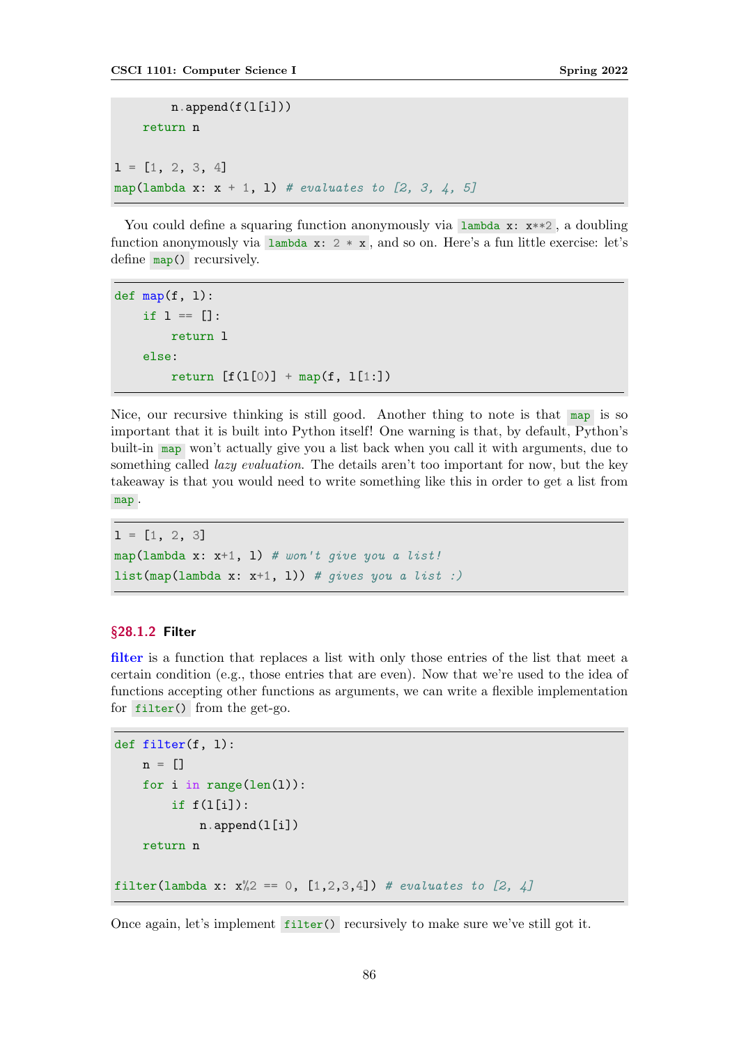```
        n.append(f(l[i]))
    return n

l = [1, 2, 3, 4]
map(lambda x: x + 1, l) # evaluates to [2, 3, 4, 5]
```

You could define a squaring function anonymously via `lambda x: x**2`, a doubling function anonymously via `lambda x: 2 * x`, and so on. Here's a fun little exercise: let's define `map()` recursively.

```
def map(f, l):
    if l == []:
        return l
    else:
        return [f(l[0])] + map(f, l[1:])
```

Nice, our recursive thinking is still good. Another thing to note is that `map` is so important that it is built into Python itself! One warning is that, by default, Python's built-in `map` won't actually give you a list back when you call it with arguments, due to something called *lazy evaluation*. The details aren't too important for now, but the key takeaway is that you would need to write something like this in order to get a list from `map`.

```
l = [1, 2, 3]
map(lambda x: x+1, l) # won't give you a list!
list(map(lambda x: x+1, l)) # gives you a list :)
```

### §28.1.2 Filter

**filter** is a function that replaces a list with only those entries of the list that meet a certain condition (e.g., those entries that are even). Now that we're used to the idea of functions accepting other functions as arguments, we can write a flexible implementation for `filter()` from the get-go.

```
def filter(f, l):
    n = []
    for i in range(len(l)):
        if f(l[i]):
            n.append(l[i])
    return n

filter(lambda x: x%2 == 0, [1,2,3,4]) # evaluates to [2, 4]
```

Once again, let's implement `filter()` recursively to make sure we've still got it.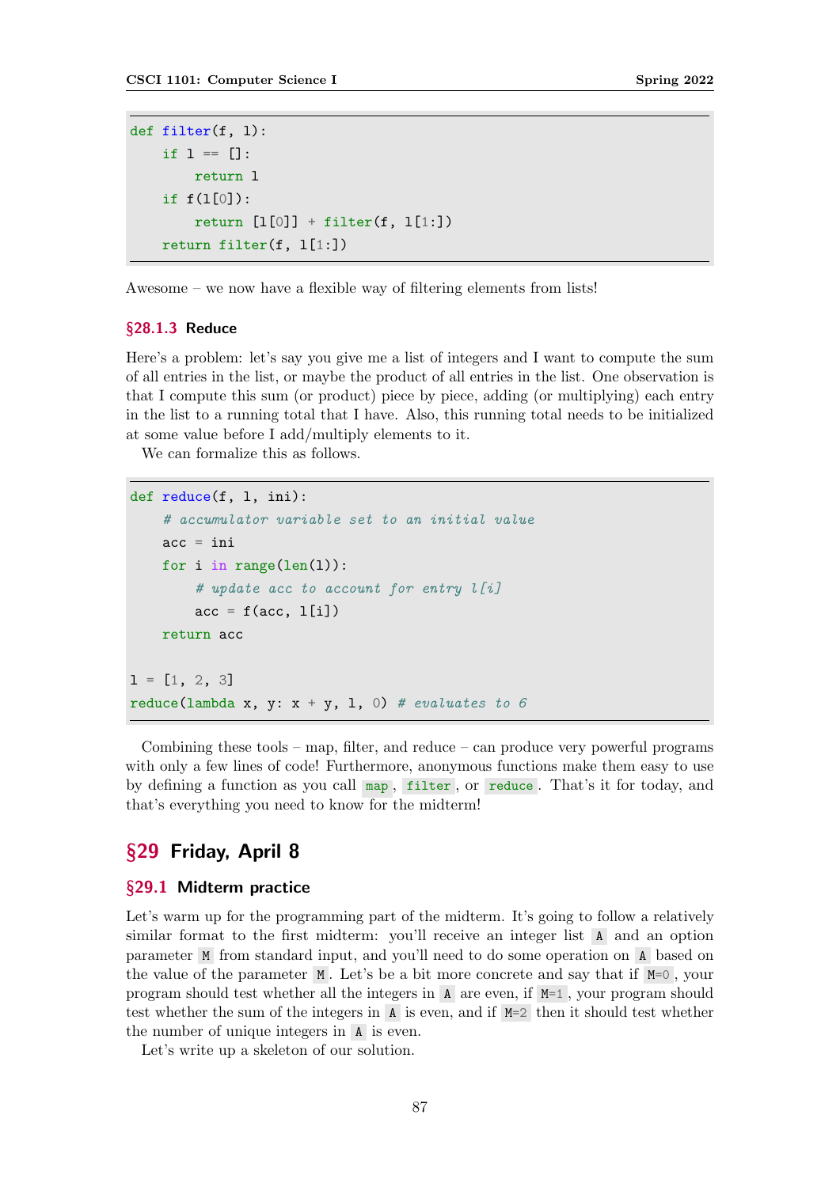```python
def filter(f, l):
    if l == []:
        return l
    if f(l[0]):
        return [l[0]] + filter(f, l[1:])
    return filter(f, l[1:])
```

Awesome – we now have a flexible way of filtering elements from lists!

### §28.1.3 Reduce

Here's a problem: let's say you give me a list of integers and I want to compute the sum of all entries in the list, or maybe the product of all entries in the list. One observation is that I compute this sum (or product) piece by piece, adding (or multiplying) each entry in the list to a running total that I have. Also, this running total needs to be initialized at some value before I add/multiply elements to it.

We can formalize this as follows.

```python
def reduce(f, l, ini):
    # accumulator variable set to an initial value
    acc = ini
    for i in range(len(l)):
        # update acc to account for entry l[i]
        acc = f(acc, l[i])
    return acc

l = [1, 2, 3]
reduce(lambda x, y: x + y, l, 0) # evaluates to 6
```

Combining these tools – map, filter, and reduce – can produce very powerful programs with only a few lines of code! Furthermore, anonymous functions make them easy to use by defining a function as you call `map`, `filter`, or `reduce`. That's it for today, and that's everything you need to know for the midterm!

# §29 Friday, April 8

## §29.1 Midterm practice

Let's warm up for the programming part of the midterm. It's going to follow a relatively similar format to the first midterm: you'll receive an integer list `A` and an option parameter `M` from standard input, and you'll need to do some operation on `A` based on the value of the parameter `M`. Let's be a bit more concrete and say that if `M=0`, your program should test whether all the integers in `A` are even, if `M=1`, your program should test whether the sum of the integers in `A` is even, and if `M=2` then it should test whether the number of unique integers in `A` is even.

Let's write up a skeleton of our solution.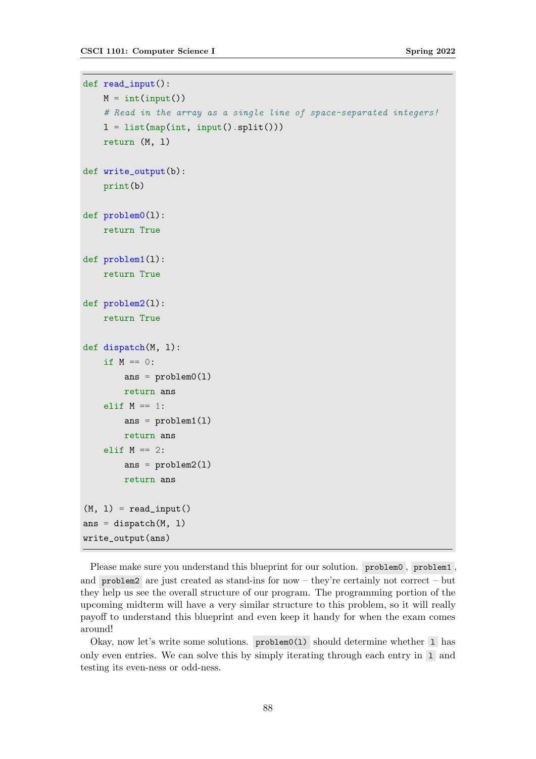```python
def read_input():
    M = int(input())
    # Read in the array as a single line of space-separated integers!
    l = list(map(int, input().split()))
    return (M, l)

def write_output(b):
    print(b)

def problem0(l):
    return True

def problem1(l):
    return True

def problem2(l):
    return True

def dispatch(M, l):
    if M == 0:
        ans = problem0(l)
        return ans
    elif M == 1:
        ans = problem1(l)
        return ans
    elif M == 2:
        ans = problem2(l)
        return ans

(M, l) = read_input()
ans = dispatch(M, l)
write_output(ans)
```

Please make sure you understand this blueprint for our solution. `problem0`, `problem1`, and `problem2` are just created as stand-ins for now – they're certainly not correct – but they help us see the overall structure of our program. The programming portion of the upcoming midterm will have a very similar structure to this problem, so it will really payoff to understand this blueprint and even keep it handy for when the exam comes around!

Okay, now let's write some solutions. `problem0(l)` should determine whether `l` has only even entries. We can solve this by simply iterating through each entry in `l` and testing its even-ness or odd-ness.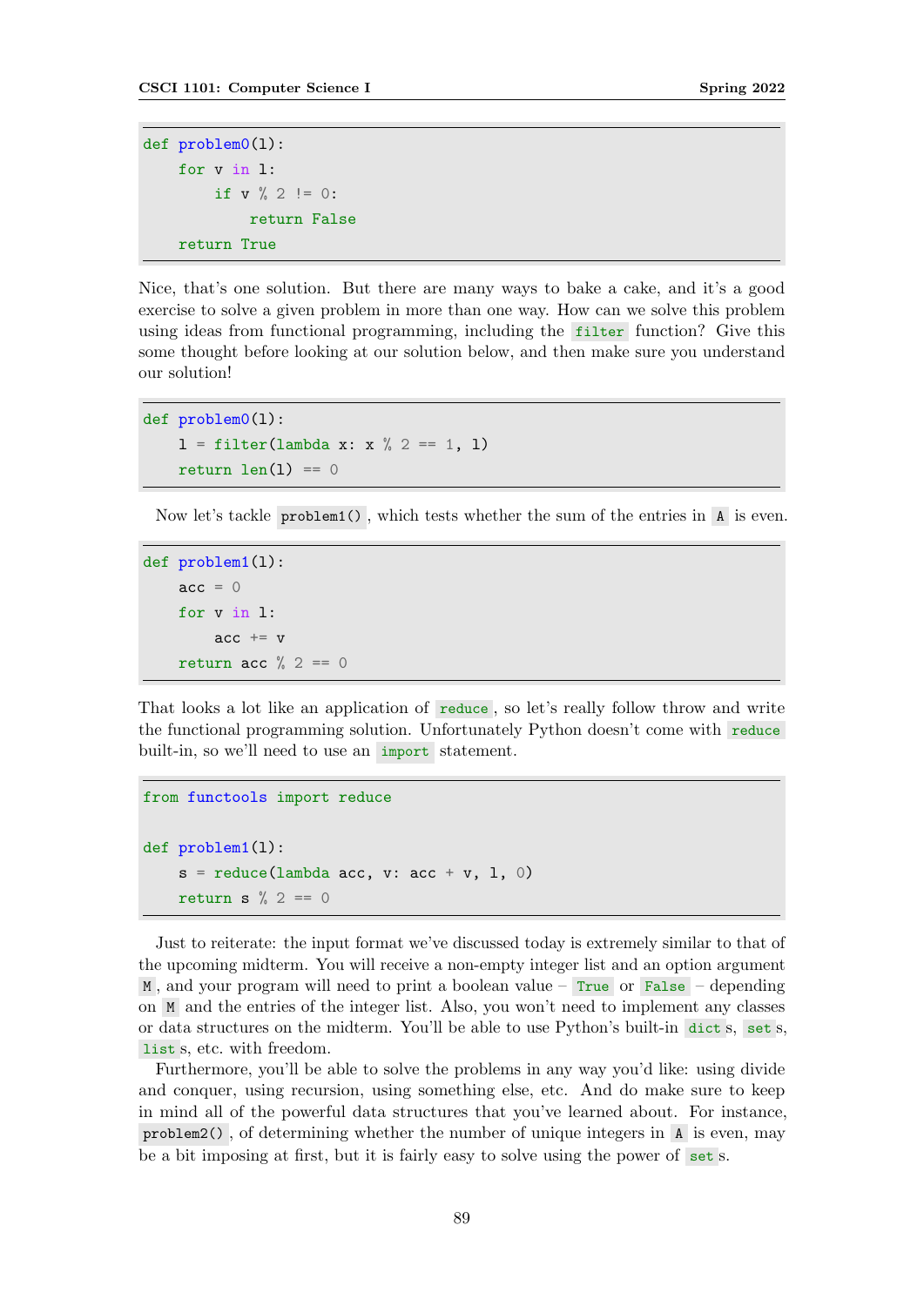```python
def problem0(l):
    for v in l:
        if v % 2 != 0:
            return False
    return True
```

Nice, that's one solution. But there are many ways to bake a cake, and it's a good exercise to solve a given problem in more than one way. How can we solve this problem using ideas from functional programming, including the `filter` function? Give this some thought before looking at our solution below, and then make sure you understand our solution!

```python
def problem0(l):
    l = filter(lambda x: x % 2 == 1, l)
    return len(l) == 0
```

Now let's tackle `problem1()`, which tests whether the sum of the entries in `A` is even.

```python
def problem1(l):
    acc = 0
    for v in l:
        acc += v
    return acc % 2 == 0
```

That looks a lot like an application of `reduce`, so let's really follow throw and write the functional programming solution. Unfortunately Python doesn't come with `reduce` built-in, so we'll need to use an `import` statement.

```python
from functools import reduce

def problem1(l):
    s = reduce(lambda acc, v: acc + v, l, 0)
    return s % 2 == 0
```

Just to reiterate: the input format we've discussed today is extremely similar to that of the upcoming midterm. You will receive a non-empty integer list and an option argument `M`, and your program will need to print a boolean value – `True` or `False` – depending on `M` and the entries of the integer list. Also, you won't need to implement any classes or data structures on the midterm. You'll be able to use Python's built-in `dict`s, `set`s, `list`s, etc. with freedom.

Furthermore, you'll be able to solve the problems in any way you'd like: using divide and conquer, using recursion, using something else, etc. And do make sure to keep in mind all of the powerful data structures that you've learned about. For instance, `problem2()`, of determining whether the number of unique integers in `A` is even, may be a bit imposing at first, but it is fairly easy to solve using the power of `set`s.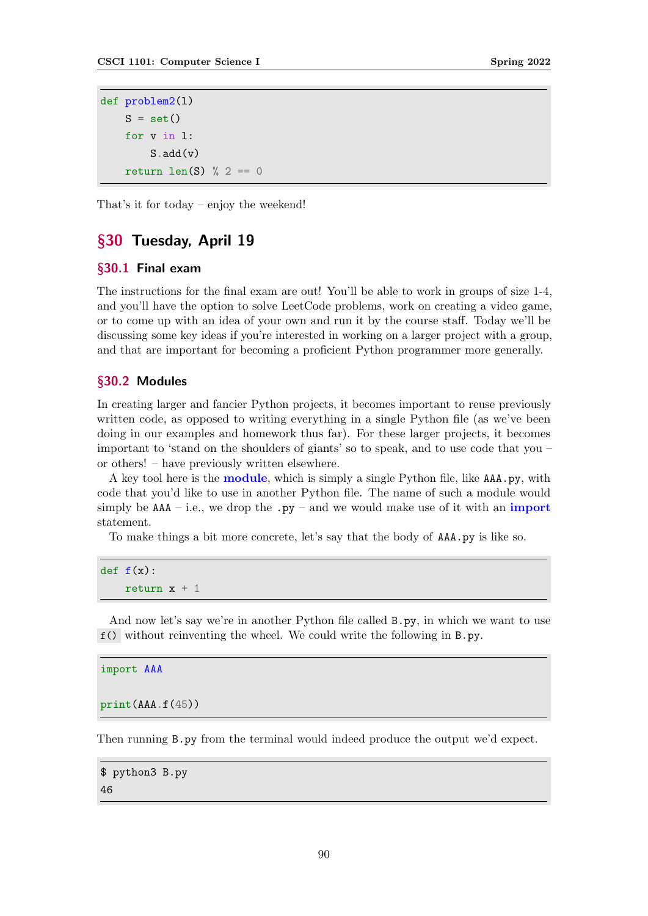```python
def problem2(l)
    S = set()
    for v in l:
        S.add(v)
    return len(S) % 2 == 0
```

That's it for today – enjoy the weekend!

# §30 Tuesday, April 19

## §30.1 Final exam

The instructions for the final exam are out! You'll be able to work in groups of size 1-4, and you'll have the option to solve LeetCode problems, work on creating a video game, or to come up with an idea of your own and run it by the course staff. Today we'll be discussing some key ideas if you're interested in working on a larger project with a group, and that are important for becoming a proficient Python programmer more generally.

## §30.2 Modules

In creating larger and fancier Python projects, it becomes important to reuse previously written code, as opposed to writing everything in a single Python file (as we've been doing in our examples and homework thus far). For these larger projects, it becomes important to 'stand on the shoulders of giants' so to speak, and to use code that you – or others! – have previously written elsewhere.

A key tool here is the **module**, which is simply a single Python file, like `AAA.py`, with code that you'd like to use in another Python file. The name of such a module would simply be `AAA` – i.e., we drop the `.py` – and we would make use of it with an **import** statement.

To make things a bit more concrete, let's say that the body of `AAA.py` is like so.

```python
def f(x):
    return x + 1
```

And now let's say we're in another Python file called `B.py`, in which we want to use `f()` without reinventing the wheel. We could write the following in `B.py`.

```python
import AAA

print(AAA.f(45))
```

Then running `B.py` from the terminal would indeed produce the output we'd expect.

```
$ python3 B.py
46
```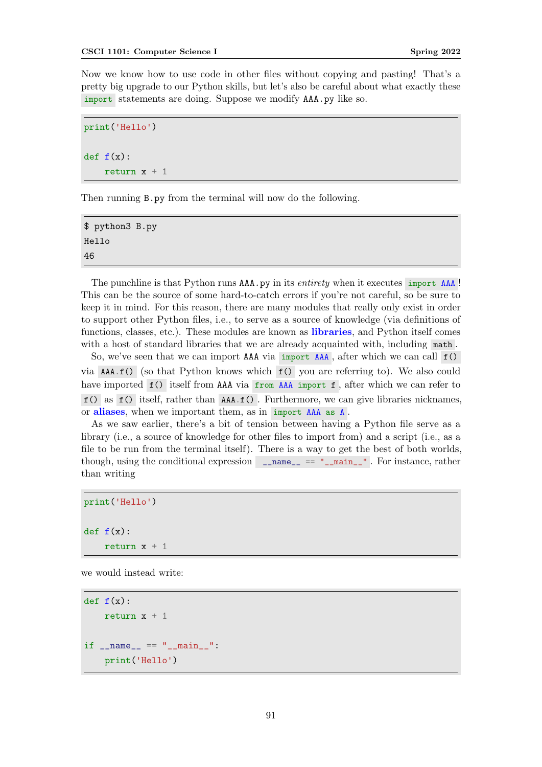Now we know how to use code in other files without copying and pasting! That's a pretty big upgrade to our Python skills, but let's also be careful about what exactly these `import` statements are doing. Suppose we modify `AAA.py` like so.

```
print('Hello')

def f(x):
    return x + 1
```

Then running `B.py` from the terminal will now do the following.

```
$ python3 B.py
Hello
46
```

The punchline is that Python runs `AAA.py` in its *entirety* when it executes `import AAA`! This can be the source of some hard-to-catch errors if you're not careful, so be sure to keep it in mind. For this reason, there are many modules that really only exist in order to support other Python files, i.e., to serve as a source of knowledge (via definitions of functions, classes, etc.). These modules are known as **libraries**, and Python itself comes with a host of standard libraries that we are already acquainted with, including `math`.

So, we've seen that we can import `AAA` via `import AAA`, after which we can call `f()` via `AAA.f()` (so that Python knows which `f()` you are referring to). We also could have imported `f()` itself from `AAA` via `from AAA import f`, after which we can refer to `f()` as `f()` itself, rather than `AAA.f()`. Furthermore, we can give libraries nicknames, or **aliases**, when we important them, as in `import AAA as A`.

As we saw earlier, there's a bit of tension between having a Python file serve as a library (i.e., a source of knowledge for other files to import from) and a script (i.e., as a file to be run from the terminal itself). There is a way to get the best of both worlds, though, using the conditional expression `__name__ == "__main__"`. For instance, rather than writing

```
print('Hello')

def f(x):
    return x + 1
```

we would instead write:

```
def f(x):
    return x + 1

if __name__ == "__main__":
    print('Hello')
```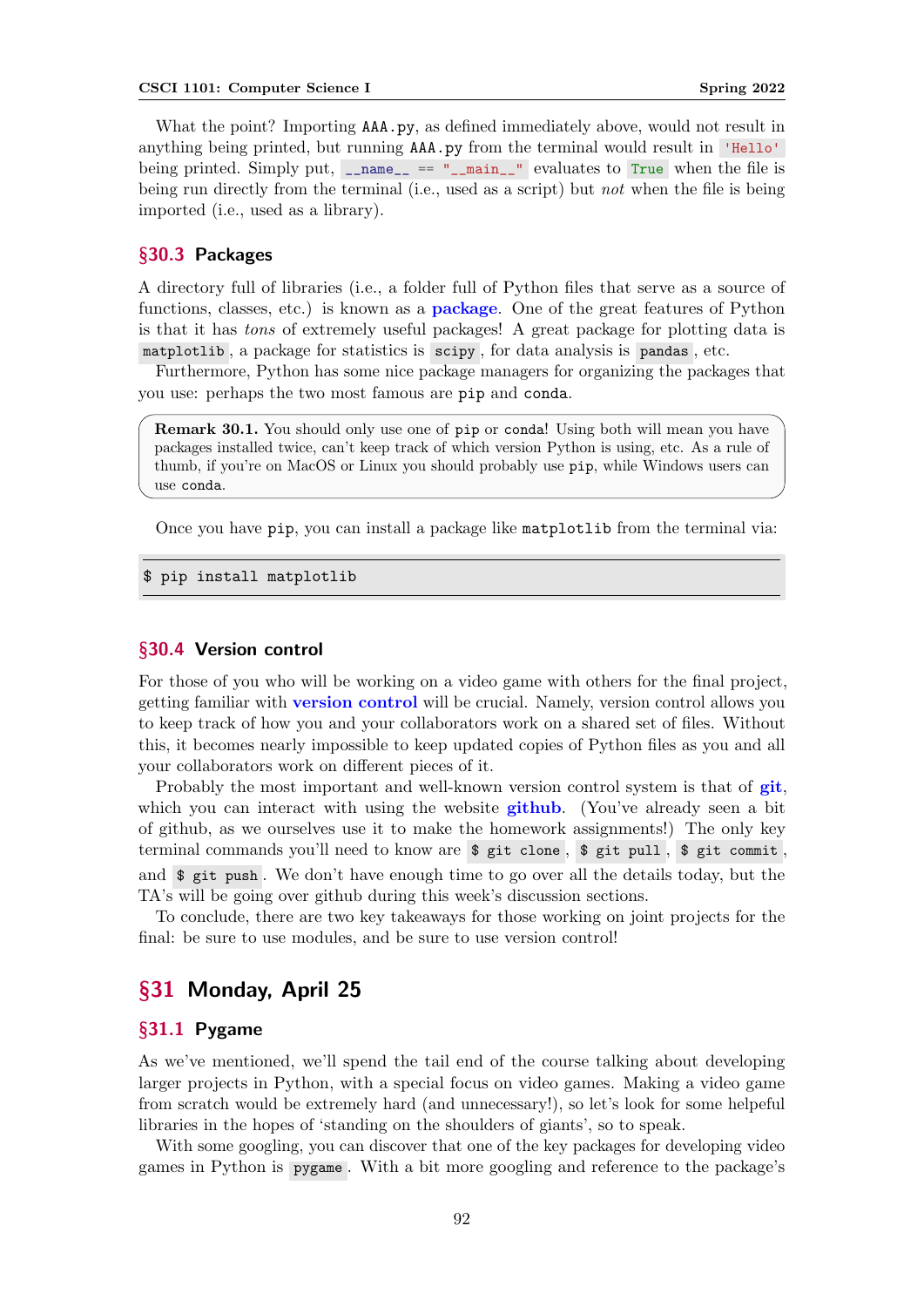What the point? Importing `AAA.py`, as defined immediately above, would not result in anything being printed, but running `AAA.py` from the terminal would result in `'Hello'` being printed. Simply put, `__name__ == "__main__"` evaluates to `True` when the file is being run directly from the terminal (i.e., used as a script) but *not* when the file is being imported (i.e., used as a library).

### §30.3 Packages

A directory full of libraries (i.e., a folder full of Python files that serve as a source of functions, classes, etc.) is known as a **package**. One of the great features of Python is that it has *tons* of extremely useful packages! A great package for plotting data is `matplotlib`, a package for statistics is `scipy`, for data analysis is `pandas`, etc.

Furthermore, Python has some nice package managers for organizing the packages that you use: perhaps the two most famous are `pip` and `conda`.

> **Remark 30.1.** You should only use one of `pip` or `conda`! Using both will mean you have packages installed twice, can't keep track of which version Python is using, etc. As a rule of thumb, if you're on MacOS or Linux you should probably use `pip`, while Windows users can use `conda`.

Once you have `pip`, you can install a package like `matplotlib` from the terminal via:

```
$ pip install matplotlib
```

### §30.4 Version control

For those of you who will be working on a video game with others for the final project, getting familiar with **version control** will be crucial. Namely, version control allows you to keep track of how you and your collaborators work on a shared set of files. Without this, it becomes nearly impossible to keep updated copies of Python files as you and all your collaborators work on different pieces of it.

Probably the most important and well-known version control system is that of **git**, which you can interact with using the website **github**. (You've already seen a bit of github, as we ourselves use it to make the homework assignments!) The only key terminal commands you'll need to know are `$ git clone`, `$ git pull`, `$ git commit`, and `$ git push`. We don't have enough time to go over all the details today, but the TA's will be going over github during this week's discussion sections.

To conclude, there are two key takeaways for those working on joint projects for the final: be sure to use modules, and be sure to use version control!

## §31 Monday, April 25

### §31.1 Pygame

As we've mentioned, we'll spend the tail end of the course talking about developing larger projects in Python, with a special focus on video games. Making a video game from scratch would be extremely hard (and unnecessary!), so let's look for some helpful libraries in the hopes of 'standing on the shoulders of giants', so to speak.

With some googling, you can discover that one of the key packages for developing video games in Python is `pygame`. With a bit more googling and reference to the package's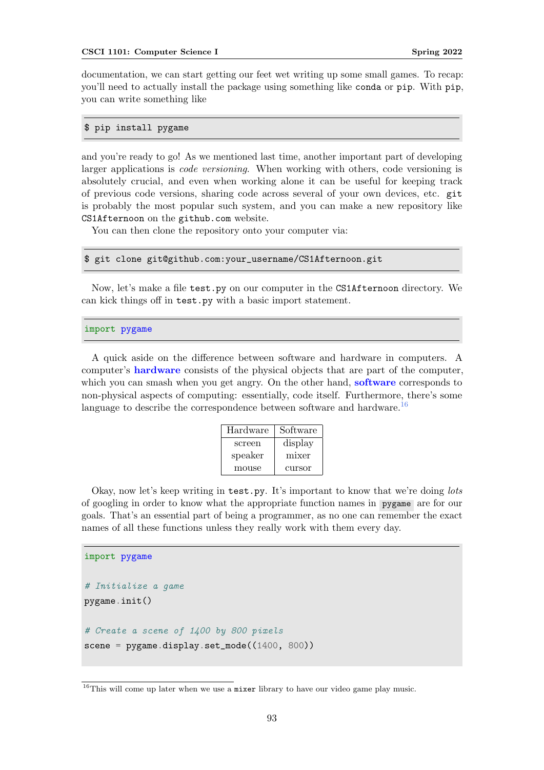documentation, we can start getting our feet wet writing up some small games. To recap: you'll need to actually install the package using something like `conda` or `pip`. With `pip`, you can write something like

```
$ pip install pygame
```

and you're ready to go! As we mentioned last time, another important part of developing larger applications is *code versioning*. When working with others, code versioning is absolutely crucial, and even when working alone it can be useful for keeping track of previous code versions, sharing code across several of your own devices, etc. `git` is probably the most popular such system, and you can make a new repository like `CS1Afternoon` on the `github.com` website.

You can then clone the repository onto your computer via:

```
$ git clone git@github.com:your_username/CS1Afternoon.git
```

Now, let's make a file `test.py` on our computer in the `CS1Afternoon` directory. We can kick things off in `test.py` with a basic import statement.

```
import pygame
```

A quick aside on the difference between software and hardware in computers. A computer's **hardware** consists of the physical objects that are part of the computer, which you can smash when you get angry. On the other hand, **software** corresponds to non-physical aspects of computing: essentially, code itself. Furthermore, there's some language to describe the correspondence between software and hardware.[16]

| Hardware | Software |
|---|---|
| screen | display |
| speaker | mixer |
| mouse | cursor |

Okay, now let's keep writing in `test.py`. It's important to know that we're doing *lots* of googling in order to know what the appropriate function names in `pygame` are for our goals. That's an essential part of being a programmer, as no one can remember the exact names of all these functions unless they really work with them every day.

```
import pygame

# Initialize a game
pygame.init()

# Create a scene of 1400 by 800 pixels
scene = pygame.display.set_mode((1400, 800))
```

[16] This will come up later when we use a `mixer` library to have our video game play music.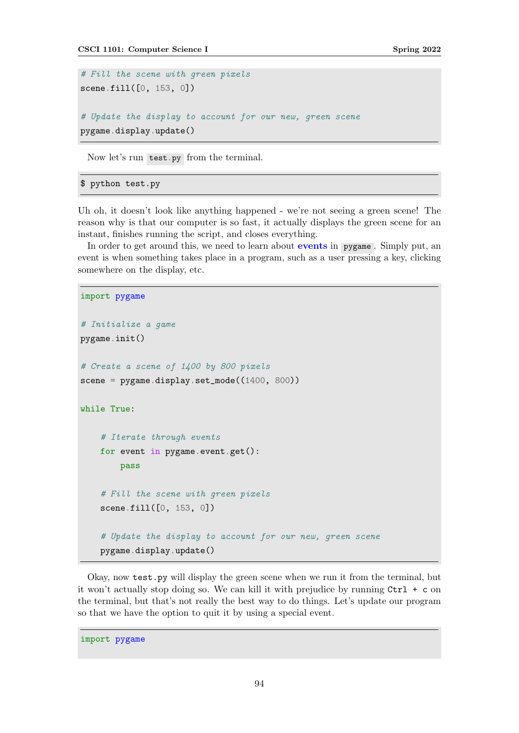```python
# Fill the scene with green pixels
scene.fill([0, 153, 0])

# Update the display to account for our new, green scene
pygame.display.update()
```

Now let's run `test.py` from the terminal.

```
$ python test.py
```

Uh oh, it doesn't look like anything happened - we're not seeing a green scene! The reason why is that our computer is so fast, it actually displays the green scene for an instant, finishes running the script, and closes everything.

In order to get around this, we need to learn about **events** in `pygame`. Simply put, an event is when something takes place in a program, such as a user pressing a key, clicking somewhere on the display, etc.

```python
import pygame

# Initialize a game
pygame.init()

# Create a scene of 1400 by 800 pixels
scene = pygame.display.set_mode((1400, 800))

while True:

    # Iterate through events
    for event in pygame.event.get():
        pass

    # Fill the scene with green pixels
    scene.fill([0, 153, 0])

    # Update the display to account for our new, green scene
    pygame.display.update()
```

Okay, now `test.py` will display the green scene when we run it from the terminal, but it won't actually stop doing so. We can kill it with prejudice by running `Ctrl + c` on the terminal, but that's not really the best way to do things. Let's update our program so that we have the option to quit it by using a special event.

```python
import pygame
```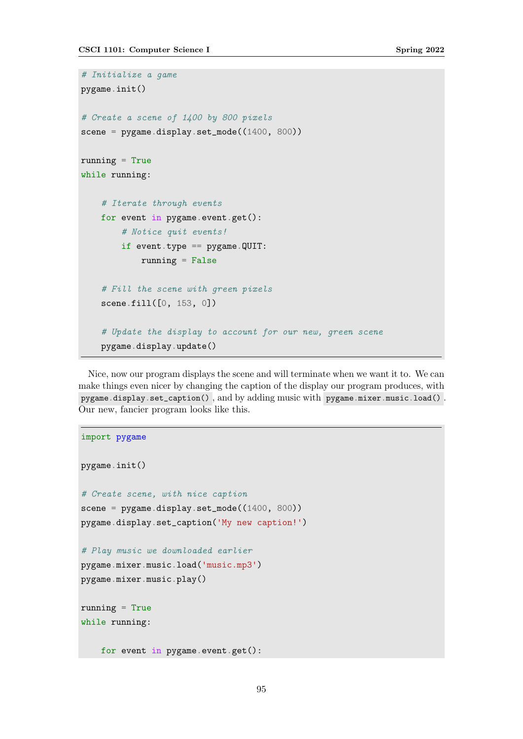```python
# Initialize a game
pygame.init()

# Create a scene of 1400 by 800 pixels
scene = pygame.display.set_mode((1400, 800))

running = True
while running:

    # Iterate through events
    for event in pygame.event.get():
        # Notice quit events!
        if event.type == pygame.QUIT:
            running = False

    # Fill the scene with green pixels
    scene.fill([0, 153, 0])

    # Update the display to account for our new, green scene
    pygame.display.update()
```

Nice, now our program displays the scene and will terminate when we want it to. We can make things even nicer by changing the caption of the display our program produces, with `pygame.display.set_caption()`, and by adding music with `pygame.mixer.music.load()`. Our new, fancier program looks like this.

```python
import pygame

pygame.init()

# Create scene, with nice caption
scene = pygame.display.set_mode((1400, 800))
pygame.display.set_caption('My new caption!')

# Play music we downloaded earlier
pygame.mixer.music.load('music.mp3')
pygame.mixer.music.play()

running = True
while running:

    for event in pygame.event.get():
```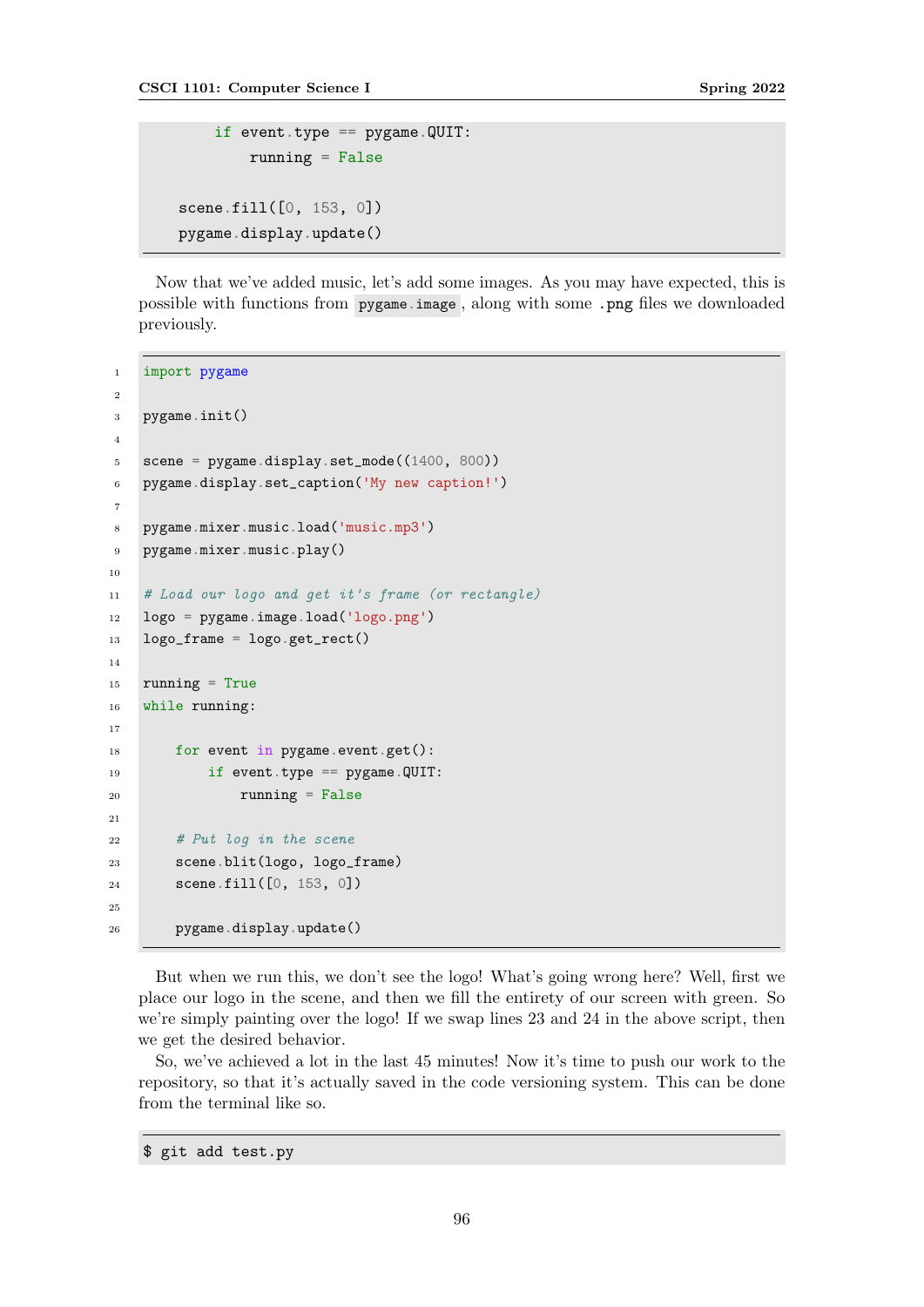```
        if event.type == pygame.QUIT:
            running = False

    scene.fill([0, 153, 0])
    pygame.display.update()
```

Now that we've added music, let's add some images. As you may have expected, this is possible with functions from `pygame.image`, along with some .png files we downloaded previously.

```
import pygame

pygame.init()

scene = pygame.display.set_mode((1400, 800))
pygame.display.set_caption('My new caption!')

pygame.mixer.music.load('music.mp3')
pygame.mixer.music.play()

# Load our logo and get it's frame (or rectangle)
logo = pygame.image.load('logo.png')
logo_frame = logo.get_rect()

running = True
while running:

    for event in pygame.event.get():
        if event.type == pygame.QUIT:
            running = False

    # Put log in the scene
    scene.blit(logo, logo_frame)
    scene.fill([0, 153, 0])

    pygame.display.update()
```

But when we run this, we don't see the logo! What's going wrong here? Well, first we place our logo in the scene, and then we fill the entirety of our screen with green. So we're simply painting over the logo! If we swap lines 23 and 24 in the above script, then we get the desired behavior.

So, we've achieved a lot in the last 45 minutes! Now it's time to push our work to the repository, so that it's actually saved in the code versioning system. This can be done from the terminal like so.

```
$ git add test.py
```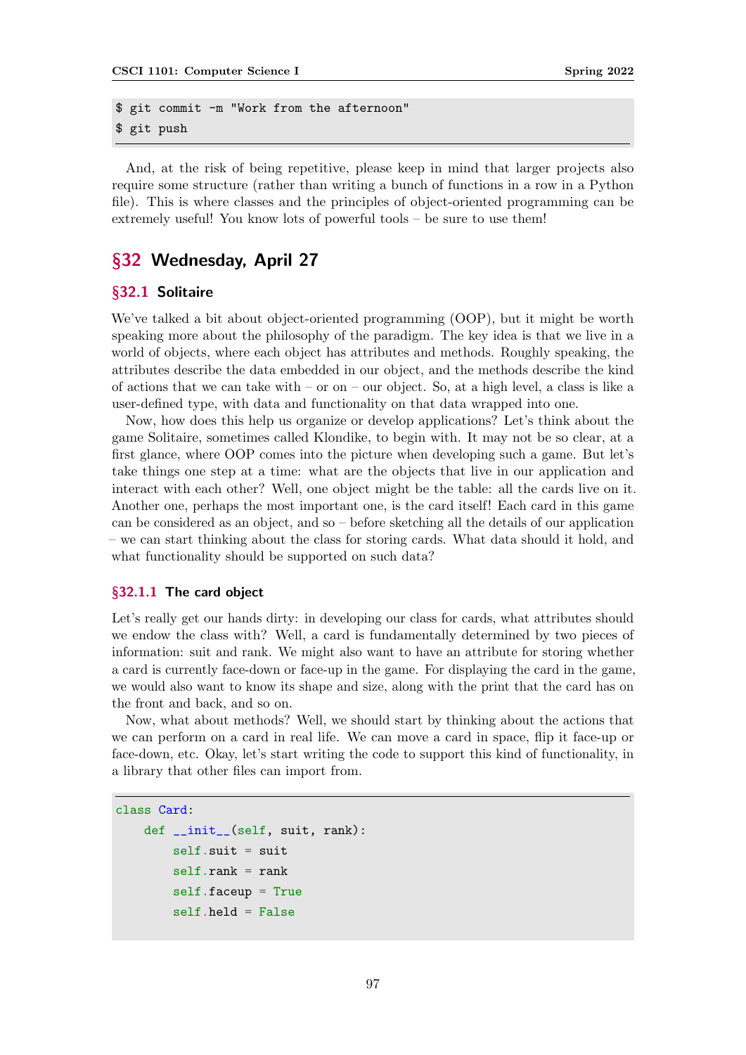```
$ git commit -m "Work from the afternoon"
$ git push
```

And, at the risk of being repetitive, please keep in mind that larger projects also require some structure (rather than writing a bunch of functions in a row in a Python file). This is where classes and the principles of object-oriented programming can be extremely useful! You know lots of powerful tools – be sure to use them!

## §32 Wednesday, April 27

### §32.1 Solitaire

We've talked a bit about object-oriented programming (OOP), but it might be worth speaking more about the philosophy of the paradigm. The key idea is that we live in a world of objects, where each object has attributes and methods. Roughly speaking, the attributes describe the data embedded in our object, and the methods describe the kind of actions that we can take with – or on – our object. So, at a high level, a class is like a user-defined type, with data and functionality on that data wrapped into one.

Now, how does this help us organize or develop applications? Let's think about the game Solitaire, sometimes called Klondike, to begin with. It may not be so clear, at a first glance, where OOP comes into the picture when developing such a game. But let's take things one step at a time: what are the objects that live in our application and interact with each other? Well, one object might be the table: all the cards live on it. Another one, perhaps the most important one, is the card itself! Each card in this game can be considered as an object, and so – before sketching all the details of our application – we can start thinking about the class for storing cards. What data should it hold, and what functionality should be supported on such data?

#### §32.1.1 The card object

Let's really get our hands dirty: in developing our class for cards, what attributes should we endow the class with? Well, a card is fundamentally determined by two pieces of information: suit and rank. We might also want to have an attribute for storing whether a card is currently face-down or face-up in the game. For displaying the card in the game, we would also want to know its shape and size, along with the print that the card has on the front and back, and so on.

Now, what about methods? Well, we should start by thinking about the actions that we can perform on a card in real life. We can move a card in space, flip it face-up or face-down, etc. Okay, let's start writing the code to support this kind of functionality, in a library that other files can import from.

```python
class Card:
    def __init__(self, suit, rank):
        self.suit = suit
        self.rank = rank
        self.faceup = True
        self.held = False
```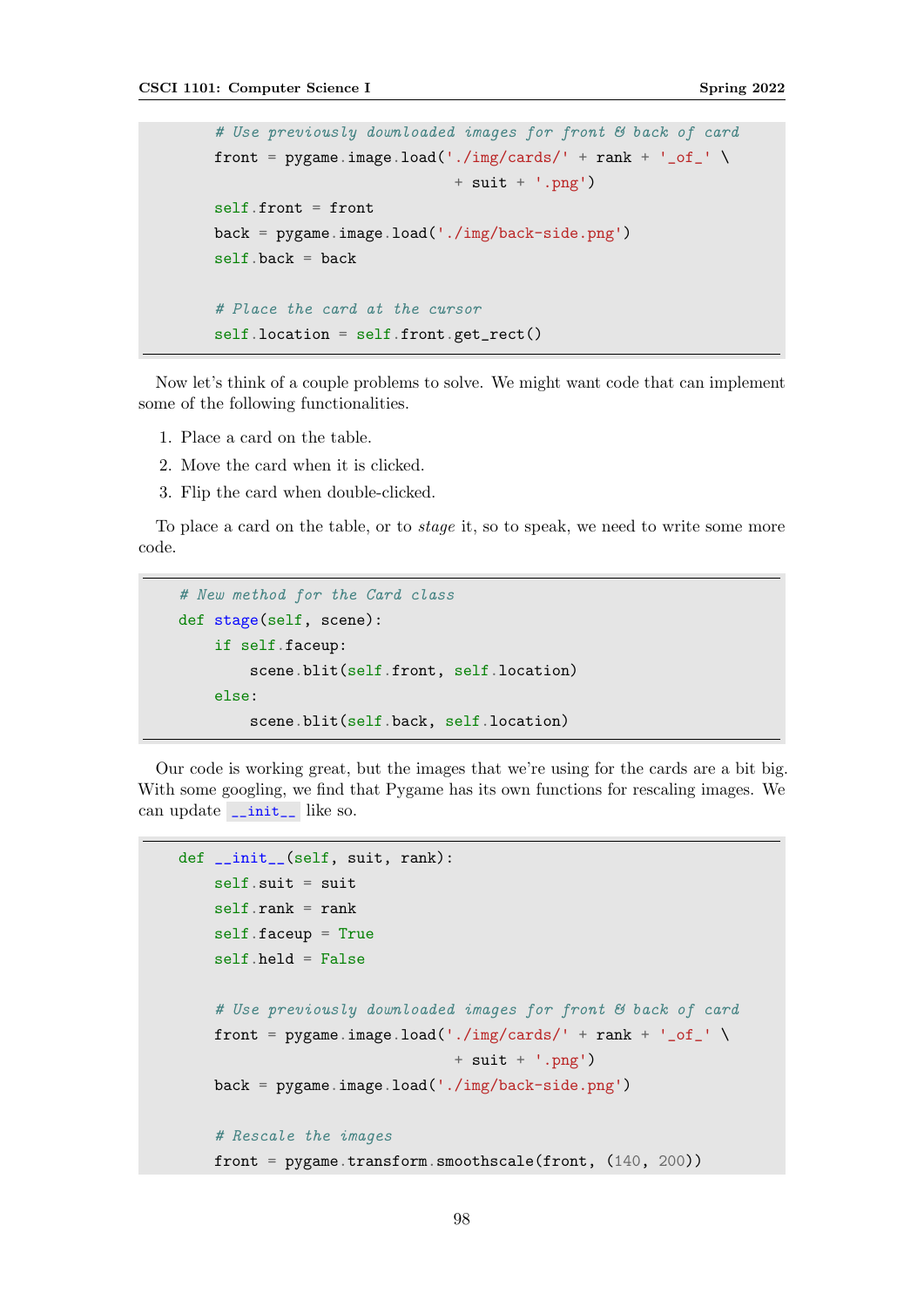```python
        # Use previously downloaded images for front & back of card
        front = pygame.image.load('./img/cards/' + rank + '_of_' \
                                   + suit + '.png')
        self.front = front
        back = pygame.image.load('./img/back-side.png')
        self.back = back

        # Place the card at the cursor
        self.location = self.front.get_rect()
```

Now let's think of a couple problems to solve. We might want code that can implement some of the following functionalities.

1. Place a card on the table.
2. Move the card when it is clicked.
3. Flip the card when double-clicked.

To place a card on the table, or to *stage* it, so to speak, we need to write some more code.

```python
    # New method for the Card class
    def stage(self, scene):
        if self.faceup:
            scene.blit(self.front, self.location)
        else:
            scene.blit(self.back, self.location)
```

Our code is working great, but the images that we're using for the cards are a bit big. With some googling, we find that Pygame has its own functions for rescaling images. We can update `__init__` like so.

```python
    def __init__(self, suit, rank):
        self.suit = suit
        self.rank = rank
        self.faceup = True
        self.held = False

        # Use previously downloaded images for front & back of card
        front = pygame.image.load('./img/cards/' + rank + '_of_' \
                                   + suit + '.png')
        back = pygame.image.load('./img/back-side.png')

        # Rescale the images
        front = pygame.transform.smoothscale(front, (140, 200))
```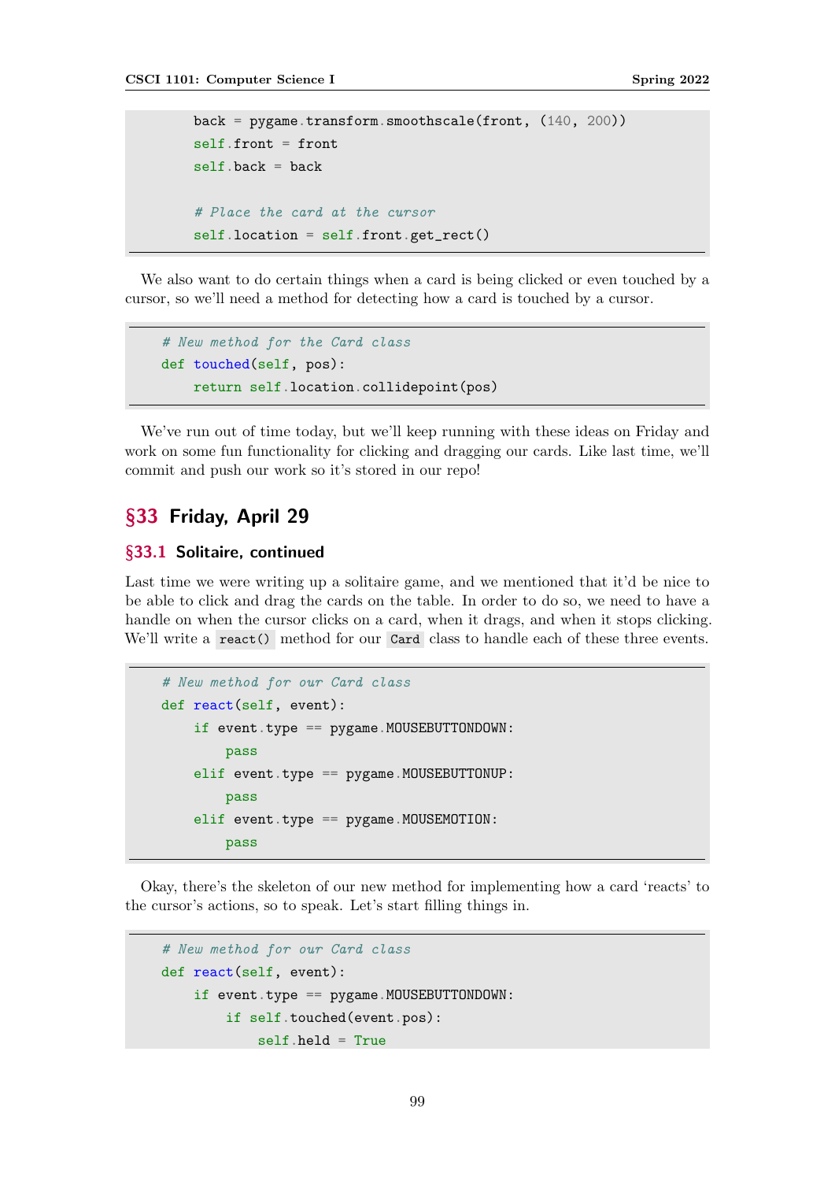```
        back = pygame.transform.smoothscale(front, (140, 200))
        self.front = front
        self.back = back

        # Place the card at the cursor
        self.location = self.front.get_rect()
```

We also want to do certain things when a card is being clicked or even touched by a cursor, so we'll need a method for detecting how a card is touched by a cursor.

```
    # New method for the Card class
    def touched(self, pos):
        return self.location.collidepoint(pos)
```

We've run out of time today, but we'll keep running with these ideas on Friday and work on some fun functionality for clicking and dragging our cards. Like last time, we'll commit and push our work so it's stored in our repo!

## §33 Friday, April 29

### §33.1 Solitaire, continued

Last time we were writing up a solitaire game, and we mentioned that it'd be nice to be able to click and drag the cards on the table. In order to do so, we need to have a handle on when the cursor clicks on a card, when it drags, and when it stops clicking. We'll write a `react()` method for our `Card` class to handle each of these three events.

```
    # New method for our Card class
    def react(self, event):
        if event.type == pygame.MOUSEBUTTONDOWN:
            pass
        elif event.type == pygame.MOUSEBUTTONUP:
            pass
        elif event.type == pygame.MOUSEMOTION:
            pass
```

Okay, there's the skeleton of our new method for implementing how a card 'reacts' to the cursor's actions, so to speak. Let's start filling things in.

```
    # New method for our Card class
    def react(self, event):
        if event.type == pygame.MOUSEBUTTONDOWN:
            if self.touched(event.pos):
                self.held = True
```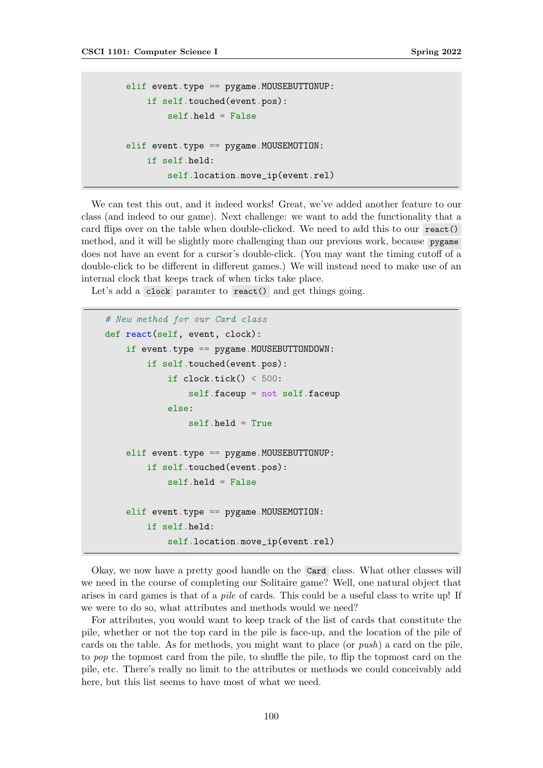```python
        elif event.type == pygame.MOUSEBUTTONUP:
            if self.touched(event.pos):
                self.held = False

        elif event.type == pygame.MOUSEMOTION:
            if self.held:
                self.location.move_ip(event.rel)
```

We can test this out, and it indeed works! Great, we've added another feature to our class (and indeed to our game). Next challenge: we want to add the functionality that a card flips over on the table when double-clicked. We need to add this to our `react()` method, and it will be slightly more challenging than our previous work, because `pygame` does not have an event for a cursor's double-click. (You may want the timing cutoff of a double-click to be different in different games.) We will instead need to make use of an internal clock that keeps track of when ticks take place.

Let's add a `clock` paramter to `react()` and get things going.

```python
    # New method for our Card class
    def react(self, event, clock):
        if event.type == pygame.MOUSEBUTTONDOWN:
            if self.touched(event.pos):
                if clock.tick() < 500:
                    self.faceup = not self.faceup
                else:
                    self.held = True

        elif event.type == pygame.MOUSEBUTTONUP:
            if self.touched(event.pos):
                self.held = False

        elif event.type == pygame.MOUSEMOTION:
            if self.held:
                self.location.move_ip(event.rel)
```

Okay, we now have a pretty good handle on the `Card` class. What other classes will we need in the course of completing our Solitaire game? Well, one natural object that arises in card games is that of a *pile* of cards. This could be a useful class to write up! If we were to do so, what attributes and methods would we need?

For attributes, you would want to keep track of the list of cards that constitute the pile, whether or not the top card in the pile is face-up, and the location of the pile of cards on the table. As for methods, you might want to place (or *push*) a card on the pile, to *pop* the topmost card from the pile, to shuffle the pile, to flip the topmost card on the pile, etc. There's really no limit to the attributes or methods we could conceivably add here, but this list seems to have most of what we need.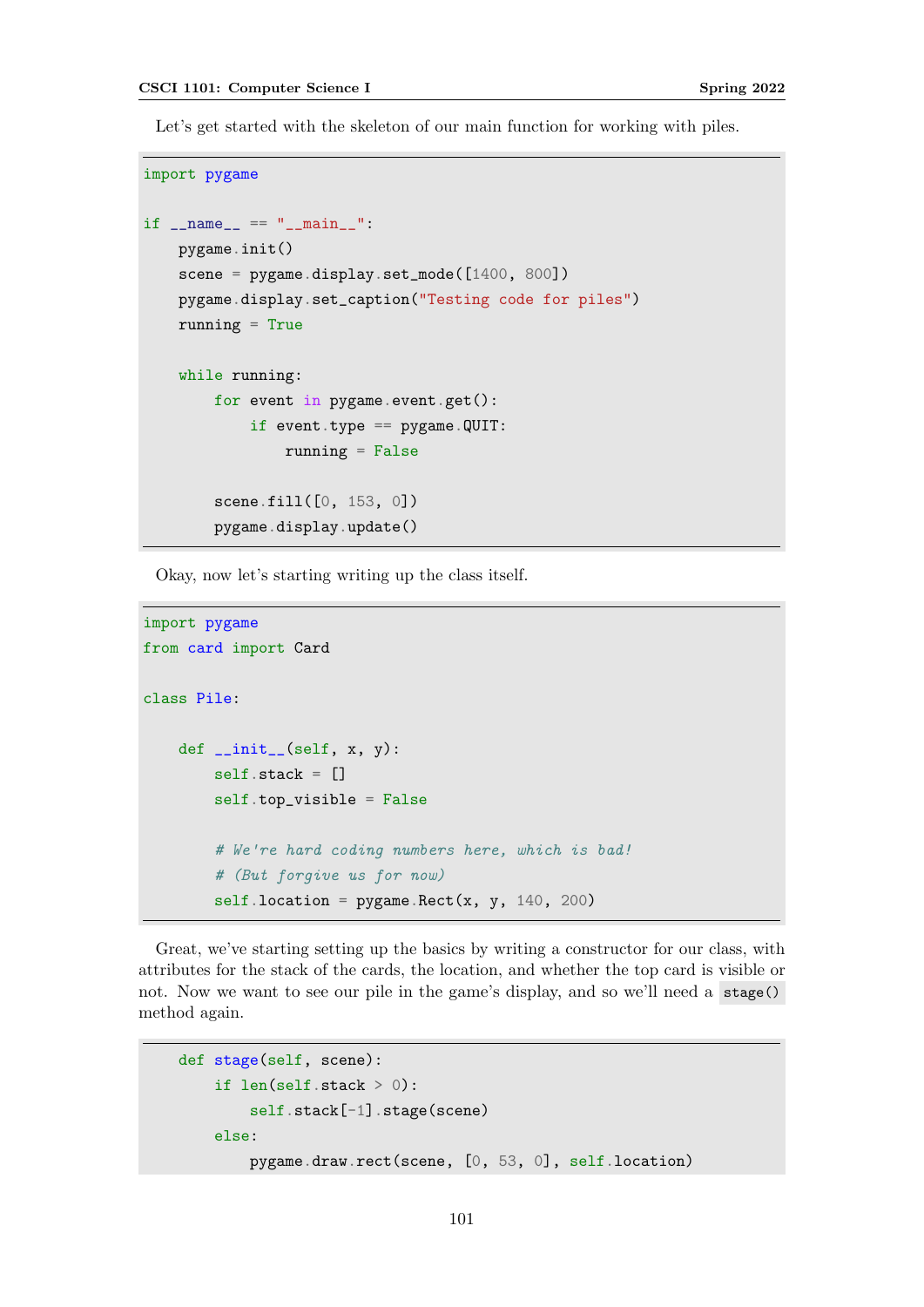Let's get started with the skeleton of our main function for working with piles.

```
import pygame

if __name__ == "__main__":
    pygame.init()
    scene = pygame.display.set_mode([1400, 800])
    pygame.display.set_caption("Testing code for piles")
    running = True

    while running:
        for event in pygame.event.get():
            if event.type == pygame.QUIT:
                running = False

        scene.fill([0, 153, 0])
        pygame.display.update()
```

Okay, now let's starting writing up the class itself.

```
import pygame
from card import Card

class Pile:

    def __init__(self, x, y):
        self.stack = []
        self.top_visible = False

        # We're hard coding numbers here, which is bad!
        # (But forgive us for now)
        self.location = pygame.Rect(x, y, 140, 200)
```

Great, we've starting setting up the basics by writing a constructor for our class, with attributes for the stack of the cards, the location, and whether the top card is visible or not. Now we want to see our pile in the game's display, and so we'll need a `stage()` method again.

```
    def stage(self, scene):
        if len(self.stack > 0):
            self.stack[-1].stage(scene)
        else:
            pygame.draw.rect(scene, [0, 53, 0], self.location)
```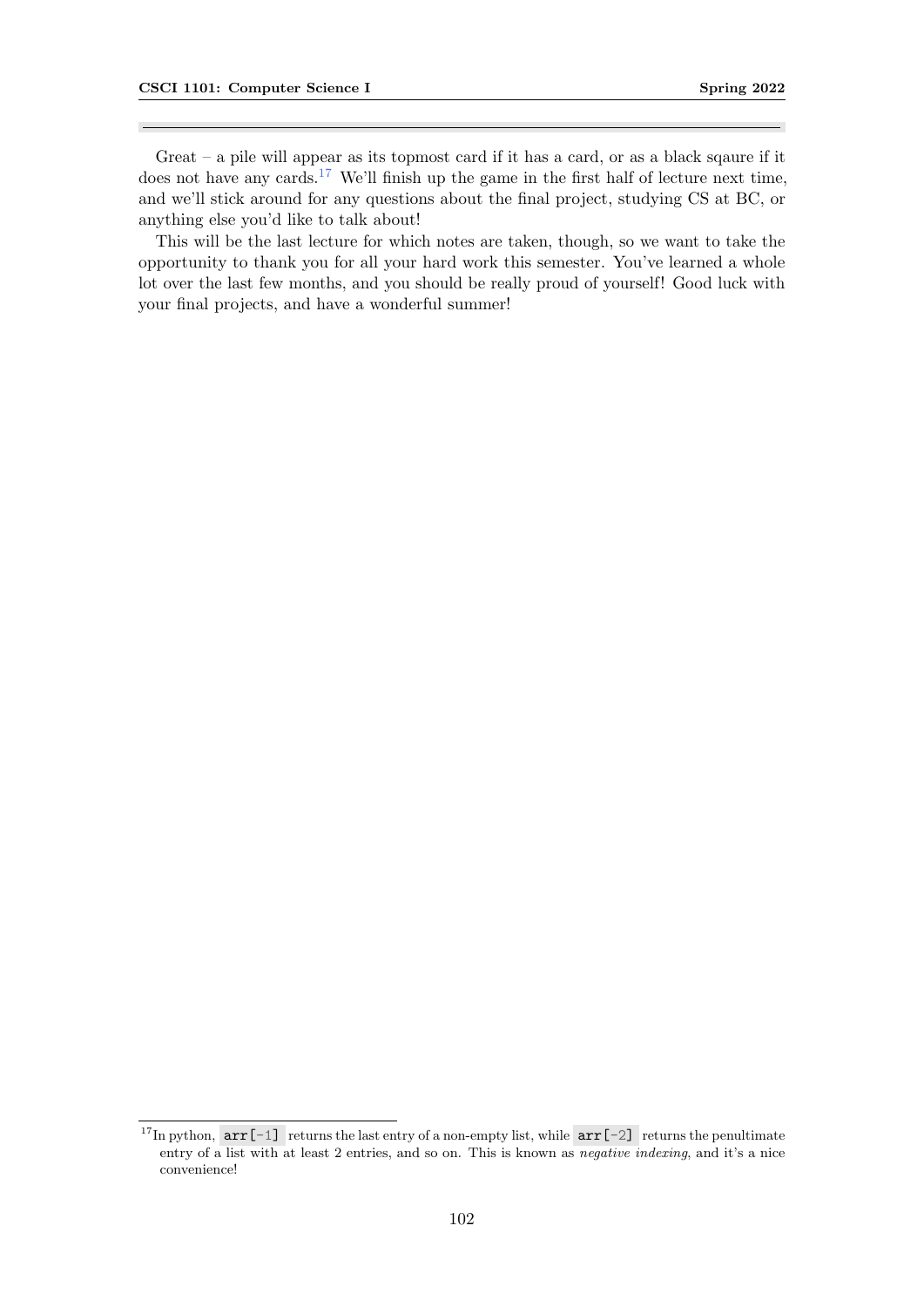Great – a pile will appear as its topmost card if it has a card, or as a black sqaure if it does not have any cards.[17] We'll finish up the game in the first half of lecture next time, and we'll stick around for any questions about the final project, studying CS at BC, or anything else you'd like to talk about!

This will be the last lecture for which notes are taken, though, so we want to take the opportunity to thank you for all your hard work this semester. You've learned a whole lot over the last few months, and you should be really proud of yourself! Good luck with your final projects, and have a wonderful summer!

---

[17] In python, `arr[-1]` returns the last entry of a non-empty list, while `arr[-2]` returns the penultimate entry of a list with at least 2 entries, and so on. This is known as *negative indexing*, and it's a nice convenience!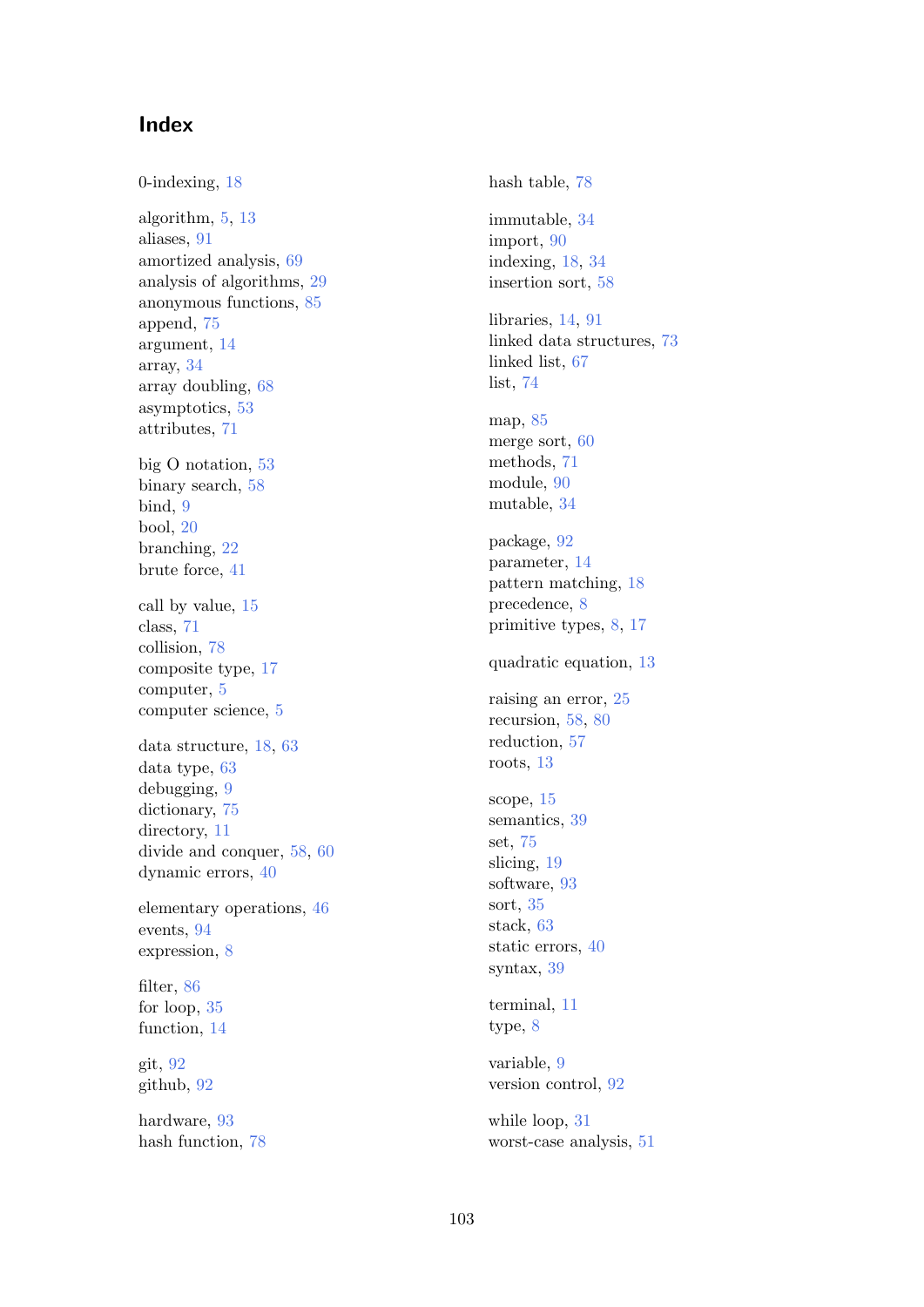# Index

0-indexing, 18

algorithm, 5, 13
aliases, 91
amortized analysis, 69
analysis of algorithms, 29
anonymous functions, 85
append, 75
argument, 14
array, 34
array doubling, 68
asymptotics, 53
attributes, 71

big O notation, 53
binary search, 58
bind, 9
bool, 20
branching, 22
brute force, 41

call by value, 15
class, 71
collision, 78
composite type, 17
computer, 5
computer science, 5

data structure, 18, 63
data type, 63
debugging, 9
dictionary, 75
directory, 11
divide and conquer, 58, 60
dynamic errors, 40

elementary operations, 46
events, 94
expression, 8

filter, 86
for loop, 35
function, 14

git, 92
github, 92

hardware, 93
hash function, 78
hash table, 78

immutable, 34
import, 90
indexing, 18, 34
insertion sort, 58

libraries, 14, 91
linked data structures, 73
linked list, 67
list, 74

map, 85
merge sort, 60
methods, 71
module, 90
mutable, 34

package, 92
parameter, 14
pattern matching, 18
precedence, 8
primitive types, 8, 17

quadratic equation, 13

raising an error, 25
recursion, 58, 80
reduction, 57
roots, 13

scope, 15
semantics, 39
set, 75
slicing, 19
software, 93
sort, 35
stack, 63
static errors, 40
syntax, 39

terminal, 11
type, 8

variable, 9
version control, 92

while loop, 31
worst-case analysis, 51